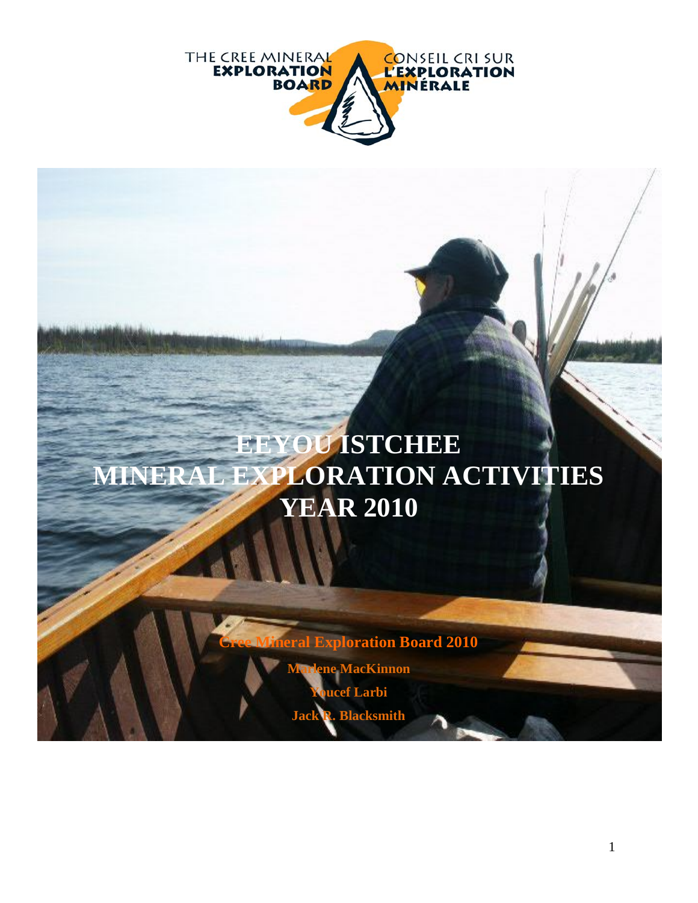THE CREE MINERAL **EXPLORATION BOARD**

CONSEIL CRI SUR **L'EXPLORATION MINÉRALE**

# EEYOU ISTCHEE
# MINERAL EXPLORATION ACTIVITIES
# YEAR 2010

**Cree Mineral Exploration Board 2010**

**Marlene MacKinnon**

**Youcef Larbi**

**Jack R. Blacksmith**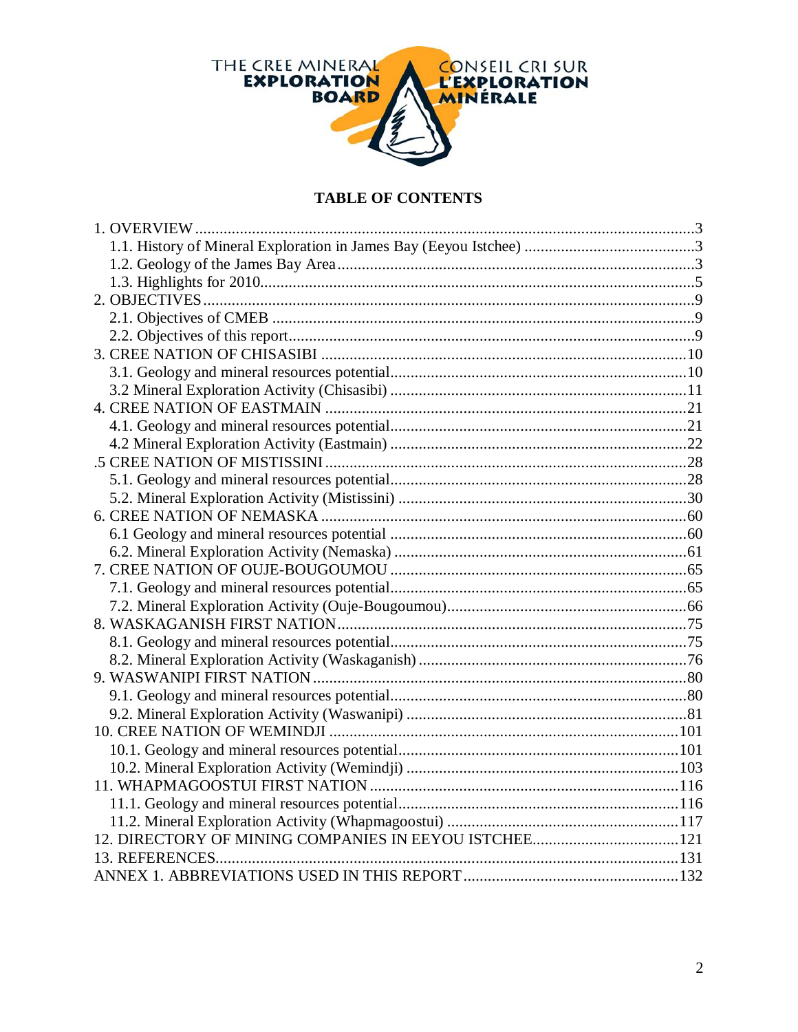THE CREE MINERAL EXPLORATION BOARD

CONSEIL CRI SUR L'EXPLORATION MINÉRALE

# TABLE OF CONTENTS

1. OVERVIEW ....3
   - 1.1. History of Mineral Exploration in James Bay (Eeyou Istchee) ....3
   - 1.2. Geology of the James Bay Area ....3
   - 1.3. Highlights for 2010 ....5
2. OBJECTIVES ....9
   - 2.1. Objectives of CMEB ....9
   - 2.2. Objectives of this report ....9
3. CREE NATION OF CHISASIBI ....10
   - 3.1. Geology and mineral resources potential ....10
   - 3.2 Mineral Exploration Activity (Chisasibi) ....11
4. CREE NATION OF EASTMAIN ....21
   - 4.1. Geology and mineral resources potential ....21
   - 4.2 Mineral Exploration Activity (Eastmain) ....22

.5 CREE NATION OF MISTISSINI ....28
   - 5.1. Geology and mineral resources potential ....28
   - 5.2. Mineral Exploration Activity (Mistissini) ....30

6. CREE NATION OF NEMASKA ....60
   - 6.1 Geology and mineral resources potential ....60
   - 6.2. Mineral Exploration Activity (Nemaska) ....61
7. CREE NATION OF OUJE-BOUGOUMOU ....65
   - 7.1. Geology and mineral resources potential ....65
   - 7.2. Mineral Exploration Activity (Ouje-Bougoumou) ....66
8. WASKAGANISH FIRST NATION ....75
   - 8.1. Geology and mineral resources potential ....75
   - 8.2. Mineral Exploration Activity (Waskaganish) ....76
9. WASWANIPI FIRST NATION ....80
   - 9.1. Geology and mineral resources potential ....80
   - 9.2. Mineral Exploration Activity (Waswanipi) ....81
10. CREE NATION OF WEMINDJI ....101
    - 10.1. Geology and mineral resources potential ....101
    - 10.2. Mineral Exploration Activity (Wemindji) ....103
11. WHAPMAGOOSTUI FIRST NATION ....116
    - 11.1. Geology and mineral resources potential ....116
    - 11.2. Mineral Exploration Activity (Whapmagoostui) ....117
12. DIRECTORY OF MINING COMPANIES IN EEYOU ISTCHEE ....121
13. REFERENCES ....131

ANNEX 1. ABBREVIATIONS USED IN THIS REPORT ....132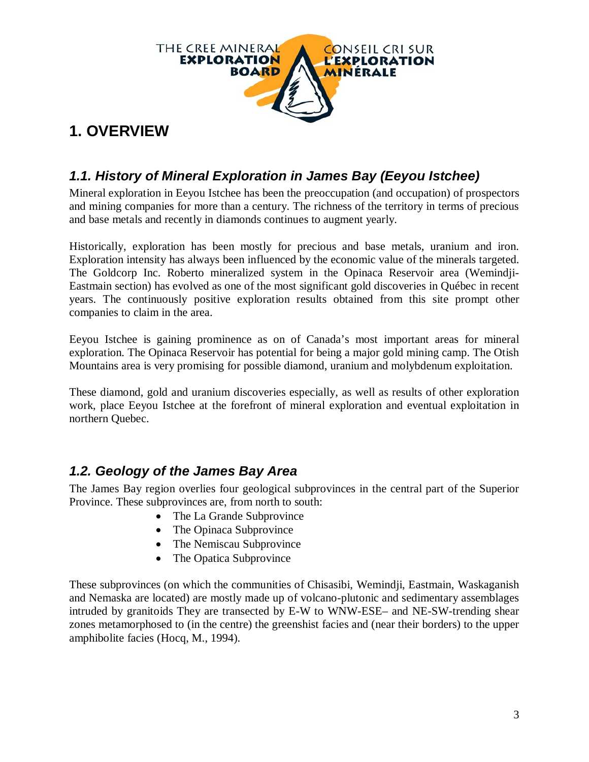# 1. OVERVIEW

## *1.1. History of Mineral Exploration in James Bay (Eeyou Istchee)*

Mineral exploration in Eeyou Istchee has been the preoccupation (and occupation) of prospectors and mining companies for more than a century. The richness of the territory in terms of precious and base metals and recently in diamonds continues to augment yearly.

Historically, exploration has been mostly for precious and base metals, uranium and iron. Exploration intensity has always been influenced by the economic value of the minerals targeted. The Goldcorp Inc. Roberto mineralized system in the Opinaca Reservoir area (Wemindji-Eastmain section) has evolved as one of the most significant gold discoveries in Québec in recent years. The continuously positive exploration results obtained from this site prompt other companies to claim in the area.

Eeyou Istchee is gaining prominence as on of Canada's most important areas for mineral exploration. The Opinaca Reservoir has potential for being a major gold mining camp. The Otish Mountains area is very promising for possible diamond, uranium and molybdenum exploitation.

These diamond, gold and uranium discoveries especially, as well as results of other exploration work, place Eeyou Istchee at the forefront of mineral exploration and eventual exploitation in northern Quebec.

## *1.2. Geology of the James Bay Area*

The James Bay region overlies four geological subprovinces in the central part of the Superior Province. These subprovinces are, from north to south:

- The La Grande Subprovince
- The Opinaca Subprovince
- The Nemiscau Subprovince
- The Opatica Subprovince

These subprovinces (on which the communities of Chisasibi, Wemindji, Eastmain, Waskaganish and Nemaska are located) are mostly made up of volcano-plutonic and sedimentary assemblages intruded by granitoids They are transected by E-W to WNW-ESE– and NE-SW-trending shear zones metamorphosed to (in the centre) the greenshist facies and (near their borders) to the upper amphibolite facies (Hocq, M., 1994).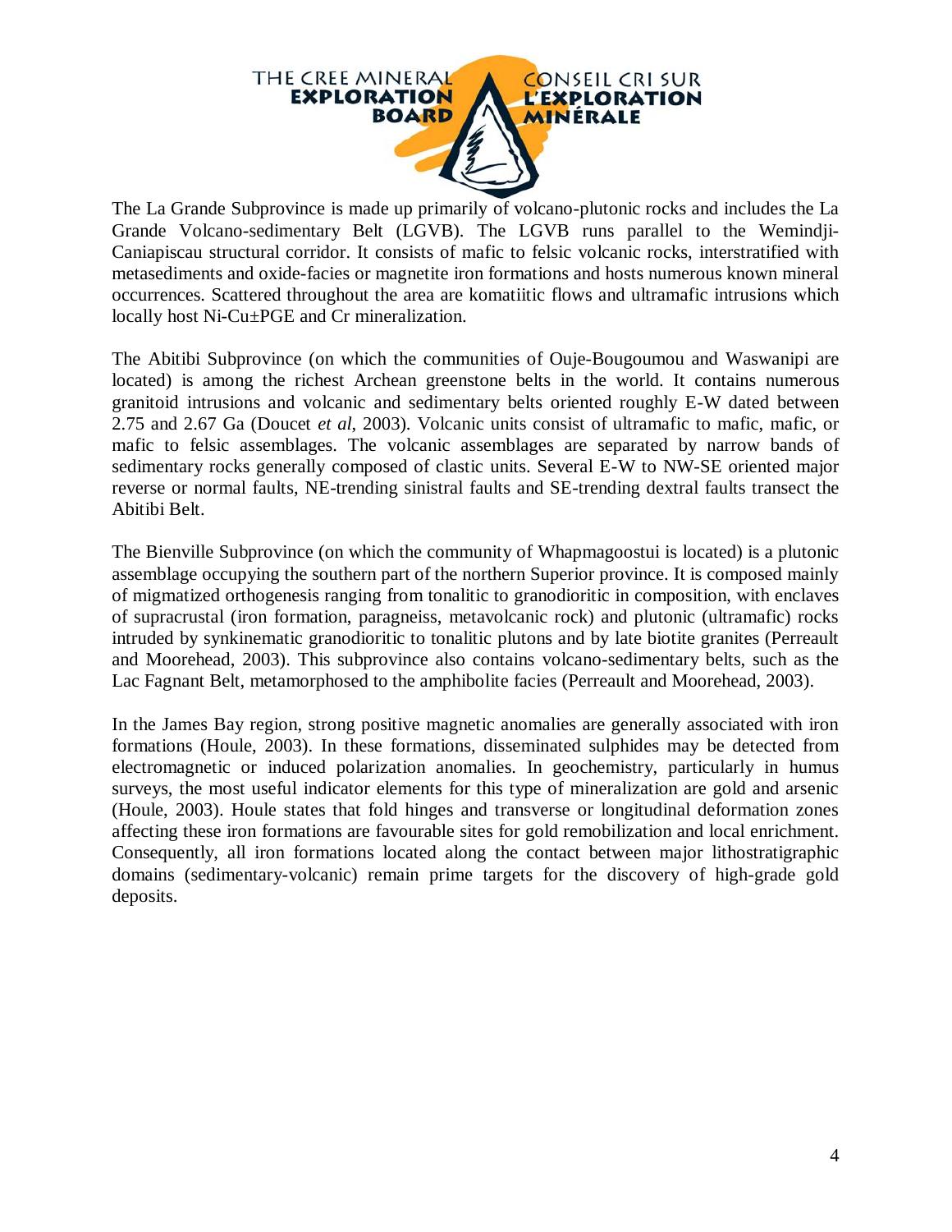The La Grande Subprovince is made up primarily of volcano-plutonic rocks and includes the La Grande Volcano-sedimentary Belt (LGVB). The LGVB runs parallel to the Wemindji-Caniapiscau structural corridor. It consists of mafic to felsic volcanic rocks, interstratified with metasediments and oxide-facies or magnetite iron formations and hosts numerous known mineral occurrences. Scattered throughout the area are komatiitic flows and ultramafic intrusions which locally host Ni-Cu±PGE and Cr mineralization.

The Abitibi Subprovince (on which the communities of Ouje-Bougoumou and Waswanipi are located) is among the richest Archean greenstone belts in the world. It contains numerous granitoid intrusions and volcanic and sedimentary belts oriented roughly E-W dated between 2.75 and 2.67 Ga (Doucet *et al*, 2003). Volcanic units consist of ultramafic to mafic, mafic, or mafic to felsic assemblages. The volcanic assemblages are separated by narrow bands of sedimentary rocks generally composed of clastic units. Several E-W to NW-SE oriented major reverse or normal faults, NE-trending sinistral faults and SE-trending dextral faults transect the Abitibi Belt.

The Bienville Subprovince (on which the community of Whapmagoostui is located) is a plutonic assemblage occupying the southern part of the northern Superior province. It is composed mainly of migmatized orthogenesis ranging from tonalitic to granodioritic in composition, with enclaves of supracrustal (iron formation, paragneiss, metavolcanic rock) and plutonic (ultramafic) rocks intruded by synkinematic granodioritic to tonalitic plutons and by late biotite granites (Perreault and Moorehead, 2003). This subprovince also contains volcano-sedimentary belts, such as the Lac Fagnant Belt, metamorphosed to the amphibolite facies (Perreault and Moorehead, 2003).

In the James Bay region, strong positive magnetic anomalies are generally associated with iron formations (Houle, 2003). In these formations, disseminated sulphides may be detected from electromagnetic or induced polarization anomalies. In geochemistry, particularly in humus surveys, the most useful indicator elements for this type of mineralization are gold and arsenic (Houle, 2003). Houle states that fold hinges and transverse or longitudinal deformation zones affecting these iron formations are favourable sites for gold remobilization and local enrichment. Consequently, all iron formations located along the contact between major lithostratigraphic domains (sedimentary-volcanic) remain prime targets for the discovery of high-grade gold deposits.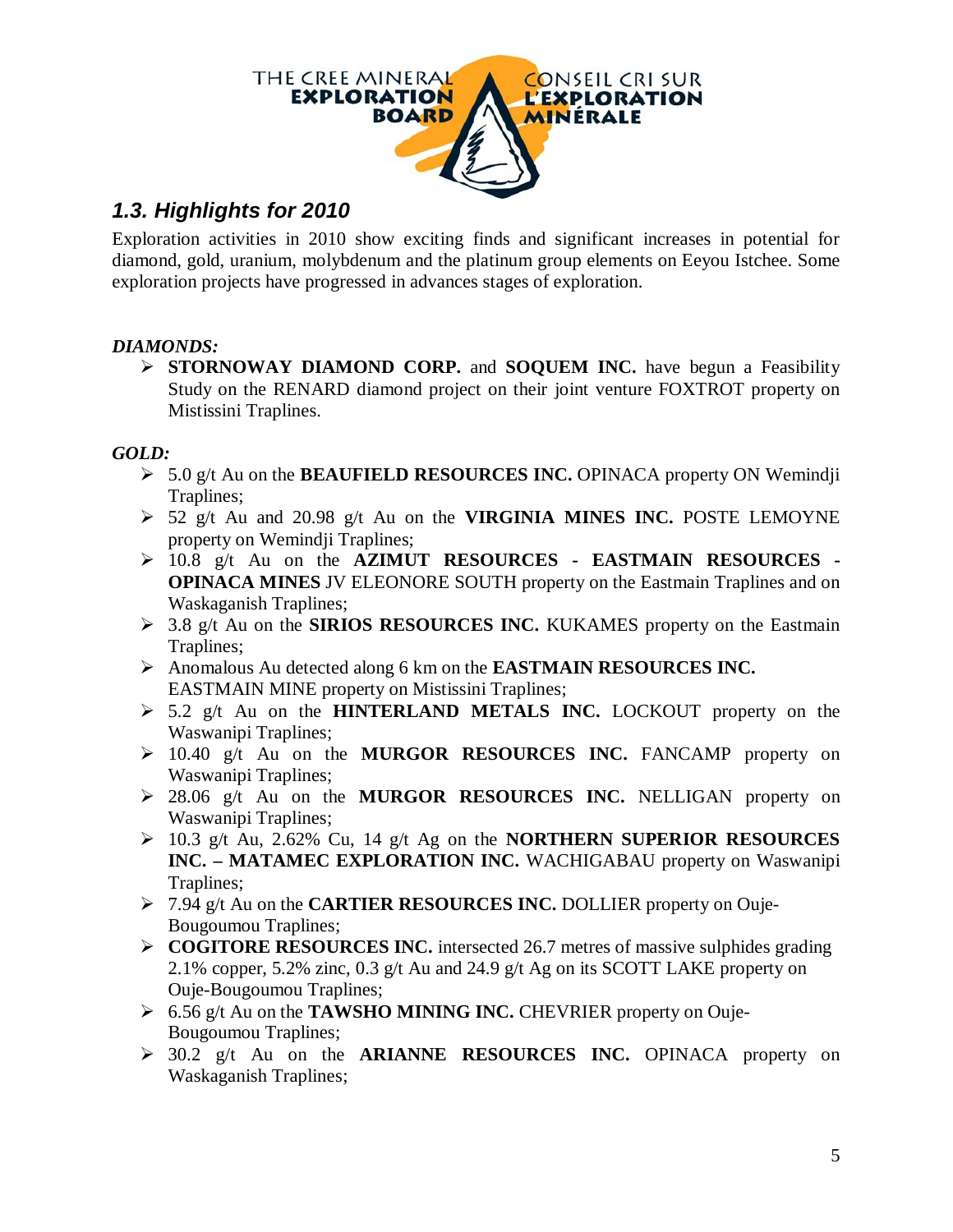## 1.3. Highlights for 2010

Exploration activities in 2010 show exciting finds and significant increases in potential for diamond, gold, uranium, molybdenum and the platinum group elements on Eeyou Istchee. Some exploration projects have progressed in advances stages of exploration.

***DIAMONDS:***

- **STORNOWAY DIAMOND CORP.** and **SOQUEM INC.** have begun a Feasibility Study on the RENARD diamond project on their joint venture FOXTROT property on Mistissini Traplines.

***GOLD:***

- 5.0 g/t Au on the **BEAUFIELD RESOURCES INC.** OPINACA property ON Wemindji Traplines;
- 52 g/t Au and 20.98 g/t Au on the **VIRGINIA MINES INC.** POSTE LEMOYNE property on Wemindji Traplines;
- 10.8 g/t Au on the **AZIMUT RESOURCES - EASTMAIN RESOURCES - OPINACA MINES** JV ELEONORE SOUTH property on the Eastmain Traplines and on Waskaganish Traplines;
- 3.8 g/t Au on the **SIRIOS RESOURCES INC.** KUKAMES property on the Eastmain Traplines;
- Anomalous Au detected along 6 km on the **EASTMAIN RESOURCES INC.** EASTMAIN MINE property on Mistissini Traplines;
- 5.2 g/t Au on the **HINTERLAND METALS INC.** LOCKOUT property on the Waswanipi Traplines;
- 10.40 g/t Au on the **MURGOR RESOURCES INC.** FANCAMP property on Waswanipi Traplines;
- 28.06 g/t Au on the **MURGOR RESOURCES INC.** NELLIGAN property on Waswanipi Traplines;
- 10.3 g/t Au, 2.62% Cu, 14 g/t Ag on the **NORTHERN SUPERIOR RESOURCES INC. – MATAMEC EXPLORATION INC.** WACHIGABAU property on Waswanipi Traplines;
- 7.94 g/t Au on the **CARTIER RESOURCES INC.** DOLLIER property on Ouje-Bougoumou Traplines;
- **COGITORE RESOURCES INC.** intersected 26.7 metres of massive sulphides grading 2.1% copper, 5.2% zinc, 0.3 g/t Au and 24.9 g/t Ag on its SCOTT LAKE property on Ouje-Bougoumou Traplines;
- 6.56 g/t Au on the **TAWSHO MINING INC.** CHEVRIER property on Ouje-Bougoumou Traplines;
- 30.2 g/t Au on the **ARIANNE RESOURCES INC.** OPINACA property on Waskaganish Traplines;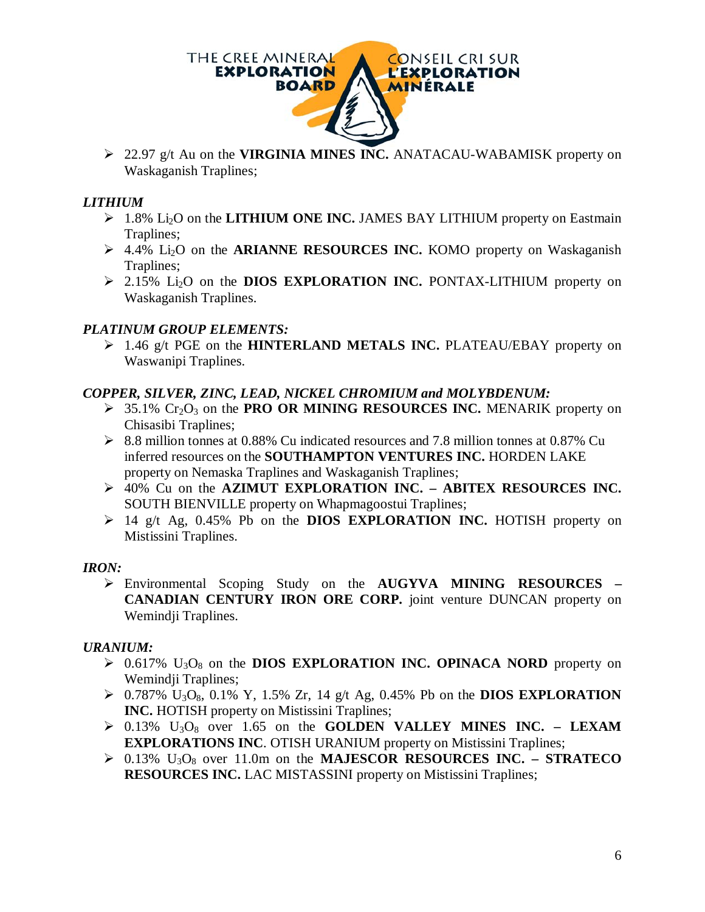- 22.97 g/t Au on the **VIRGINIA MINES INC.** ANATACAU-WABAMISK property on Waskaganish Traplines;

***LITHIUM***

- 1.8% $Li_2O$ on the **LITHIUM ONE INC.** JAMES BAY LITHIUM property on Eastmain Traplines;
- 4.4% $Li_2O$ on the **ARIANNE RESOURCES INC.** KOMO property on Waskaganish Traplines;
- 2.15% $Li_2O$ on the **DIOS EXPLORATION INC.** PONTAX-LITHIUM property on Waskaganish Traplines.

***PLATINUM GROUP ELEMENTS:***

- 1.46 g/t PGE on the **HINTERLAND METALS INC.** PLATEAU/EBAY property on Waswanipi Traplines.

***COPPER, SILVER, ZINC, LEAD, NICKEL CHROMIUM and MOLYBDENUM:***

- 35.1% $Cr_2O_3$ on the **PRO OR MINING RESOURCES INC.** MENARIK property on Chisasibi Traplines;
- 8.8 million tonnes at 0.88% Cu indicated resources and 7.8 million tonnes at 0.87% Cu inferred resources on the **SOUTHAMPTON VENTURES INC.** HORDEN LAKE property on Nemaska Traplines and Waskaganish Traplines;
- 40% Cu on the **AZIMUT EXPLORATION INC. – ABITEX RESOURCES INC.** SOUTH BIENVILLE property on Whapmagoostui Traplines;
- 14 g/t Ag, 0.45% Pb on the **DIOS EXPLORATION INC.** HOTISH property on Mistissini Traplines.

***IRON:***

- Environmental Scoping Study on the **AUGYVA MINING RESOURCES – CANADIAN CENTURY IRON ORE CORP.** joint venture DUNCAN property on Wemindji Traplines.

***URANIUM:***

- 0.617% $U_3O_8$ on the **DIOS EXPLORATION INC. OPINACA NORD** property on Wemindji Traplines;
- 0.787% $U_3O_8$, 0.1% Y, 1.5% Zr, 14 g/t Ag, 0.45% Pb on the **DIOS EXPLORATION INC.** HOTISH property on Mistissini Traplines;
- 0.13% $U_3O_8$ over 1.65 on the **GOLDEN VALLEY MINES INC. – LEXAM EXPLORATIONS INC**. OTISH URANIUM property on Mistissini Traplines;
- 0.13% $U_3O_8$ over 11.0m on the **MAJESCOR RESOURCES INC. – STRATECO RESOURCES INC.** LAC MISTASSINI property on Mistissini Traplines;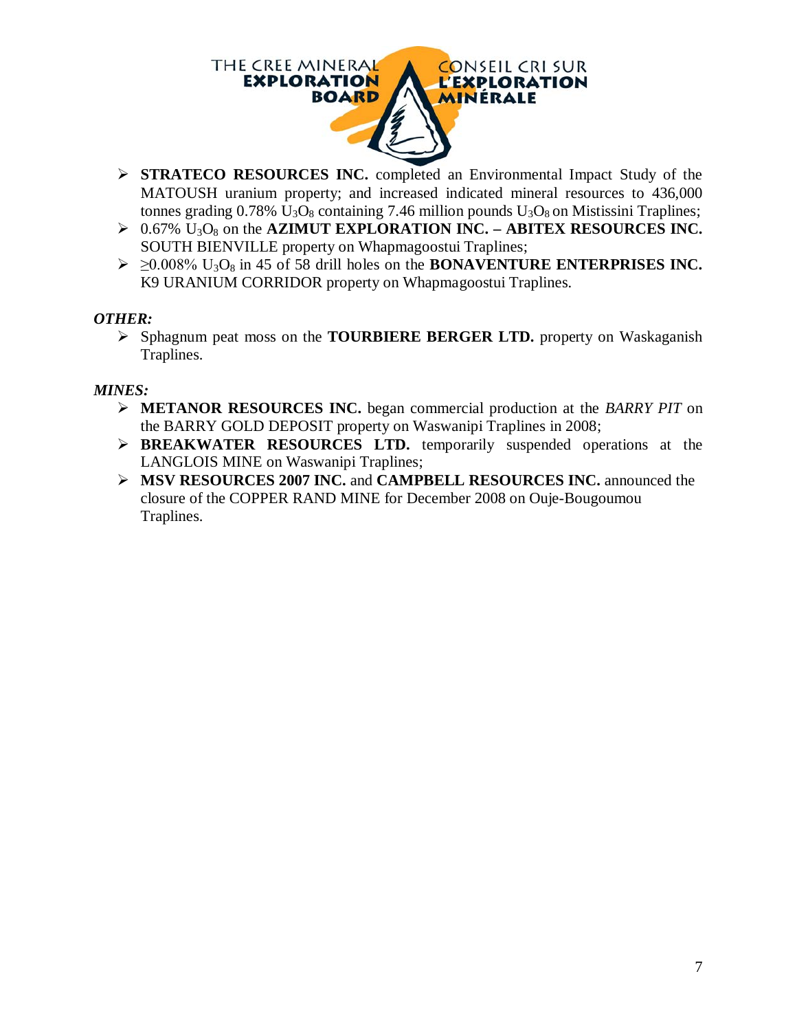- **STRATECO RESOURCES INC.** completed an Environmental Impact Study of the MATOUSH uranium property; and increased indicated mineral resources to 436,000 tonnes grading 0.78% $U_3O_8$ containing 7.46 million pounds $U_3O_8$ on Mistissini Traplines;
- 0.67% $U_3O_8$ on the **AZIMUT EXPLORATION INC. – ABITEX RESOURCES INC.** SOUTH BIENVILLE property on Whapmagoostui Traplines;
- $\geq$0.008% $U_3O_8$ in 45 of 58 drill holes on the **BONAVENTURE ENTERPRISES INC.** K9 URANIUM CORRIDOR property on Whapmagoostui Traplines.

***OTHER:***

- Sphagnum peat moss on the **TOURBIERE BERGER LTD.** property on Waskaganish Traplines.

***MINES:***

- **METANOR RESOURCES INC.** began commercial production at the *BARRY PIT* on the BARRY GOLD DEPOSIT property on Waswanipi Traplines in 2008;
- **BREAKWATER RESOURCES LTD.** temporarily suspended operations at the LANGLOIS MINE on Waswanipi Traplines;
- **MSV RESOURCES 2007 INC.** and **CAMPBELL RESOURCES INC.** announced the closure of the COPPER RAND MINE for December 2008 on Ouje-Bougoumou Traplines.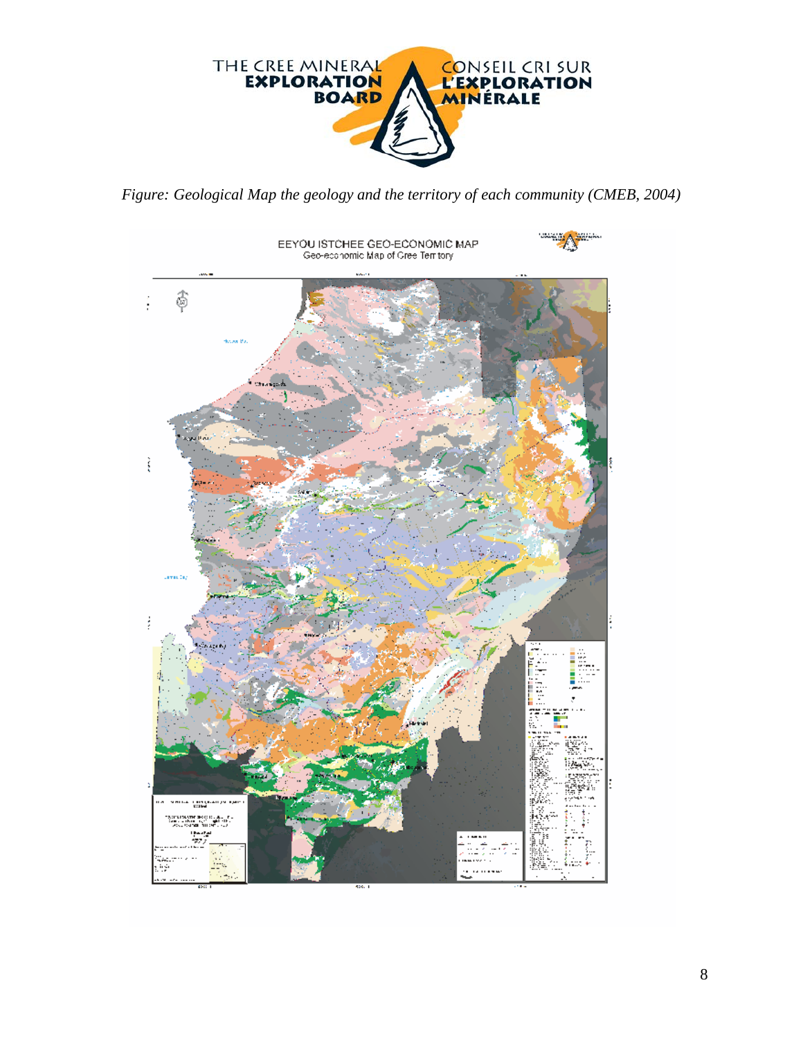THE CREE MINERAL EXPLORATION BOARD — CONSEIL CRI SUR L'EXPLORATION MINÉRALE

*Figure: Geological Map the geology and the territory of each community (CMEB, 2004)*

EEYOU ISTCHEE GEO-ECONOMIC MAP

Geo-economic Map of Cree Territory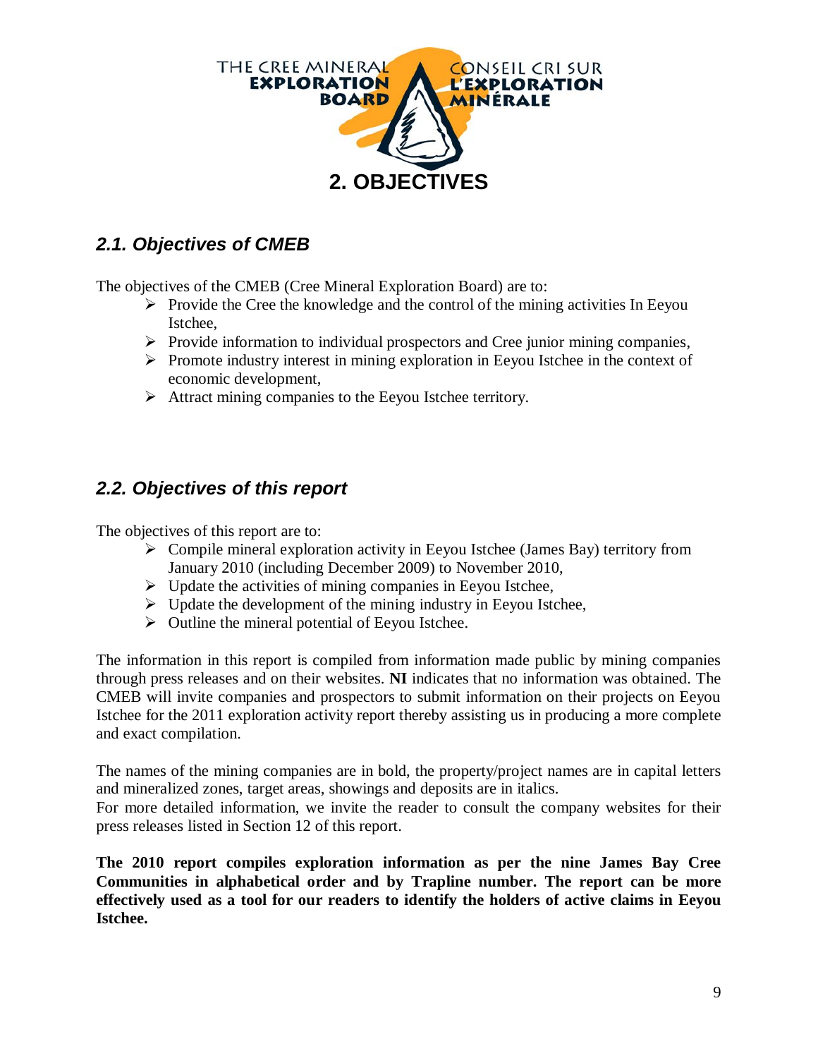# 2. OBJECTIVES

## *2.1. Objectives of CMEB*

The objectives of the CMEB (Cree Mineral Exploration Board) are to:

- Provide the Cree the knowledge and the control of the mining activities In Eeyou Istchee,
- Provide information to individual prospectors and Cree junior mining companies,
- Promote industry interest in mining exploration in Eeyou Istchee in the context of economic development,
- Attract mining companies to the Eeyou Istchee territory.

## *2.2. Objectives of this report*

The objectives of this report are to:

- Compile mineral exploration activity in Eeyou Istchee (James Bay) territory from January 2010 (including December 2009) to November 2010,
- Update the activities of mining companies in Eeyou Istchee,
- Update the development of the mining industry in Eeyou Istchee,
- Outline the mineral potential of Eeyou Istchee.

The information in this report is compiled from information made public by mining companies through press releases and on their websites. **NI** indicates that no information was obtained. The CMEB will invite companies and prospectors to submit information on their projects on Eeyou Istchee for the 2011 exploration activity report thereby assisting us in producing a more complete and exact compilation.

The names of the mining companies are in bold, the property/project names are in capital letters and mineralized zones, target areas, showings and deposits are in italics.
For more detailed information, we invite the reader to consult the company websites for their press releases listed in Section 12 of this report.

**The 2010 report compiles exploration information as per the nine James Bay Cree Communities in alphabetical order and by Trapline number. The report can be more effectively used as a tool for our readers to identify the holders of active claims in Eeyou Istchee.**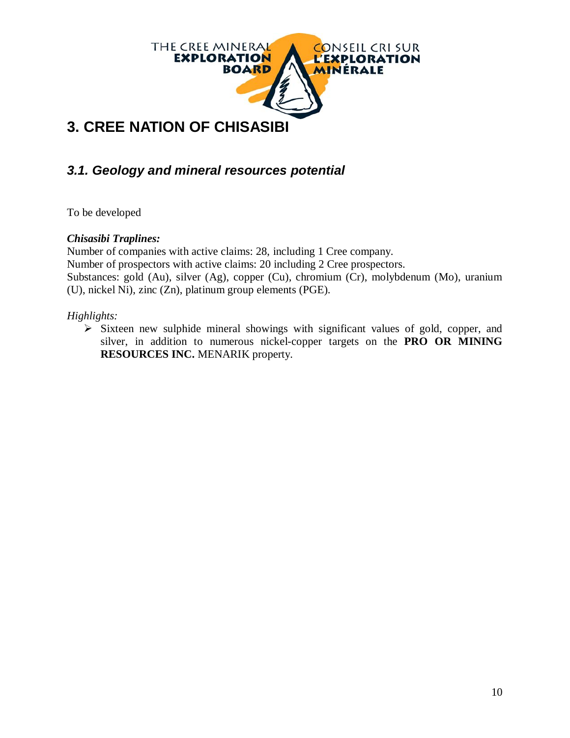# 3. CREE NATION OF CHISASIBI

## *3.1. Geology and mineral resources potential*

To be developed

***Chisasibi Traplines:***
Number of companies with active claims: 28, including 1 Cree company.
Number of prospectors with active claims: 20 including 2 Cree prospectors.
Substances: gold (Au), silver (Ag), copper (Cu), chromium (Cr), molybdenum (Mo), uranium (U), nickel Ni), zinc (Zn), platinum group elements (PGE).

*Highlights:*

- Sixteen new sulphide mineral showings with significant values of gold, copper, and silver, in addition to numerous nickel-copper targets on the **PRO OR MINING RESOURCES INC.** MENARIK property.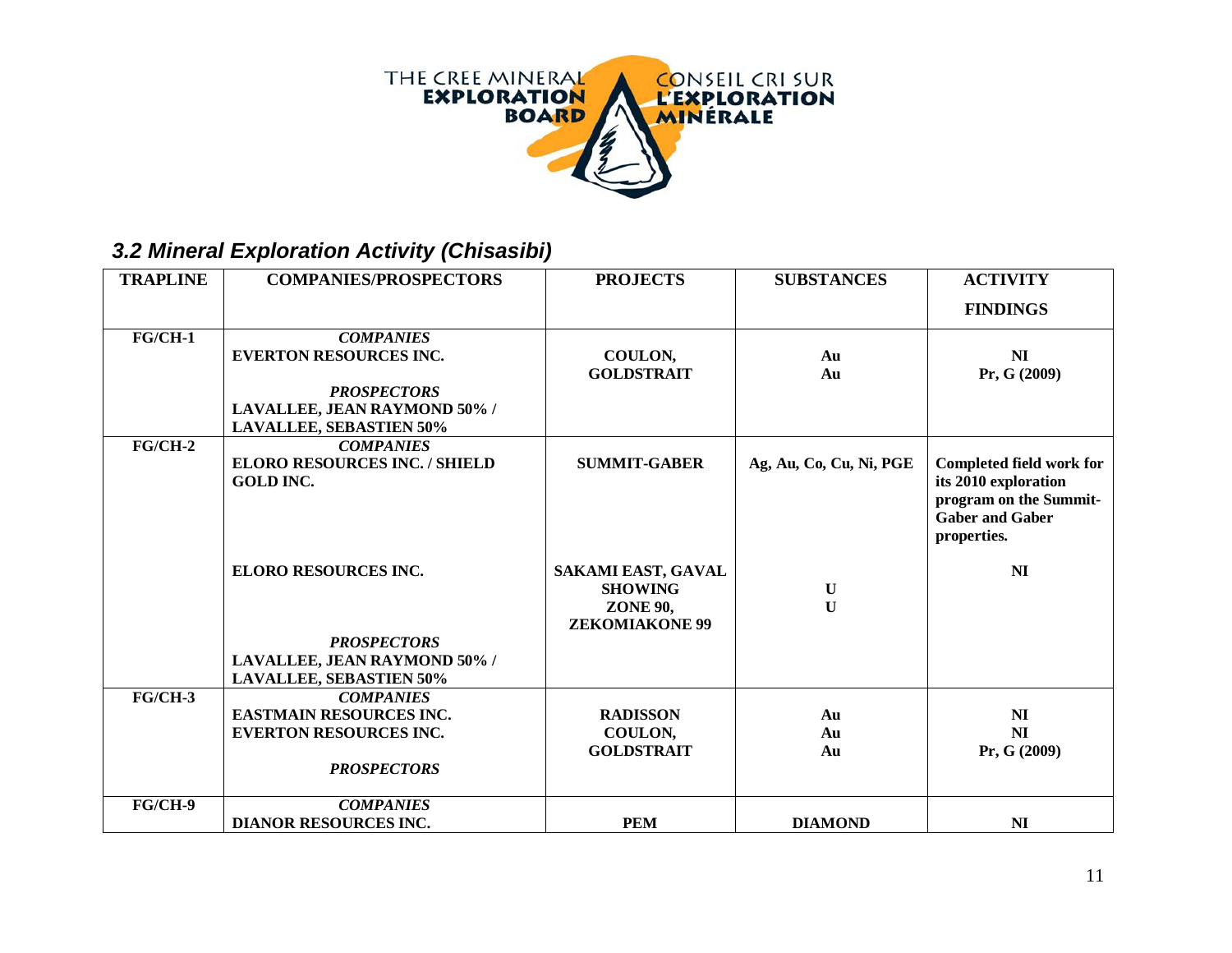THE CREE MINERAL EXPLORATION BOARD / CONSEIL CRI SUR L'EXPLORATION MINÉRALE

### *3.2 Mineral Exploration Activity (Chisasibi)*

| TRAPLINE | COMPANIES/PROSPECTORS | PROJECTS | SUBSTANCES | ACTIVITY FINDINGS |
|---|---|---|---|---|
| **FG/CH-1** | ***COMPANIES*** | | | |
| | **EVERTON RESOURCES INC.** | **COULON, GOLDSTRAIT** | **Au Au** | **NI Pr, G (2009)** |
| | ***PROSPECTORS*** | | | |
| | **LAVALLEE, JEAN RAYMOND 50% / LAVALLEE, SEBASTIEN 50%** | | | |
| **FG/CH-2** | ***COMPANIES*** | | | |
| | **ELORO RESOURCES INC. / SHIELD GOLD INC.** | **SUMMIT-GABER** | **Ag, Au, Co, Cu, Ni, PGE** | **Completed field work for its 2010 exploration program on the Summit-Gaber and Gaber properties.** |
| | **ELORO RESOURCES INC.** | **SAKAMI EAST, GAVAL SHOWING ZONE 90, ZEKOMIAKONE 99** | **U U** | **NI** |
| | ***PROSPECTORS*** | | | |
| | **LAVALLEE, JEAN RAYMOND 50% / LAVALLEE, SEBASTIEN 50%** | | | |
| **FG/CH-3** | ***COMPANIES*** | | | |
| | **EASTMAIN RESOURCES INC.** | **RADISSON** | **Au** | **NI** |
| | **EVERTON RESOURCES INC.** | **COULON, GOLDSTRAIT** | **Au Au** | **NI Pr, G (2009)** |
| | ***PROSPECTORS*** | | | |
| **FG/CH-9** | ***COMPANIES*** | | | |
| | **DIANOR RESOURCES INC.** | **PEM** | **DIAMOND** | **NI** |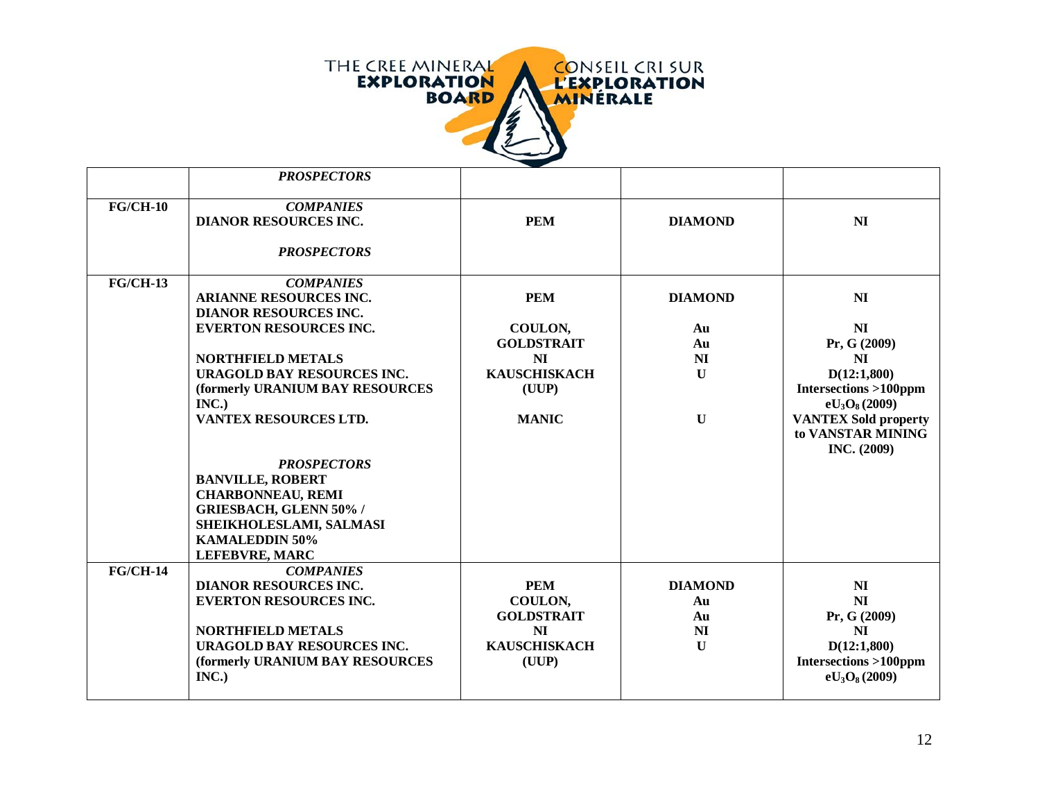THE CREE MINERAL EXPLORATION BOARD — CONSEIL CRI SUR L'EXPLORATION MINÉRALE

| | | | | |
|---|---|---|---|---|
| | ***PROSPECTORS*** | | | |
| **FG/CH-10** | ***COMPANIES***<br>**DIANOR RESOURCES INC.**<br><br>***PROSPECTORS*** | **PEM** | **DIAMOND** | **NI** |
| **FG/CH-13** | ***COMPANIES***<br>**ARIANNE RESOURCES INC.**<br>**DIANOR RESOURCES INC.**<br>**EVERTON RESOURCES INC.**<br><br>**NORTHFIELD METALS**<br>**URAGOLD BAY RESOURCES INC. (formerly URANIUM BAY RESOURCES INC.)**<br>**VANTEX RESOURCES LTD.**<br><br>***PROSPECTORS***<br>**BANVILLE, ROBERT**<br>**CHARBONNEAU, REMI**<br>**GRIESBACH, GLENN 50% / SHEIKHOLESLAMI, SALMASI KAMALEDDIN 50%**<br>**LEFEBVRE, MARC** | **PEM**<br><br>**COULON,**<br>**GOLDSTRAIT**<br>**NI**<br>**KAUSCHISKACH (UUP)**<br><br>**MANIC** | **DIAMOND**<br><br>**Au**<br>**Au**<br>**NI**<br>**U**<br><br>**U** | **NI**<br><br>**NI**<br>**Pr, G (2009)**<br>**NI**<br>**D(12:1,800) Intersections >100ppm $eU_3O_8$ (2009)**<br>**VANTEX Sold property to VANSTAR MINING INC. (2009)** |
| **FG/CH-14** | ***COMPANIES***<br>**DIANOR RESOURCES INC.**<br>**EVERTON RESOURCES INC.**<br><br>**NORTHFIELD METALS**<br>**URAGOLD BAY RESOURCES INC. (formerly URANIUM BAY RESOURCES INC.)** | **PEM**<br>**COULON,**<br>**GOLDSTRAIT**<br>**NI**<br>**KAUSCHISKACH (UUP)** | **DIAMOND**<br>**Au**<br>**Au**<br>**NI**<br>**U** | **NI**<br>**NI**<br>**Pr, G (2009)**<br>**NI**<br>**D(12:1,800) Intersections >100ppm $eU_3O_8$ (2009)** |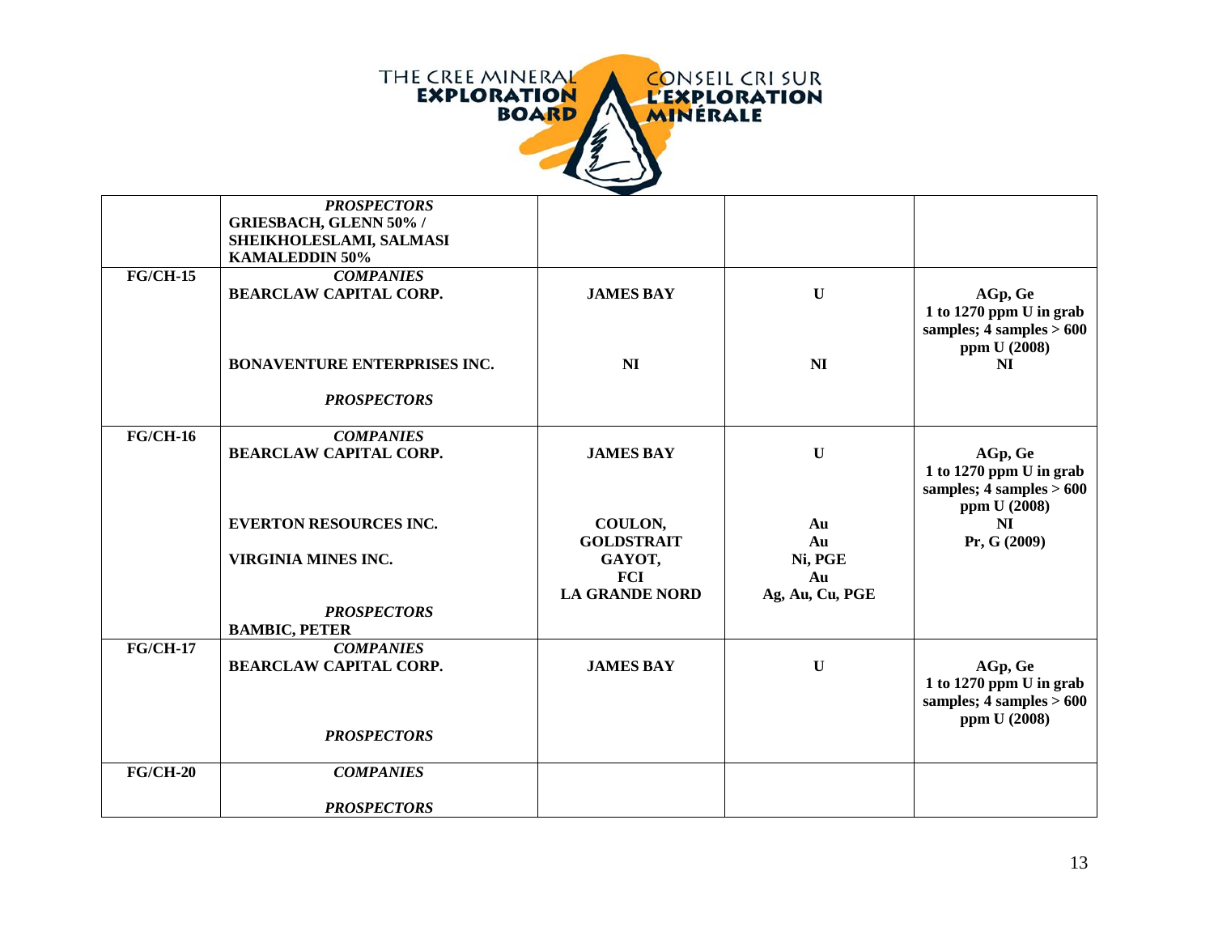| | | | | |
|---|---|---|---|---|
| | ***PROSPECTORS*** **GRIESBACH, GLENN 50% / SHEIKHOLESLAMI, SALMASI KAMALEDDIN 50%** | | | |
| **FG/CH-15** | ***COMPANIES*** **BEARCLAW CAPITAL CORP.** | **JAMES BAY** | **U** | **AGp, Ge 1 to 1270 ppm U in grab samples; 4 samples > 600 ppm U (2008)** |
| | **BONAVENTURE ENTERPRISES INC.** | **NI** | **NI** | **NI** |
| | ***PROSPECTORS*** | | | |
| **FG/CH-16** | ***COMPANIES*** **BEARCLAW CAPITAL CORP.** | **JAMES BAY** | **U** | **AGp, Ge 1 to 1270 ppm U in grab samples; 4 samples > 600 ppm U (2008)** |
| | **EVERTON RESOURCES INC.** | **COULON, GOLDSTRAIT** | **Au Au** | **NI** |
| | **VIRGINIA MINES INC.** | **GAYOT, FCI LA GRANDE NORD** | **Ni, PGE Au Ag, Au, Cu, PGE** | **Pr, G (2009)** |
| | ***PROSPECTORS*** **BAMBIC, PETER** | | | |
| **FG/CH-17** | ***COMPANIES*** **BEARCLAW CAPITAL CORP.** | **JAMES BAY** | **U** | **AGp, Ge 1 to 1270 ppm U in grab samples; 4 samples > 600 ppm U (2008)** |
| | ***PROSPECTORS*** | | | |
| **FG/CH-20** | ***COMPANIES*** | | | |
| | ***PROSPECTORS*** | | | |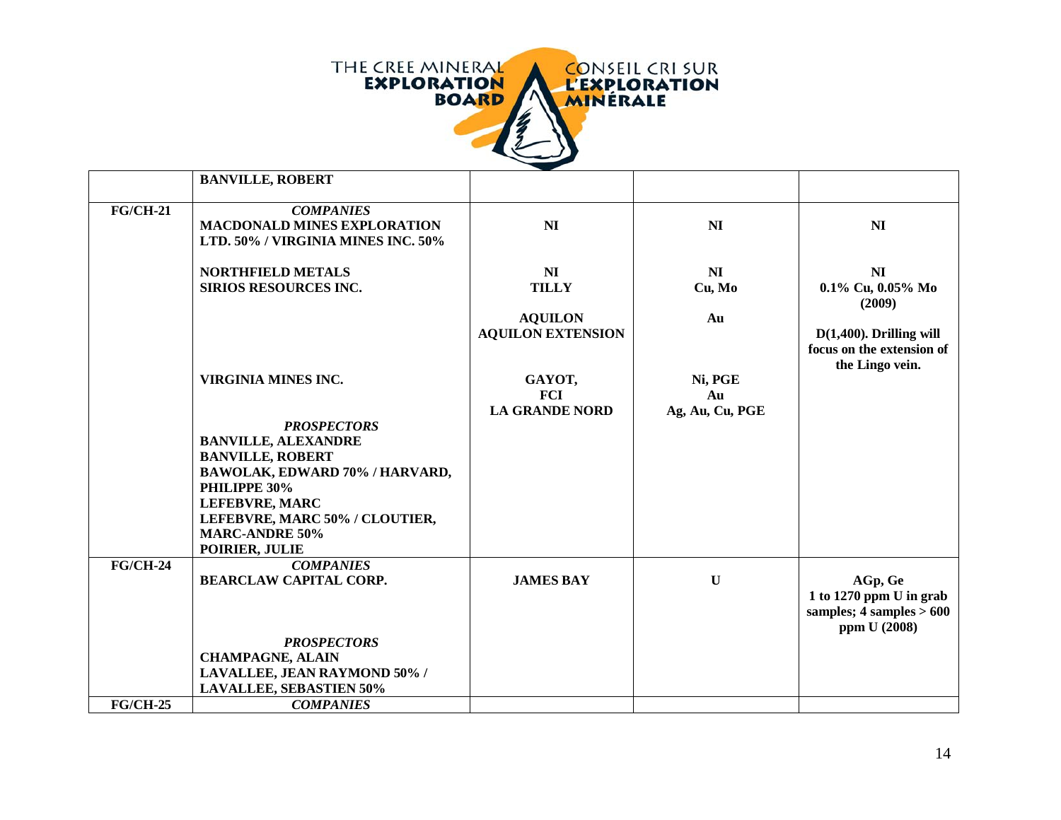| | | | | |
|---|---|---|---|---|
| | **BANVILLE, ROBERT** | | | |
| **FG/CH-21** | ***COMPANIES*** | | | |
| | **MACDONALD MINES EXPLORATION LTD. 50% / VIRGINIA MINES INC. 50%** | **NI** | **NI** | **NI** |
| | **NORTHFIELD METALS** | **NI** | **NI** | **NI** |
| | **SIRIOS RESOURCES INC.** | **TILLY** | **Cu, Mo** | **0.1% Cu, 0.05% Mo (2009)** |
| | | **AQUILON** | **Au** | |
| | | **AQUILON EXTENSION** | | **D(1,400). Drilling will focus on the extension of the Lingo vein.** |
| | **VIRGINIA MINES INC.** | **GAYOT,** | **Ni, PGE** | |
| | | **FCI** | **Au** | |
| | | **LA GRANDE NORD** | **Ag, Au, Cu, PGE** | |
| | ***PROSPECTORS*** | | | |
| | **BANVILLE, ALEXANDRE** | | | |
| | **BANVILLE, ROBERT** | | | |
| | **BAWOLAK, EDWARD 70% / HARVARD, PHILIPPE 30%** | | | |
| | **LEFEBVRE, MARC** | | | |
| | **LEFEBVRE, MARC 50% / CLOUTIER, MARC-ANDRE 50%** | | | |
| | **POIRIER, JULIE** | | | |
| **FG/CH-24** | ***COMPANIES*** | | | |
| | **BEARCLAW CAPITAL CORP.** | **JAMES BAY** | **U** | **AGp, Ge<br>1 to 1270 ppm U in grab samples; 4 samples > 600 ppm U (2008)** |
| | ***PROSPECTORS*** | | | |
| | **CHAMPAGNE, ALAIN** | | | |
| | **LAVALLEE, JEAN RAYMOND 50% / LAVALLEE, SEBASTIEN 50%** | | | |
| **FG/CH-25** | ***COMPANIES*** | | | |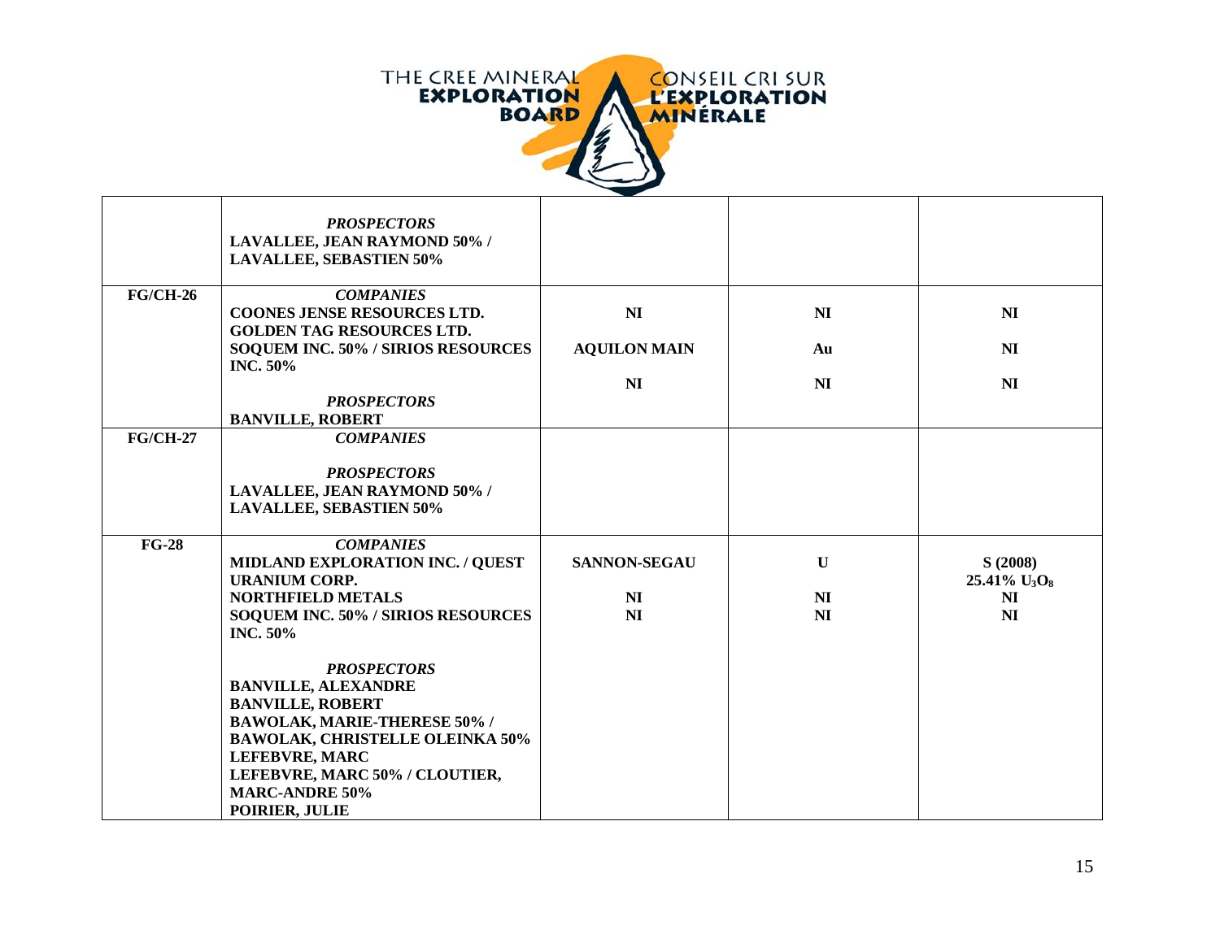THE CREE MINERAL EXPLORATION BOARD — CONSEIL CRI SUR L'EXPLORATION MINÉRALE

| | | | | |
|---|---|---|---|---|
| | ***PROSPECTORS***<br>**LAVALLEE, JEAN RAYMOND 50% / LAVALLEE, SEBASTIEN 50%** | | | |
| **FG/CH-26** | ***COMPANIES***<br>**COONES JENSE RESOURCES LTD.**<br>**GOLDEN TAG RESOURCES LTD.**<br>**SOQUEM INC. 50% / SIRIOS RESOURCES INC. 50%**<br><br>***PROSPECTORS***<br>**BANVILLE, ROBERT** | **NI**<br>**AQUILON MAIN**<br>**NI** | **NI**<br>**Au**<br>**NI** | **NI**<br>**NI**<br>**NI** |
| **FG/CH-27** | ***COMPANIES***<br><br>***PROSPECTORS***<br>**LAVALLEE, JEAN RAYMOND 50% / LAVALLEE, SEBASTIEN 50%** | | | |
| **FG-28** | ***COMPANIES***<br>**MIDLAND EXPLORATION INC. / QUEST URANIUM CORP.**<br>**NORTHFIELD METALS**<br>**SOQUEM INC. 50% / SIRIOS RESOURCES INC. 50%**<br><br>***PROSPECTORS***<br>**BANVILLE, ALEXANDRE**<br>**BANVILLE, ROBERT**<br>**BAWOLAK, MARIE-THERESE 50% / BAWOLAK, CHRISTELLE OLEINKA 50%**<br>**LEFEBVRE, MARC**<br>**LEFEBVRE, MARC 50% / CLOUTIER, MARC-ANDRE 50%**<br>**POIRIER, JULIE** | **SANNON-SEGAU**<br>**NI**<br>**NI** | **U**<br>**NI**<br>**NI** | **S (2008)**<br>**25.41% $U_3O_8$**<br>**NI**<br>**NI** |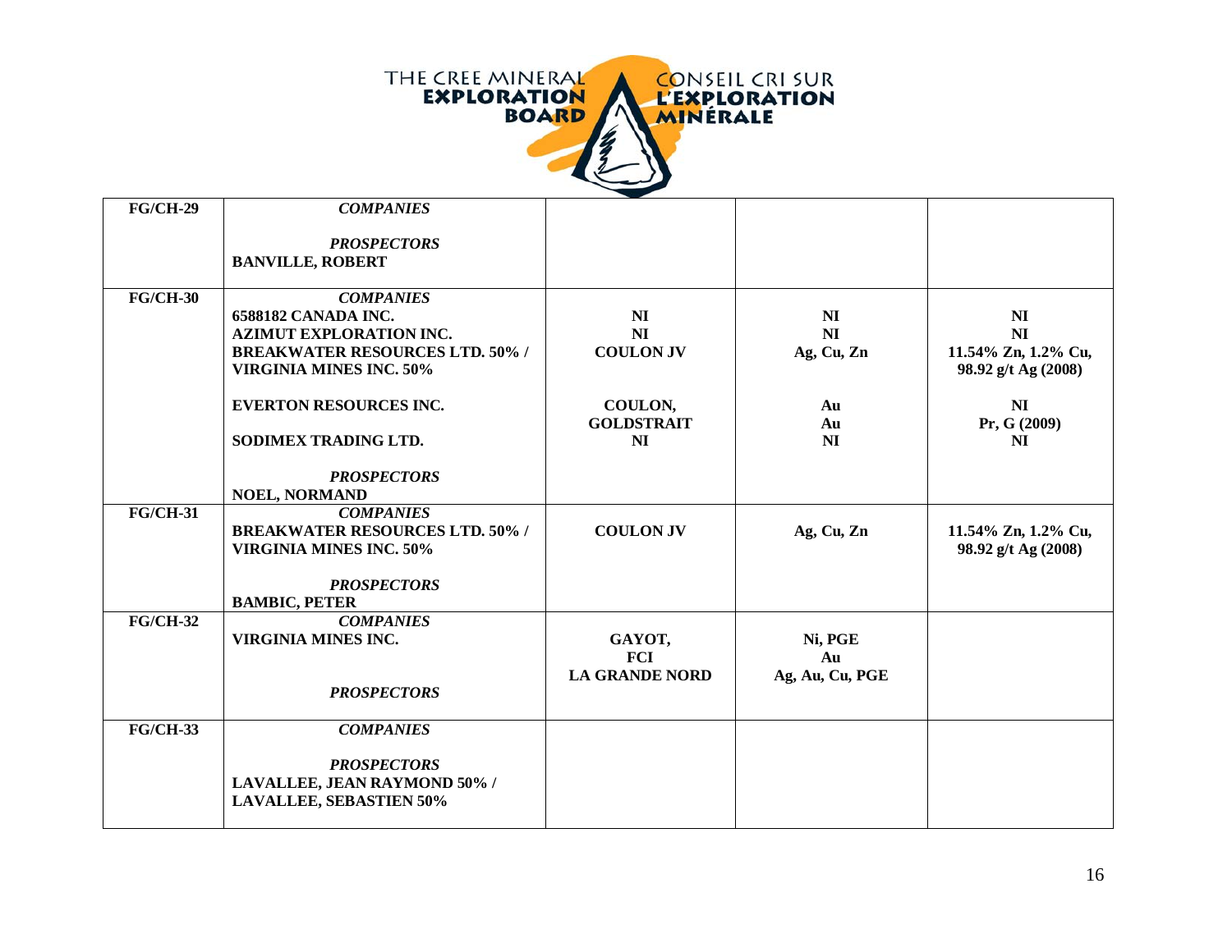| | | | | |
|---|---|---|---|---|
| **FG/CH-29** | ***COMPANIES*** | | | |
| | ***PROSPECTORS*** | | | |
| | **BANVILLE, ROBERT** | | | |
| **FG/CH-30** | ***COMPANIES*** | | | |
| | **6588182 CANADA INC.** | **NI** | **NI** | **NI** |
| | **AZIMUT EXPLORATION INC.** | **NI** | **NI** | **NI** |
| | **BREAKWATER RESOURCES LTD. 50% / VIRGINIA MINES INC. 50%** | **COULON JV** | **Ag, Cu, Zn** | **11.54% Zn, 1.2% Cu, 98.92 g/t Ag (2008)** |
| | **EVERTON RESOURCES INC.** | **COULON, GOLDSTRAIT** | **Au Au** | **NI Pr, G (2009)** |
| | **SODIMEX TRADING LTD.** | **NI** | **NI** | **NI** |
| | ***PROSPECTORS*** | | | |
| | **NOEL, NORMAND** | | | |
| **FG/CH-31** | ***COMPANIES*** | | | |
| | **BREAKWATER RESOURCES LTD. 50% / VIRGINIA MINES INC. 50%** | **COULON JV** | **Ag, Cu, Zn** | **11.54% Zn, 1.2% Cu, 98.92 g/t Ag (2008)** |
| | ***PROSPECTORS*** | | | |
| | **BAMBIC, PETER** | | | |
| **FG/CH-32** | ***COMPANIES*** | | | |
| | **VIRGINIA MINES INC.** | **GAYOT,** | **Ni, PGE** | |
| | | **FCI** | **Au** | |
| | | **LA GRANDE NORD** | **Ag, Au, Cu, PGE** | |
| | ***PROSPECTORS*** | | | |
| **FG/CH-33** | ***COMPANIES*** | | | |
| | ***PROSPECTORS*** | | | |
| | **LAVALLEE, JEAN RAYMOND 50% / LAVALLEE, SEBASTIEN 50%** | | | |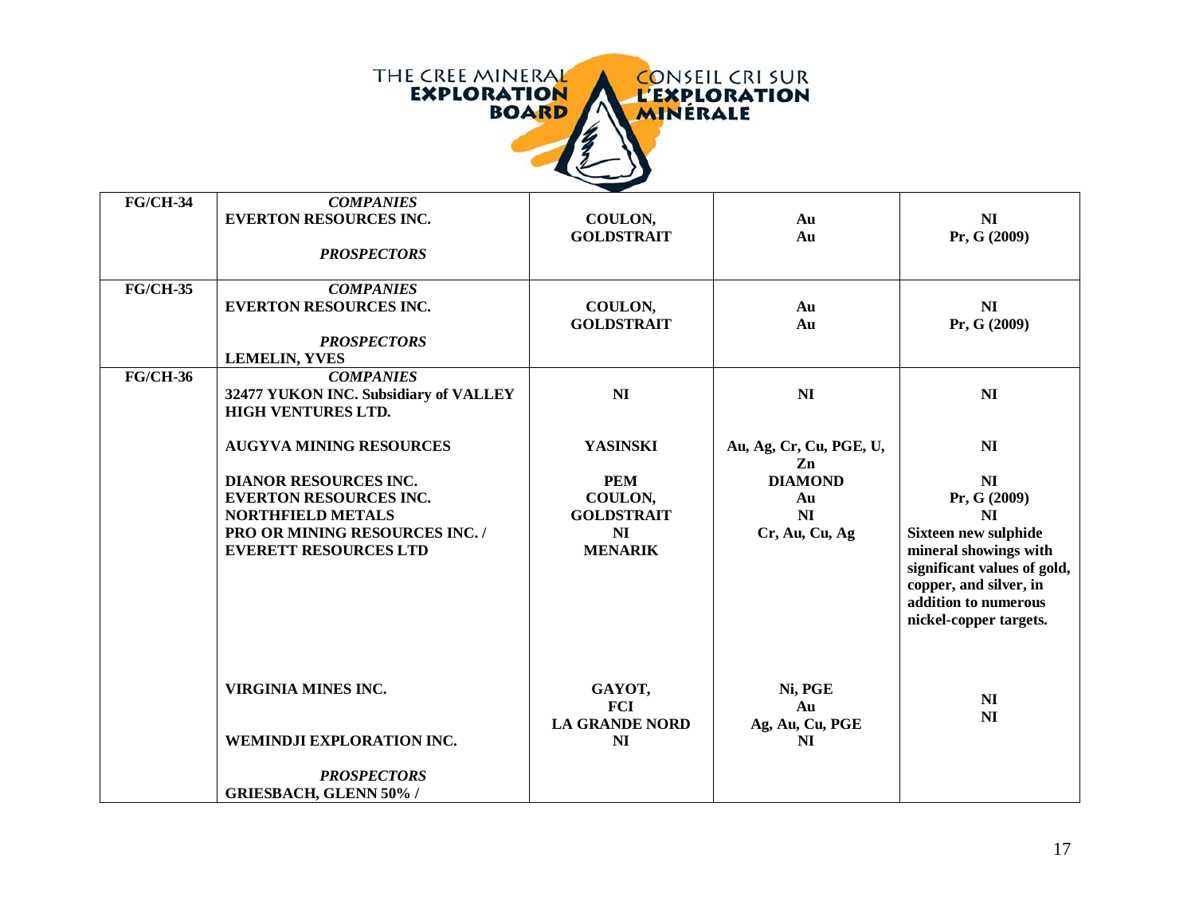| | | | | |
|---|---|---|---|---|
| **FG/CH-34** | ***COMPANIES***<br>**EVERTON RESOURCES INC.**<br><br>***PROSPECTORS*** | **COULON,<br>GOLDSTRAIT** | **Au<br>Au** | **NI<br>Pr, G (2009)** |
| **FG/CH-35** | ***COMPANIES***<br>**EVERTON RESOURCES INC.**<br><br>***PROSPECTORS***<br>**LEMELIN, YVES** | **COULON,<br>GOLDSTRAIT** | **Au<br>Au** | **NI<br>Pr, G (2009)** |
| **FG/CH-36** | ***COMPANIES***<br>**32477 YUKON INC. Subsidiary of VALLEY HIGH VENTURES LTD.** | **NI** | **NI** | **NI** |
| | **AUGYVA MINING RESOURCES** | **YASINSKI** | **Au, Ag, Cr, Cu, PGE, U, Zn** | **NI** |
| | **DIANOR RESOURCES INC.** | **PEM** | **DIAMOND** | **NI** |
| | **EVERTON RESOURCES INC.** | **COULON,<br>GOLDSTRAIT** | **Au** | **Pr, G (2009)** |
| | **NORTHFIELD METALS** | **NI** | **NI** | **NI** |
| | **PRO OR MINING RESOURCES INC. / EVERETT RESOURCES LTD** | **MENARIK** | **Cr, Au, Cu, Ag** | **Sixteen new sulphide mineral showings with significant values of gold, copper, and silver, in addition to numerous nickel-copper targets.** |
| | **VIRGINIA MINES INC.** | **GAYOT,<br>FCI<br>LA GRANDE NORD** | **Ni, PGE<br>Au<br>Ag, Au, Cu, PGE** | **NI<br>NI** |
| | **WEMINDJI EXPLORATION INC.** | **NI** | **NI** | |
| | ***PROSPECTORS***<br>**GRIESBACH, GLENN 50% /** | | | |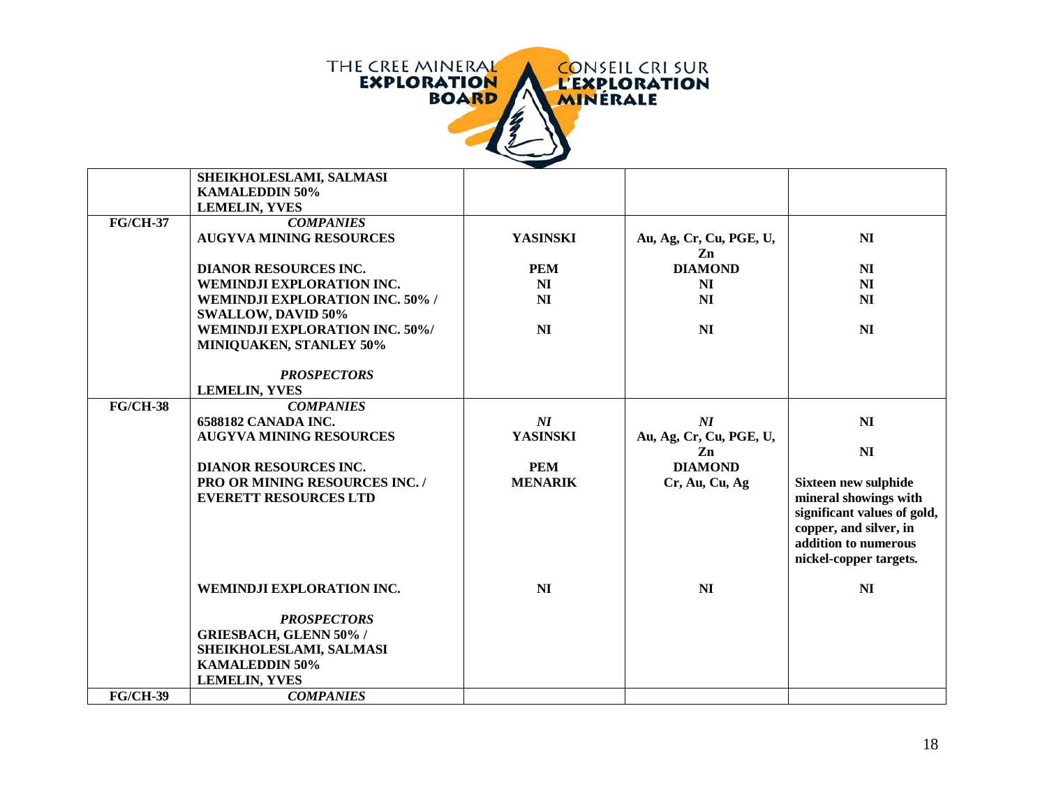| | | | | |
|---|---|---|---|---|
| | **SHEIKHOLESLAMI, SALMASI KAMALEDDIN 50%**<br>**LEMELIN, YVES** | | | |
| **FG/CH-37** | ***COMPANIES*** | | | |
| | **AUGYVA MINING RESOURCES** | **YASINSKI** | **Au, Ag, Cr, Cu, PGE, U, Zn** | **NI** |
| | **DIANOR RESOURCES INC.** | **PEM** | **DIAMOND** | **NI** |
| | **WEMINDJI EXPLORATION INC.** | **NI** | **NI** | **NI** |
| | **WEMINDJI EXPLORATION INC. 50% / SWALLOW, DAVID 50%** | **NI** | **NI** | **NI** |
| | **WEMINDJI EXPLORATION INC. 50%/ MINIQUAKEN, STANLEY 50%** | **NI** | **NI** | **NI** |
| | ***PROSPECTORS*** | | | |
| | **LEMELIN, YVES** | | | |
| **FG/CH-38** | ***COMPANIES*** | | | |
| | **6588182 CANADA INC.** | ***NI*** | ***NI*** | **NI** |
| | **AUGYVA MINING RESOURCES** | **YASINSKI** | **Au, Ag, Cr, Cu, PGE, U, Zn** | **NI** |
| | **DIANOR RESOURCES INC.** | **PEM** | **DIAMOND** | |
| | **PRO OR MINING RESOURCES INC. / EVERETT RESOURCES LTD** | **MENARIK** | **Cr, Au, Cu, Ag** | **Sixteen new sulphide mineral showings with significant values of gold, copper, and silver, in addition to numerous nickel-copper targets.** |
| | **WEMINDJI EXPLORATION INC.** | **NI** | **NI** | **NI** |
| | ***PROSPECTORS*** | | | |
| | **GRIESBACH, GLENN 50% / SHEIKHOLESLAMI, SALMASI KAMALEDDIN 50%** | | | |
| | **LEMELIN, YVES** | | | |
| **FG/CH-39** | ***COMPANIES*** | | | |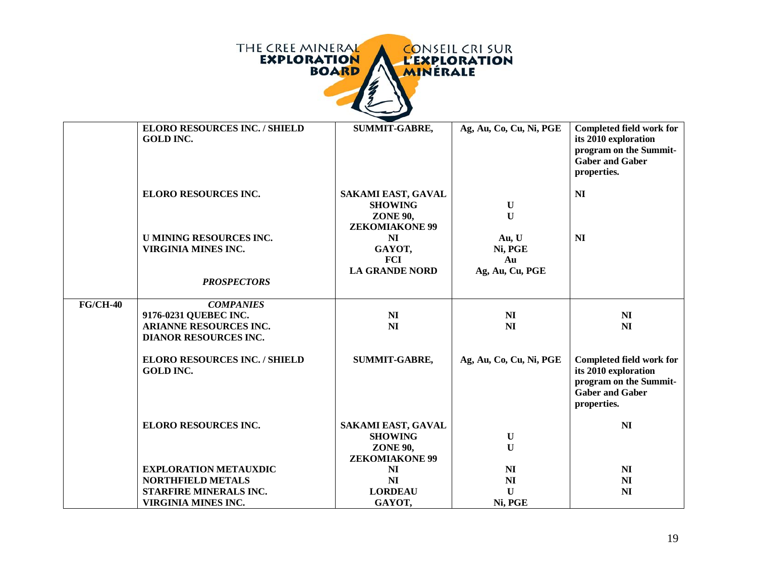| | | | | |
|---|---|---|---|---|
| | **ELORO RESOURCES INC. / SHIELD GOLD INC.** | **SUMMIT-GABRE,** | **Ag, Au, Co, Cu, Ni, PGE** | **Completed field work for its 2010 exploration program on the Summit-Gaber and Gaber properties.** |
| | **ELORO RESOURCES INC.** | **SAKAMI EAST, GAVAL SHOWING ZONE 90, ZEKOMIAKONE 99** | **U U** | **NI** |
| | **U MINING RESOURCES INC.** | **NI** | **Au, U** | **NI** |
| | **VIRGINIA MINES INC.** | **GAYOT, FCI LA GRANDE NORD** | **Ni, PGE Au Ag, Au, Cu, PGE** | |
| | ***PROSPECTORS*** | | | |
| **FG/CH-40** | ***COMPANIES*** | | | |
| | **9176-0231 QUEBEC INC.** | **NI** | **NI** | **NI** |
| | **ARIANNE RESOURCES INC.** | **NI** | **NI** | **NI** |
| | **DIANOR RESOURCES INC.** | | | |
| | **ELORO RESOURCES INC. / SHIELD GOLD INC.** | **SUMMIT-GABRE,** | **Ag, Au, Co, Cu, Ni, PGE** | **Completed field work for its 2010 exploration program on the Summit-Gaber and Gaber properties.** |
| | **ELORO RESOURCES INC.** | **SAKAMI EAST, GAVAL SHOWING ZONE 90, ZEKOMIAKONE 99** | **U U** | **NI** |
| | **EXPLORATION METAUXDIC** | **NI** | **NI** | **NI** |
| | **NORTHFIELD METALS** | **NI** | **NI** | **NI** |
| | **STARFIRE MINERALS INC.** | **LORDEAU** | **U** | **NI** |
| | **VIRGINIA MINES INC.** | **GAYOT,** | **Ni, PGE** | |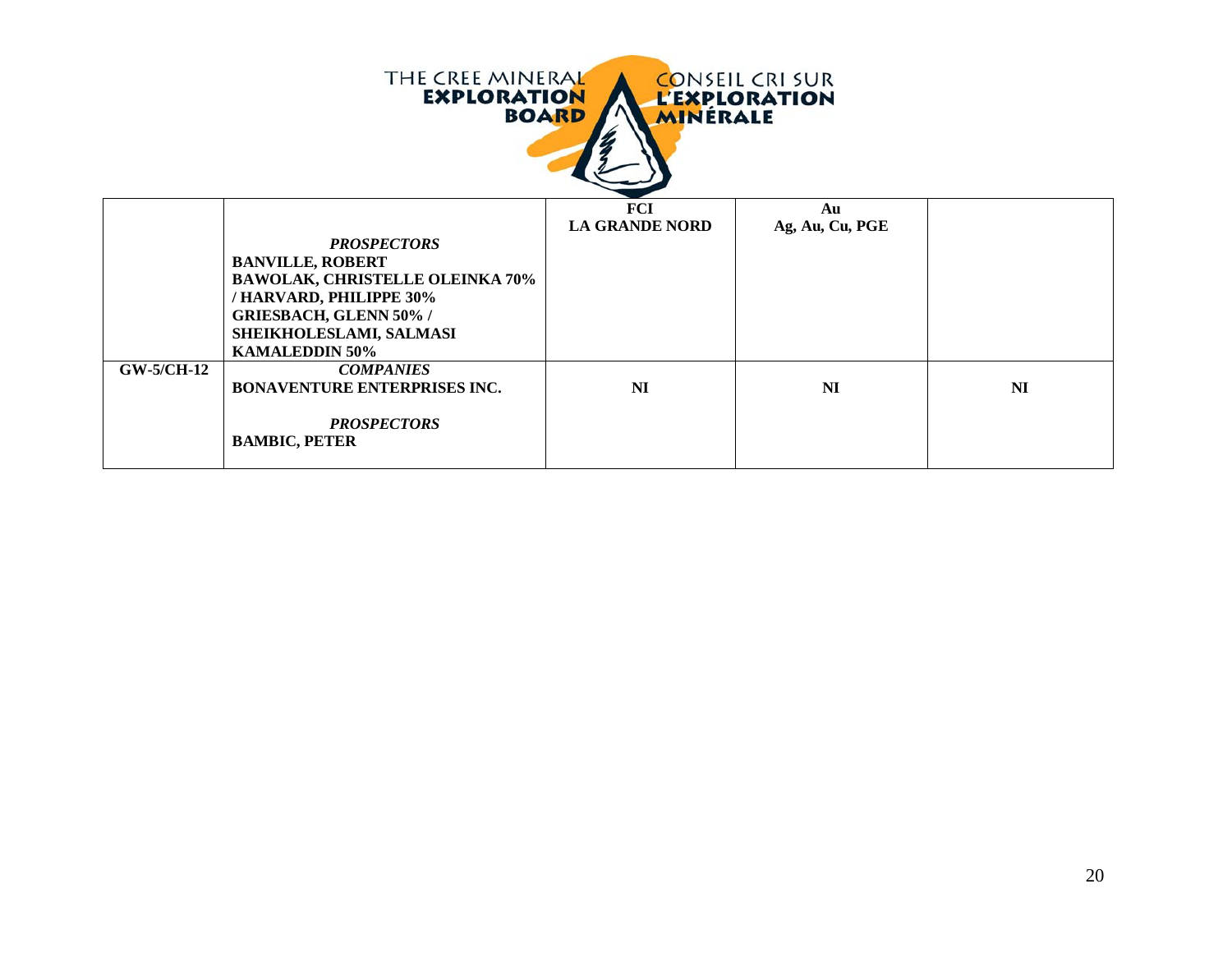THE CREE MINERAL EXPLORATION BOARD — CONSEIL CRI SUR L'EXPLORATION MINÉRALE

| | | | | |
|---|---|---|---|---|
| | ***PROSPECTORS***<br>**BANVILLE, ROBERT**<br>**BAWOLAK, CHRISTELLE OLEINKA 70% / HARVARD, PHILIPPE 30%**<br>**GRIESBACH, GLENN 50% / SHEIKHOLESLAMI, SALMASI KAMALEDDIN 50%** | **FCI**<br>**LA GRANDE NORD** | **Au**<br>**Ag, Au, Cu, PGE** | |
| **GW-5/CH-12** | ***COMPANIES***<br>**BONAVENTURE ENTERPRISES INC.**<br><br>***PROSPECTORS***<br>**BAMBIC, PETER** | **NI** | **NI** | **NI** |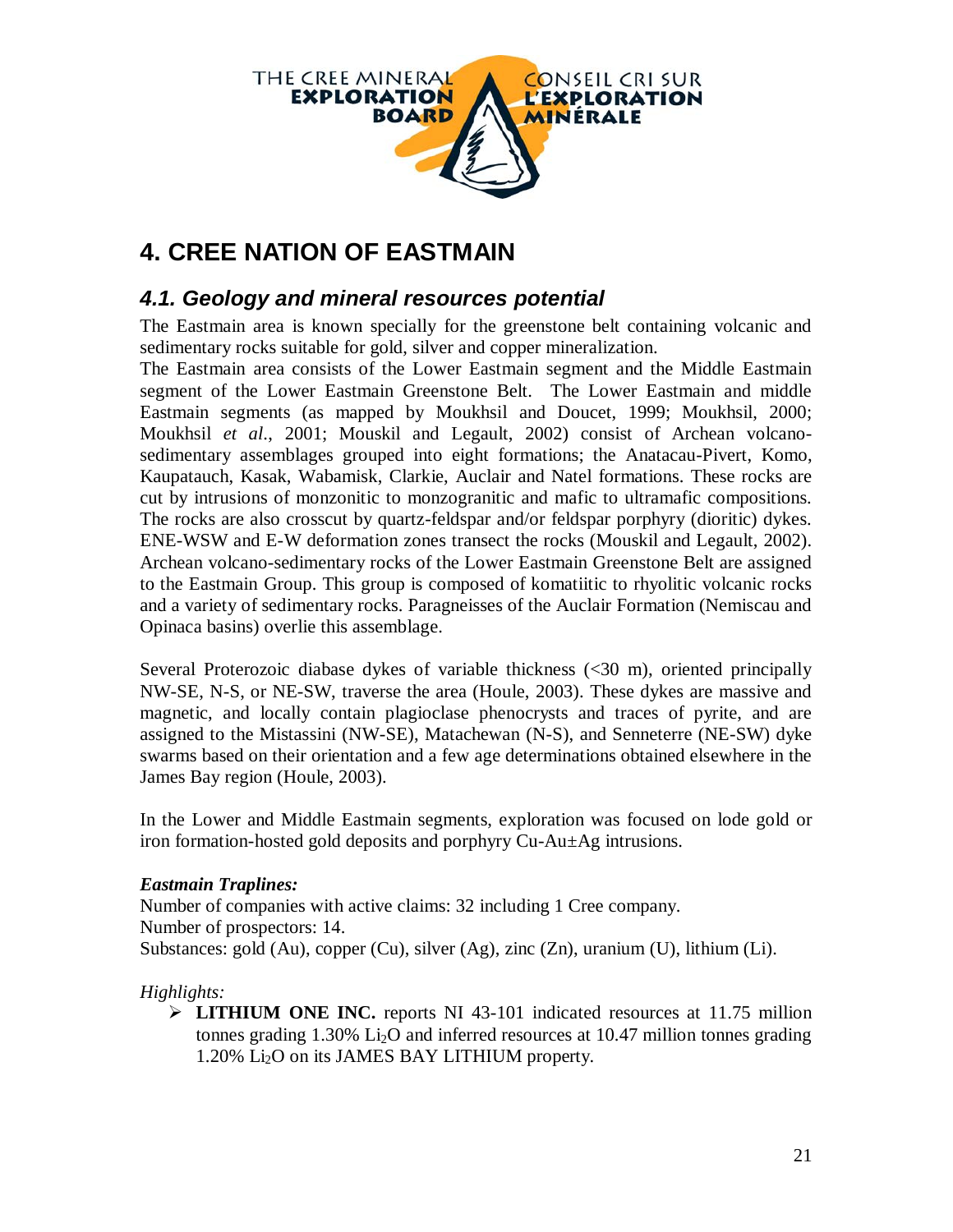# 4. CREE NATION OF EASTMAIN

## 4.1. Geology and mineral resources potential

The Eastmain area is known specially for the greenstone belt containing volcanic and sedimentary rocks suitable for gold, silver and copper mineralization.

The Eastmain area consists of the Lower Eastmain segment and the Middle Eastmain segment of the Lower Eastmain Greenstone Belt. The Lower Eastmain and middle Eastmain segments (as mapped by Moukhsil and Doucet, 1999; Moukhsil, 2000; Moukhsil *et al.*, 2001; Mouskil and Legault, 2002) consist of Archean volcano-sedimentary assemblages grouped into eight formations; the Anatacau-Pivert, Komo, Kaupatauch, Kasak, Wabamisk, Clarkie, Auclair and Natel formations. These rocks are cut by intrusions of monzonitic to monzogranitic and mafic to ultramafic compositions. The rocks are also crosscut by quartz-feldspar and/or feldspar porphyry (dioritic) dykes. ENE-WSW and E-W deformation zones transect the rocks (Mouskil and Legault, 2002). Archean volcano-sedimentary rocks of the Lower Eastmain Greenstone Belt are assigned to the Eastmain Group. This group is composed of komatiitic to rhyolitic volcanic rocks and a variety of sedimentary rocks. Paragneisses of the Auclair Formation (Nemiscau and Opinaca basins) overlie this assemblage.

Several Proterozoic diabase dykes of variable thickness (<30 m), oriented principally NW-SE, N-S, or NE-SW, traverse the area (Houle, 2003). These dykes are massive and magnetic, and locally contain plagioclase phenocrysts and traces of pyrite, and are assigned to the Mistassini (NW-SE), Matachewan (N-S), and Senneterre (NE-SW) dyke swarms based on their orientation and a few age determinations obtained elsewhere in the James Bay region (Houle, 2003).

In the Lower and Middle Eastmain segments, exploration was focused on lode gold or iron formation-hosted gold deposits and porphyry Cu-Au±Ag intrusions.

***Eastmain Traplines:***

Number of companies with active claims: 32 including 1 Cree company.
Number of prospectors: 14.
Substances: gold (Au), copper (Cu), silver (Ag), zinc (Zn), uranium (U), lithium (Li).

*Highlights:*

- **LITHIUM ONE INC.** reports NI 43-101 indicated resources at 11.75 million tonnes grading 1.30% $Li_2O$ and inferred resources at 10.47 million tonnes grading 1.20% $Li_2O$ on its JAMES BAY LITHIUM property.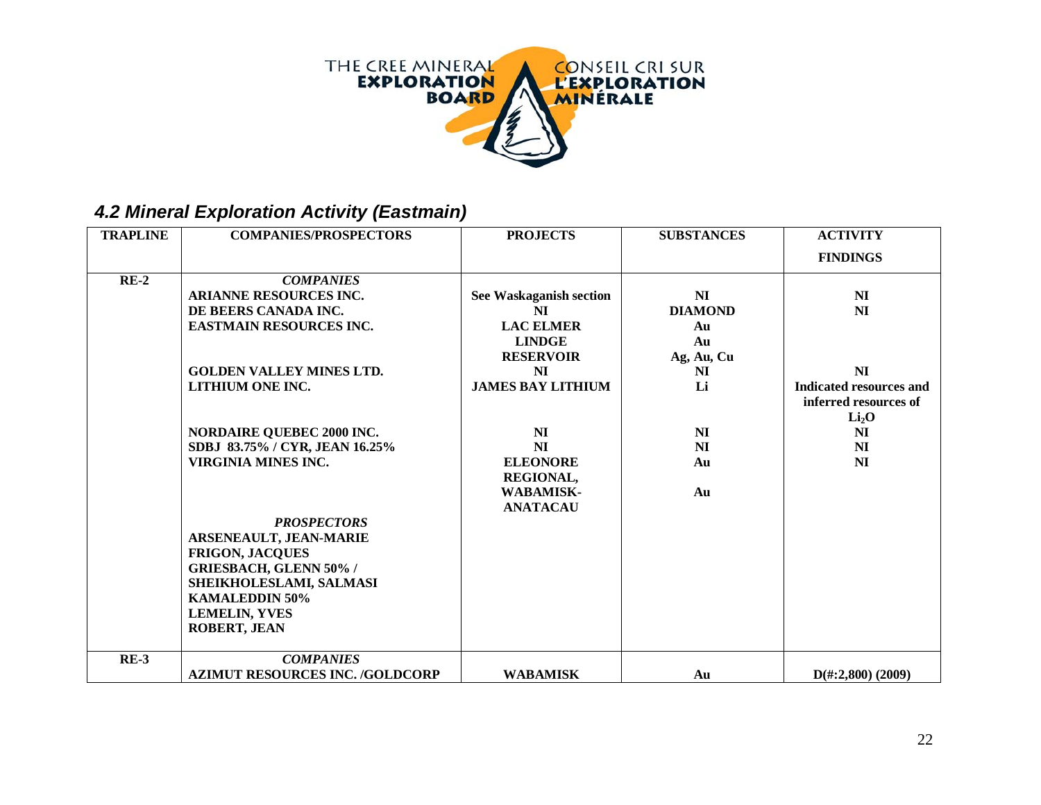### 4.2 Mineral Exploration Activity (Eastmain)

| TRAPLINE | COMPANIES/PROSPECTORS | PROJECTS | SUBSTANCES | ACTIVITY FINDINGS |
|---|---|---|---|---|
| **RE-2** | ***COMPANIES*** | | | |
| | **ARIANNE RESOURCES INC.** | **See Waskaganish section** | **NI** | **NI** |
| | **DE BEERS CANADA INC.** | **NI** | **DIAMOND** | **NI** |
| | **EASTMAIN RESOURCES INC.** | **LAC ELMER** | **Au** | |
| | | **LINDGE** | **Au** | |
| | | **RESERVOIR** | **Ag, Au, Cu** | |
| | **GOLDEN VALLEY MINES LTD.** | **NI** | **NI** | **NI** |
| | **LITHIUM ONE INC.** | **JAMES BAY LITHIUM** | **Li** | **Indicated resources and inferred resources of $Li_2O$** |
| | **NORDAIRE QUEBEC 2000 INC.** | **NI** | **NI** | **NI** |
| | **SDBJ 83.75% / CYR, JEAN 16.25%** | **NI** | **NI** | **NI** |
| | **VIRGINIA MINES INC.** | **ELEONORE** | **Au** | **NI** |
| | | **REGIONAL, WABAMISK-ANATACAU** | **Au** | |
| | ***PROSPECTORS*** | | | |
| | **ARSENEAULT, JEAN-MARIE** | | | |
| | **FRIGON, JACQUES** | | | |
| | **GRIESBACH, GLENN 50% / SHEIKHOLESLAMI, SALMASI KAMALEDDIN 50%** | | | |
| | **LEMELIN, YVES** | | | |
| | **ROBERT, JEAN** | | | |
| **RE-3** | ***COMPANIES*** | | | |
| | **AZIMUT RESOURCES INC. /GOLDCORP** | **WABAMISK** | **Au** | **D(#:2,800) (2009)** |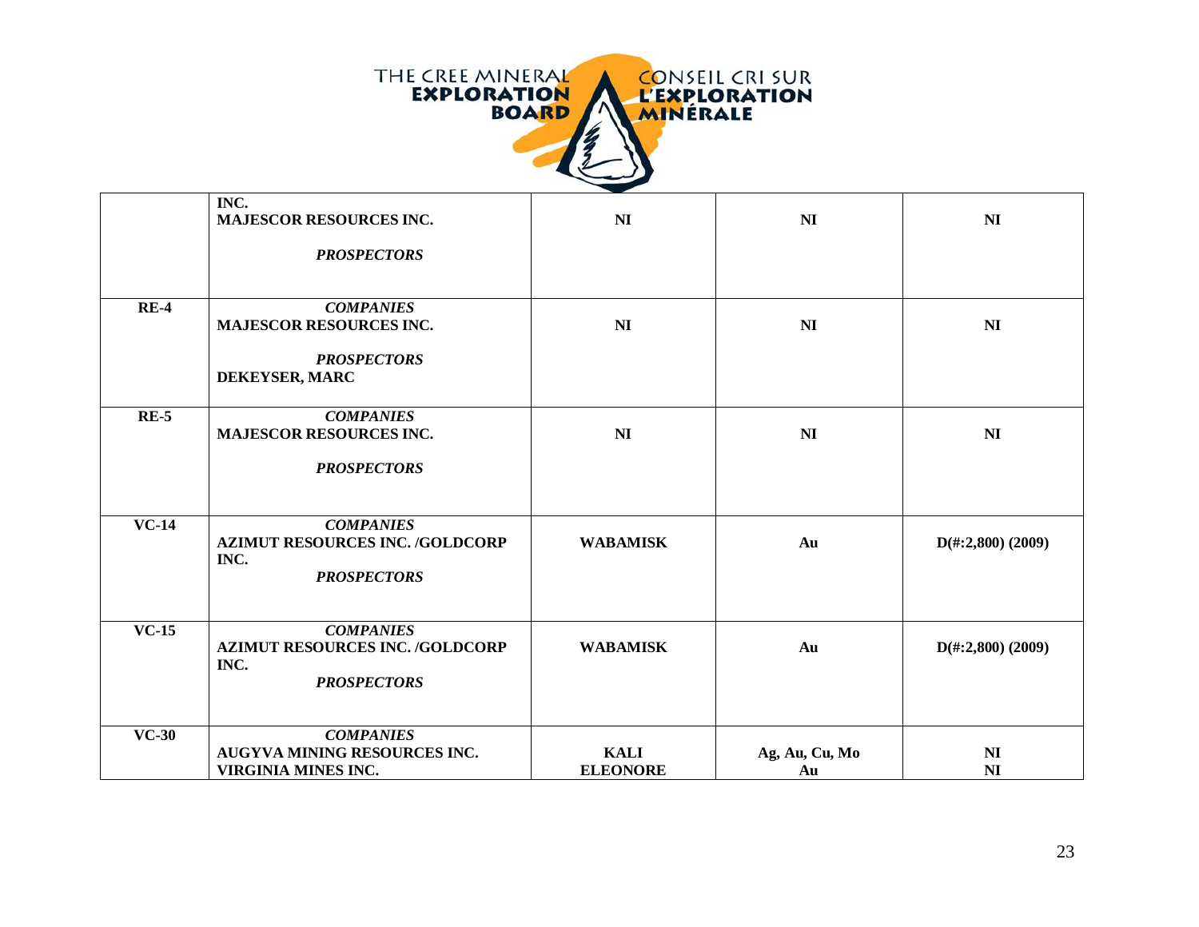| | | | | |
|---|---|---|---|---|
| | **INC.**<br>**MAJESCOR RESOURCES INC.**<br><br>***PROSPECTORS*** | **NI** | **NI** | **NI** |
| **RE-4** | ***COMPANIES***<br>**MAJESCOR RESOURCES INC.**<br><br>***PROSPECTORS***<br>**DEKEYSER, MARC** | **NI** | **NI** | **NI** |
| **RE-5** | ***COMPANIES***<br>**MAJESCOR RESOURCES INC.**<br><br>***PROSPECTORS*** | **NI** | **NI** | **NI** |
| **VC-14** | ***COMPANIES***<br>**AZIMUT RESOURCES INC. /GOLDCORP INC.**<br>***PROSPECTORS*** | **WABAMISK** | **Au** | **D(#:2,800) (2009)** |
| **VC-15** | ***COMPANIES***<br>**AZIMUT RESOURCES INC. /GOLDCORP INC.**<br>***PROSPECTORS*** | **WABAMISK** | **Au** | **D(#:2,800) (2009)** |
| **VC-30** | ***COMPANIES***<br>**AUGYVA MINING RESOURCES INC.**<br>**VIRGINIA MINES INC.** | **KALI**<br>**ELEONORE** | **Ag, Au, Cu, Mo**<br>**Au** | **NI**<br>**NI** |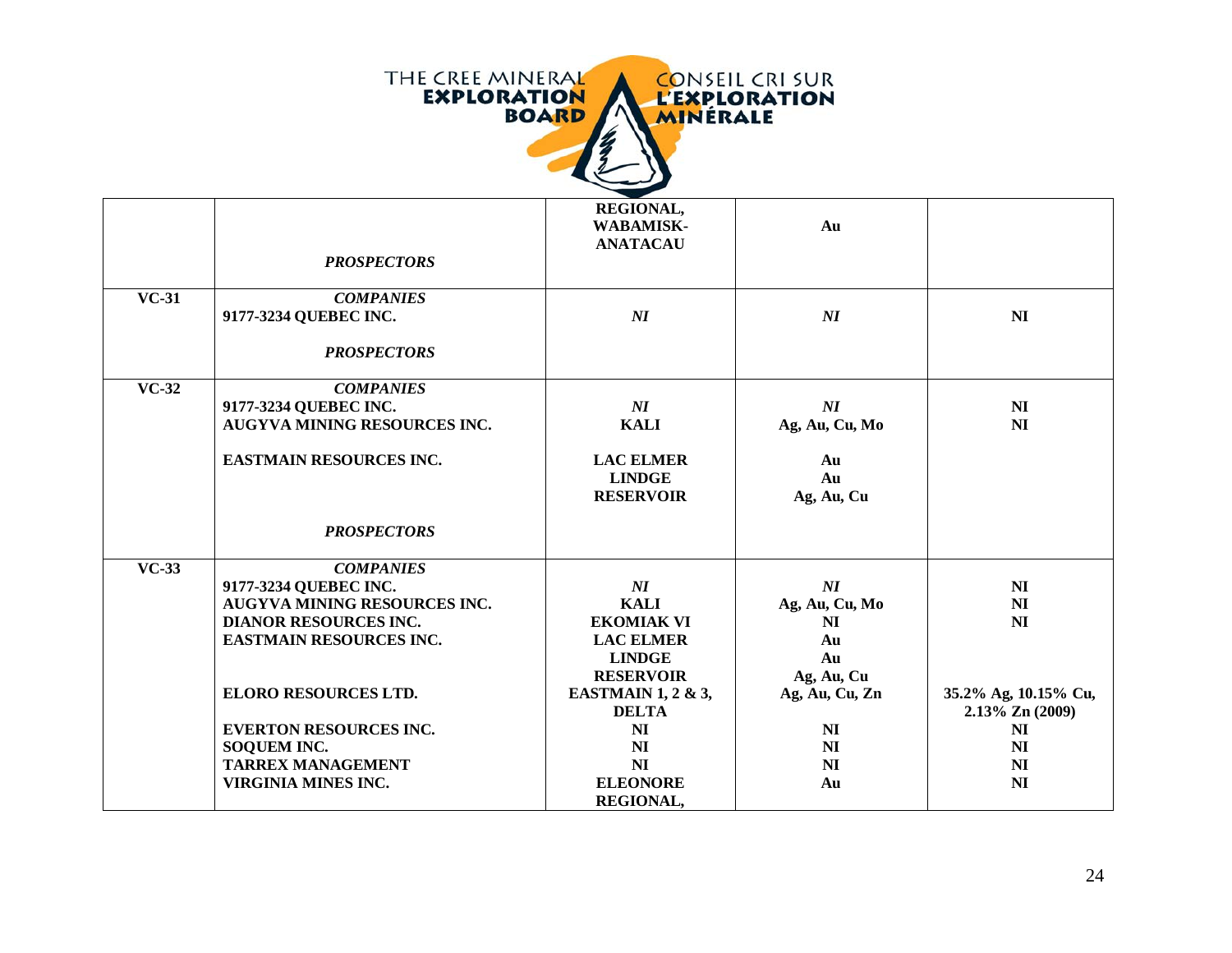| | | | | |
|---|---|---|---|---|
| | ***PROSPECTORS*** | **REGIONAL, WABAMISK-ANATACAU** | **Au** | |
| **VC-31** | ***COMPANIES*** | | | |
| | **9177-3234 QUEBEC INC.** | ***NI*** | ***NI*** | **NI** |
| | ***PROSPECTORS*** | | | |
| **VC-32** | ***COMPANIES*** | | | |
| | **9177-3234 QUEBEC INC.** | ***NI*** | ***NI*** | **NI** |
| | **AUGYVA MINING RESOURCES INC.** | **KALI** | **Ag, Au, Cu, Mo** | **NI** |
| | **EASTMAIN RESOURCES INC.** | **LAC ELMER** | **Au** | |
| | | **LINDGE** | **Au** | |
| | | **RESERVOIR** | **Ag, Au, Cu** | |
| | ***PROSPECTORS*** | | | |
| **VC-33** | ***COMPANIES*** | | | |
| | **9177-3234 QUEBEC INC.** | ***NI*** | ***NI*** | **NI** |
| | **AUGYVA MINING RESOURCES INC.** | **KALI** | **Ag, Au, Cu, Mo** | **NI** |
| | **DIANOR RESOURCES INC.** | **EKOMIAK VI** | **NI** | **NI** |
| | **EASTMAIN RESOURCES INC.** | **LAC ELMER** | **Au** | |
| | | **LINDGE** | **Au** | |
| | | **RESERVOIR** | **Ag, Au, Cu** | |
| | **ELORO RESOURCES LTD.** | **EASTMAIN 1, 2 & 3, DELTA** | **Ag, Au, Cu, Zn** | **35.2% Ag, 10.15% Cu, 2.13% Zn (2009)** |
| | **EVERTON RESOURCES INC.** | **NI** | **NI** | **NI** |
| | **SOQUEM INC.** | **NI** | **NI** | **NI** |
| | **TARREX MANAGEMENT** | **NI** | **NI** | **NI** |
| | **VIRGINIA MINES INC.** | **ELEONORE REGIONAL,** | **Au** | **NI** |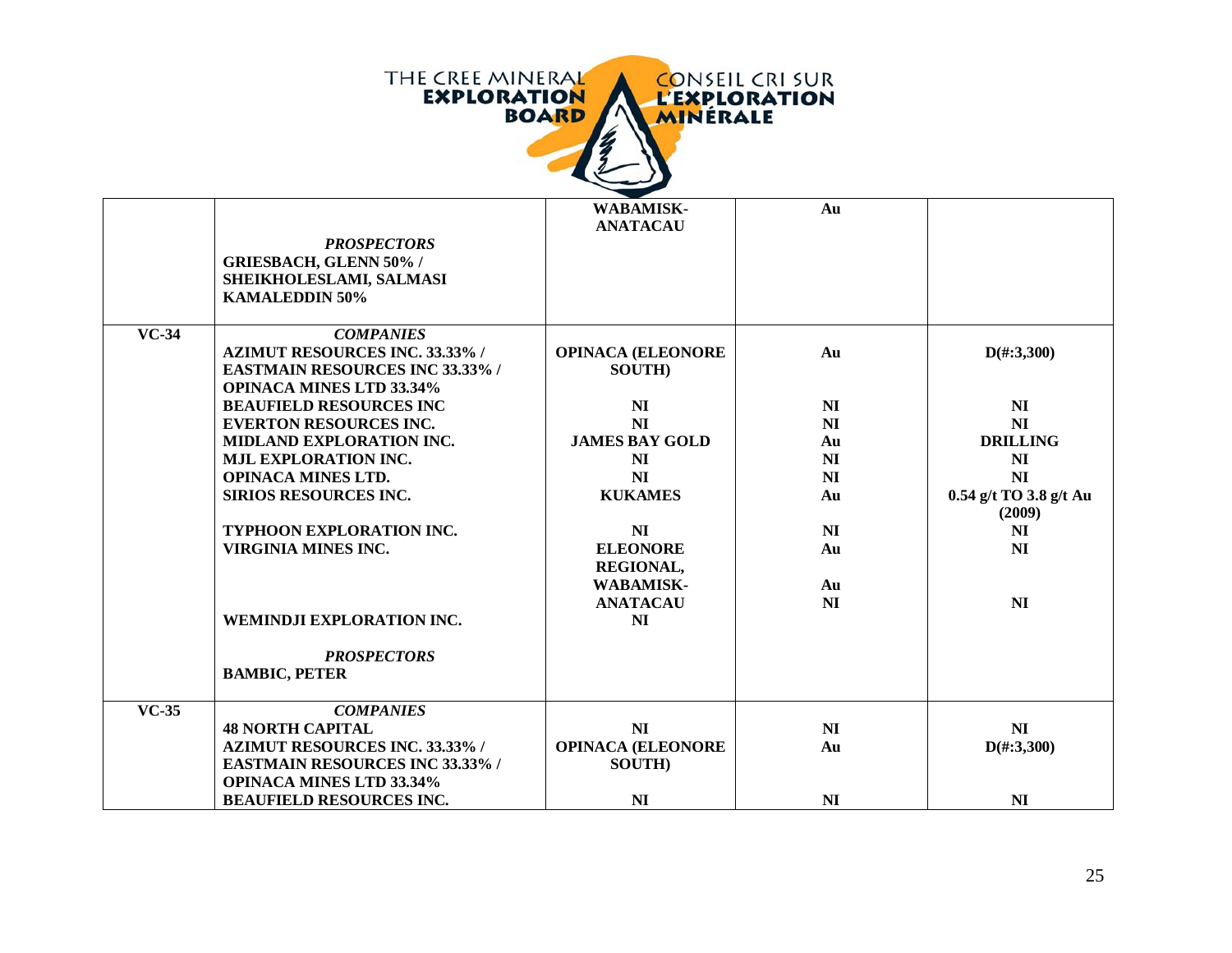| | | | | |
|---|---|---|---|---|
| | | **WABAMISK-ANATACAU** | **Au** | |
| | ***PROSPECTORS*** | | | |
| | **GRIESBACH, GLENN 50% / SHEIKHOLESLAMI, SALMASI KAMALEDDIN 50%** | | | |
| **VC-34** | ***COMPANIES*** | | | |
| | **AZIMUT RESOURCES INC. 33.33% / EASTMAIN RESOURCES INC 33.33% / OPINACA MINES LTD 33.34%** | **OPINACA (ELEONORE SOUTH)** | **Au** | **D(#:3,300)** |
| | **BEAUFIELD RESOURCES INC** | **NI** | **NI** | **NI** |
| | **EVERTON RESOURCES INC.** | **NI** | **NI** | **NI** |
| | **MIDLAND EXPLORATION INC.** | **JAMES BAY GOLD** | **Au** | **DRILLING** |
| | **MJL EXPLORATION INC.** | **NI** | **NI** | **NI** |
| | **OPINACA MINES LTD.** | **NI** | **NI** | **NI** |
| | **SIRIOS RESOURCES INC.** | **KUKAMES** | **Au** | **0.54 g/t TO 3.8 g/t Au (2009)** |
| | **TYPHOON EXPLORATION INC.** | **NI** | **NI** | **NI** |
| | **VIRGINIA MINES INC.** | **ELEONORE REGIONAL,** | **Au** | **NI** |
| | | **WABAMISK-ANATACAU** | **Au** | |
| | **WEMINDJI EXPLORATION INC.** | **NI** | **NI** | **NI** |
| | ***PROSPECTORS*** | | | |
| | **BAMBIC, PETER** | | | |
| **VC-35** | ***COMPANIES*** | | | |
| | **48 NORTH CAPITAL** | **NI** | **NI** | **NI** |
| | **AZIMUT RESOURCES INC. 33.33% / EASTMAIN RESOURCES INC 33.33% / OPINACA MINES LTD 33.34%** | **OPINACA (ELEONORE SOUTH)** | **Au** | **D(#:3,300)** |
| | **BEAUFIELD RESOURCES INC.** | **NI** | **NI** | **NI** |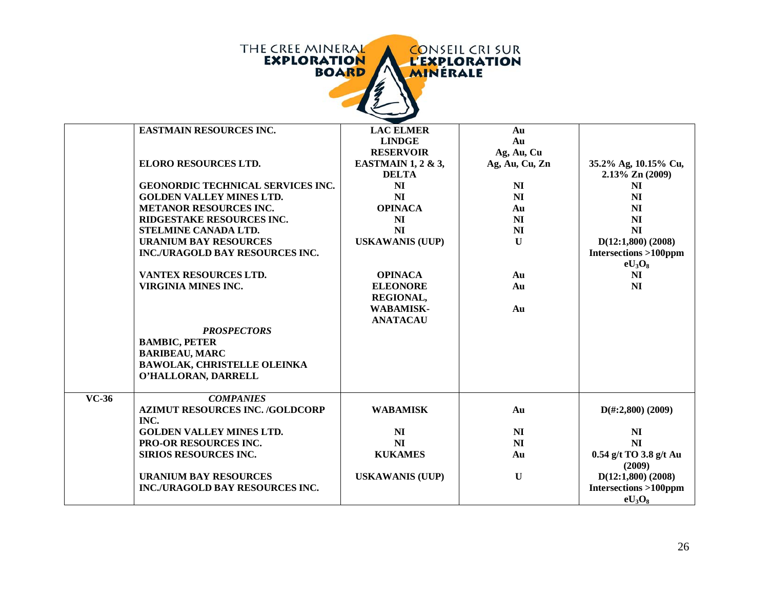| | | | | |
|---|---|---|---|---|
| | **EASTMAIN RESOURCES INC.** | **LAC ELMER** | **Au** | |
| | | **LINDGE** | **Au** | |
| | | **RESERVOIR** | **Ag, Au, Cu** | |
| | **ELORO RESOURCES LTD.** | **EASTMAIN 1, 2 & 3, DELTA** | **Ag, Au, Cu, Zn** | **35.2% Ag, 10.15% Cu, 2.13% Zn (2009)** |
| | **GEONORDIC TECHNICAL SERVICES INC.** | **NI** | **NI** | **NI** |
| | **GOLDEN VALLEY MINES LTD.** | **NI** | **NI** | **NI** |
| | **METANOR RESOURCES INC.** | **OPINACA** | **Au** | **NI** |
| | **RIDGESTAKE RESOURCES INC.** | **NI** | **NI** | **NI** |
| | **STELMINE CANADA LTD.** | **NI** | **NI** | **NI** |
| | **URANIUM BAY RESOURCES INC./URAGOLD BAY RESOURCES INC.** | **USKAWANIS (UUP)** | **U** | **D(12:1,800) (2008) Intersections >100ppm $eU_3O_8$** |
| | **VANTEX RESOURCES LTD.** | **OPINACA** | **Au** | **NI** |
| | **VIRGINIA MINES INC.** | **ELEONORE** | **Au** | **NI** |
| | | **REGIONAL, WABAMISK-ANATACAU** | **Au** | |
| | ***PROSPECTORS*** | | | |
| | **BAMBIC, PETER** | | | |
| | **BARIBEAU, MARC** | | | |
| | **BAWOLAK, CHRISTELLE OLEINKA** | | | |
| | **O'HALLORAN, DARRELL** | | | |
| **VC-36** | ***COMPANIES*** | | | |
| | **AZIMUT RESOURCES INC. /GOLDCORP INC.** | **WABAMISK** | **Au** | **D(#:2,800) (2009)** |
| | **GOLDEN VALLEY MINES LTD.** | **NI** | **NI** | **NI** |
| | **PRO-OR RESOURCES INC.** | **NI** | **NI** | **NI** |
| | **SIRIOS RESOURCES INC.** | **KUKAMES** | **Au** | **0.54 g/t TO 3.8 g/t Au (2009)** |
| | **URANIUM BAY RESOURCES INC./URAGOLD BAY RESOURCES INC.** | **USKAWANIS (UUP)** | **U** | **D(12:1,800) (2008) Intersections >100ppm $eU_3O_8$** |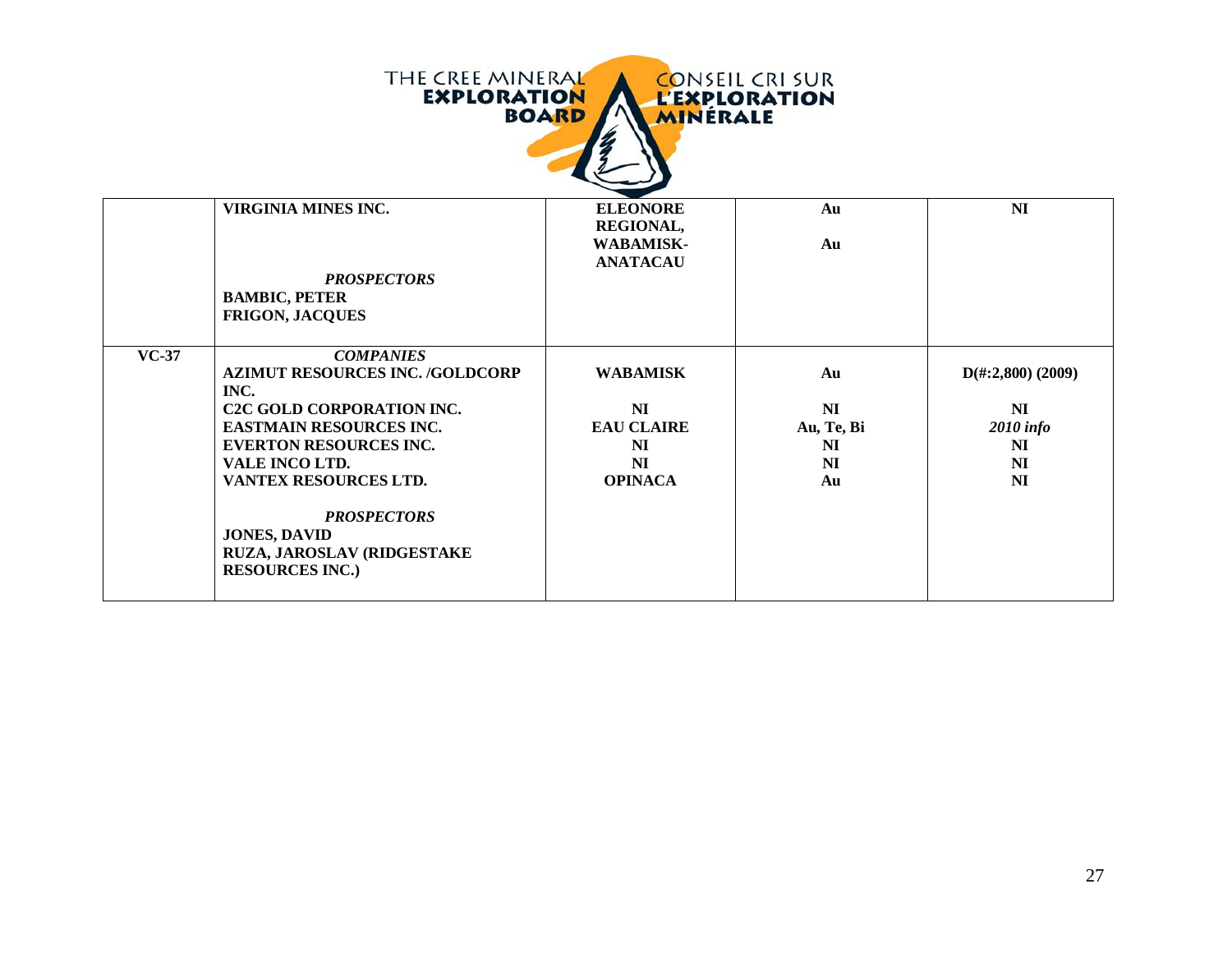| | | | | |
|---|---|---|---|---|
| | **VIRGINIA MINES INC.**<br><br><br>***PROSPECTORS***<br>**BAMBIC, PETER**<br>**FRIGON, JACQUES** | **ELEONORE REGIONAL,**<br>**WABAMISK-ANATACAU** | **Au**<br><br>**Au** | **NI** |
| **VC-37** | ***COMPANIES***<br>**AZIMUT RESOURCES INC. /GOLDCORP INC.**<br>**C2C GOLD CORPORATION INC.**<br>**EASTMAIN RESOURCES INC.**<br>**EVERTON RESOURCES INC.**<br>**VALE INCO LTD.**<br>**VANTEX RESOURCES LTD.**<br><br>***PROSPECTORS***<br>**JONES, DAVID**<br>**RUZA, JAROSLAV (RIDGESTAKE RESOURCES INC.)** | <br>**WABAMISK**<br><br>**NI**<br>**EAU CLAIRE**<br>**NI**<br>**NI**<br>**OPINACA** | <br>**Au**<br><br>**NI**<br>**Au, Te, Bi**<br>**NI**<br>**NI**<br>**Au** | <br>**D(#:2,800) (2009)**<br><br>**NI**<br>***2010 info***<br>**NI**<br>**NI**<br>**NI** |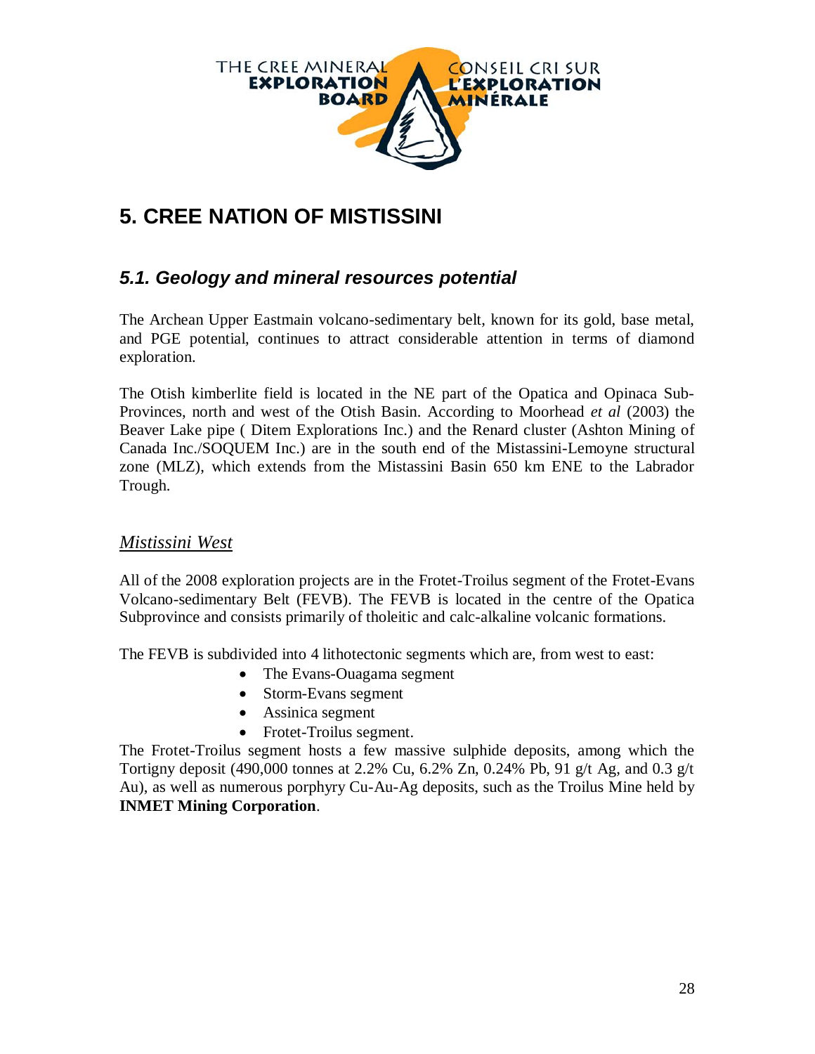# 5. CREE NATION OF MISTISSINI

## *5.1. Geology and mineral resources potential*

The Archean Upper Eastmain volcano-sedimentary belt, known for its gold, base metal, and PGE potential, continues to attract considerable attention in terms of diamond exploration.

The Otish kimberlite field is located in the NE part of the Opatica and Opinaca Sub-Provinces, north and west of the Otish Basin. According to Moorhead *et al* (2003) the Beaver Lake pipe ( Ditem Explorations Inc.) and the Renard cluster (Ashton Mining of Canada Inc./SOQUEM Inc.) are in the south end of the Mistassini-Lemoyne structural zone (MLZ), which extends from the Mistassini Basin 650 km ENE to the Labrador Trough.

### Mistissini West

All of the 2008 exploration projects are in the Frotet-Troilus segment of the Frotet-Evans Volcano-sedimentary Belt (FEVB). The FEVB is located in the centre of the Opatica Subprovince and consists primarily of tholeitic and calc-alkaline volcanic formations.

The FEVB is subdivided into 4 lithotectonic segments which are, from west to east:

- The Evans-Ouagama segment
- Storm-Evans segment
- Assinica segment
- Frotet-Troilus segment.

The Frotet-Troilus segment hosts a few massive sulphide deposits, among which the Tortigny deposit (490,000 tonnes at 2.2% Cu, 6.2% Zn, 0.24% Pb, 91 g/t Ag, and 0.3 g/t Au), as well as numerous porphyry Cu-Au-Ag deposits, such as the Troilus Mine held by **INMET Mining Corporation**.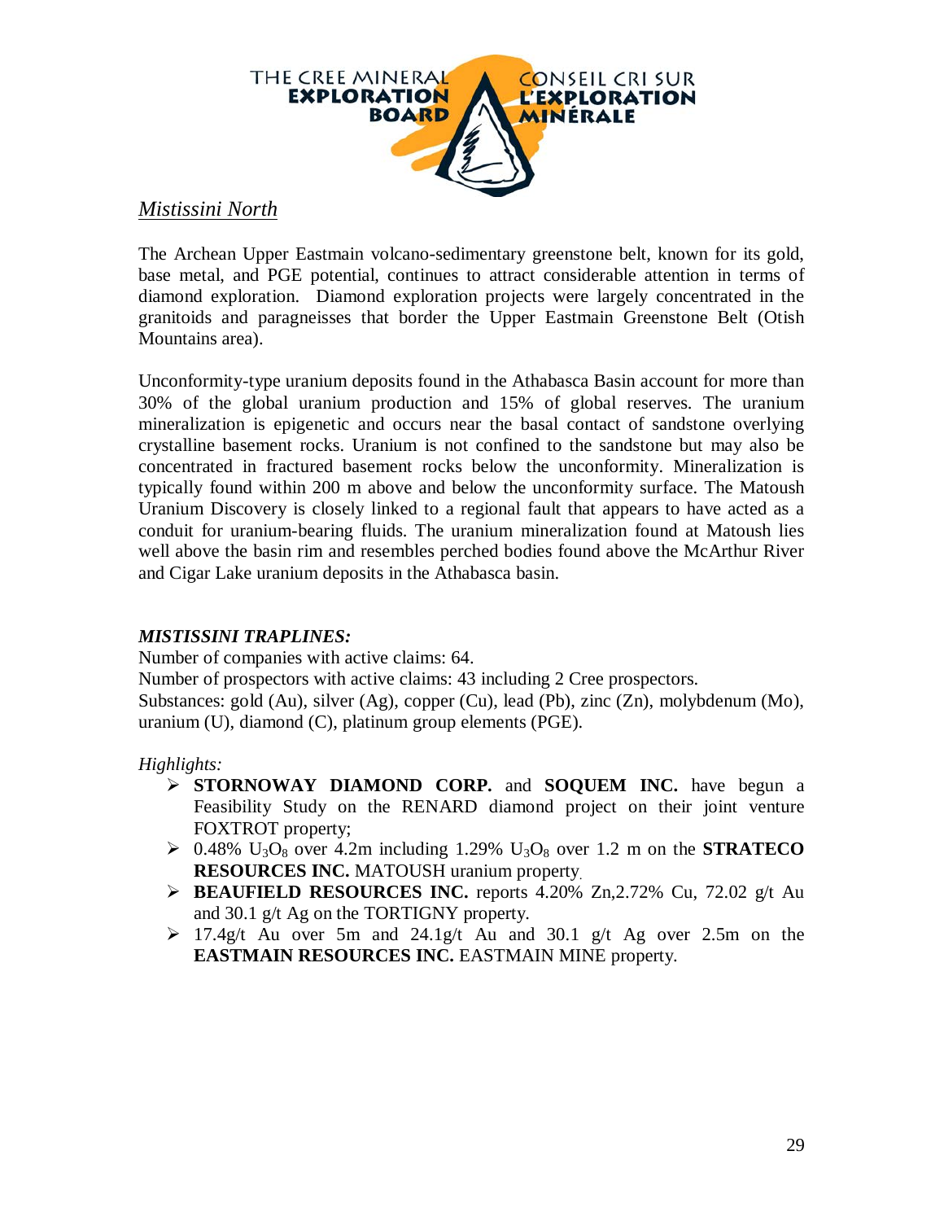*Mistissini North*

The Archean Upper Eastmain volcano-sedimentary greenstone belt, known for its gold, base metal, and PGE potential, continues to attract considerable attention in terms of diamond exploration. Diamond exploration projects were largely concentrated in the granitoids and paragneisses that border the Upper Eastmain Greenstone Belt (Otish Mountains area).

Unconformity-type uranium deposits found in the Athabasca Basin account for more than 30% of the global uranium production and 15% of global reserves. The uranium mineralization is epigenetic and occurs near the basal contact of sandstone overlying crystalline basement rocks. Uranium is not confined to the sandstone but may also be concentrated in fractured basement rocks below the unconformity. Mineralization is typically found within 200 m above and below the unconformity surface. The Matoush Uranium Discovery is closely linked to a regional fault that appears to have acted as a conduit for uranium-bearing fluids. The uranium mineralization found at Matoush lies well above the basin rim and resembles perched bodies found above the McArthur River and Cigar Lake uranium deposits in the Athabasca basin.

***MISTISSINI TRAPLINES:***

Number of companies with active claims: 64.
Number of prospectors with active claims: 43 including 2 Cree prospectors.
Substances: gold (Au), silver (Ag), copper (Cu), lead (Pb), zinc (Zn), molybdenum (Mo), uranium (U), diamond (C), platinum group elements (PGE).

*Highlights:*

- **STORNOWAY DIAMOND CORP.** and **SOQUEM INC.** have begun a Feasibility Study on the RENARD diamond project on their joint venture FOXTROT property;
- 0.48% $U_3O_8$ over 4.2m including 1.29% $U_3O_8$ over 1.2 m on the **STRATECO RESOURCES INC.** MATOUSH uranium property.
- **BEAUFIELD RESOURCES INC.** reports 4.20% Zn,2.72% Cu, 72.02 g/t Au and 30.1 g/t Ag on the TORTIGNY property.
- 17.4g/t Au over 5m and 24.1g/t Au and 30.1 g/t Ag over 2.5m on the **EASTMAIN RESOURCES INC.** EASTMAIN MINE property.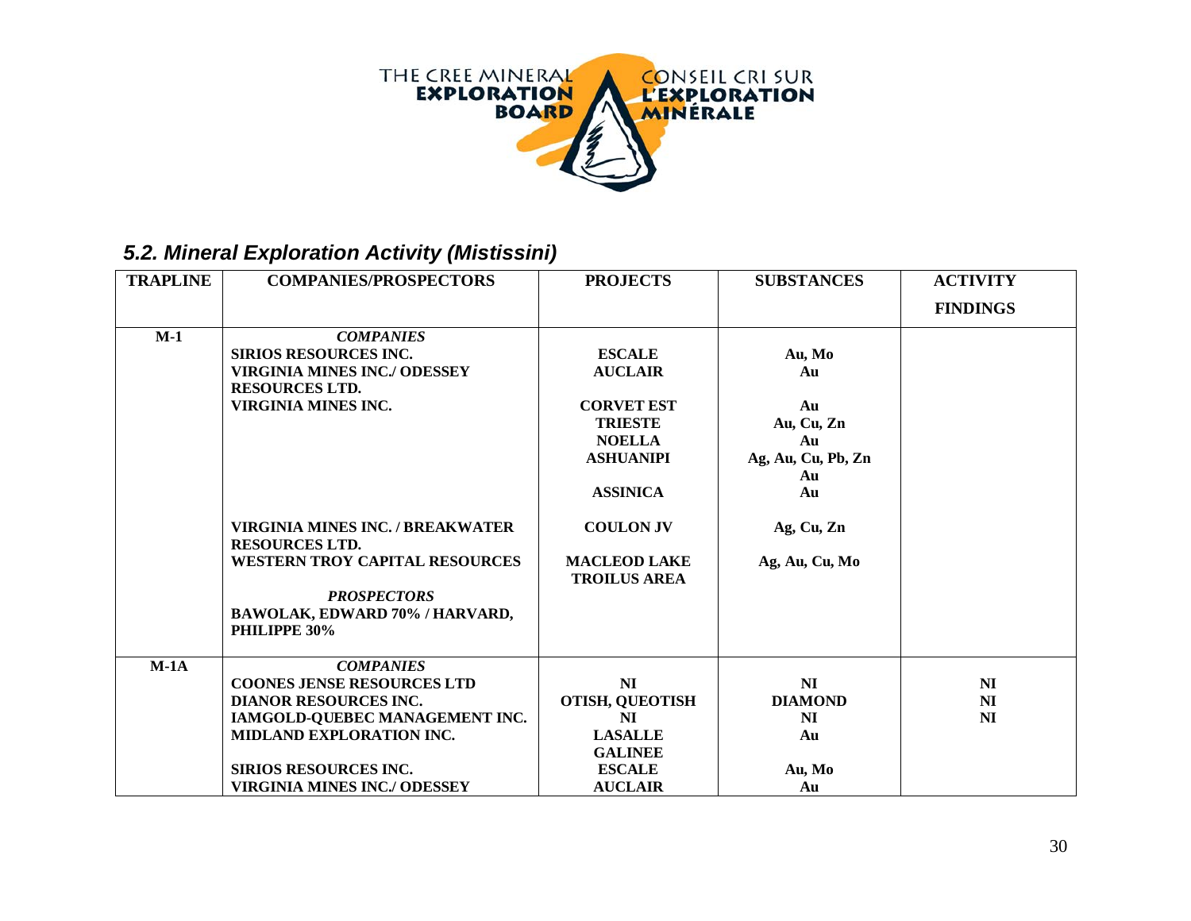THE CREE MINERAL **EXPLORATION BOARD** / CONSEIL CRI SUR **L'EXPLORATION MINÉRALE**

## *5.2. Mineral Exploration Activity (Mistissini)*

| TRAPLINE | COMPANIES/PROSPECTORS | PROJECTS | SUBSTANCES | ACTIVITY FINDINGS |
|---|---|---|---|---|
| **M-1** | ***COMPANIES*** | | | |
| | **SIRIOS RESOURCES INC.** | **ESCALE** | **Au, Mo** | |
| | **VIRGINIA MINES INC./ ODESSEY RESOURCES LTD.** | **AUCLAIR** | **Au** | |
| | **VIRGINIA MINES INC.** | **CORVET EST** | **Au** | |
| | | **TRIESTE** | **Au, Cu, Zn** | |
| | | **NOELLA** | **Au** | |
| | | **ASHUANIPI** | **Ag, Au, Cu, Pb, Zn** | |
| | | | **Au** | |
| | | **ASSINICA** | **Au** | |
| | **VIRGINIA MINES INC. / BREAKWATER RESOURCES LTD.** | **COULON JV** | **Ag, Cu, Zn** | |
| | **WESTERN TROY CAPITAL RESOURCES** | **MACLEOD LAKE TROILUS AREA** | **Ag, Au, Cu, Mo** | |
| | ***PROSPECTORS*** | | | |
| | **BAWOLAK, EDWARD 70% / HARVARD, PHILIPPE 30%** | | | |
| **M-1A** | ***COMPANIES*** | | | |
| | **COONES JENSE RESOURCES LTD** | **NI** | **NI** | **NI** |
| | **DIANOR RESOURCES INC.** | **OTISH, QUEOTISH** | **DIAMOND** | **NI** |
| | **IAMGOLD-QUEBEC MANAGEMENT INC.** | **NI** | **NI** | **NI** |
| | **MIDLAND EXPLORATION INC.** | **LASALLE** | **Au** | |
| | | **GALINEE** | | |
| | **SIRIOS RESOURCES INC.** | **ESCALE** | **Au, Mo** | |
| | **VIRGINIA MINES INC./ ODESSEY** | **AUCLAIR** | **Au** | |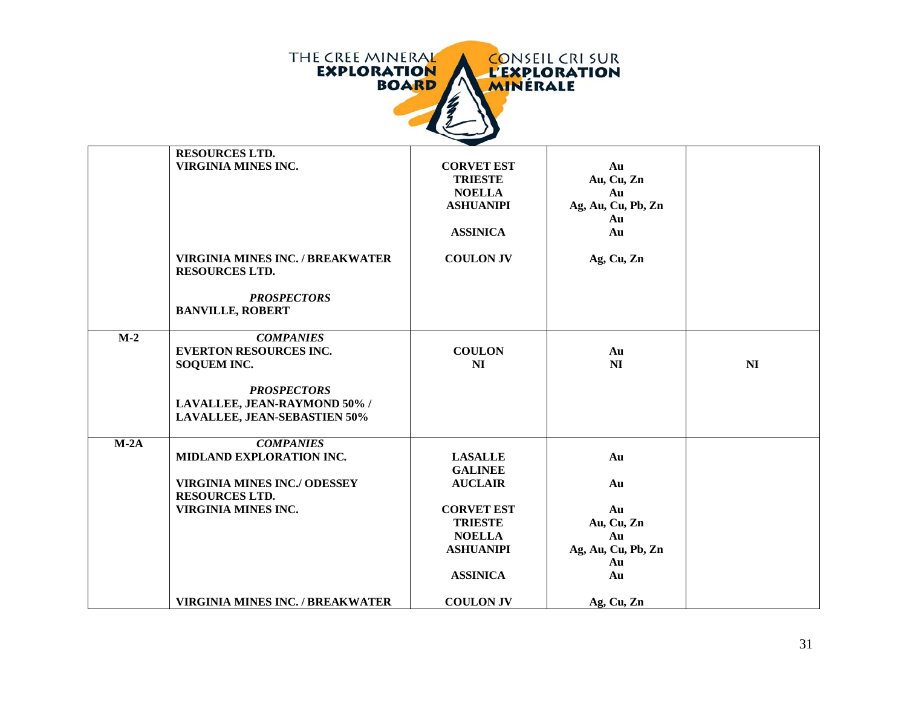| | | | | |
|---|---|---|---|---|
| | **RESOURCES LTD.**<br>**VIRGINIA MINES INC.**<br><br><br><br><br><br><br>**VIRGINIA MINES INC. / BREAKWATER RESOURCES LTD.**<br><br>***PROSPECTORS***<br>**BANVILLE, ROBERT** | <br>**CORVET EST**<br>**TRIESTE**<br>**NOELLA**<br>**ASHUANIPI**<br><br>**ASSINICA**<br><br>**COULON JV** | <br>**Au**<br>**Au, Cu, Zn**<br>**Au**<br>**Ag, Au, Cu, Pb, Zn**<br>**Au**<br>**Au**<br><br>**Ag, Cu, Zn** | |
| **M-2** | ***COMPANIES***<br>**EVERTON RESOURCES INC.**<br>**SOQUEM INC.**<br><br>***PROSPECTORS***<br>**LAVALLEE, JEAN-RAYMOND 50% /**<br>**LAVALLEE, JEAN-SEBASTIEN 50%** | <br>**COULON**<br>**NI** | <br>**Au**<br>**NI** | <br><br>**NI** |
| **M-2A** | ***COMPANIES***<br>**MIDLAND EXPLORATION INC.**<br><br>**VIRGINIA MINES INC./ ODESSEY RESOURCES LTD.**<br>**VIRGINIA MINES INC.**<br><br><br><br><br><br>**VIRGINIA MINES INC. / BREAKWATER** | <br>**LASALLE**<br>**GALINEE**<br>**AUCLAIR**<br><br>**CORVET EST**<br>**TRIESTE**<br>**NOELLA**<br>**ASHUANIPI**<br><br>**ASSINICA**<br><br>**COULON JV** | <br>**Au**<br><br>**Au**<br><br>**Au**<br>**Au, Cu, Zn**<br>**Au**<br>**Ag, Au, Cu, Pb, Zn**<br>**Au**<br>**Au**<br><br>**Ag, Cu, Zn** | |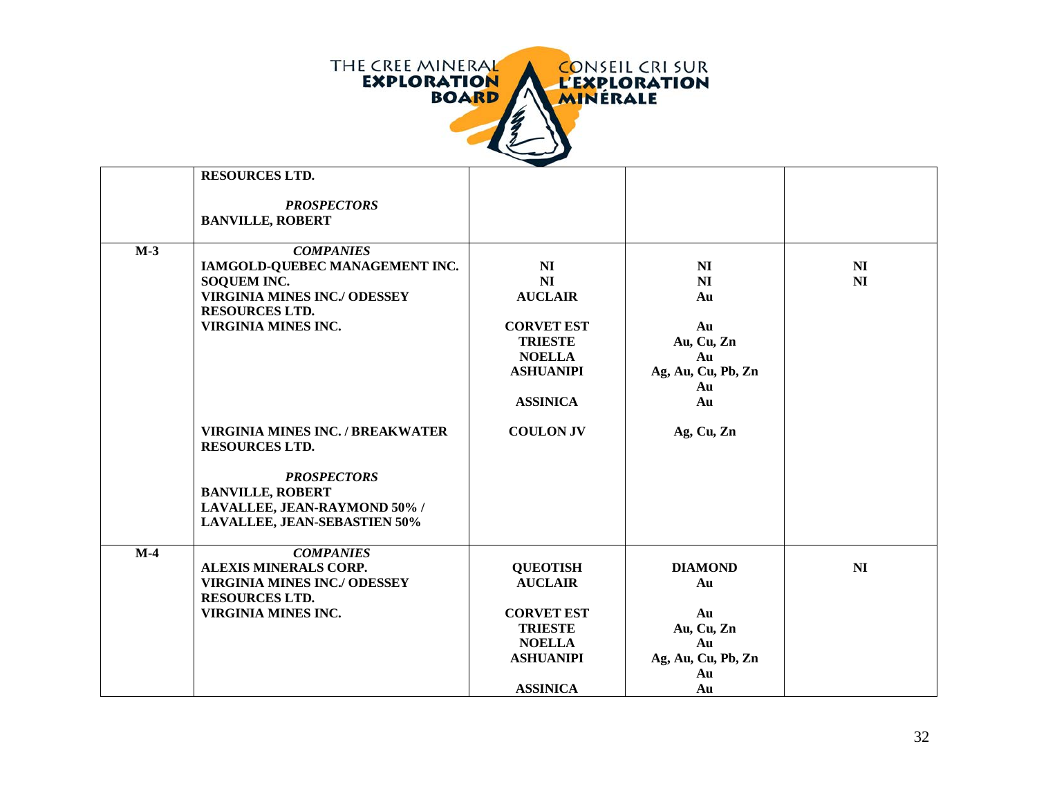| | | | | |
|---|---|---|---|---|
| | **RESOURCES LTD.**<br><br>***PROSPECTORS***<br>**BANVILLE, ROBERT** | | | |
| **M-3** | ***COMPANIES***<br>**IAMGOLD-QUEBEC MANAGEMENT INC.**<br>**SOQUEM INC.**<br>**VIRGINIA MINES INC./ ODESSEY RESOURCES LTD.**<br>**VIRGINIA MINES INC.**<br><br><br><br><br><br>**VIRGINIA MINES INC. / BREAKWATER RESOURCES LTD.**<br><br>***PROSPECTORS***<br>**BANVILLE, ROBERT**<br>**LAVALLEE, JEAN-RAYMOND 50% / LAVALLEE, JEAN-SEBASTIEN 50%** | **NI**<br>**NI**<br>**AUCLAIR**<br><br>**CORVET EST**<br>**TRIESTE**<br>**NOELLA**<br>**ASHUANIPI**<br><br>**ASSINICA**<br><br>**COULON JV** | **NI**<br>**NI**<br>**Au**<br><br>**Au**<br>**Au, Cu, Zn**<br>**Au**<br>**Ag, Au, Cu, Pb, Zn**<br>**Au**<br>**Au**<br><br>**Ag, Cu, Zn** | **NI**<br>**NI** |
| **M-4** | ***COMPANIES***<br>**ALEXIS MINERALS CORP.**<br>**VIRGINIA MINES INC./ ODESSEY RESOURCES LTD.**<br>**VIRGINIA MINES INC.** | **QUEOTISH**<br>**AUCLAIR**<br><br>**CORVET EST**<br>**TRIESTE**<br>**NOELLA**<br>**ASHUANIPI**<br><br>**ASSINICA** | **DIAMOND**<br>**Au**<br><br>**Au**<br>**Au, Cu, Zn**<br>**Au**<br>**Ag, Au, Cu, Pb, Zn**<br>**Au**<br>**Au** | **NI** |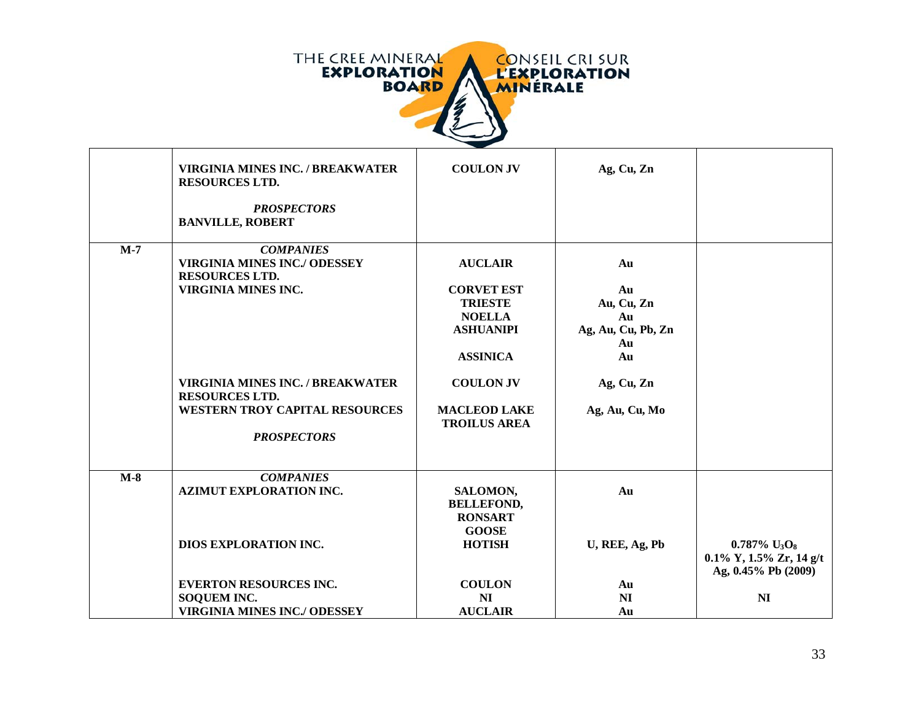| | | | | |
|---|---|---|---|---|
| | **VIRGINIA MINES INC. / BREAKWATER RESOURCES LTD.**<br><br>***PROSPECTORS***<br>**BANVILLE, ROBERT** | **COULON JV** | **Ag, Cu, Zn** | |
| **M-7** | ***COMPANIES***<br>**VIRGINIA MINES INC./ ODESSEY RESOURCES LTD.**<br>**VIRGINIA MINES INC.**<br><br><br><br><br><br>**VIRGINIA MINES INC. / BREAKWATER RESOURCES LTD.**<br>**WESTERN TROY CAPITAL RESOURCES**<br><br>***PROSPECTORS*** | **AUCLAIR**<br><br>**CORVET EST**<br>**TRIESTE**<br>**NOELLA**<br>**ASHUANIPI**<br><br>**ASSINICA**<br><br>**COULON JV**<br><br>**MACLEOD LAKE TROILUS AREA** | **Au**<br><br>**Au**<br>**Au, Cu, Zn**<br>**Au**<br>**Ag, Au, Cu, Pb, Zn**<br>**Au**<br>**Au**<br><br>**Ag, Cu, Zn**<br><br>**Ag, Au, Cu, Mo** | |
| **M-8** | ***COMPANIES***<br>**AZIMUT EXPLORATION INC.**<br><br><br><br>**DIOS EXPLORATION INC.**<br><br><br>**EVERTON RESOURCES INC.**<br>**SOQUEM INC.**<br>**VIRGINIA MINES INC./ ODESSEY** | **SALOMON, BELLEFOND, RONSART**<br>**GOOSE**<br>**HOTISH**<br><br><br>**COULON**<br>**NI**<br>**AUCLAIR** | **Au**<br><br><br><br>**U, REE, Ag, Pb**<br><br><br>**Au**<br>**NI**<br>**Au** | **0.787% $U_3O_8$ 0.1% Y, 1.5% Zr, 14 g/t Ag, 0.45% Pb (2009)**<br><br>**NI** |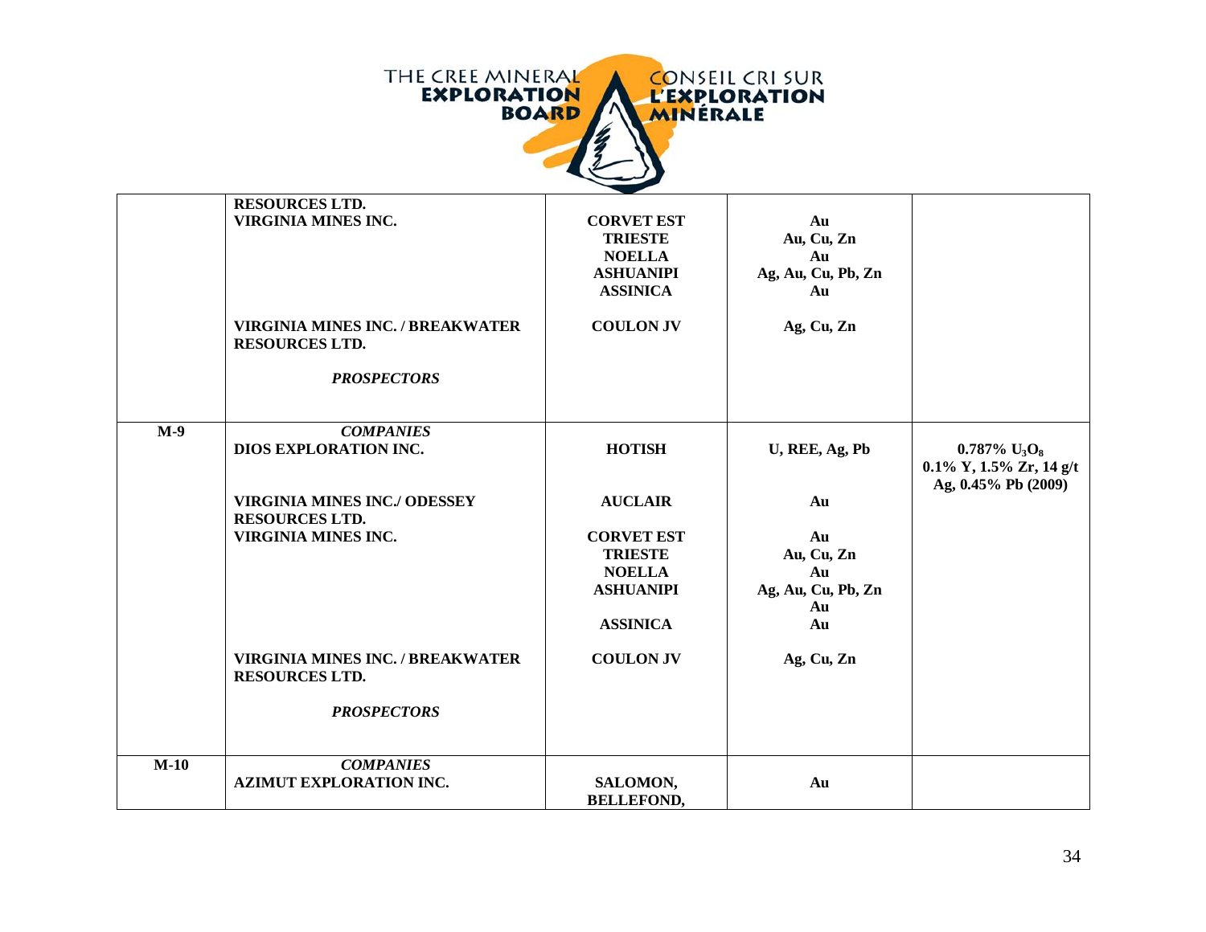| | | | | |
|---|---|---|---|---|
| | **RESOURCES LTD.** | | | |
| | **VIRGINIA MINES INC.** | **CORVET EST** | **Au** | |
| | | **TRIESTE** | **Au, Cu, Zn** | |
| | | **NOELLA** | **Au** | |
| | | **ASHUANIPI** | **Ag, Au, Cu, Pb, Zn** | |
| | | **ASSINICA** | **Au** | |
| | **VIRGINIA MINES INC. / BREAKWATER RESOURCES LTD.** | **COULON JV** | **Ag, Cu, Zn** | |
| | ***PROSPECTORS*** | | | |
| **M-9** | ***COMPANIES*** | | | |
| | **DIOS EXPLORATION INC.** | **HOTISH** | **U, REE, Ag, Pb** | **0.787% $U_3O_8$ 0.1% Y, 1.5% Zr, 14 g/t Ag, 0.45% Pb (2009)** |
| | **VIRGINIA MINES INC./ ODESSEY RESOURCES LTD.** | **AUCLAIR** | **Au** | |
| | **VIRGINIA MINES INC.** | **CORVET EST** | **Au** | |
| | | **TRIESTE** | **Au, Cu, Zn** | |
| | | **NOELLA** | **Au** | |
| | | **ASHUANIPI** | **Ag, Au, Cu, Pb, Zn** | |
| | | | **Au** | |
| | | **ASSINICA** | **Au** | |
| | **VIRGINIA MINES INC. / BREAKWATER RESOURCES LTD.** | **COULON JV** | **Ag, Cu, Zn** | |
| | ***PROSPECTORS*** | | | |
| **M-10** | ***COMPANIES*** | | | |
| | **AZIMUT EXPLORATION INC.** | **SALOMON, BELLEFOND,** | **Au** | |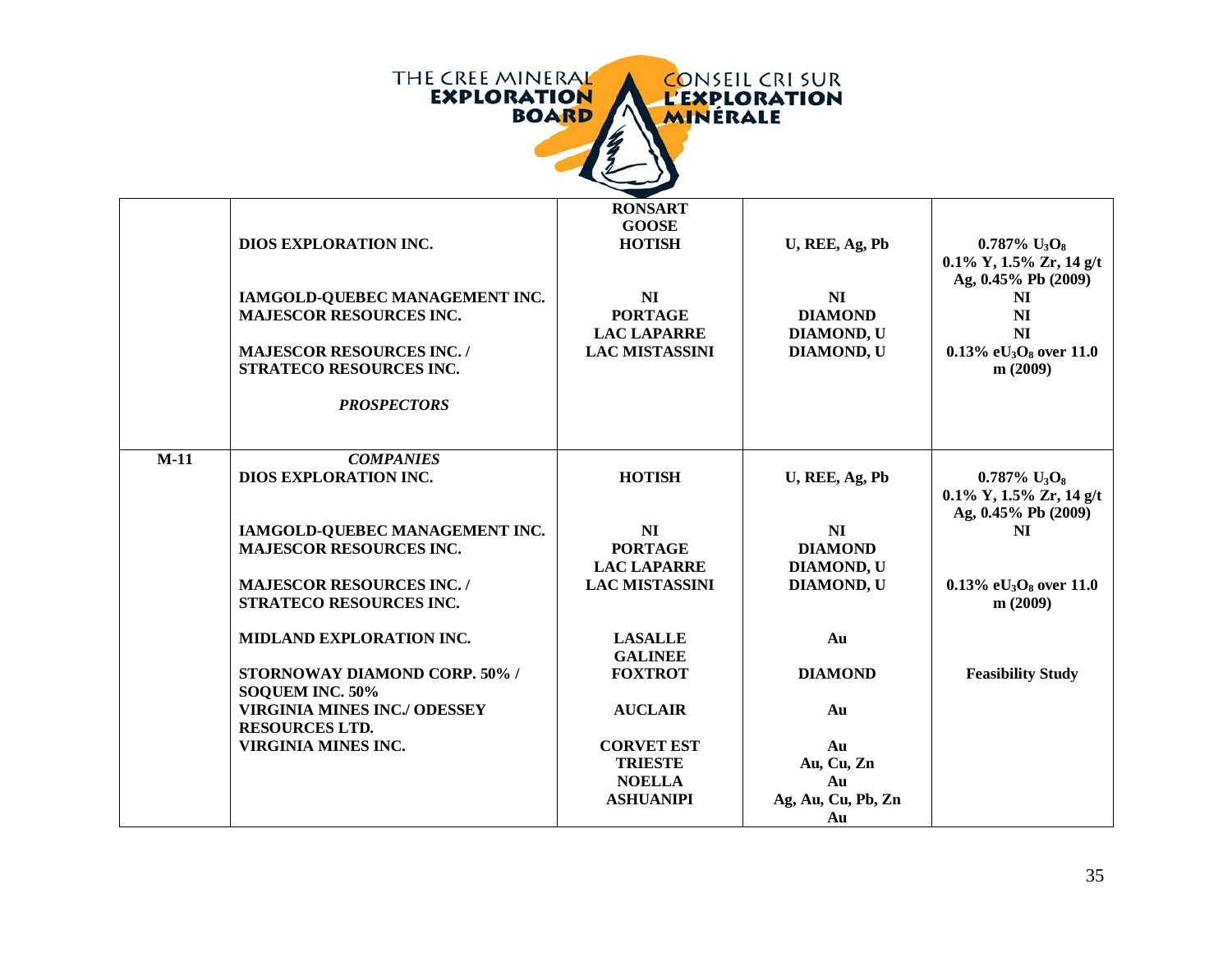| | | | | |
|---|---|---|---|---|
| | | **RONSART** | | |
| | | **GOOSE** | | |
| | **DIOS EXPLORATION INC.** | **HOTISH** | **U, REE, Ag, Pb** | **0.787% $U_3O_8$ 0.1% Y, 1.5% Zr, 14 g/t Ag, 0.45% Pb (2009)** |
| | **IAMGOLD-QUEBEC MANAGEMENT INC.** | **NI** | **NI** | **NI** |
| | **MAJESCOR RESOURCES INC.** | **PORTAGE** | **DIAMOND** | **NI** |
| | | **LAC LAPARRE** | **DIAMOND, U** | **NI** |
| | **MAJESCOR RESOURCES INC. / STRATECO RESOURCES INC.** | **LAC MISTASSINI** | **DIAMOND, U** | **0.13% $eU_3O_8$ over 11.0 m (2009)** |
| | ***PROSPECTORS*** | | | |
| **M-11** | ***COMPANIES*** | | | |
| | **DIOS EXPLORATION INC.** | **HOTISH** | **U, REE, Ag, Pb** | **0.787% $U_3O_8$ 0.1% Y, 1.5% Zr, 14 g/t Ag, 0.45% Pb (2009)** |
| | **IAMGOLD-QUEBEC MANAGEMENT INC.** | **NI** | **NI** | **NI** |
| | **MAJESCOR RESOURCES INC.** | **PORTAGE** | **DIAMOND** | |
| | | **LAC LAPARRE** | **DIAMOND, U** | |
| | **MAJESCOR RESOURCES INC. / STRATECO RESOURCES INC.** | **LAC MISTASSINI** | **DIAMOND, U** | **0.13% $eU_3O_8$ over 11.0 m (2009)** |
| | **MIDLAND EXPLORATION INC.** | **LASALLE** | **Au** | |
| | | **GALINEE** | | |
| | **STORNOWAY DIAMOND CORP. 50% / SOQUEM INC. 50%** | **FOXTROT** | **DIAMOND** | **Feasibility Study** |
| | **VIRGINIA MINES INC./ ODESSEY RESOURCES LTD.** | **AUCLAIR** | **Au** | |
| | **VIRGINIA MINES INC.** | **CORVET EST** | **Au** | |
| | | **TRIESTE** | **Au, Cu, Zn** | |
| | | **NOELLA** | **Au** | |
| | | **ASHUANIPI** | **Ag, Au, Cu, Pb, Zn** | |
| | | | **Au** | |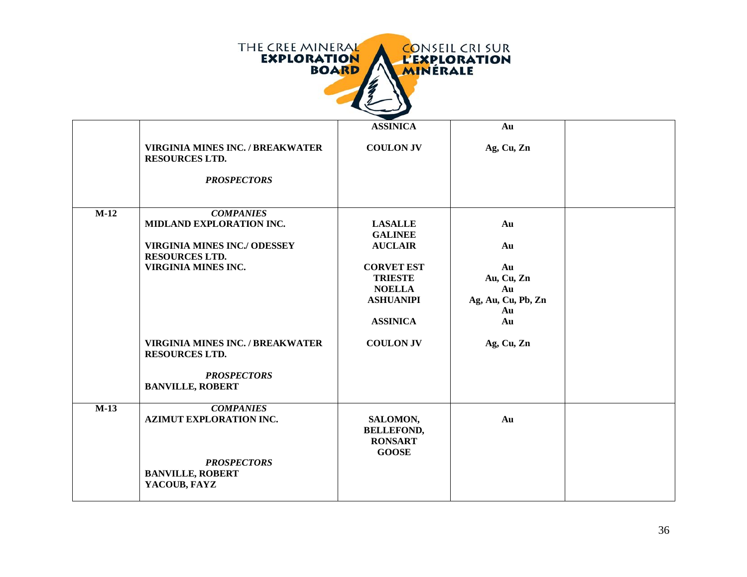THE CREE MINERAL **EXPLORATION BOARD** — CONSEIL CRI SUR **L'EXPLORATION MINÉRALE**

| | | | | |
|---|---|---|---|---|
| | | **ASSINICA** | **Au** | |
| | **VIRGINIA MINES INC. / BREAKWATER RESOURCES LTD.** | **COULON JV** | **Ag, Cu, Zn** | |
| | ***PROSPECTORS*** | | | |
| **M-12** | ***COMPANIES*** | | | |
| | **MIDLAND EXPLORATION INC.** | **LASALLE**<br>**GALINEE** | **Au** | |
| | **VIRGINIA MINES INC./ ODESSEY RESOURCES LTD.** | **AUCLAIR** | **Au** | |
| | **VIRGINIA MINES INC.** | **CORVET EST**<br>**TRIESTE**<br>**NOELLA**<br>**ASHUANIPI**<br><br>**ASSINICA** | **Au**<br>**Au, Cu, Zn**<br>**Au**<br>**Ag, Au, Cu, Pb, Zn**<br>**Au**<br>**Au** | |
| | **VIRGINIA MINES INC. / BREAKWATER RESOURCES LTD.** | **COULON JV** | **Ag, Cu, Zn** | |
| | ***PROSPECTORS*** | | | |
| | **BANVILLE, ROBERT** | | | |
| **M-13** | ***COMPANIES*** | | | |
| | **AZIMUT EXPLORATION INC.** | **SALOMON, BELLEFOND, RONSART GOOSE** | **Au** | |
| | ***PROSPECTORS*** | | | |
| | **BANVILLE, ROBERT**<br>**YACOUB, FAYZ** | | | |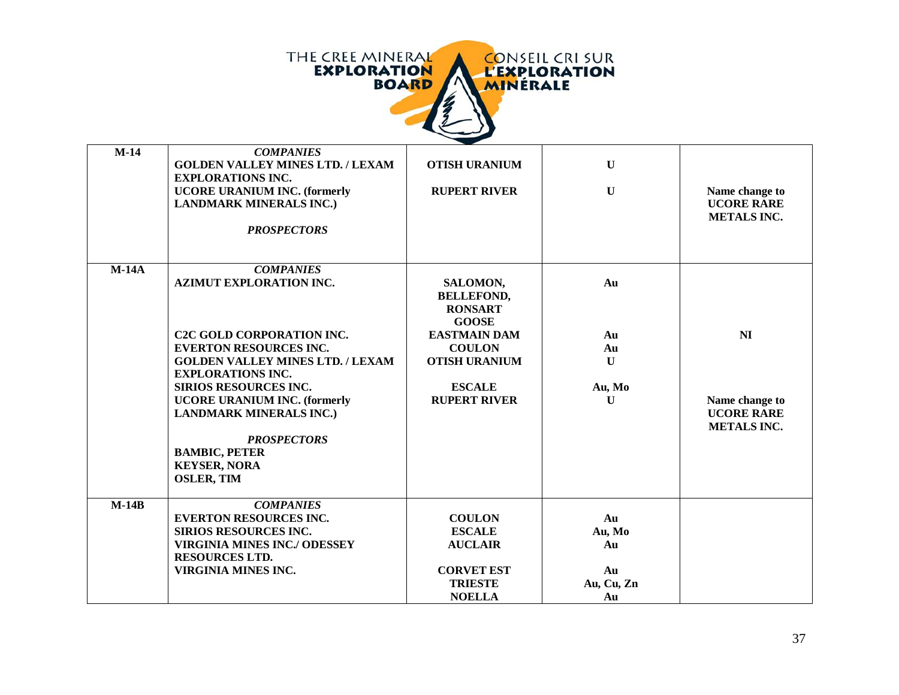| M-14 | *COMPANIES* | | | |
|---|---|---|---|---|
| | GOLDEN VALLEY MINES LTD. / LEXAM EXPLORATIONS INC. | OTISH URANIUM | U | |
| | UCORE URANIUM INC. (formerly LANDMARK MINERALS INC.) | RUPERT RIVER | U | Name change to UCORE RARE METALS INC. |
| | *PROSPECTORS* | | | |
| **M-14A** | *COMPANIES* | | | |
| | AZIMUT EXPLORATION INC. | SALOMON, BELLEFOND, RONSART | Au | |
| | | GOOSE | | |
| | C2C GOLD CORPORATION INC. | EASTMAIN DAM | Au | NI |
| | EVERTON RESOURCES INC. | COULON | Au | |
| | GOLDEN VALLEY MINES LTD. / LEXAM EXPLORATIONS INC. | OTISH URANIUM | U | |
| | SIRIOS RESOURCES INC. | ESCALE | Au, Mo | |
| | UCORE URANIUM INC. (formerly LANDMARK MINERALS INC.) | RUPERT RIVER | U | Name change to UCORE RARE METALS INC. |
| | *PROSPECTORS* | | | |
| | BAMBIC, PETER | | | |
| | KEYSER, NORA | | | |
| | OSLER, TIM | | | |
| **M-14B** | *COMPANIES* | | | |
| | EVERTON RESOURCES INC. | COULON | Au | |
| | SIRIOS RESOURCES INC. | ESCALE | Au, Mo | |
| | VIRGINIA MINES INC./ ODESSEY RESOURCES LTD. | AUCLAIR | Au | |
| | VIRGINIA MINES INC. | CORVET EST | Au | |
| | | TRIESTE | Au, Cu, Zn | |
| | | NOELLA | Au | |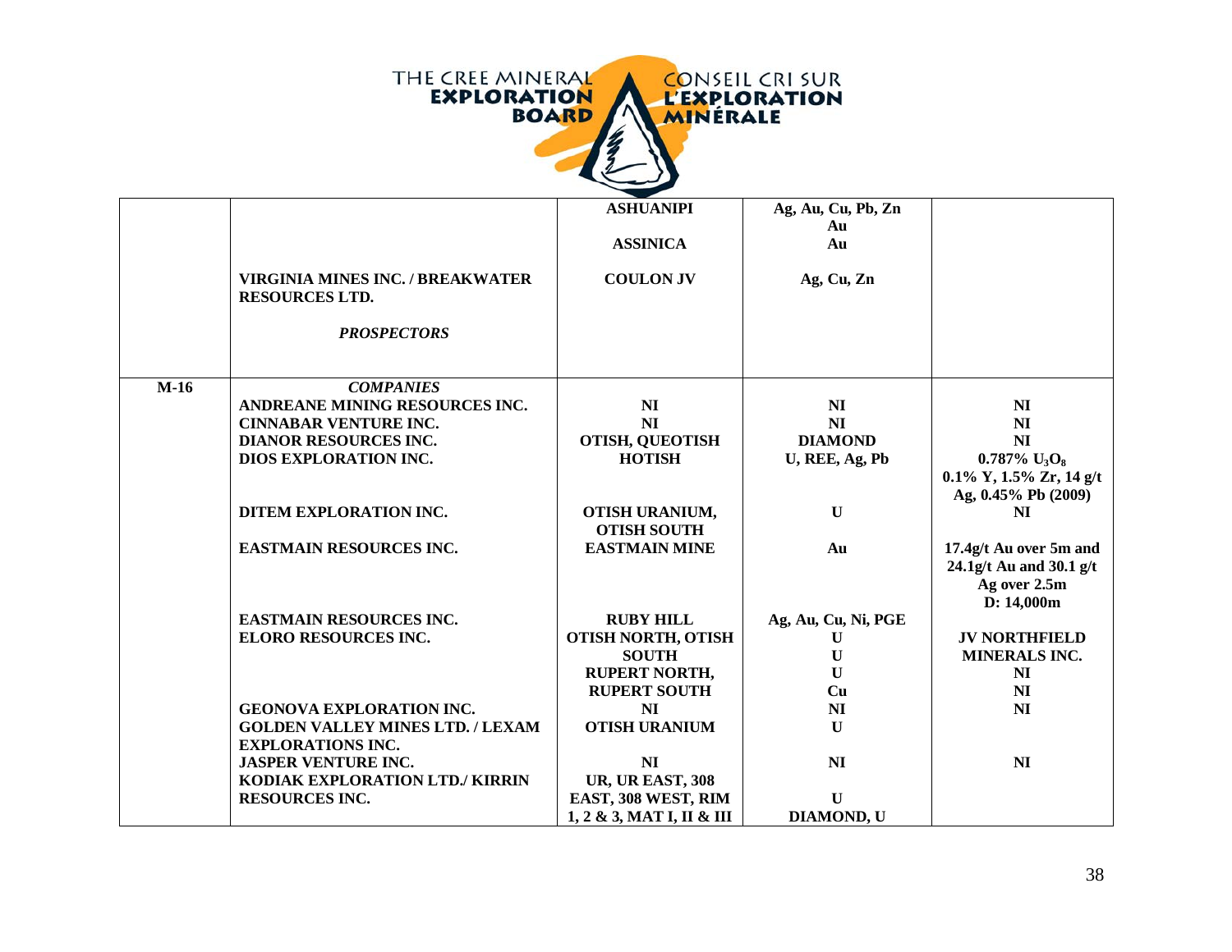| | | | | |
|---|---|---|---|---|
| | | **ASHUANIPI** | **Ag, Au, Cu, Pb, Zn** | |
| | | | **Au** | |
| | | **ASSINICA** | **Au** | |
| | **VIRGINIA MINES INC. / BREAKWATER RESOURCES LTD.** | **COULON JV** | **Ag, Cu, Zn** | |
| | ***PROSPECTORS*** | | | |
| **M-16** | ***COMPANIES*** | | | |
| | **ANDREANE MINING RESOURCES INC.** | **NI** | **NI** | **NI** |
| | **CINNABAR VENTURE INC.** | **NI** | **NI** | **NI** |
| | **DIANOR RESOURCES INC.** | **OTISH, QUEOTISH** | **DIAMOND** | **NI** |
| | **DIOS EXPLORATION INC.** | **HOTISH** | **U, REE, Ag, Pb** | **0.787% $U_3O_8$ 0.1% Y, 1.5% Zr, 14 g/t Ag, 0.45% Pb (2009)** |
| | **DITEM EXPLORATION INC.** | **OTISH URANIUM, OTISH SOUTH** | **U** | **NI** |
| | **EASTMAIN RESOURCES INC.** | **EASTMAIN MINE** | **Au** | **17.4g/t Au over 5m and 24.1g/t Au and 30.1 g/t Ag over 2.5m D: 14,000m** |
| | **EASTMAIN RESOURCES INC.** | **RUBY HILL** | **Ag, Au, Cu, Ni, PGE** | |
| | **ELORO RESOURCES INC.** | **OTISH NORTH, OTISH SOUTH** | **U** | **JV NORTHFIELD MINERALS INC.** |
| | | | **U** | |
| | | **RUPERT NORTH,** | **U** | **NI** |
| | | **RUPERT SOUTH** | **Cu** | **NI** |
| | **GEONOVA EXPLORATION INC.** | **NI** | **NI** | **NI** |
| | **GOLDEN VALLEY MINES LTD. / LEXAM EXPLORATIONS INC.** | **OTISH URANIUM** | **U** | |
| | **JASPER VENTURE INC.** | **NI** | **NI** | **NI** |
| | **KODIAK EXPLORATION LTD./ KIRRIN RESOURCES INC.** | **UR, UR EAST, 308 EAST, 308 WEST, RIM 1, 2 & 3, MAT I, II & III** | **U DIAMOND, U** | |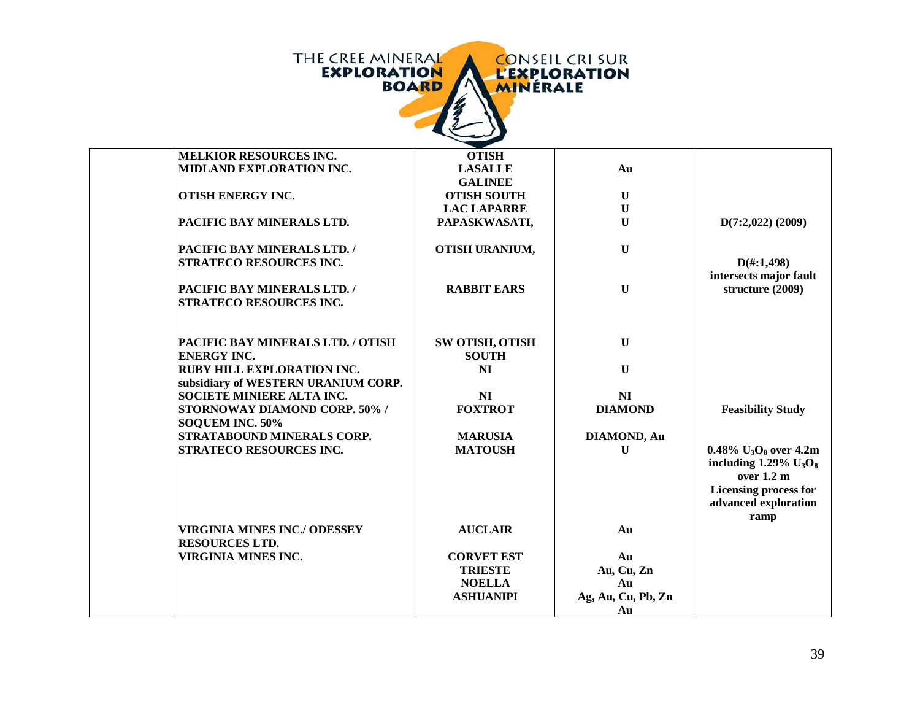THE CREE MINERAL **EXPLORATION BOARD** — CONSEIL CRI SUR **L'EXPLORATION MINÉRALE**

| | | | | |
|---|---|---|---|---|
| | **MELKIOR RESOURCES INC.** | **OTISH** | | |
| | **MIDLAND EXPLORATION INC.** | **LASALLE** | **Au** | |
| | | **GALINEE** | | |
| | **OTISH ENERGY INC.** | **OTISH SOUTH** | **U** | |
| | | **LAC LAPARRE** | **U** | |
| | **PACIFIC BAY MINERALS LTD.** | **PAPASKWASATI,** | **U** | **D(7:2,022) (2009)** |
| | **PACIFIC BAY MINERALS LTD. / STRATECO RESOURCES INC.** | **OTISH URANIUM,** | **U** | **D(#:1,498) intersects major fault structure (2009)** |
| | **PACIFIC BAY MINERALS LTD. / STRATECO RESOURCES INC.** | **RABBIT EARS** | **U** | |
| | **PACIFIC BAY MINERALS LTD. / OTISH ENERGY INC.** | **SW OTISH, OTISH SOUTH** | **U** | |
| | **RUBY HILL EXPLORATION INC. subsidiary of WESTERN URANIUM CORP.** | **NI** | **U** | |
| | **SOCIETE MINIERE ALTA INC.** | **NI** | **NI** | |
| | **STORNOWAY DIAMOND CORP. 50% / SOQUEM INC. 50%** | **FOXTROT** | **DIAMOND** | **Feasibility Study** |
| | **STRATABOUND MINERALS CORP.** | **MARUSIA** | **DIAMOND, Au** | |
| | **STRATECO RESOURCES INC.** | **MATOUSH** | **U** | **0.48% $U_3O_8$ over 4.2m including 1.29% $U_3O_8$ over 1.2 m Licensing process for advanced exploration ramp** |
| | **VIRGINIA MINES INC./ ODESSEY RESOURCES LTD.** | **AUCLAIR** | **Au** | |
| | **VIRGINIA MINES INC.** | **CORVET EST** | **Au** | |
| | | **TRIESTE** | **Au, Cu, Zn** | |
| | | **NOELLA** | **Au** | |
| | | **ASHUANIPI** | **Ag, Au, Cu, Pb, Zn** | |
| | | | **Au** | |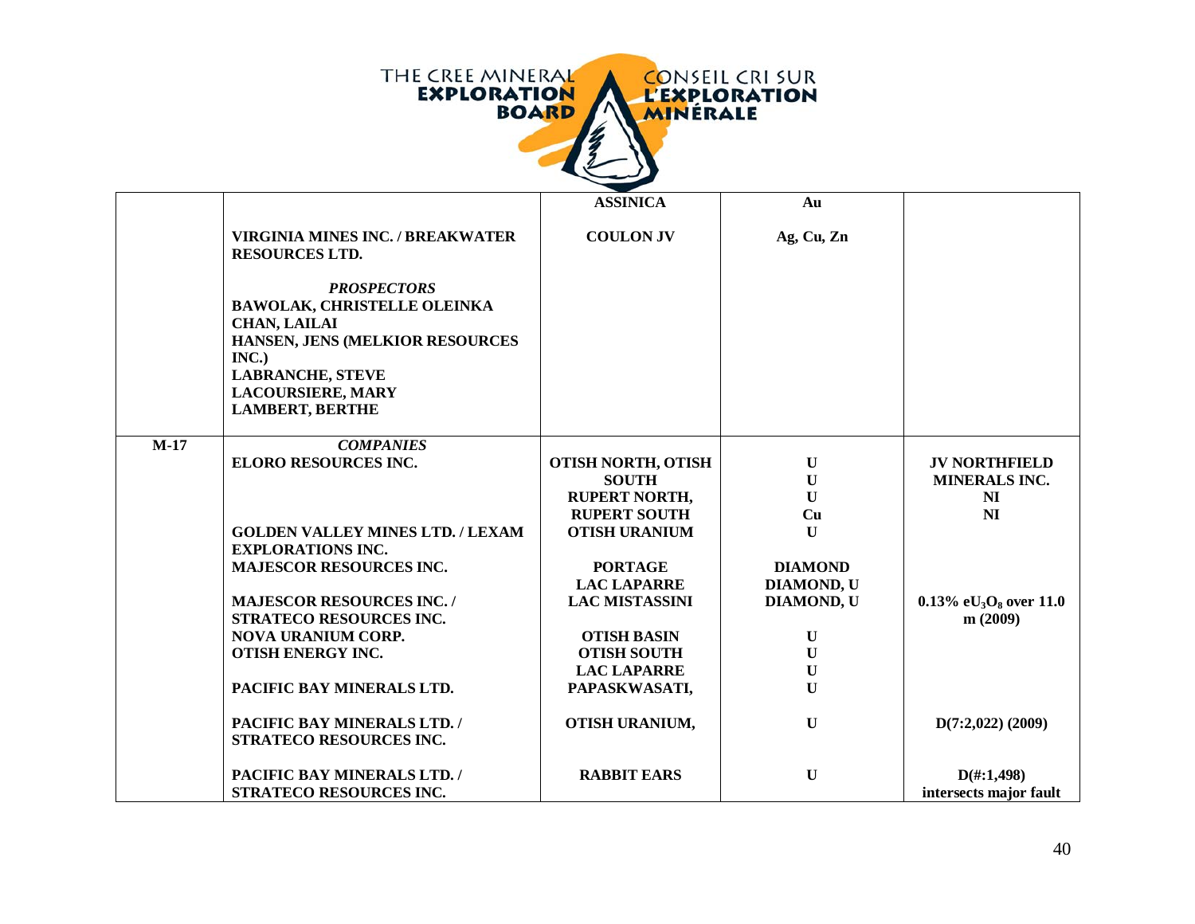| | | | | |
|---|---|---|---|---|
| | | **ASSINICA** | **Au** | |
| | **VIRGINIA MINES INC. / BREAKWATER RESOURCES LTD.** | **COULON JV** | **Ag, Cu, Zn** | |
| | ***PROSPECTORS*** <br> **BAWOLAK, CHRISTELLE OLEINKA** <br> **CHAN, LAILAI** <br> **HANSEN, JENS (MELKIOR RESOURCES INC.)** <br> **LABRANCHE, STEVE** <br> **LACOURSIERE, MARY** <br> **LAMBERT, BERTHE** | | | |
| **M-17** | ***COMPANIES*** | | | |
| | **ELORO RESOURCES INC.** | **OTISH NORTH, OTISH SOUTH** <br> **RUPERT NORTH,** <br> **RUPERT SOUTH** | **U** <br> **U** <br> **U** <br> **Cu** | **JV NORTHFIELD MINERALS INC.** <br> **NI** <br> **NI** |
| | **GOLDEN VALLEY MINES LTD. / LEXAM EXPLORATIONS INC.** | **OTISH URANIUM** | **U** | |
| | **MAJESCOR RESOURCES INC.** | **PORTAGE** <br> **LAC LAPARRE** | **DIAMOND** <br> **DIAMOND, U** | |
| | **MAJESCOR RESOURCES INC. / STRATECO RESOURCES INC.** | **LAC MISTASSINI** | **DIAMOND, U** | **0.13% $eU_3O_8$ over 11.0 m (2009)** |
| | **NOVA URANIUM CORP.** | **OTISH BASIN** | **U** | |
| | **OTISH ENERGY INC.** | **OTISH SOUTH** <br> **LAC LAPARRE** | **U** <br> **U** | |
| | **PACIFIC BAY MINERALS LTD.** | **PAPASKWASATI,** | **U** | |
| | **PACIFIC BAY MINERALS LTD. / STRATECO RESOURCES INC.** | **OTISH URANIUM,** | **U** | **D(7:2,022) (2009)** |
| | **PACIFIC BAY MINERALS LTD. / STRATECO RESOURCES INC.** | **RABBIT EARS** | **U** | **D(#:1,498) intersects major fault** |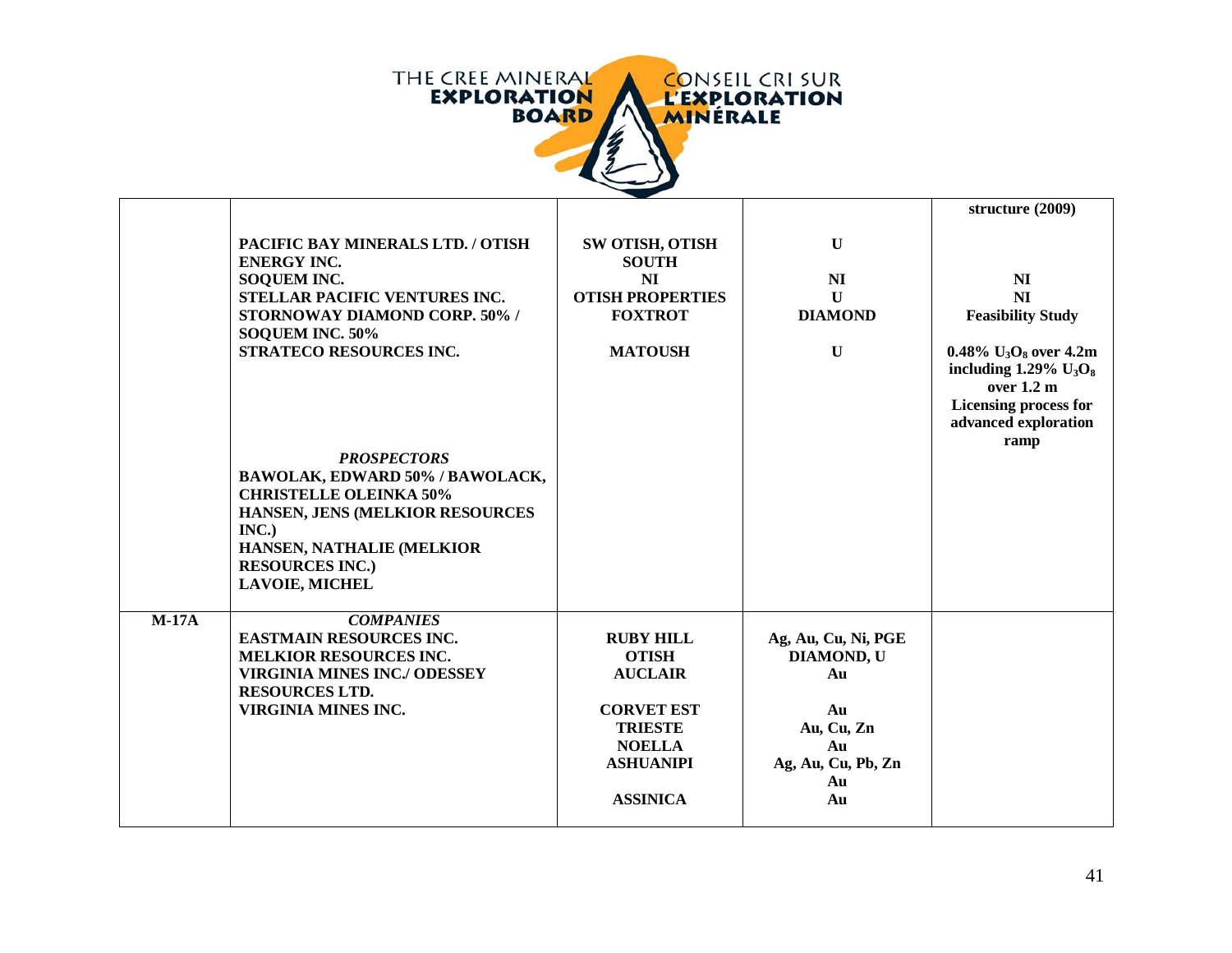| | | | | |
|---|---|---|---|---|
| | | | | **structure (2009)** |
| | **PACIFIC BAY MINERALS LTD. / OTISH ENERGY INC.** | **SW OTISH, OTISH SOUTH** | **U** | |
| | **SOQUEM INC.** | **NI** | **NI** | **NI** |
| | **STELLAR PACIFIC VENTURES INC.** | **OTISH PROPERTIES** | **U** | **NI** |
| | **STORNOWAY DIAMOND CORP. 50% / SOQUEM INC. 50%** | **FOXTROT** | **DIAMOND** | **Feasibility Study** |
| | **STRATECO RESOURCES INC.** | **MATOUSH** | **U** | **0.48% $U_3O_8$ over 4.2m including 1.29% $U_3O_8$ over 1.2 m Licensing process for advanced exploration ramp** |
| | ***PROSPECTORS*** | | | |
| | **BAWOLAK, EDWARD 50% / BAWOLACK, CHRISTELLE OLEINKA 50%** | | | |
| | **HANSEN, JENS (MELKIOR RESOURCES INC.)** | | | |
| | **HANSEN, NATHALIE (MELKIOR RESOURCES INC.)** | | | |
| | **LAVOIE, MICHEL** | | | |
| **M-17A** | ***COMPANIES*** | | | |
| | **EASTMAIN RESOURCES INC.** | **RUBY HILL** | **Ag, Au, Cu, Ni, PGE** | |
| | **MELKIOR RESOURCES INC.** | **OTISH** | **DIAMOND, U** | |
| | **VIRGINIA MINES INC./ ODESSEY RESOURCES LTD.** | **AUCLAIR** | **Au** | |
| | **VIRGINIA MINES INC.** | **CORVET EST** | **Au** | |
| | | **TRIESTE** | **Au, Cu, Zn** | |
| | | **NOELLA** | **Au** | |
| | | **ASHUANIPI** | **Ag, Au, Cu, Pb, Zn** | |
| | | | **Au** | |
| | | **ASSINICA** | **Au** | |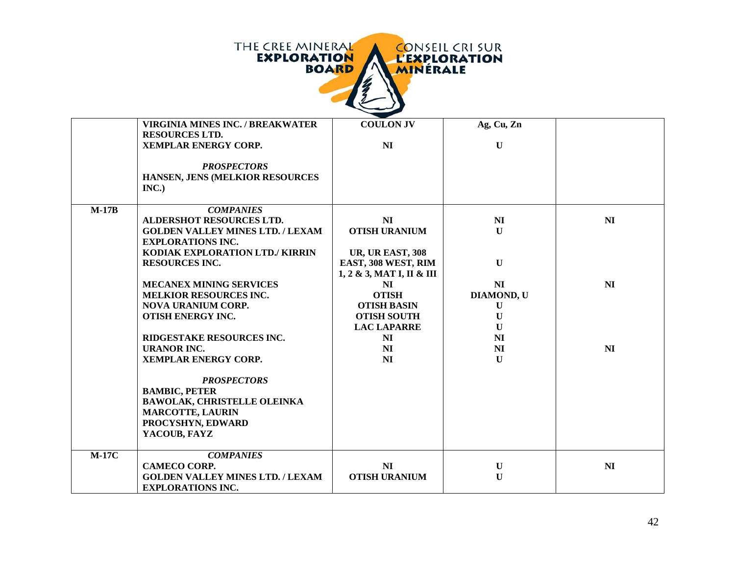| | | | | |
|---|---|---|---|---|
| | **VIRGINIA MINES INC. / BREAKWATER RESOURCES LTD.** | **COULON JV** | **Ag, Cu, Zn** | |
| | **XEMPLAR ENERGY CORP.** | **NI** | **U** | |
| | ***PROSPECTORS*** | | | |
| | **HANSEN, JENS (MELKIOR RESOURCES INC.)** | | | |
| **M-17B** | ***COMPANIES*** | | | |
| | **ALDERSHOT RESOURCES LTD.** | **NI** | **NI** | **NI** |
| | **GOLDEN VALLEY MINES LTD. / LEXAM EXPLORATIONS INC.** | **OTISH URANIUM** | **U** | |
| | **KODIAK EXPLORATION LTD./ KIRRIN RESOURCES INC.** | **UR, UR EAST, 308 EAST, 308 WEST, RIM 1, 2 & 3, MAT I, II & III** | **U** | |
| | **MECANEX MINING SERVICES** | **NI** | **NI** | **NI** |
| | **MELKIOR RESOURCES INC.** | **OTISH** | **DIAMOND, U** | |
| | **NOVA URANIUM CORP.** | **OTISH BASIN** | **U** | |
| | **OTISH ENERGY INC.** | **OTISH SOUTH** | **U** | |
| | | **LAC LAPARRE** | **U** | |
| | **RIDGESTAKE RESOURCES INC.** | **NI** | **NI** | |
| | **URANOR INC.** | **NI** | **NI** | **NI** |
| | **XEMPLAR ENERGY CORP.** | **NI** | **U** | |
| | ***PROSPECTORS*** | | | |
| | **BAMBIC, PETER** | | | |
| | **BAWOLAK, CHRISTELLE OLEINKA** | | | |
| | **MARCOTTE, LAURIN** | | | |
| | **PROCYSHYN, EDWARD** | | | |
| | **YACOUB, FAYZ** | | | |
| **M-17C** | ***COMPANIES*** | | | |
| | **CAMECO CORP.** | **NI** | **U** | **NI** |
| | **GOLDEN VALLEY MINES LTD. / LEXAM EXPLORATIONS INC.** | **OTISH URANIUM** | **U** | |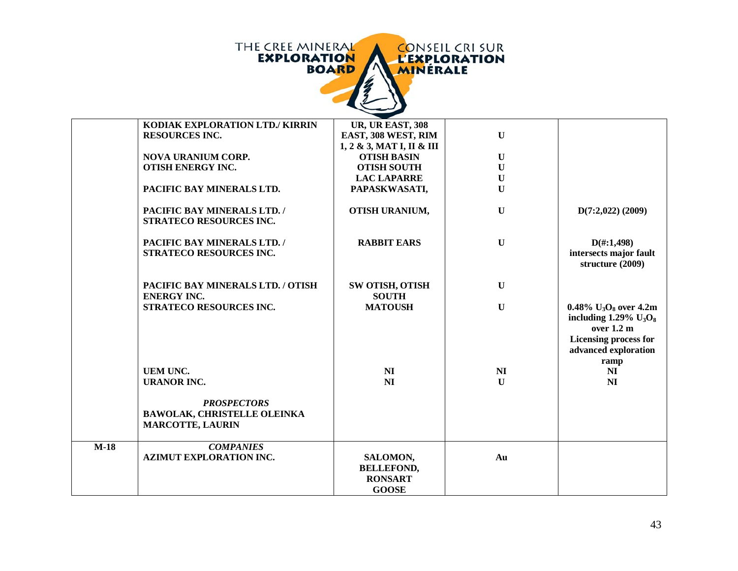| | | | | |
|---|---|---|---|---|
| | **KODIAK EXPLORATION LTD./ KIRRIN RESOURCES INC.** | **UR, UR EAST, 308 EAST, 308 WEST, RIM 1, 2 & 3, MAT I, II & III** | **U** | |
| | **NOVA URANIUM CORP.** | **OTISH BASIN** | **U** | |
| | **OTISH ENERGY INC.** | **OTISH SOUTH** | **U** | |
| | | **LAC LAPARRE** | **U** | |
| | **PACIFIC BAY MINERALS LTD.** | **PAPASKWASATI,** | **U** | |
| | **PACIFIC BAY MINERALS LTD. / STRATECO RESOURCES INC.** | **OTISH URANIUM,** | **U** | **D(7:2,022) (2009)** |
| | **PACIFIC BAY MINERALS LTD. / STRATECO RESOURCES INC.** | **RABBIT EARS** | **U** | **D(#:1,498) intersects major fault structure (2009)** |
| | **PACIFIC BAY MINERALS LTD. / OTISH ENERGY INC.** | **SW OTISH, OTISH SOUTH** | **U** | |
| | **STRATECO RESOURCES INC.** | **MATOUSH** | **U** | **0.48% $U_3O_8$ over 4.2m including 1.29% $U_3O_8$ over 1.2 m Licensing process for advanced exploration ramp** |
| | **UEM UNC.** | **NI** | **NI** | **NI** |
| | **URANOR INC.** | **NI** | **U** | **NI** |
| | ***PROSPECTORS*** | | | |
| | **BAWOLAK, CHRISTELLE OLEINKA** | | | |
| | **MARCOTTE, LAURIN** | | | |
| **M-18** | ***COMPANIES*** | | | |
| | **AZIMUT EXPLORATION INC.** | **SALOMON, BELLEFOND, RONSART GOOSE** | **Au** | |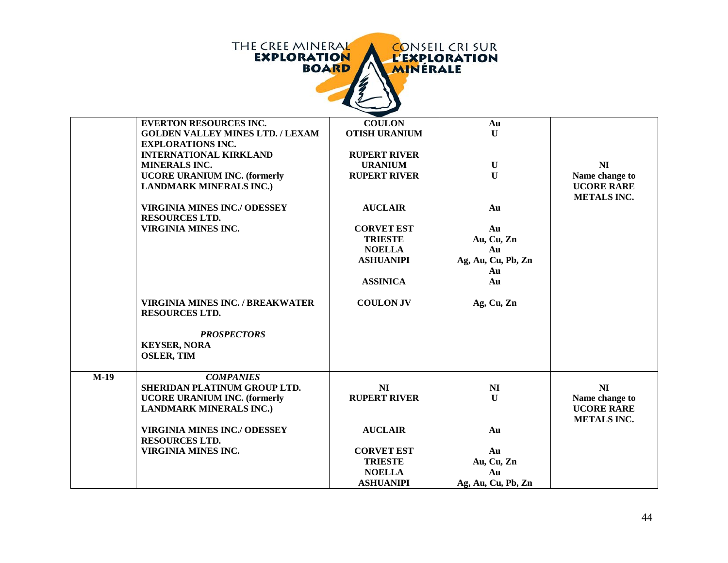| | | | | |
|---|---|---|---|---|
| | **EVERTON RESOURCES INC.** | **COULON** | **Au** | |
| | **GOLDEN VALLEY MINES LTD. / LEXAM EXPLORATIONS INC.** | **OTISH URANIUM** | **U** | |
| | **INTERNATIONAL KIRKLAND MINERALS INC.** | **RUPERT RIVER URANIUM** | **U** | |
| | **UCORE URANIUM INC. (formerly LANDMARK MINERALS INC.)** | **RUPERT RIVER** | **U** | **NI Name change to UCORE RARE METALS INC.** |
| | **VIRGINIA MINES INC./ ODESSEY RESOURCES LTD.** | **AUCLAIR** | **Au** | |
| | **VIRGINIA MINES INC.** | **CORVET EST** | **Au** | |
| | | **TRIESTE** | **Au, Cu, Zn** | |
| | | **NOELLA** | **Au** | |
| | | **ASHUANIPI** | **Ag, Au, Cu, Pb, Zn** | |
| | | | **Au** | |
| | | **ASSINICA** | **Au** | |
| | **VIRGINIA MINES INC. / BREAKWATER RESOURCES LTD.** | **COULON JV** | **Ag, Cu, Zn** | |
| | ***PROSPECTORS*** | | | |
| | **KEYSER, NORA** | | | |
| | **OSLER, TIM** | | | |
| **M-19** | ***COMPANIES*** | | | |
| | **SHERIDAN PLATINUM GROUP LTD.** | **NI** | **NI** | **NI** |
| | **UCORE URANIUM INC. (formerly LANDMARK MINERALS INC.)** | **RUPERT RIVER** | **U** | **Name change to UCORE RARE METALS INC.** |
| | **VIRGINIA MINES INC./ ODESSEY RESOURCES LTD.** | **AUCLAIR** | **Au** | |
| | **VIRGINIA MINES INC.** | **CORVET EST** | **Au** | |
| | | **TRIESTE** | **Au, Cu, Zn** | |
| | | **NOELLA** | **Au** | |
| | | **ASHUANIPI** | **Ag, Au, Cu, Pb, Zn** | |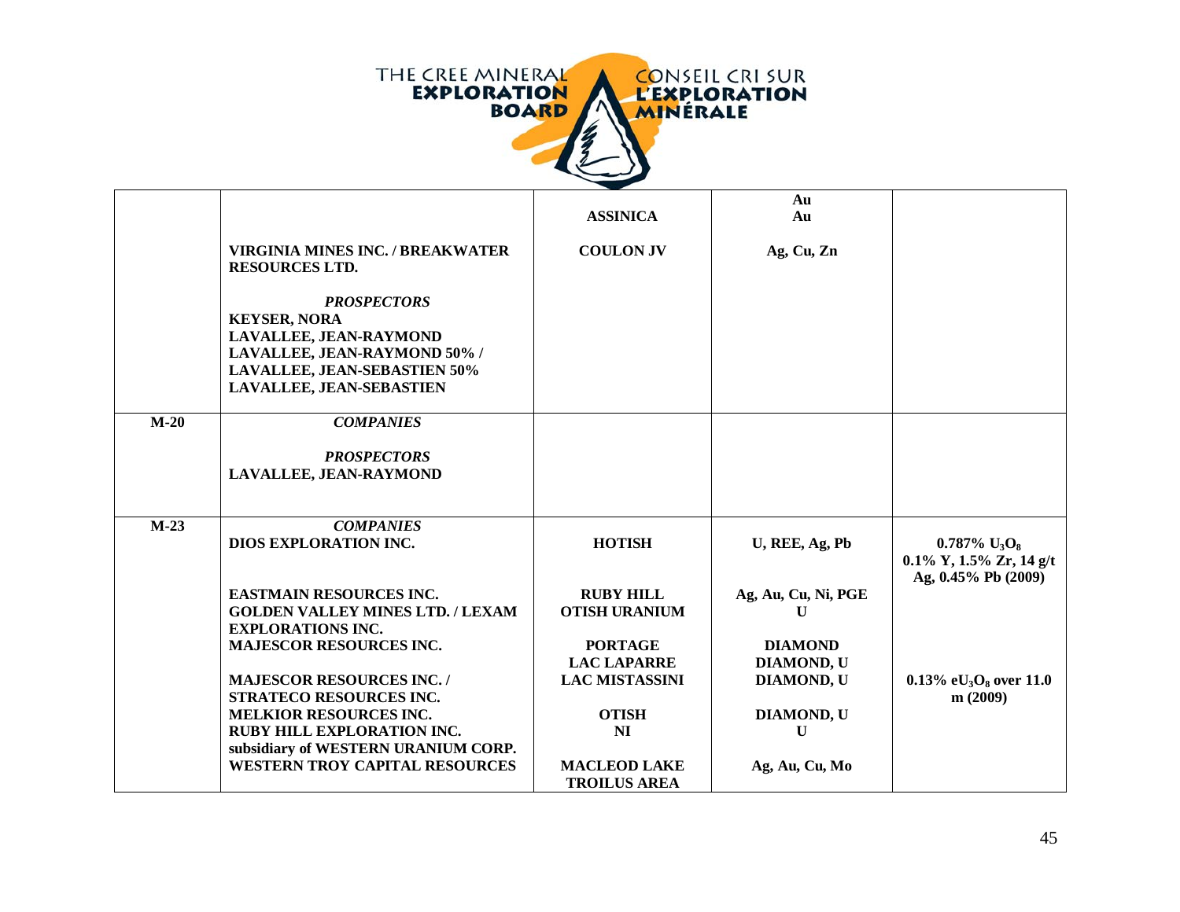| | | | | |
|---|---|---|---|---|
| | | ASSINICA | Au<br>Au | |
| | VIRGINIA MINES INC. / BREAKWATER RESOURCES LTD. | COULON JV | Ag, Cu, Zn | |
| | *PROSPECTORS*<br>KEYSER, NORA<br>LAVALLEE, JEAN-RAYMOND<br>LAVALLEE, JEAN-RAYMOND 50% / LAVALLEE, JEAN-SEBASTIEN 50%<br>LAVALLEE, JEAN-SEBASTIEN | | | |
| M-20 | *COMPANIES*<br><br>*PROSPECTORS*<br>LAVALLEE, JEAN-RAYMOND | | | |
| M-23 | *COMPANIES*<br>DIOS EXPLORATION INC. | HOTISH | U, REE, Ag, Pb | 0.787% $U_3O_8$<br>0.1% Y, 1.5% Zr, 14 g/t Ag, 0.45% Pb (2009) |
| | EASTMAIN RESOURCES INC.<br>GOLDEN VALLEY MINES LTD. / LEXAM EXPLORATIONS INC.<br>MAJESCOR RESOURCES INC. | RUBY HILL<br>OTISH URANIUM<br><br>PORTAGE<br>LAC LAPARRE | Ag, Au, Cu, Ni, PGE<br>U<br><br>DIAMOND<br>DIAMOND, U | |
| | MAJESCOR RESOURCES INC. / STRATECO RESOURCES INC. | LAC MISTASSINI | DIAMOND, U | 0.13% $eU_3O_8$ over 11.0 m (2009) |
| | MELKIOR RESOURCES INC.<br>RUBY HILL EXPLORATION INC. subsidiary of WESTERN URANIUM CORP.<br>WESTERN TROY CAPITAL RESOURCES | OTISH<br>NI<br><br>MACLEOD LAKE TROILUS AREA | DIAMOND, U<br>U<br><br>Ag, Au, Cu, Mo | |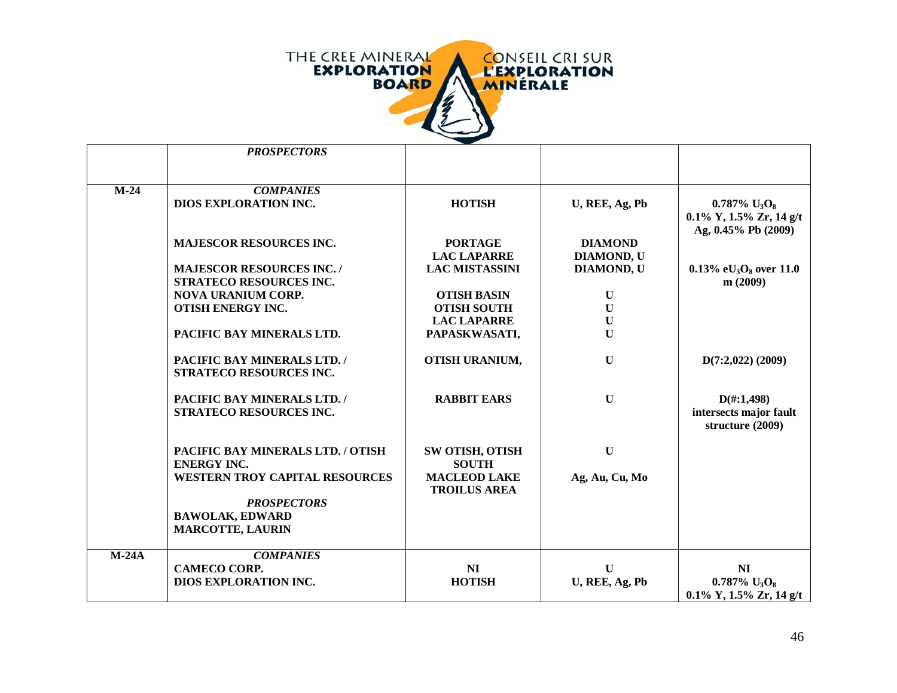| | | | | |
|---|---|---|---|---|
| | ***PROSPECTORS*** | | | |
| **M-24** | ***COMPANIES*** | | | |
| | **DIOS EXPLORATION INC.** | **HOTISH** | **U, REE, Ag, Pb** | **0.787% $U_3O_8$ 0.1% Y, 1.5% Zr, 14 g/t Ag, 0.45% Pb (2009)** |
| | **MAJESCOR RESOURCES INC.** | **PORTAGE** | **DIAMOND** | |
| | | **LAC LAPARRE** | **DIAMOND, U** | |
| | **MAJESCOR RESOURCES INC. / STRATECO RESOURCES INC.** | **LAC MISTASSINI** | **DIAMOND, U** | **0.13% $eU_3O_8$ over 11.0 m (2009)** |
| | **NOVA URANIUM CORP.** | **OTISH BASIN** | **U** | |
| | **OTISH ENERGY INC.** | **OTISH SOUTH** | **U** | |
| | | **LAC LAPARRE** | **U** | |
| | **PACIFIC BAY MINERALS LTD.** | **PAPASKWASATI,** | **U** | |
| | **PACIFIC BAY MINERALS LTD. / STRATECO RESOURCES INC.** | **OTISH URANIUM,** | **U** | **D(7:2,022) (2009)** |
| | **PACIFIC BAY MINERALS LTD. / STRATECO RESOURCES INC.** | **RABBIT EARS** | **U** | **D(#:1,498) intersects major fault structure (2009)** |
| | **PACIFIC BAY MINERALS LTD. / OTISH ENERGY INC.** | **SW OTISH, OTISH SOUTH** | **U** | |
| | **WESTERN TROY CAPITAL RESOURCES** | **MACLEOD LAKE TROILUS AREA** | **Ag, Au, Cu, Mo** | |
| | ***PROSPECTORS*** | | | |
| | **BAWOLAK, EDWARD** | | | |
| | **MARCOTTE, LAURIN** | | | |
| **M-24A** | ***COMPANIES*** | | | |
| | **CAMECO CORP.** | **NI** | **U** | **NI** |
| | **DIOS EXPLORATION INC.** | **HOTISH** | **U, REE, Ag, Pb** | **0.787% $U_3O_8$ 0.1% Y, 1.5% Zr, 14 g/t** |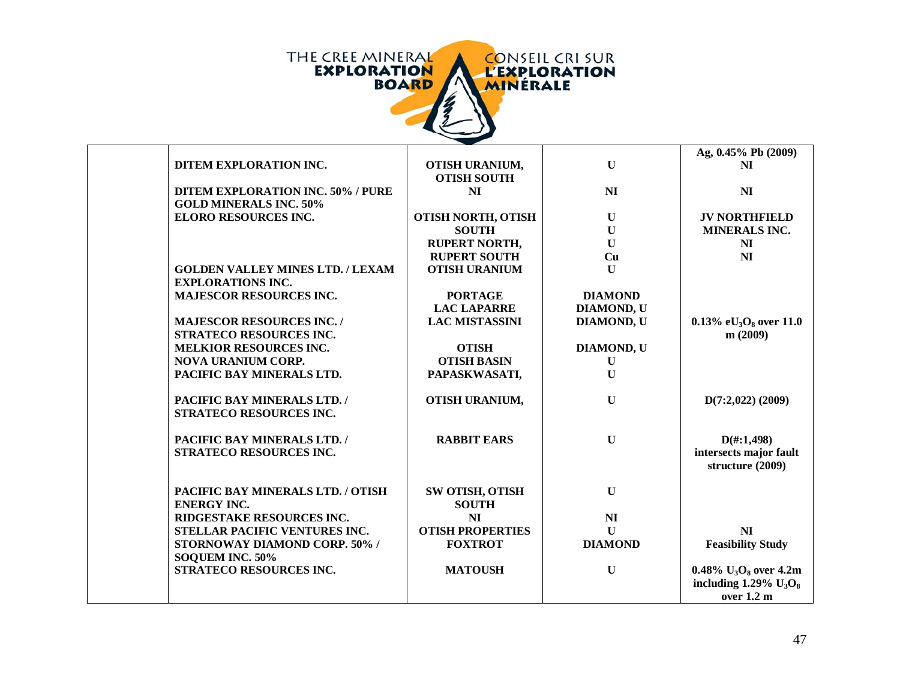| | | | | |
|---|---|---|---|---|
| | | | | Ag, 0.45% Pb (2009) |
| | **DITEM EXPLORATION INC.** | **OTISH URANIUM, OTISH SOUTH** | **U** | **NI** |
| | **DITEM EXPLORATION INC. 50% / PURE GOLD MINERALS INC. 50%** | **NI** | **NI** | **NI** |
| | **ELORO RESOURCES INC.** | **OTISH NORTH, OTISH SOUTH** | **U** | **JV NORTHFIELD MINERALS INC.** |
| | | | **U** | |
| | | **RUPERT NORTH,** | **U** | **NI** |
| | | **RUPERT SOUTH** | **Cu** | **NI** |
| | **GOLDEN VALLEY MINES LTD. / LEXAM EXPLORATIONS INC.** | **OTISH URANIUM** | **U** | |
| | **MAJESCOR RESOURCES INC.** | **PORTAGE** | **DIAMOND** | |
| | | **LAC LAPARRE** | **DIAMOND, U** | |
| | **MAJESCOR RESOURCES INC. / STRATECO RESOURCES INC.** | **LAC MISTASSINI** | **DIAMOND, U** | **0.13% $eU_3O_8$ over 11.0 m (2009)** |
| | **MELKIOR RESOURCES INC.** | **OTISH** | **DIAMOND, U** | |
| | **NOVA URANIUM CORP.** | **OTISH BASIN** | **U** | |
| | **PACIFIC BAY MINERALS LTD.** | **PAPASKWASATI,** | **U** | |
| | **PACIFIC BAY MINERALS LTD. / STRATECO RESOURCES INC.** | **OTISH URANIUM,** | **U** | **D(7:2,022) (2009)** |
| | **PACIFIC BAY MINERALS LTD. / STRATECO RESOURCES INC.** | **RABBIT EARS** | **U** | **D(#:1,498) intersects major fault structure (2009)** |
| | **PACIFIC BAY MINERALS LTD. / OTISH ENERGY INC.** | **SW OTISH, OTISH SOUTH** | **U** | |
| | **RIDGESTAKE RESOURCES INC.** | **NI** | **NI** | |
| | **STELLAR PACIFIC VENTURES INC.** | **OTISH PROPERTIES** | **U** | **NI** |
| | **STORNOWAY DIAMOND CORP. 50% / SOQUEM INC. 50%** | **FOXTROT** | **DIAMOND** | **Feasibility Study** |
| | **STRATECO RESOURCES INC.** | **MATOUSH** | **U** | **0.48% $U_3O_8$ over 4.2m including 1.29% $U_3O_8$ over 1.2 m** |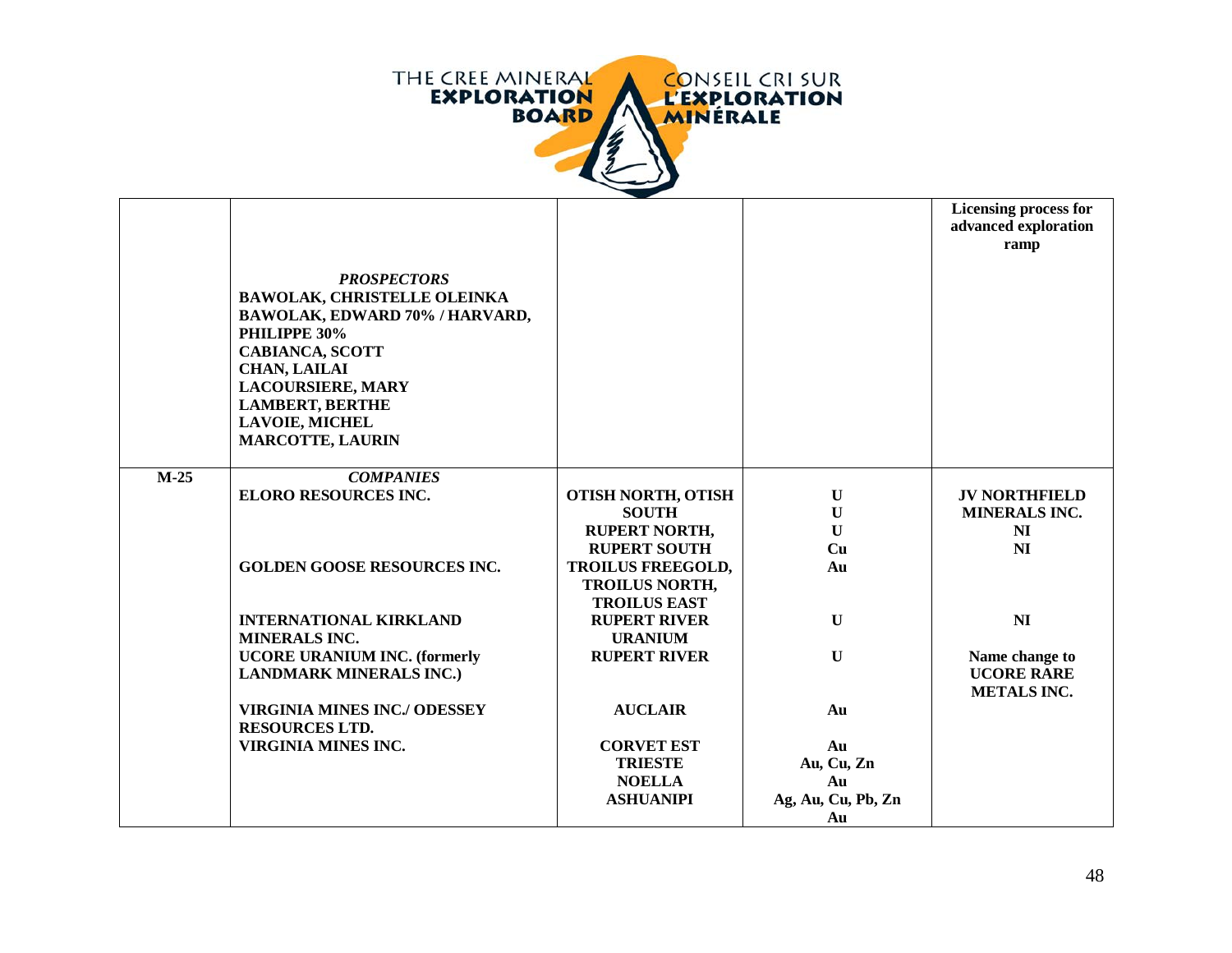| | | | | Licensing process for advanced exploration ramp |
|---|---|---|---|---|
| | ***PROSPECTORS*** **BAWOLAK, CHRISTELLE OLEINKA** **BAWOLAK, EDWARD 70% / HARVARD, PHILIPPE 30%** **CABIANCA, SCOTT** **CHAN, LAILAI** **LACOURSIERE, MARY** **LAMBERT, BERTHE** **LAVOIE, MICHEL** **MARCOTTE, LAURIN** | | | |
| **M-25** | ***COMPANIES*** | | | |
| | **ELORO RESOURCES INC.** | **OTISH NORTH, OTISH SOUTH** **RUPERT NORTH, RUPERT SOUTH** | **U** **U** **U** **Cu** | **JV NORTHFIELD MINERALS INC.** **NI** **NI** |
| | **GOLDEN GOOSE RESOURCES INC.** | **TROILUS FREEGOLD, TROILUS NORTH, TROILUS EAST** | **Au** | |
| | **INTERNATIONAL KIRKLAND MINERALS INC.** | **RUPERT RIVER URANIUM** | **U** | **NI** |
| | **UCORE URANIUM INC. (formerly LANDMARK MINERALS INC.)** | **RUPERT RIVER** | **U** | **Name change to UCORE RARE METALS INC.** |
| | **VIRGINIA MINES INC./ ODESSEY RESOURCES LTD.** | **AUCLAIR** | **Au** | |
| | **VIRGINIA MINES INC.** | **CORVET EST** **TRIESTE** **NOELLA** **ASHUANIPI** | **Au** **Au, Cu, Zn** **Au** **Ag, Au, Cu, Pb, Zn** **Au** | |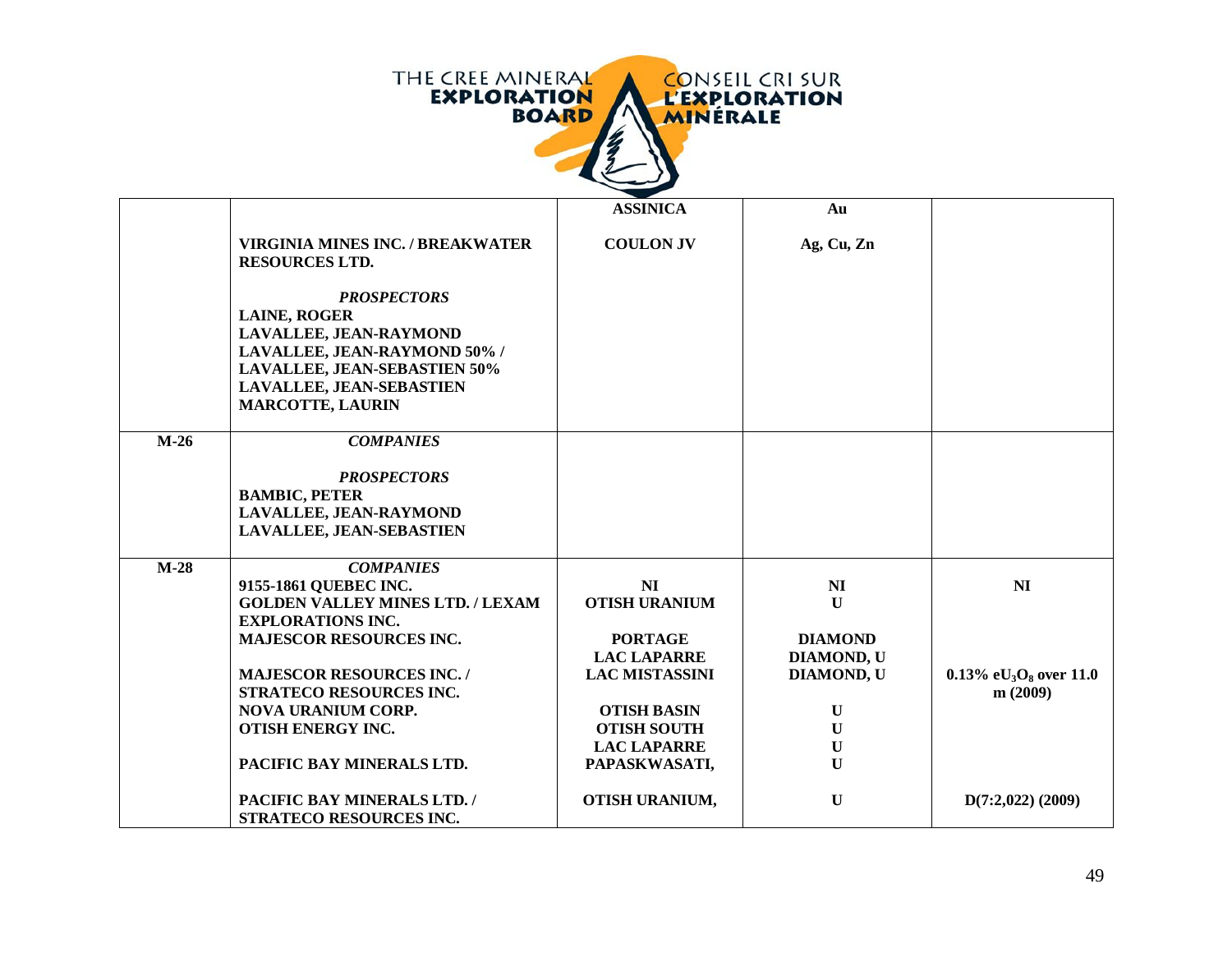| | | ASSINICA | Au | |
|---|---|---|---|---|
| | **VIRGINIA MINES INC. / BREAKWATER RESOURCES LTD.** | **COULON JV** | **Ag, Cu, Zn** | |
| | ***PROSPECTORS*** | | | |
| | **LAINE, ROGER** | | | |
| | **LAVALLEE, JEAN-RAYMOND** | | | |
| | **LAVALLEE, JEAN-RAYMOND 50% / LAVALLEE, JEAN-SEBASTIEN 50%** | | | |
| | **LAVALLEE, JEAN-SEBASTIEN** | | | |
| | **MARCOTTE, LAURIN** | | | |
| **M-26** | ***COMPANIES*** | | | |
| | ***PROSPECTORS*** | | | |
| | **BAMBIC, PETER** | | | |
| | **LAVALLEE, JEAN-RAYMOND** | | | |
| | **LAVALLEE, JEAN-SEBASTIEN** | | | |
| **M-28** | ***COMPANIES*** | | | |
| | **9155-1861 QUEBEC INC.** | **NI** | **NI** | **NI** |
| | **GOLDEN VALLEY MINES LTD. / LEXAM EXPLORATIONS INC.** | **OTISH URANIUM** | **U** | |
| | **MAJESCOR RESOURCES INC.** | **PORTAGE** | **DIAMOND** | |
| | | **LAC LAPARRE** | **DIAMOND, U** | |
| | **MAJESCOR RESOURCES INC. / STRATECO RESOURCES INC.** | **LAC MISTASSINI** | **DIAMOND, U** | **0.13% $eU_3O_8$ over 11.0 m (2009)** |
| | **NOVA URANIUM CORP.** | **OTISH BASIN** | **U** | |
| | **OTISH ENERGY INC.** | **OTISH SOUTH** | **U** | |
| | | **LAC LAPARRE** | **U** | |
| | **PACIFIC BAY MINERALS LTD.** | **PAPASKWASATI,** | **U** | |
| | **PACIFIC BAY MINERALS LTD. / STRATECO RESOURCES INC.** | **OTISH URANIUM,** | **U** | **D(7:2,022) (2009)** |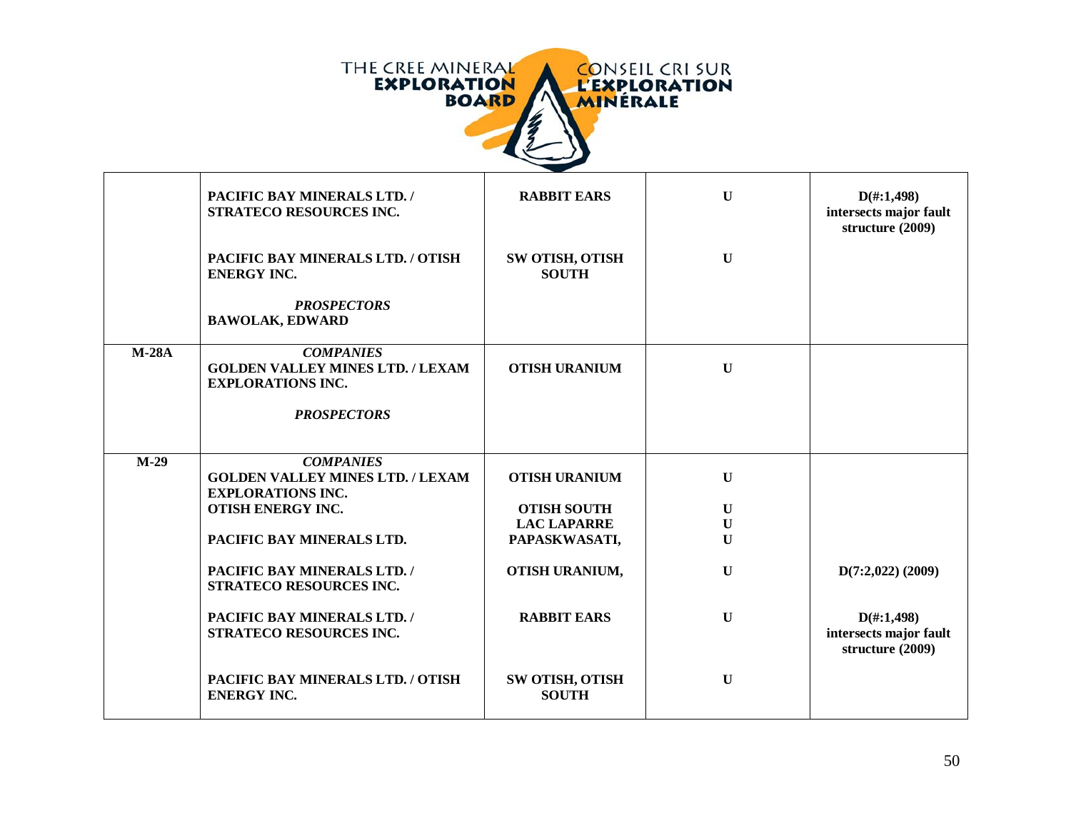| | | | | |
|---|---|---|---|---|
| | **PACIFIC BAY MINERALS LTD. / STRATECO RESOURCES INC.** | **RABBIT EARS** | **U** | **D(#:1,498) intersects major fault structure (2009)** |
| | **PACIFIC BAY MINERALS LTD. / OTISH ENERGY INC.** | **SW OTISH, OTISH SOUTH** | **U** | |
| | ***PROSPECTORS*** | | | |
| | **BAWOLAK, EDWARD** | | | |
| **M-28A** | ***COMPANIES*** | | | |
| | **GOLDEN VALLEY MINES LTD. / LEXAM EXPLORATIONS INC.** | **OTISH URANIUM** | **U** | |
| | ***PROSPECTORS*** | | | |
| **M-29** | ***COMPANIES*** | | | |
| | **GOLDEN VALLEY MINES LTD. / LEXAM EXPLORATIONS INC.** | **OTISH URANIUM** | **U** | |
| | **OTISH ENERGY INC.** | **OTISH SOUTH** | **U** | |
| | | **LAC LAPARRE** | **U** | |
| | **PACIFIC BAY MINERALS LTD.** | **PAPASKWASATI,** | **U** | |
| | **PACIFIC BAY MINERALS LTD. / STRATECO RESOURCES INC.** | **OTISH URANIUM,** | **U** | **D(7:2,022) (2009)** |
| | **PACIFIC BAY MINERALS LTD. / STRATECO RESOURCES INC.** | **RABBIT EARS** | **U** | **D(#:1,498) intersects major fault structure (2009)** |
| | **PACIFIC BAY MINERALS LTD. / OTISH ENERGY INC.** | **SW OTISH, OTISH SOUTH** | **U** | |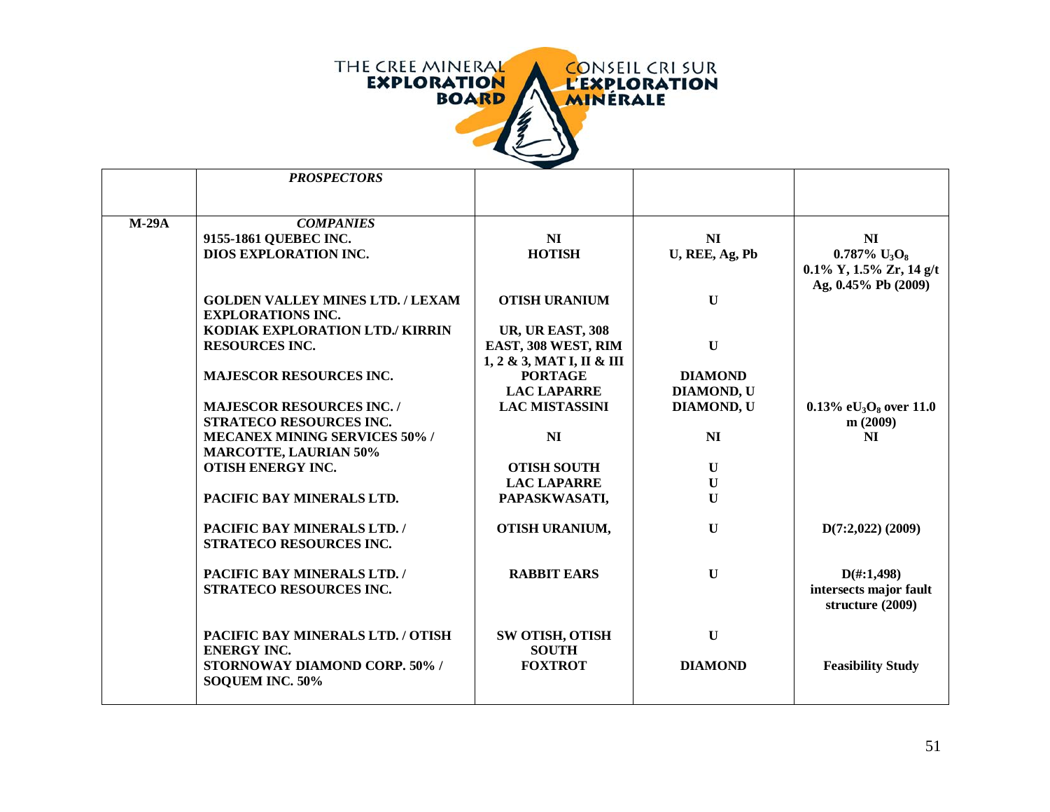THE CREE MINERAL **EXPLORATION BOARD** CONSEIL CRI SUR **L'EXPLORATION MINÉRALE**

| | ***PROSPECTORS*** | | | |
|---|---|---|---|---|
| **M-29A** | ***COMPANIES*** | | | |
| | **9155-1861 QUEBEC INC.** | **NI** | **NI** | **NI** |
| | **DIOS EXPLORATION INC.** | **HOTISH** | **U, REE, Ag, Pb** | **0.787% $U_3O_8$ 0.1% Y, 1.5% Zr, 14 g/t Ag, 0.45% Pb (2009)** |
| | **GOLDEN VALLEY MINES LTD. / LEXAM EXPLORATIONS INC.** | **OTISH URANIUM** | **U** | |
| | **KODIAK EXPLORATION LTD./ KIRRIN RESOURCES INC.** | **UR, UR EAST, 308 EAST, 308 WEST, RIM 1, 2 & 3, MAT I, II & III** | **U** | |
| | **MAJESCOR RESOURCES INC.** | **PORTAGE** | **DIAMOND** | |
| | | **LAC LAPARRE** | **DIAMOND, U** | |
| | **MAJESCOR RESOURCES INC. / STRATECO RESOURCES INC.** | **LAC MISTASSINI** | **DIAMOND, U** | **0.13% $eU_3O_8$ over 11.0 m (2009)** |
| | **MECANEX MINING SERVICES 50% / MARCOTTE, LAURIAN 50%** | **NI** | **NI** | **NI** |
| | **OTISH ENERGY INC.** | **OTISH SOUTH** | **U** | |
| | | **LAC LAPARRE** | **U** | |
| | **PACIFIC BAY MINERALS LTD.** | **PAPASKWASATI,** | **U** | |
| | **PACIFIC BAY MINERALS LTD. / STRATECO RESOURCES INC.** | **OTISH URANIUM,** | **U** | **D(7:2,022) (2009)** |
| | **PACIFIC BAY MINERALS LTD. / STRATECO RESOURCES INC.** | **RABBIT EARS** | **U** | **D(#:1,498) intersects major fault structure (2009)** |
| | **PACIFIC BAY MINERALS LTD. / OTISH ENERGY INC.** | **SW OTISH, OTISH SOUTH** | **U** | |
| | **STORNOWAY DIAMOND CORP. 50% / SOQUEM INC. 50%** | **FOXTROT** | **DIAMOND** | **Feasibility Study** |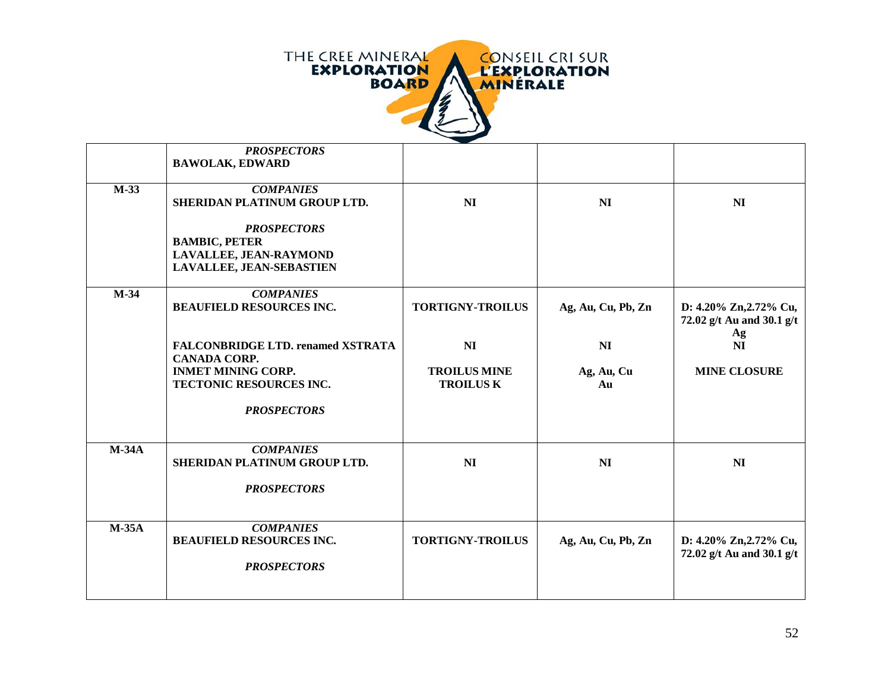THE CREE MINERAL **EXPLORATION BOARD** CONSEIL CRI SUR **L'EXPLORATION MINÉRALE**

| | | | | |
|---|---|---|---|---|
| | ***PROSPECTORS*** **BAWOLAK, EDWARD** | | | |
| **M-33** | ***COMPANIES*** **SHERIDAN PLATINUM GROUP LTD.** | **NI** | **NI** | **NI** |
| | ***PROSPECTORS*** **BAMBIC, PETER** **LAVALLEE, JEAN-RAYMOND** **LAVALLEE, JEAN-SEBASTIEN** | | | |
| **M-34** | ***COMPANIES*** **BEAUFIELD RESOURCES INC.** | **TORTIGNY-TROILUS** | **Ag, Au, Cu, Pb, Zn** | **D: 4.20% Zn,2.72% Cu, 72.02 g/t Au and 30.1 g/t Ag** |
| | **FALCONBRIDGE LTD. renamed XSTRATA CANADA CORP.** | **NI** | **NI** | **NI** |
| | **INMET MINING CORP.** | **TROILUS MINE** | **Ag, Au, Cu** | **MINE CLOSURE** |
| | **TECTONIC RESOURCES INC.** | **TROILUS K** | **Au** | |
| | ***PROSPECTORS*** | | | |
| **M-34A** | ***COMPANIES*** **SHERIDAN PLATINUM GROUP LTD.** | **NI** | **NI** | **NI** |
| | ***PROSPECTORS*** | | | |
| **M-35A** | ***COMPANIES*** **BEAUFIELD RESOURCES INC.** | **TORTIGNY-TROILUS** | **Ag, Au, Cu, Pb, Zn** | **D: 4.20% Zn,2.72% Cu, 72.02 g/t Au and 30.1 g/t** |
| | ***PROSPECTORS*** | | | |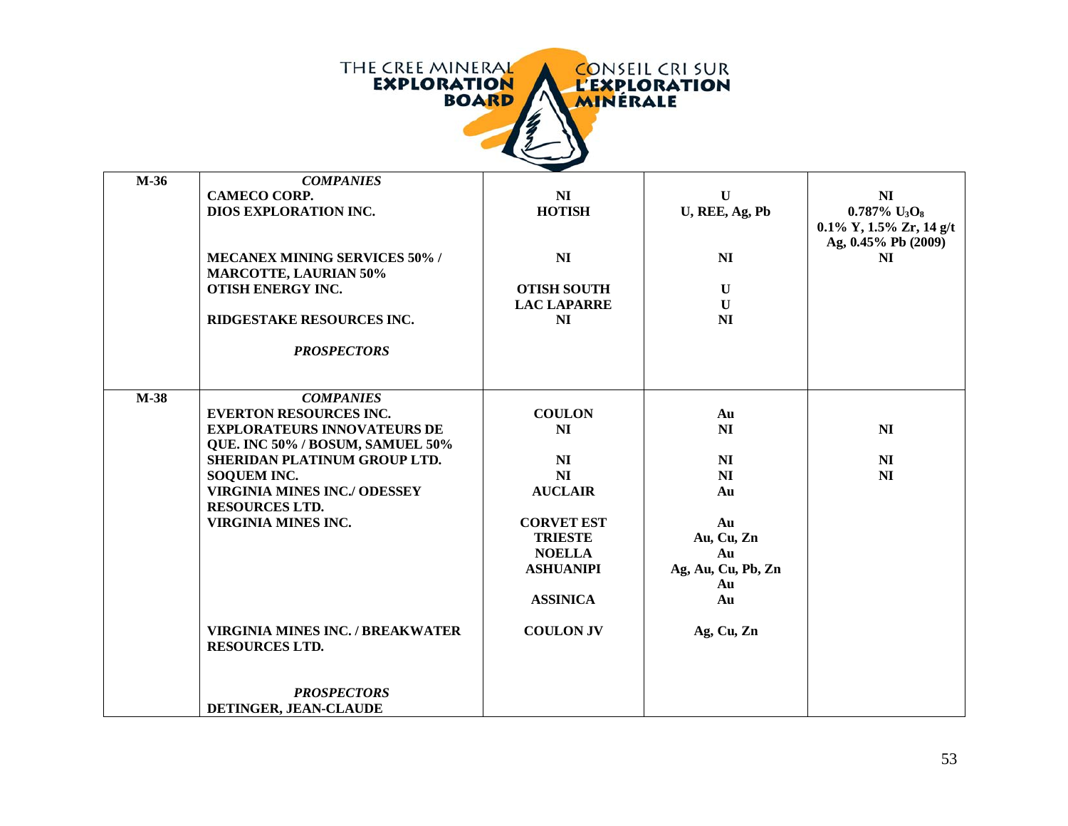| | | | | |
|---|---|---|---|---|
| **M-36** | ***COMPANIES*** | | | |
| | **CAMECO CORP.** | **NI** | **U** | **NI** |
| | **DIOS EXPLORATION INC.** | **HOTISH** | **U, REE, Ag, Pb** | **0.787% $U_3O_8$ 0.1% Y, 1.5% Zr, 14 g/t Ag, 0.45% Pb (2009)** |
| | **MECANEX MINING SERVICES 50% / MARCOTTE, LAURIAN 50%** | **NI** | **NI** | **NI** |
| | **OTISH ENERGY INC.** | **OTISH SOUTH** | **U** | |
| | | **LAC LAPARRE** | **U** | |
| | **RIDGESTAKE RESOURCES INC.** | **NI** | **NI** | |
| | ***PROSPECTORS*** | | | |
| **M-38** | ***COMPANIES*** | | | |
| | **EVERTON RESOURCES INC.** | **COULON** | **Au** | |
| | **EXPLORATEURS INNOVATEURS DE QUE. INC 50% / BOSUM, SAMUEL 50%** | **NI** | **NI** | **NI** |
| | **SHERIDAN PLATINUM GROUP LTD.** | **NI** | **NI** | **NI** |
| | **SOQUEM INC.** | **NI** | **NI** | **NI** |
| | **VIRGINIA MINES INC./ ODESSEY RESOURCES LTD.** | **AUCLAIR** | **Au** | |
| | **VIRGINIA MINES INC.** | **CORVET EST** | **Au** | |
| | | **TRIESTE** | **Au, Cu, Zn** | |
| | | **NOELLA** | **Au** | |
| | | **ASHUANIPI** | **Ag, Au, Cu, Pb, Zn** | |
| | | | **Au** | |
| | | **ASSINICA** | **Au** | |
| | **VIRGINIA MINES INC. / BREAKWATER RESOURCES LTD.** | **COULON JV** | **Ag, Cu, Zn** | |
| | ***PROSPECTORS*** | | | |
| | **DETINGER, JEAN-CLAUDE** | | | |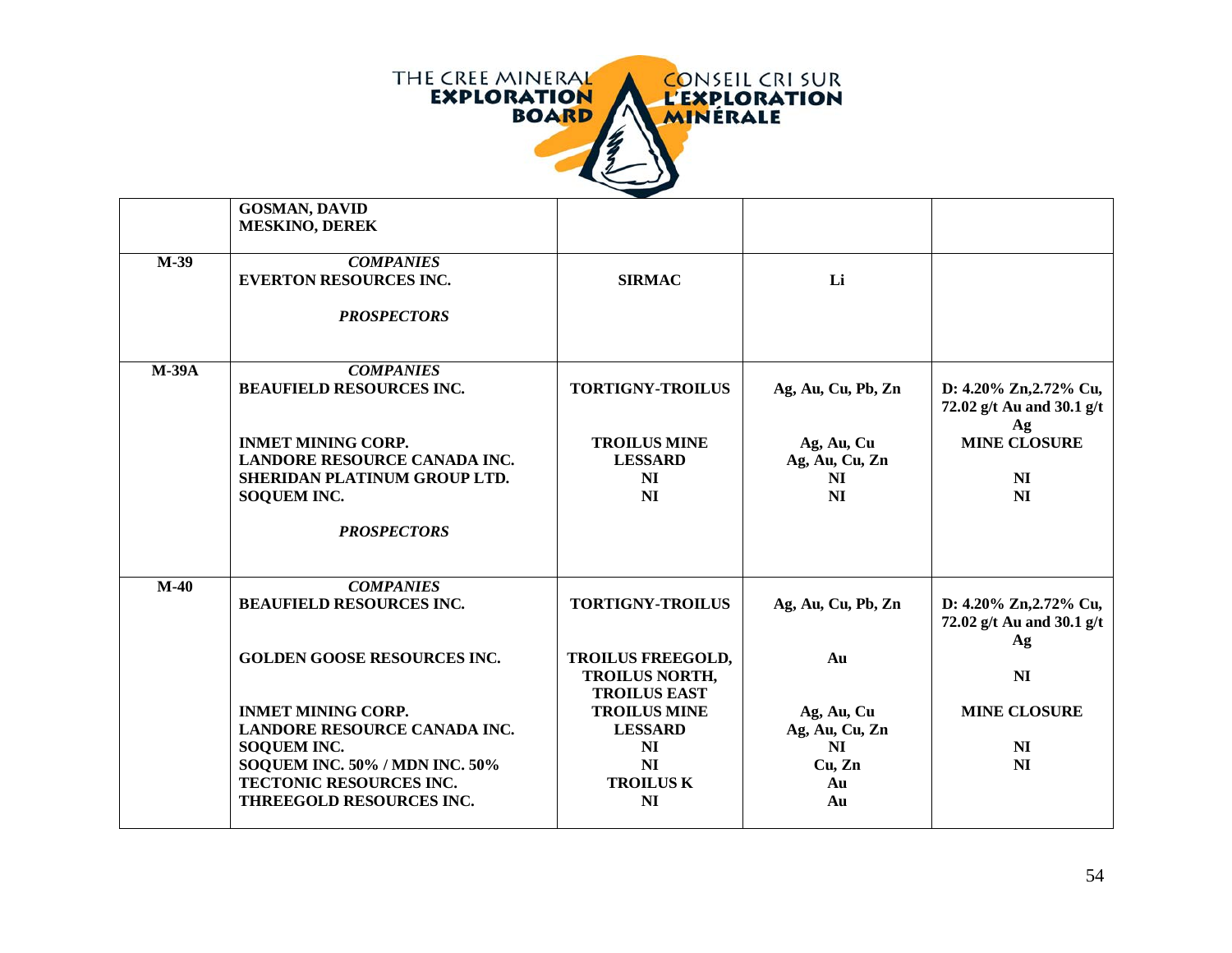| | | | | |
|---|---|---|---|---|
| | **GOSMAN, DAVID**<br>**MESKINO, DEREK** | | | |
| **M-39** | ***COMPANIES***<br>**EVERTON RESOURCES INC.**<br><br>***PROSPECTORS*** | **SIRMAC** | **Li** | |
| **M-39A** | ***COMPANIES***<br>**BEAUFIELD RESOURCES INC.**<br><br><br>**INMET MINING CORP.**<br>**LANDORE RESOURCE CANADA INC.**<br>**SHERIDAN PLATINUM GROUP LTD.**<br>**SOQUEM INC.**<br><br>***PROSPECTORS*** | **TORTIGNY-TROILUS**<br><br><br>**TROILUS MINE**<br>**LESSARD**<br>**NI**<br>**NI** | **Ag, Au, Cu, Pb, Zn**<br><br><br>**Ag, Au, Cu**<br>**Ag, Au, Cu, Zn**<br>**NI**<br>**NI** | **D: 4.20% Zn,2.72% Cu, 72.02 g/t Au and 30.1 g/t Ag**<br>**MINE CLOSURE**<br><br>**NI**<br>**NI** |
| **M-40** | ***COMPANIES***<br>**BEAUFIELD RESOURCES INC.**<br><br><br>**GOLDEN GOOSE RESOURCES INC.**<br><br><br>**INMET MINING CORP.**<br>**LANDORE RESOURCE CANADA INC.**<br>**SOQUEM INC.**<br>**SOQUEM INC. 50% / MDN INC. 50%**<br>**TECTONIC RESOURCES INC.**<br>**THREEGOLD RESOURCES INC.** | **TORTIGNY-TROILUS**<br><br><br>**TROILUS FREEGOLD, TROILUS NORTH, TROILUS EAST**<br>**TROILUS MINE**<br>**LESSARD**<br>**NI**<br>**NI**<br>**TROILUS K**<br>**NI** | **Ag, Au, Cu, Pb, Zn**<br><br><br>**Au**<br><br><br>**Ag, Au, Cu**<br>**Ag, Au, Cu, Zn**<br>**NI**<br>**Cu, Zn**<br>**Au**<br>**Au** | **D: 4.20% Zn,2.72% Cu, 72.02 g/t Au and 30.1 g/t Ag**<br><br>**NI**<br><br>**MINE CLOSURE**<br><br>**NI**<br>**NI** |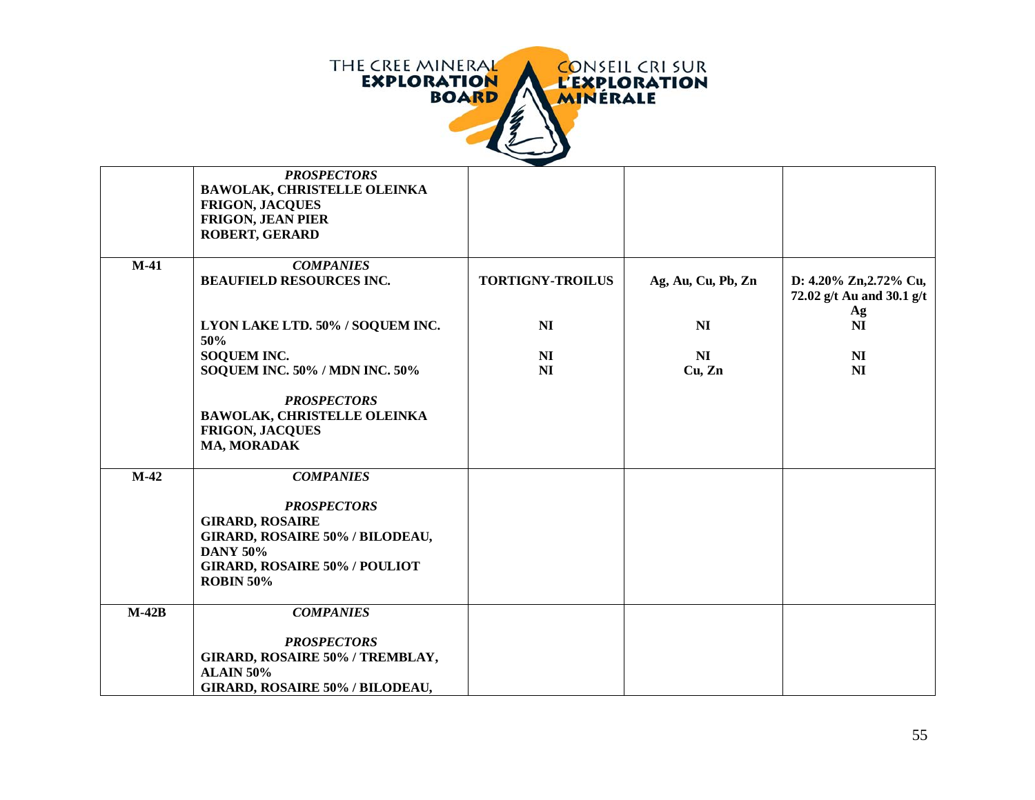| | | | | |
|---|---|---|---|---|
| | ***PROSPECTORS*** | | | |
| | **BAWOLAK, CHRISTELLE OLEINKA** | | | |
| | **FRIGON, JACQUES** | | | |
| | **FRIGON, JEAN PIER** | | | |
| | **ROBERT, GERARD** | | | |
| **M-41** | ***COMPANIES*** | | | |
| | **BEAUFIELD RESOURCES INC.** | **TORTIGNY-TROILUS** | **Ag, Au, Cu, Pb, Zn** | **D: 4.20% Zn,2.72% Cu, 72.02 g/t Au and 30.1 g/t Ag** |
| | **LYON LAKE LTD. 50% / SOQUEM INC. 50%** | **NI** | **NI** | **NI** |
| | **SOQUEM INC.** | **NI** | **NI** | **NI** |
| | **SOQUEM INC. 50% / MDN INC. 50%** | **NI** | **Cu, Zn** | **NI** |
| | ***PROSPECTORS*** | | | |
| | **BAWOLAK, CHRISTELLE OLEINKA** | | | |
| | **FRIGON, JACQUES** | | | |
| | **MA, MORADAK** | | | |
| **M-42** | ***COMPANIES*** | | | |
| | ***PROSPECTORS*** | | | |
| | **GIRARD, ROSAIRE** | | | |
| | **GIRARD, ROSAIRE 50% / BILODEAU, DANY 50%** | | | |
| | **GIRARD, ROSAIRE 50% / POULIOT ROBIN 50%** | | | |
| **M-42B** | ***COMPANIES*** | | | |
| | ***PROSPECTORS*** | | | |
| | **GIRARD, ROSAIRE 50% / TREMBLAY, ALAIN 50%** | | | |
| | **GIRARD, ROSAIRE 50% / BILODEAU,** | | | |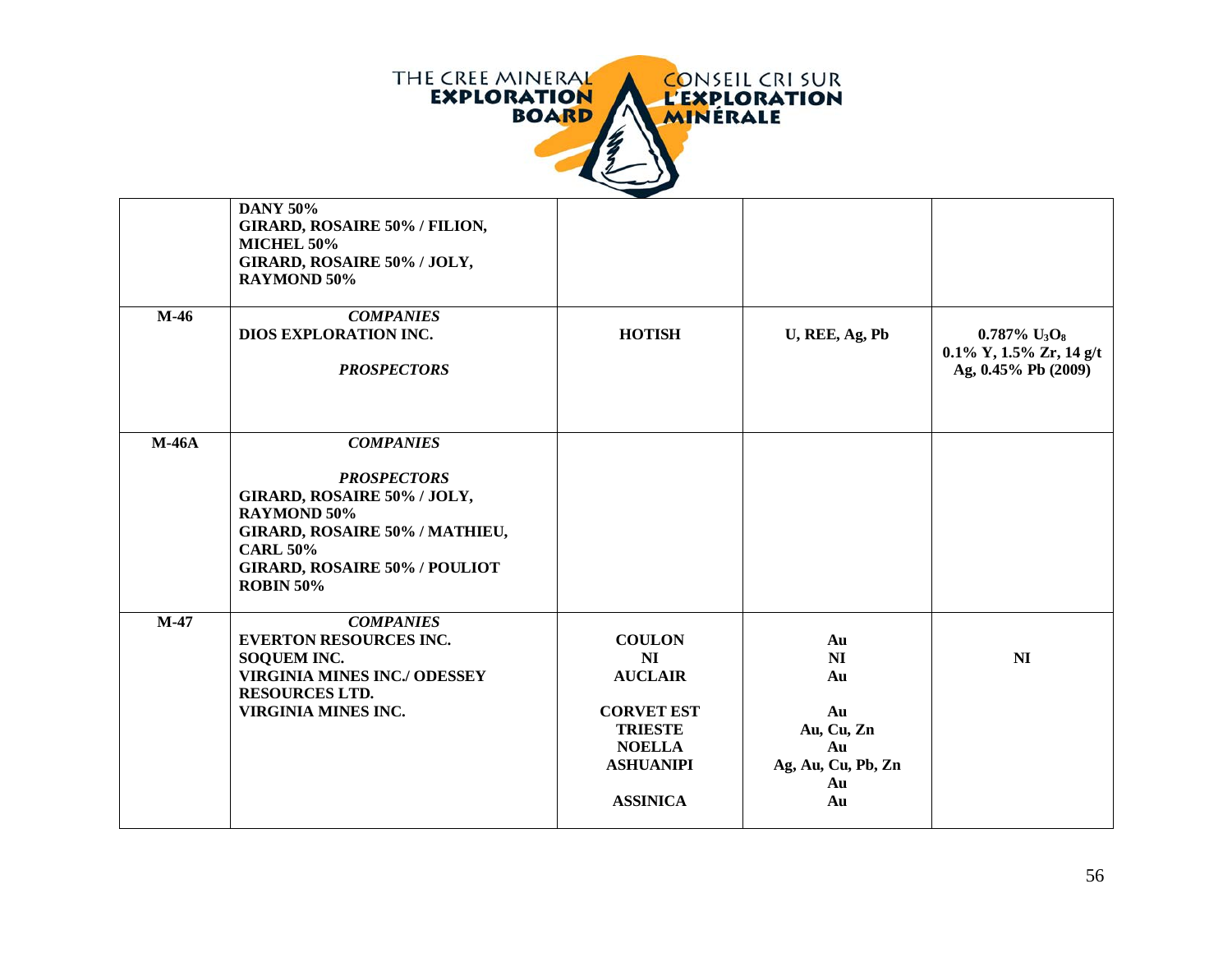| | | | | |
|---|---|---|---|---|
| | **DANY 50%**<br>**GIRARD, ROSAIRE 50% / FILION, MICHEL 50%**<br>**GIRARD, ROSAIRE 50% / JOLY, RAYMOND 50%** | | | |
| **M-46** | ***COMPANIES***<br>**DIOS EXPLORATION INC.**<br><br>***PROSPECTORS*** | **HOTISH** | **U, REE, Ag, Pb** | **0.787% $U_3O_8$**<br>**0.1% Y, 1.5% Zr, 14 g/t Ag, 0.45% Pb (2009)** |
| **M-46A** | ***COMPANIES***<br><br>***PROSPECTORS***<br>**GIRARD, ROSAIRE 50% / JOLY, RAYMOND 50%**<br>**GIRARD, ROSAIRE 50% / MATHIEU, CARL 50%**<br>**GIRARD, ROSAIRE 50% / POULIOT ROBIN 50%** | | | |
| **M-47** | ***COMPANIES***<br>**EVERTON RESOURCES INC.**<br>**SOQUEM INC.**<br>**VIRGINIA MINES INC./ ODESSEY RESOURCES LTD.**<br>**VIRGINIA MINES INC.** | **COULON**<br>**NI**<br>**AUCLAIR**<br><br>**CORVET EST**<br>**TRIESTE**<br>**NOELLA**<br>**ASHUANIPI**<br><br>**ASSINICA** | **Au**<br>**NI**<br>**Au**<br><br>**Au**<br>**Au, Cu, Zn**<br>**Au**<br>**Ag, Au, Cu, Pb, Zn**<br>**Au**<br>**Au** | **NI** |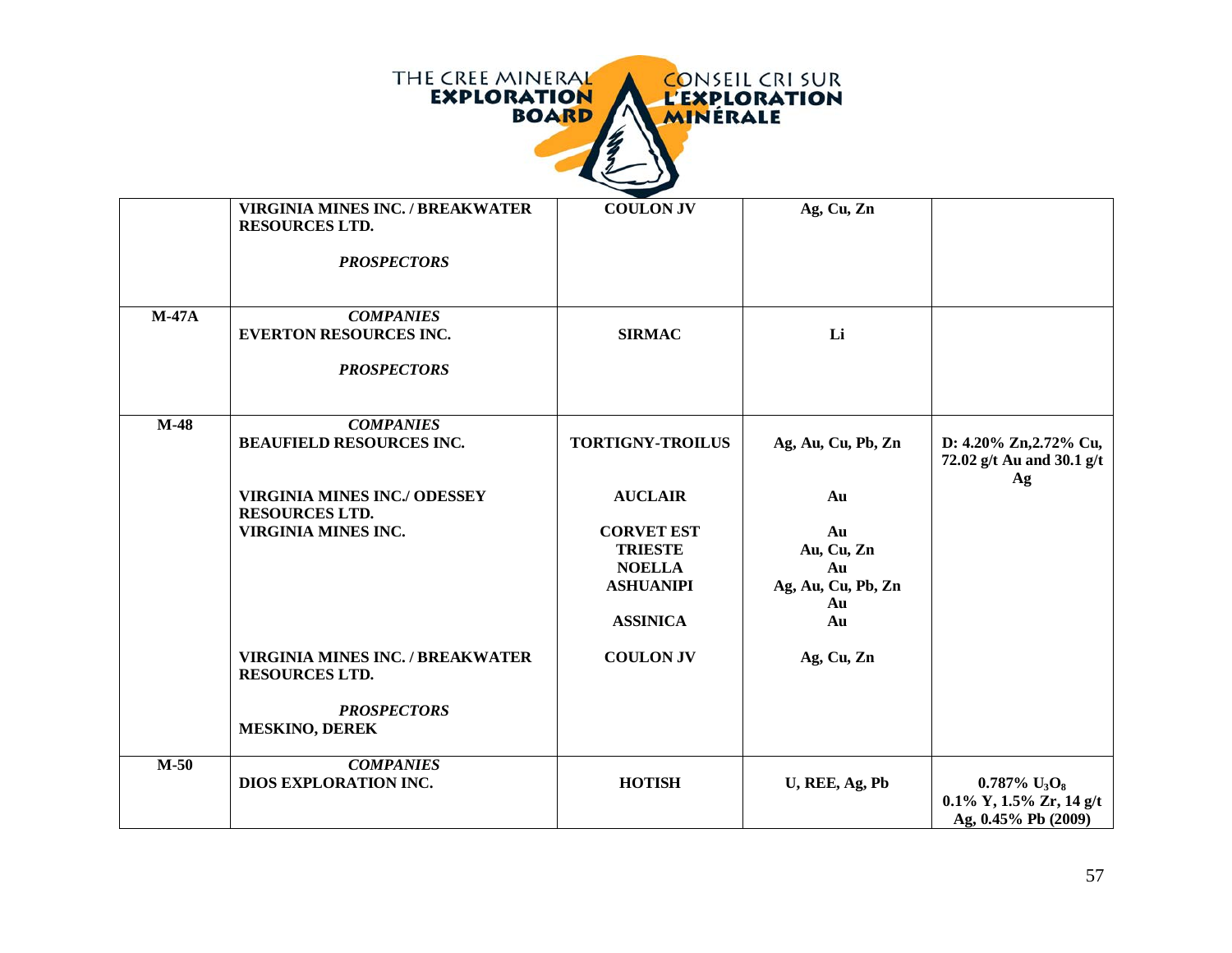| | | | | |
|---|---|---|---|---|
| | **VIRGINIA MINES INC. / BREAKWATER RESOURCES LTD.** | **COULON JV** | **Ag, Cu, Zn** | |
| | ***PROSPECTORS*** | | | |
| **M-47A** | ***COMPANIES*** | | | |
| | **EVERTON RESOURCES INC.** | **SIRMAC** | **Li** | |
| | ***PROSPECTORS*** | | | |
| **M-48** | ***COMPANIES*** | | | |
| | **BEAUFIELD RESOURCES INC.** | **TORTIGNY-TROILUS** | **Ag, Au, Cu, Pb, Zn** | **D: 4.20% Zn,2.72% Cu, 72.02 g/t Au and 30.1 g/t Ag** |
| | **VIRGINIA MINES INC./ ODESSEY RESOURCES LTD.** | **AUCLAIR** | **Au** | |
| | **VIRGINIA MINES INC.** | **CORVET EST** | **Au** | |
| | | **TRIESTE** | **Au, Cu, Zn** | |
| | | **NOELLA** | **Au** | |
| | | **ASHUANIPI** | **Ag, Au, Cu, Pb, Zn Au** | |
| | | **ASSINICA** | **Au** | |
| | **VIRGINIA MINES INC. / BREAKWATER RESOURCES LTD.** | **COULON JV** | **Ag, Cu, Zn** | |
| | ***PROSPECTORS*** | | | |
| | **MESKINO, DEREK** | | | |
| **M-50** | ***COMPANIES*** | | | |
| | **DIOS EXPLORATION INC.** | **HOTISH** | **U, REE, Ag, Pb** | **0.787% $U_3O_8$ 0.1% Y, 1.5% Zr, 14 g/t Ag, 0.45% Pb (2009)** |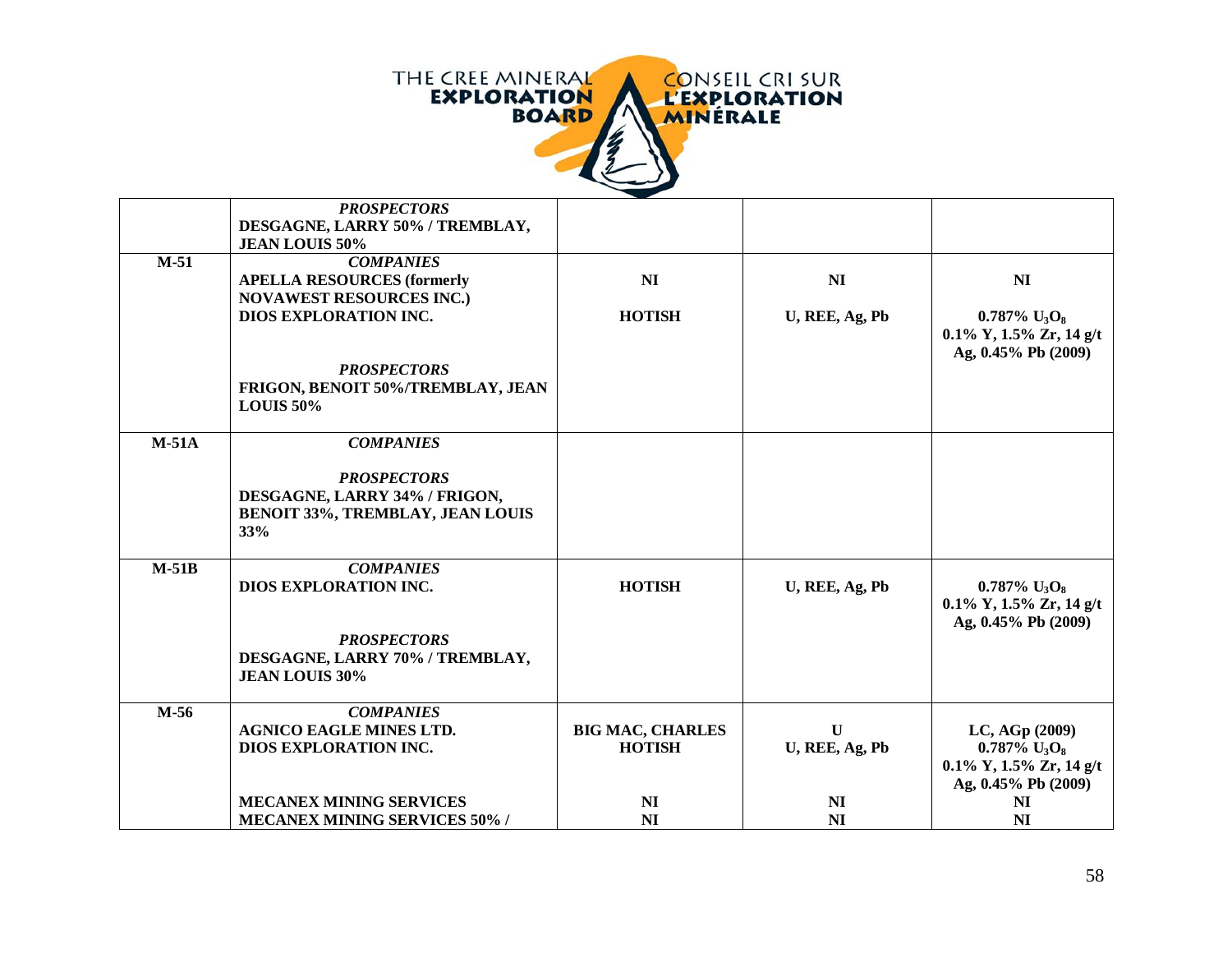| | | | | |
|---|---|---|---|---|
| | ***PROSPECTORS*** **DESGAGNE, LARRY 50% / TREMBLAY, JEAN LOUIS 50%** | | | |
| **M-51** | ***COMPANIES*** **APELLA RESOURCES (formerly NOVAWEST RESOURCES INC.)** **DIOS EXPLORATION INC.** ***PROSPECTORS*** **FRIGON, BENOIT 50%/TREMBLAY, JEAN LOUIS 50%** | **NI** **HOTISH** | **NI** **U, REE, Ag, Pb** | **NI** **0.787% $U_3O_8$ 0.1% Y, 1.5% Zr, 14 g/t Ag, 0.45% Pb (2009)** |
| **M-51A** | ***COMPANIES*** ***PROSPECTORS*** **DESGAGNE, LARRY 34% / FRIGON, BENOIT 33%, TREMBLAY, JEAN LOUIS 33%** | | | |
| **M-51B** | ***COMPANIES*** **DIOS EXPLORATION INC.** ***PROSPECTORS*** **DESGAGNE, LARRY 70% / TREMBLAY, JEAN LOUIS 30%** | **HOTISH** | **U, REE, Ag, Pb** | **0.787% $U_3O_8$ 0.1% Y, 1.5% Zr, 14 g/t Ag, 0.45% Pb (2009)** |
| **M-56** | ***COMPANIES*** **AGNICO EAGLE MINES LTD.** **DIOS EXPLORATION INC.** **MECANEX MINING SERVICES** **MECANEX MINING SERVICES 50% /** | **BIG MAC, CHARLES** **HOTISH** **NI** **NI** | **U** **U, REE, Ag, Pb** **NI** **NI** | **LC, AGp (2009)** **0.787% $U_3O_8$ 0.1% Y, 1.5% Zr, 14 g/t Ag, 0.45% Pb (2009)** **NI** **NI** |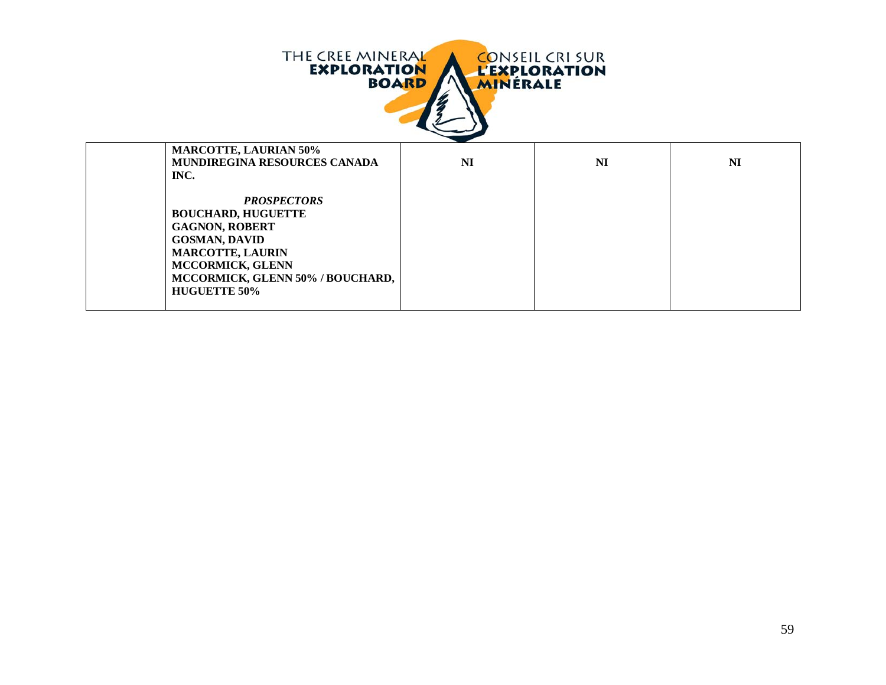| | MARCOTTE, LAURIAN 50%<br>MUNDIREGINA RESOURCES CANADA INC.<br><br>*PROSPECTORS*<br>BOUCHARD, HUGUETTE<br>GAGNON, ROBERT<br>GOSMAN, DAVID<br>MARCOTTE, LAURIN<br>MCCORMICK, GLENN<br>MCCORMICK, GLENN 50% / BOUCHARD, HUGUETTE 50% | NI | NI | NI |
|---|---|---|---|---|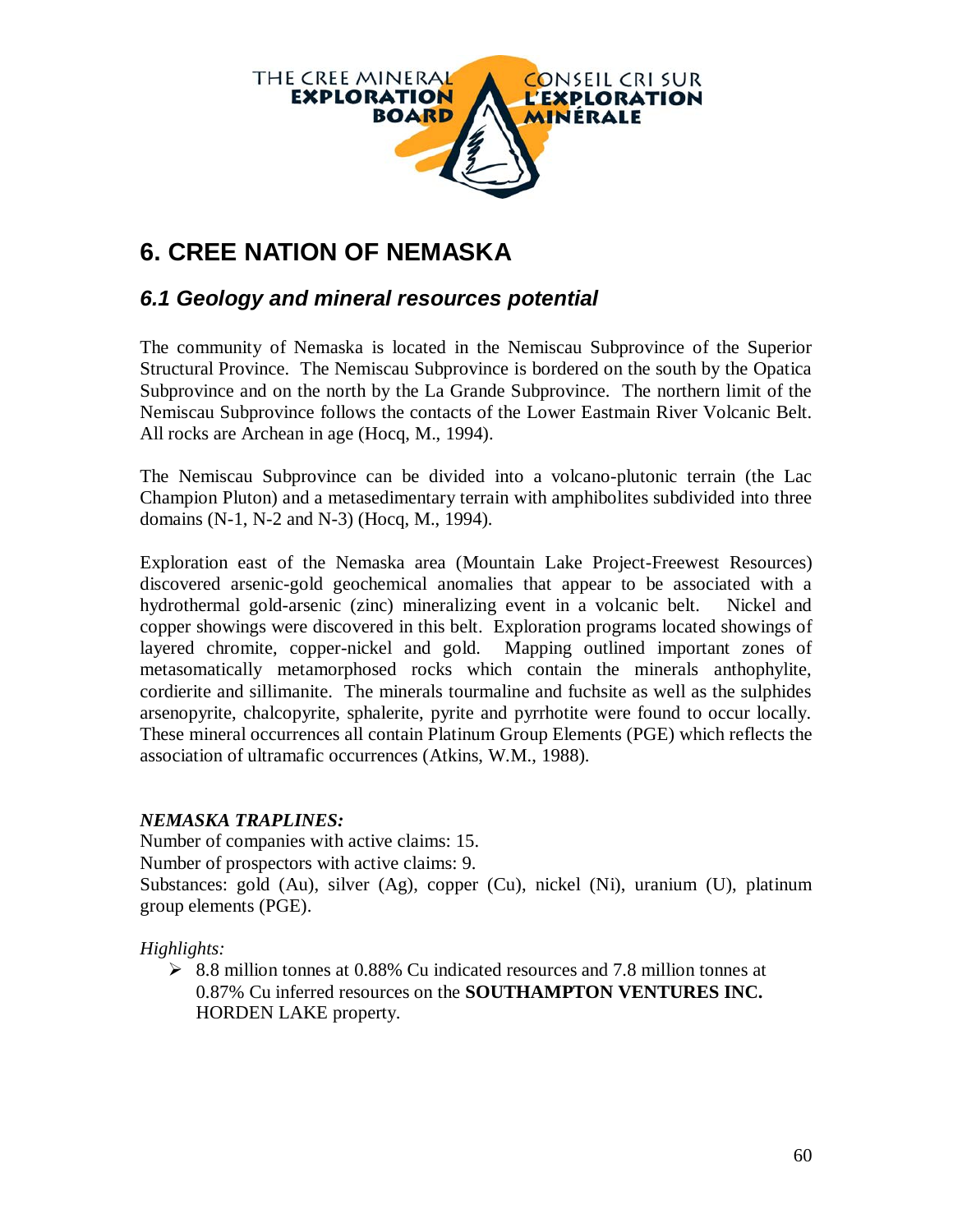# 6. CREE NATION OF NEMASKA

## *6.1 Geology and mineral resources potential*

The community of Nemaska is located in the Nemiscau Subprovince of the Superior Structural Province. The Nemiscau Subprovince is bordered on the south by the Opatica Subprovince and on the north by the La Grande Subprovince. The northern limit of the Nemiscau Subprovince follows the contacts of the Lower Eastmain River Volcanic Belt. All rocks are Archean in age (Hocq, M., 1994).

The Nemiscau Subprovince can be divided into a volcano-plutonic terrain (the Lac Champion Pluton) and a metasedimentary terrain with amphibolites subdivided into three domains (N-1, N-2 and N-3) (Hocq, M., 1994).

Exploration east of the Nemaska area (Mountain Lake Project-Freewest Resources) discovered arsenic-gold geochemical anomalies that appear to be associated with a hydrothermal gold-arsenic (zinc) mineralizing event in a volcanic belt. Nickel and copper showings were discovered in this belt. Exploration programs located showings of layered chromite, copper-nickel and gold. Mapping outlined important zones of metasomatically metamorphosed rocks which contain the minerals anthophylite, cordierite and sillimanite. The minerals tourmaline and fuchsite as well as the sulphides arsenopyrite, chalcopyrite, sphalerite, pyrite and pyrrhotite were found to occur locally. These mineral occurrences all contain Platinum Group Elements (PGE) which reflects the association of ultramafic occurrences (Atkins, W.M., 1988).

***NEMASKA TRAPLINES:***

Number of companies with active claims: 15.
Number of prospectors with active claims: 9.
Substances: gold (Au), silver (Ag), copper (Cu), nickel (Ni), uranium (U), platinum group elements (PGE).

*Highlights:*

- 8.8 million tonnes at 0.88% Cu indicated resources and 7.8 million tonnes at 0.87% Cu inferred resources on the **SOUTHAMPTON VENTURES INC.** HORDEN LAKE property.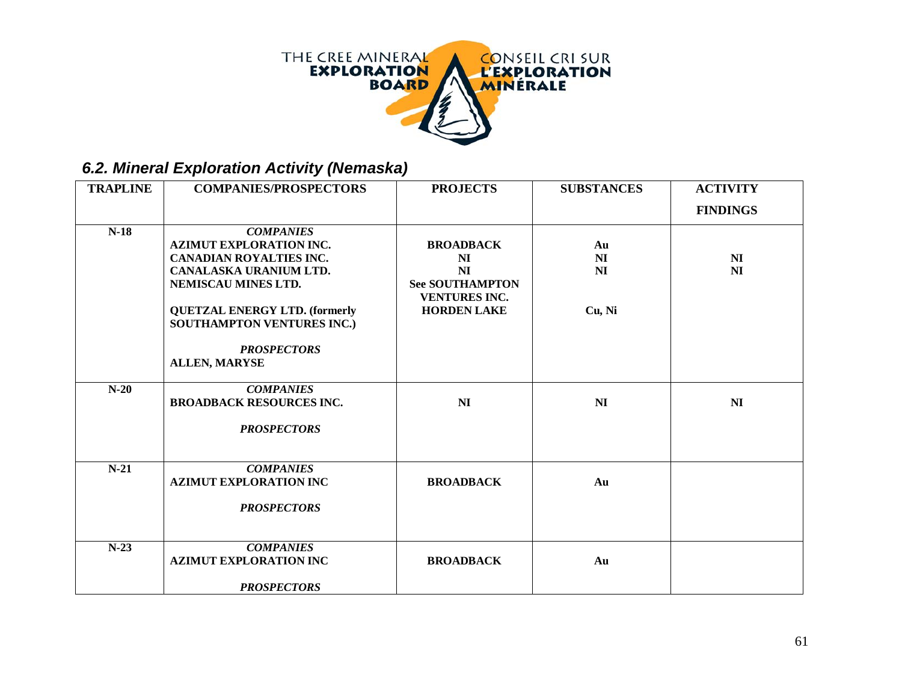### 6.2. Mineral Exploration Activity (Nemaska)

| TRAPLINE | COMPANIES/PROSPECTORS | PROJECTS | SUBSTANCES | ACTIVITY<br>FINDINGS |
|---|---|---|---|---|
| N-18 | ***COMPANIES***<br>**AZIMUT EXPLORATION INC.**<br>**CANADIAN ROYALTIES INC.**<br>**CANALASKA URANIUM LTD.**<br>**NEMISCAU MINES LTD.**<br><br>**QUETZAL ENERGY LTD. (formerly SOUTHAMPTON VENTURES INC.)**<br><br>***PROSPECTORS***<br>**ALLEN, MARYSE** | <br>**BROADBACK**<br>**NI**<br>**NI**<br>**See SOUTHAMPTON VENTURES INC.**<br>**HORDEN LAKE** | <br>**Au**<br>**NI**<br>**NI**<br><br>**Cu, Ni** | <br><br>**NI**<br>**NI** |
| N-20 | ***COMPANIES***<br>**BROADBACK RESOURCES INC.**<br><br>***PROSPECTORS*** | **NI** | **NI** | **NI** |
| N-21 | ***COMPANIES***<br>**AZIMUT EXPLORATION INC**<br><br>***PROSPECTORS*** | **BROADBACK** | **Au** | |
| N-23 | ***COMPANIES***<br>**AZIMUT EXPLORATION INC**<br><br>***PROSPECTORS*** | **BROADBACK** | **Au** | |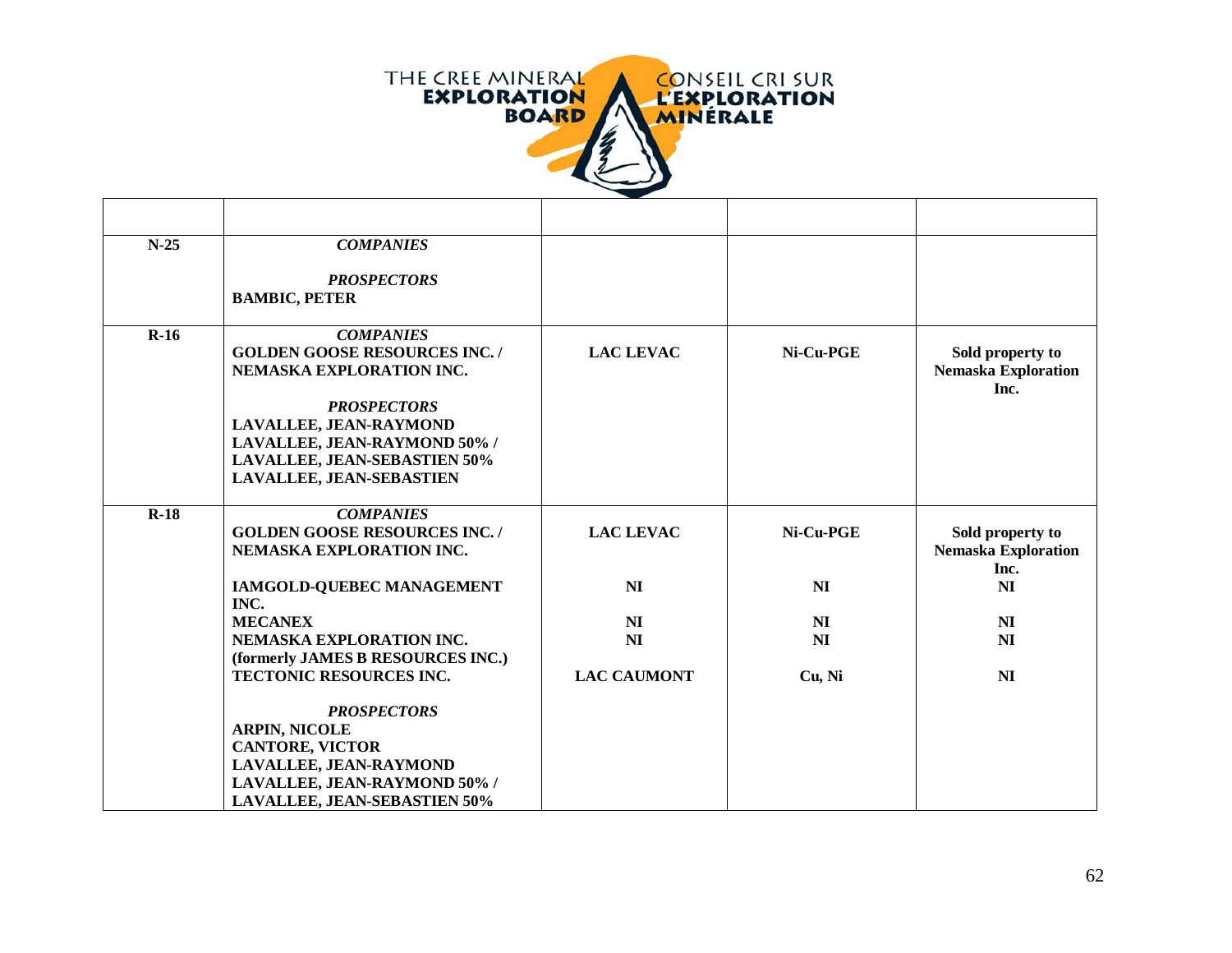| | | | | |
|---|---|---|---|---|
| **N-25** | ***COMPANIES***<br><br>***PROSPECTORS***<br>**BAMBIC, PETER** | | | |
| **R-16** | ***COMPANIES***<br>**GOLDEN GOOSE RESOURCES INC. / NEMASKA EXPLORATION INC.**<br><br>***PROSPECTORS***<br>**LAVALLEE, JEAN-RAYMOND**<br>**LAVALLEE, JEAN-RAYMOND 50% / LAVALLEE, JEAN-SEBASTIEN 50%**<br>**LAVALLEE, JEAN-SEBASTIEN** | **LAC LEVAC** | **Ni-Cu-PGE** | **Sold property to Nemaska Exploration Inc.** |
| **R-18** | ***COMPANIES***<br>**GOLDEN GOOSE RESOURCES INC. / NEMASKA EXPLORATION INC.**<br><br>**IAMGOLD-QUEBEC MANAGEMENT INC.**<br>**MECANEX**<br>**NEMASKA EXPLORATION INC. (formerly JAMES B RESOURCES INC.)**<br>**TECTONIC RESOURCES INC.**<br><br>***PROSPECTORS***<br>**ARPIN, NICOLE**<br>**CANTORE, VICTOR**<br>**LAVALLEE, JEAN-RAYMOND**<br>**LAVALLEE, JEAN-RAYMOND 50% / LAVALLEE, JEAN-SEBASTIEN 50%** | **LAC LEVAC**<br><br>**NI**<br><br>**NI**<br>**NI**<br><br>**LAC CAUMONT** | **Ni-Cu-PGE**<br><br>**NI**<br><br>**NI**<br>**NI**<br><br>**Cu, Ni** | **Sold property to Nemaska Exploration Inc.**<br>**NI**<br><br>**NI**<br>**NI**<br><br>**NI** |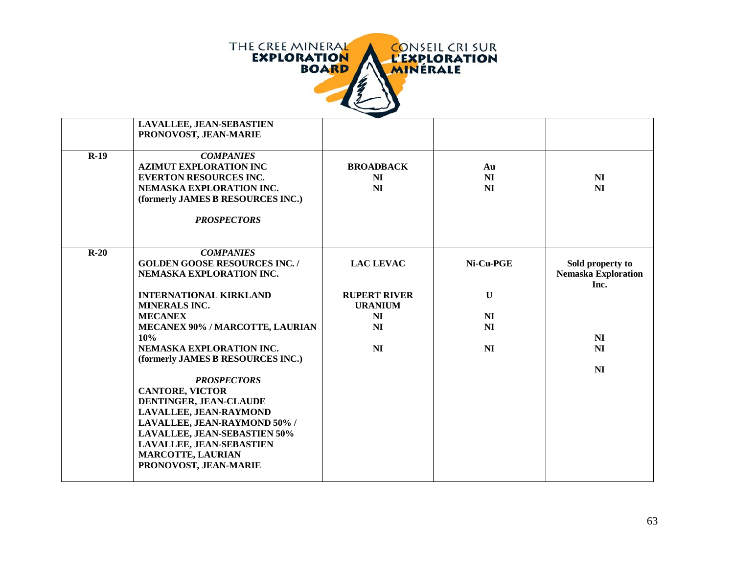| | | | | |
|---|---|---|---|---|
| | **LAVALLEE, JEAN-SEBASTIEN**<br>**PRONOVOST, JEAN-MARIE** | | | |
| **R-19** | ***COMPANIES***<br>**AZIMUT EXPLORATION INC**<br>**EVERTON RESOURCES INC.**<br>**NEMASKA EXPLORATION INC.**<br>**(formerly JAMES B RESOURCES INC.)**<br><br>***PROSPECTORS*** | **BROADBACK**<br>**NI**<br>**NI** | **Au**<br>**NI**<br>**NI** | <br>**NI**<br>**NI** |
| **R-20** | ***COMPANIES***<br>**GOLDEN GOOSE RESOURCES INC. / NEMASKA EXPLORATION INC.**<br><br>**INTERNATIONAL KIRKLAND MINERALS INC.**<br>**MECANEX**<br>**MECANEX 90% / MARCOTTE, LAURIAN 10%**<br>**NEMASKA EXPLORATION INC.**<br>**(formerly JAMES B RESOURCES INC.)**<br><br>***PROSPECTORS***<br>**CANTORE, VICTOR**<br>**DENTINGER, JEAN-CLAUDE**<br>**LAVALLEE, JEAN-RAYMOND**<br>**LAVALLEE, JEAN-RAYMOND 50% / LAVALLEE, JEAN-SEBASTIEN 50%**<br>**LAVALLEE, JEAN-SEBASTIEN**<br>**MARCOTTE, LAURIAN**<br>**PRONOVOST, JEAN-MARIE** | **LAC LEVAC**<br><br><br>**RUPERT RIVER URANIUM**<br>**NI**<br>**NI**<br><br>**NI** | **Ni-Cu-PGE**<br><br><br>**U**<br><br>**NI**<br>**NI**<br><br>**NI** | **Sold property to Nemaska Exploration Inc.**<br><br><br><br><br>**NI**<br>**NI**<br><br>**NI** |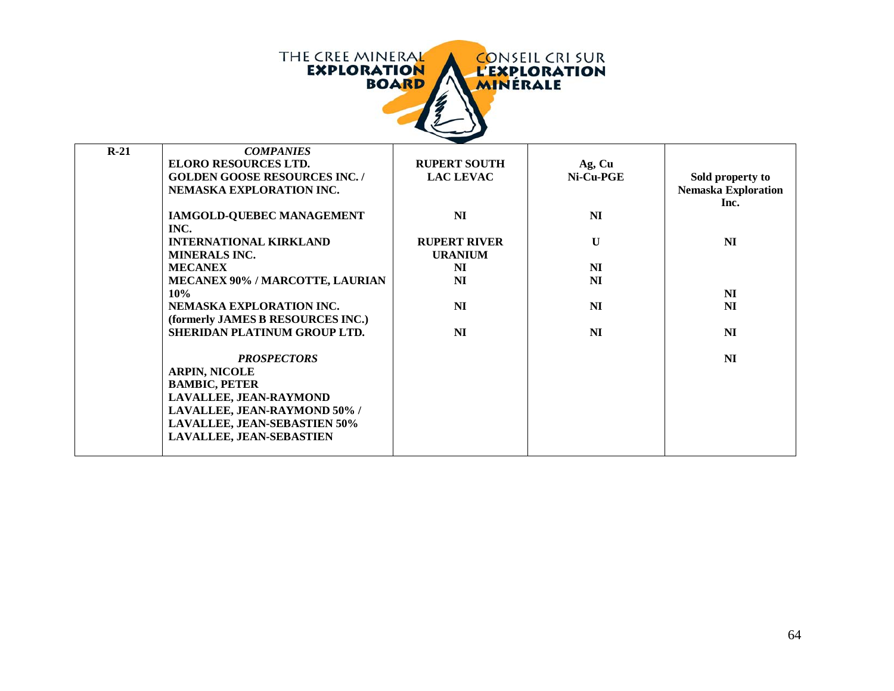| | | | | |
|---|---|---|---|---|
| **R-21** | ***COMPANIES*** | | | |
| | **ELORO RESOURCES LTD.** | **RUPERT SOUTH** | **Ag, Cu** | |
| | **GOLDEN GOOSE RESOURCES INC. / NEMASKA EXPLORATION INC.** | **LAC LEVAC** | **Ni-Cu-PGE** | **Sold property to Nemaska Exploration Inc.** |
| | **IAMGOLD-QUEBEC MANAGEMENT INC.** | **NI** | **NI** | |
| | **INTERNATIONAL KIRKLAND MINERALS INC.** | **RUPERT RIVER URANIUM** | **U** | **NI** |
| | **MECANEX** | **NI** | **NI** | |
| | **MECANEX 90% / MARCOTTE, LAURIAN 10%** | **NI** | **NI** | **NI** |
| | **NEMASKA EXPLORATION INC. (formerly JAMES B RESOURCES INC.)** | **NI** | **NI** | **NI** |
| | **SHERIDAN PLATINUM GROUP LTD.** | **NI** | **NI** | **NI** |
| | ***PROSPECTORS*** | | | **NI** |
| | **ARPIN, NICOLE** | | | |
| | **BAMBIC, PETER** | | | |
| | **LAVALLEE, JEAN-RAYMOND** | | | |
| | **LAVALLEE, JEAN-RAYMOND 50% / LAVALLEE, JEAN-SEBASTIEN 50%** | | | |
| | **LAVALLEE, JEAN-SEBASTIEN** | | | |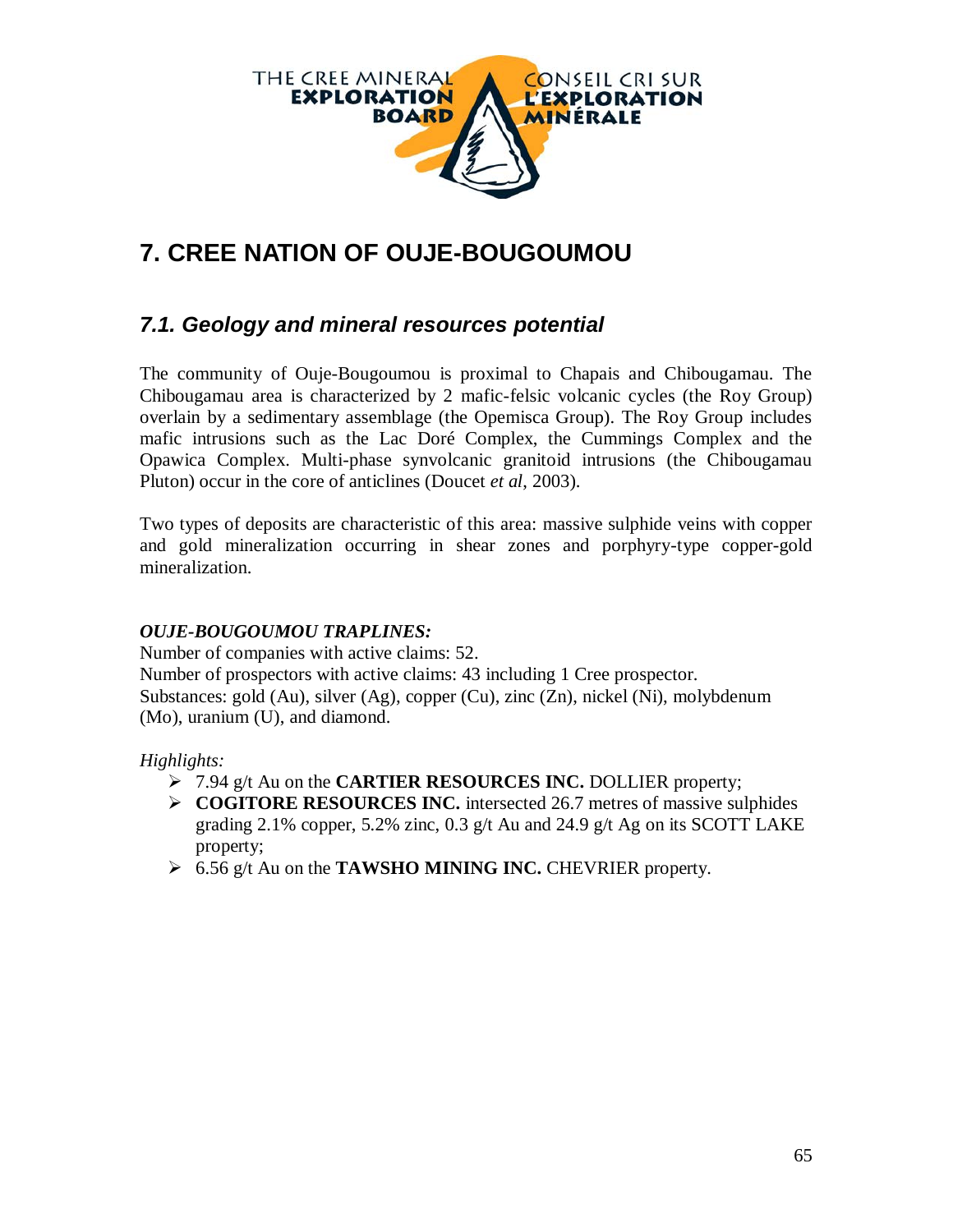# 7. CREE NATION OF OUJE-BOUGOUMOU

## *7.1. Geology and mineral resources potential*

The community of Ouje-Bougoumou is proximal to Chapais and Chibougamau. The Chibougamau area is characterized by 2 mafic-felsic volcanic cycles (the Roy Group) overlain by a sedimentary assemblage (the Opemisca Group). The Roy Group includes mafic intrusions such as the Lac Doré Complex, the Cummings Complex and the Opawica Complex. Multi-phase synvolcanic granitoid intrusions (the Chibougamau Pluton) occur in the core of anticlines (Doucet *et al*, 2003).

Two types of deposits are characteristic of this area: massive sulphide veins with copper and gold mineralization occurring in shear zones and porphyry-type copper-gold mineralization.

***OUJE-BOUGOUMOU TRAPLINES:***

Number of companies with active claims: 52.
Number of prospectors with active claims: 43 including 1 Cree prospector.
Substances: gold (Au), silver (Ag), copper (Cu), zinc (Zn), nickel (Ni), molybdenum (Mo), uranium (U), and diamond.

*Highlights:*

- 7.94 g/t Au on the **CARTIER RESOURCES INC.** DOLLIER property;
- **COGITORE RESOURCES INC.** intersected 26.7 metres of massive sulphides grading 2.1% copper, 5.2% zinc, 0.3 g/t Au and 24.9 g/t Ag on its SCOTT LAKE property;
- 6.56 g/t Au on the **TAWSHO MINING INC.** CHEVRIER property.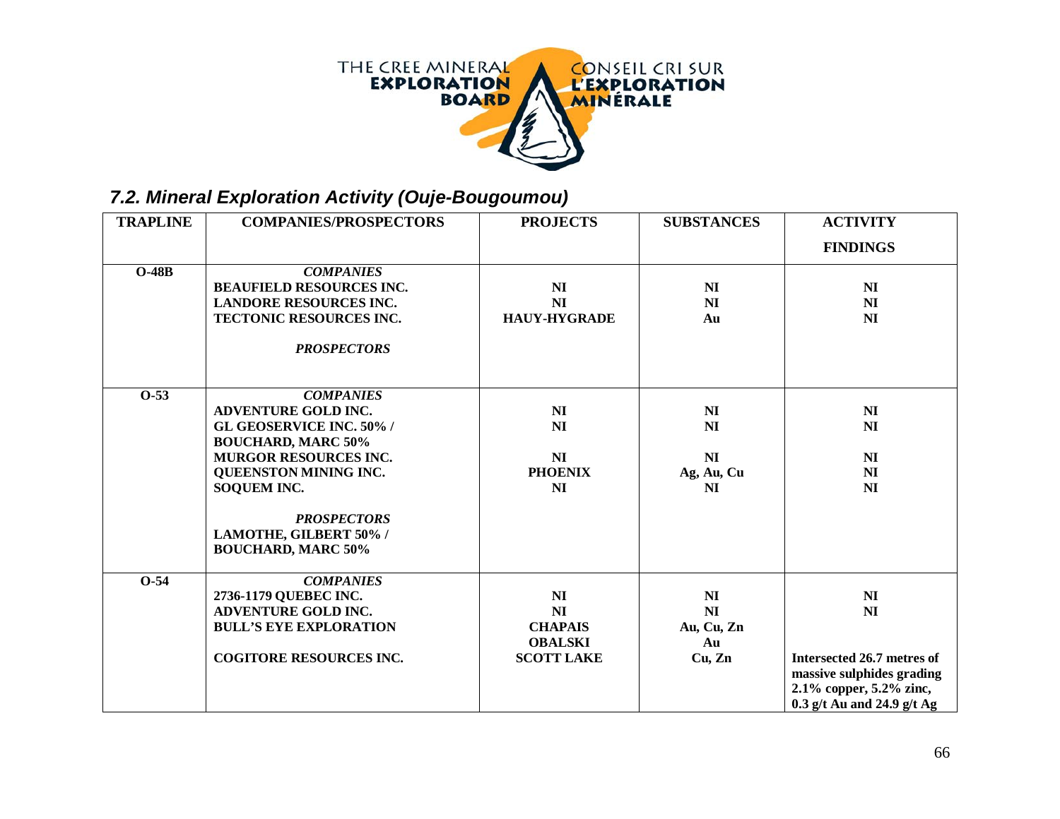## 7.2. Mineral Exploration Activity (Ouje-Bougoumou)

| TRAPLINE | COMPANIES/PROSPECTORS | PROJECTS | SUBSTANCES | ACTIVITY FINDINGS |
|---|---|---|---|---|
| **O-48B** | ***COMPANIES*** | | | |
| | **BEAUFIELD RESOURCES INC.** | **NI** | **NI** | **NI** |
| | **LANDORE RESOURCES INC.** | **NI** | **NI** | **NI** |
| | **TECTONIC RESOURCES INC.** | **HAUY-HYGRADE** | **Au** | **NI** |
| | ***PROSPECTORS*** | | | |
| **O-53** | ***COMPANIES*** | | | |
| | **ADVENTURE GOLD INC.** | **NI** | **NI** | **NI** |
| | **GL GEOSERVICE INC. 50% / BOUCHARD, MARC 50%** | **NI** | **NI** | **NI** |
| | **MURGOR RESOURCES INC.** | **NI** | **NI** | **NI** |
| | **QUEENSTON MINING INC.** | **PHOENIX** | **Ag, Au, Cu** | **NI** |
| | **SOQUEM INC.** | **NI** | **NI** | **NI** |
| | ***PROSPECTORS*** | | | |
| | **LAMOTHE, GILBERT 50% / BOUCHARD, MARC 50%** | | | |
| **O-54** | ***COMPANIES*** | | | |
| | **2736-1179 QUEBEC INC.** | **NI** | **NI** | **NI** |
| | **ADVENTURE GOLD INC.** | **NI** | **NI** | **NI** |
| | **BULL'S EYE EXPLORATION** | **CHAPAIS** | **Au, Cu, Zn** | |
| | | **OBALSKI** | **Au** | |
| | **COGITORE RESOURCES INC.** | **SCOTT LAKE** | **Cu, Zn** | **Intersected 26.7 metres of massive sulphides grading 2.1% copper, 5.2% zinc, 0.3 g/t Au and 24.9 g/t Ag** |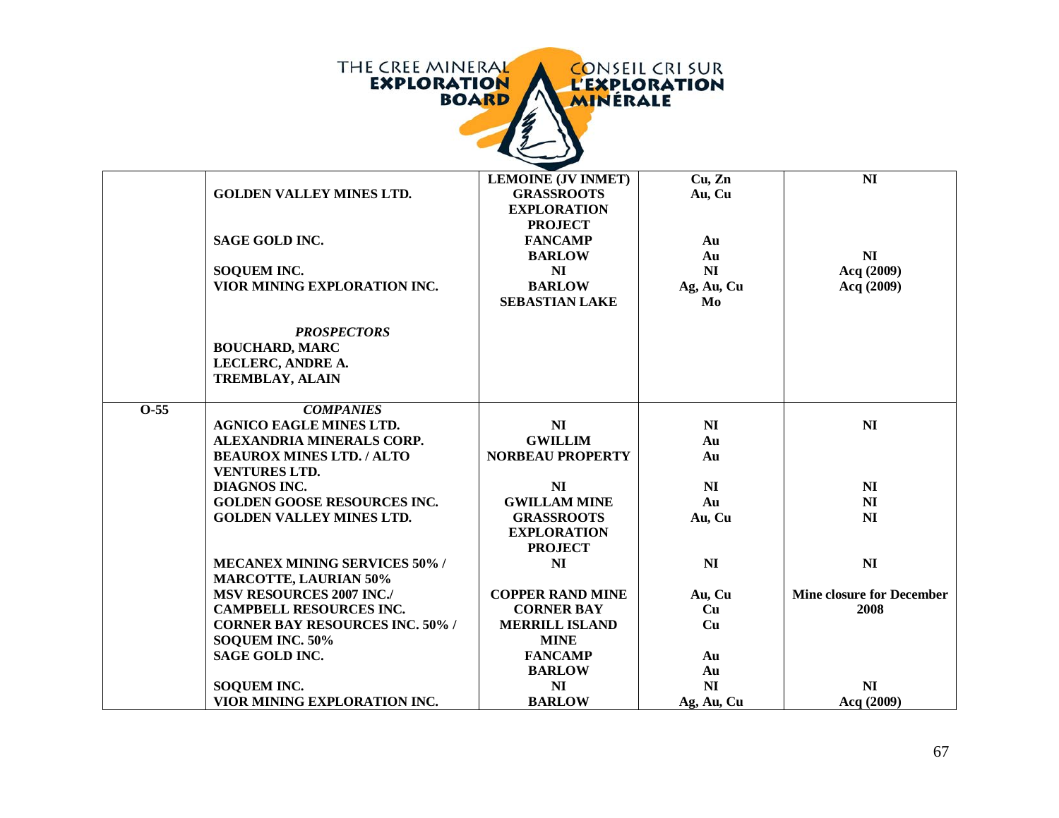| | | | | |
|---|---|---|---|---|
| | | **LEMOINE (JV INMET)** | **Cu, Zn** | **NI** |
| | **GOLDEN VALLEY MINES LTD.** | **GRASSROOTS EXPLORATION PROJECT** | **Au, Cu** | |
| | **SAGE GOLD INC.** | **FANCAMP** | **Au** | |
| | | **BARLOW** | **Au** | **NI** |
| | **SOQUEM INC.** | **NI** | **NI** | **Acq (2009)** |
| | **VIOR MINING EXPLORATION INC.** | **BARLOW** | **Ag, Au, Cu** | **Acq (2009)** |
| | | **SEBASTIAN LAKE** | **Mo** | |
| | ***PROSPECTORS*** | | | |
| | **BOUCHARD, MARC** | | | |
| | **LECLERC, ANDRE A.** | | | |
| | **TREMBLAY, ALAIN** | | | |
| **O-55** | ***COMPANIES*** | | | |
| | **AGNICO EAGLE MINES LTD.** | **NI** | **NI** | **NI** |
| | **ALEXANDRIA MINERALS CORP.** | **GWILLIM** | **Au** | |
| | **BEAUROX MINES LTD. / ALTO VENTURES LTD.** | **NORBEAU PROPERTY** | **Au** | |
| | **DIAGNOS INC.** | **NI** | **NI** | **NI** |
| | **GOLDEN GOOSE RESOURCES INC.** | **GWILLAM MINE** | **Au** | **NI** |
| | **GOLDEN VALLEY MINES LTD.** | **GRASSROOTS EXPLORATION PROJECT** | **Au, Cu** | **NI** |
| | **MECANEX MINING SERVICES 50% / MARCOTTE, LAURIAN 50%** | **NI** | **NI** | **NI** |
| | **MSV RESOURCES 2007 INC./** | **COPPER RAND MINE** | **Au, Cu** | **Mine closure for December 2008** |
| | **CAMPBELL RESOURCES INC.** | **CORNER BAY** | **Cu** | |
| | **CORNER BAY RESOURCES INC. 50% / SOQUEM INC. 50%** | **MERRILL ISLAND MINE** | **Cu** | |
| | **SAGE GOLD INC.** | **FANCAMP** | **Au** | |
| | | **BARLOW** | **Au** | |
| | **SOQUEM INC.** | **NI** | **NI** | **NI** |
| | **VIOR MINING EXPLORATION INC.** | **BARLOW** | **Ag, Au, Cu** | **Acq (2009)** |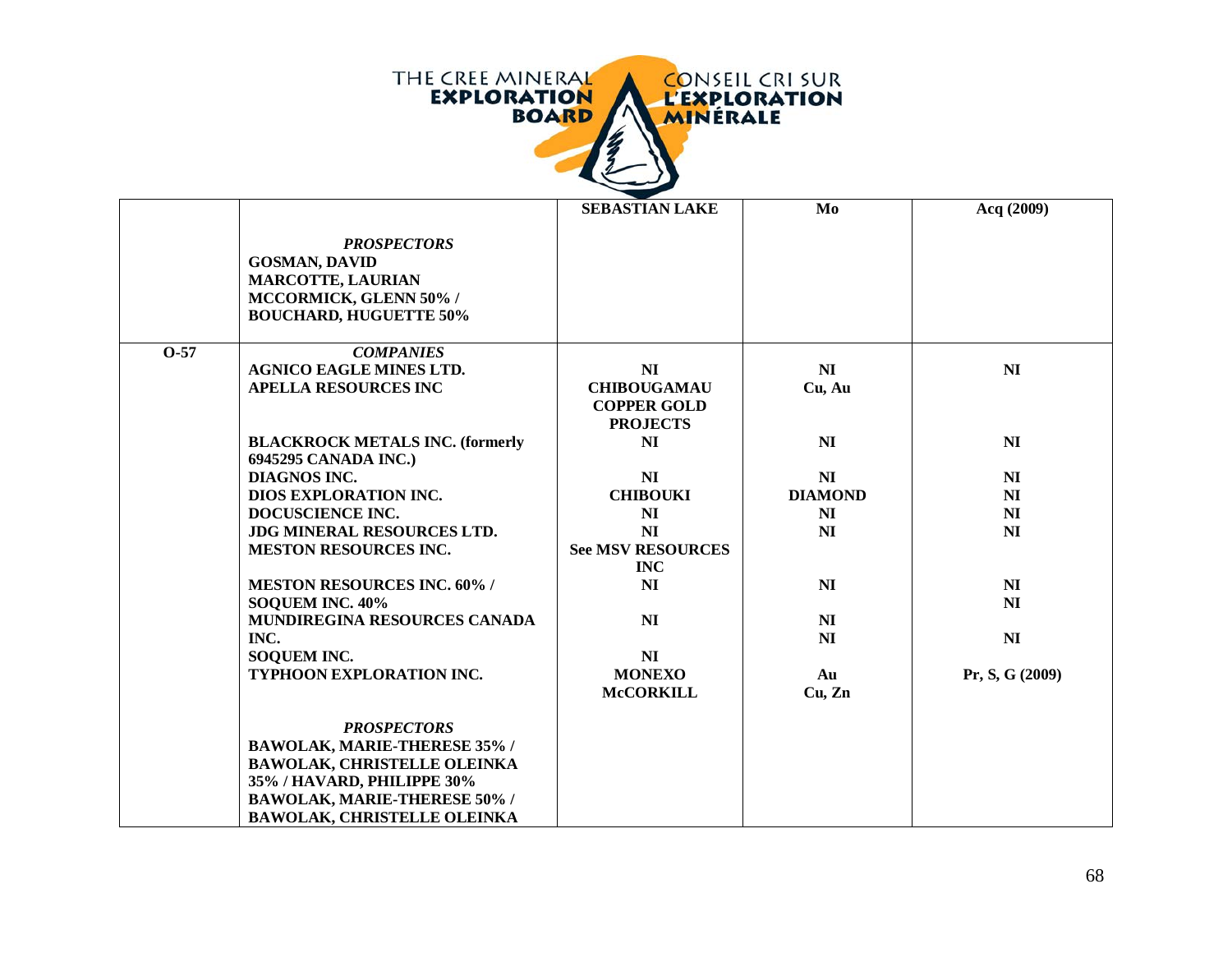| | | SEBASTIAN LAKE | Mo | Acq (2009) |
|---|---|---|---|---|
| | ***PROSPECTORS*** | | | |
| | **GOSMAN, DAVID** | | | |
| | **MARCOTTE, LAURIAN** | | | |
| | **MCCORMICK, GLENN 50% / BOUCHARD, HUGUETTE 50%** | | | |
| **O-57** | ***COMPANIES*** | | | |
| | **AGNICO EAGLE MINES LTD.** | **NI** | **NI** | **NI** |
| | **APELLA RESOURCES INC** | **CHIBOUGAMAU COPPER GOLD PROJECTS** | **Cu, Au** | |
| | **BLACKROCK METALS INC. (formerly 6945295 CANADA INC.)** | **NI** | **NI** | **NI** |
| | **DIAGNOS INC.** | **NI** | **NI** | **NI** |
| | **DIOS EXPLORATION INC.** | **CHIBOUKI** | **DIAMOND** | **NI** |
| | **DOCUSCIENCE INC.** | **NI** | **NI** | **NI** |
| | **JDG MINERAL RESOURCES LTD.** | **NI** | **NI** | **NI** |
| | **MESTON RESOURCES INC.** | **See MSV RESOURCES INC** | | |
| | **MESTON RESOURCES INC. 60% / SOQUEM INC. 40%** | **NI** | **NI** | **NI** <br> **NI** |
| | **MUNDIREGINA RESOURCES CANADA INC.** | **NI** | **NI** <br> **NI** | **NI** |
| | **SOQUEM INC.** | **NI** | | |
| | **TYPHOON EXPLORATION INC.** | **MONEXO** <br> **McCORKILL** | **Au** <br> **Cu, Zn** | **Pr, S, G (2009)** |
| | ***PROSPECTORS*** | | | |
| | **BAWOLAK, MARIE-THERESE 35% / BAWOLAK, CHRISTELLE OLEINKA 35% / HAVARD, PHILIPPE 30%** | | | |
| | **BAWOLAK, MARIE-THERESE 50% / BAWOLAK, CHRISTELLE OLEINKA** | | | |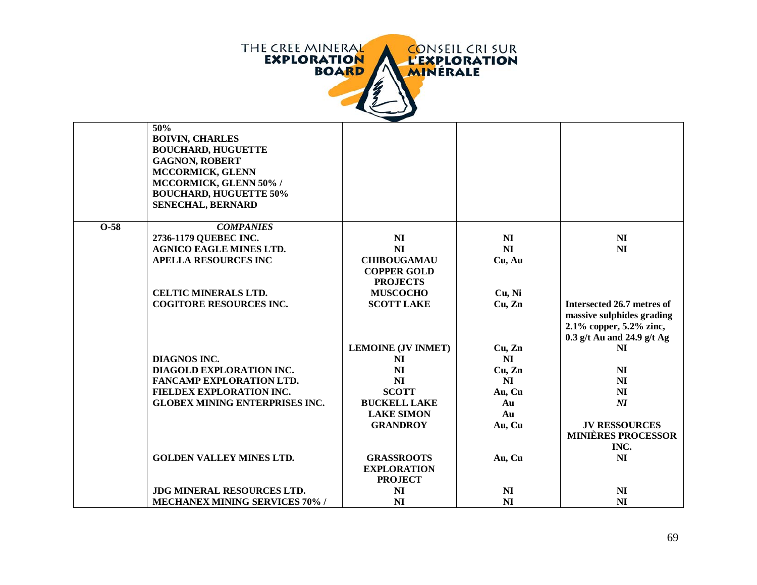| | | | | |
|---|---|---|---|---|
| | **50%**<br>**BOIVIN, CHARLES**<br>**BOUCHARD, HUGUETTE**<br>**GAGNON, ROBERT**<br>**MCCORMICK, GLENN**<br>**MCCORMICK, GLENN 50% /**<br>**BOUCHARD, HUGUETTE 50%**<br>**SENECHAL, BERNARD** | | | |
| **O-58** | ***COMPANIES*** | | | |
| | **2736-1179 QUEBEC INC.** | **NI** | **NI** | **NI** |
| | **AGNICO EAGLE MINES LTD.** | **NI** | **NI** | **NI** |
| | **APELLA RESOURCES INC** | **CHIBOUGAMAU COPPER GOLD PROJECTS** | **Cu, Au** | |
| | **CELTIC MINERALS LTD.** | **MUSCOCHO** | **Cu, Ni** | |
| | **COGITORE RESOURCES INC.** | **SCOTT LAKE** | **Cu, Zn** | **Intersected 26.7 metres of massive sulphides grading 2.1% copper, 5.2% zinc, 0.3 g/t Au and 24.9 g/t Ag** |
| | | **LEMOINE (JV INMET)** | **Cu, Zn** | **NI** |
| | **DIAGNOS INC.** | **NI** | **NI** | |
| | **DIAGOLD EXPLORATION INC.** | **NI** | **Cu, Zn** | **NI** |
| | **FANCAMP EXPLORATION LTD.** | **NI** | **NI** | **NI** |
| | **FIELDEX EXPLORATION INC.** | **SCOTT** | **Au, Cu** | **NI** |
| | **GLOBEX MINING ENTERPRISES INC.** | **BUCKELL LAKE** | **Au** | ***NI*** |
| | | **LAKE SIMON** | **Au** | |
| | | **GRANDROY** | **Au, Cu** | **JV RESSOURCES MINIÈRES PROCESSOR INC.** |
| | **GOLDEN VALLEY MINES LTD.** | **GRASSROOTS EXPLORATION PROJECT** | **Au, Cu** | **NI** |
| | **JDG MINERAL RESOURCES LTD.** | **NI** | **NI** | **NI** |
| | **MECHANEX MINING SERVICES 70% /** | **NI** | **NI** | **NI** |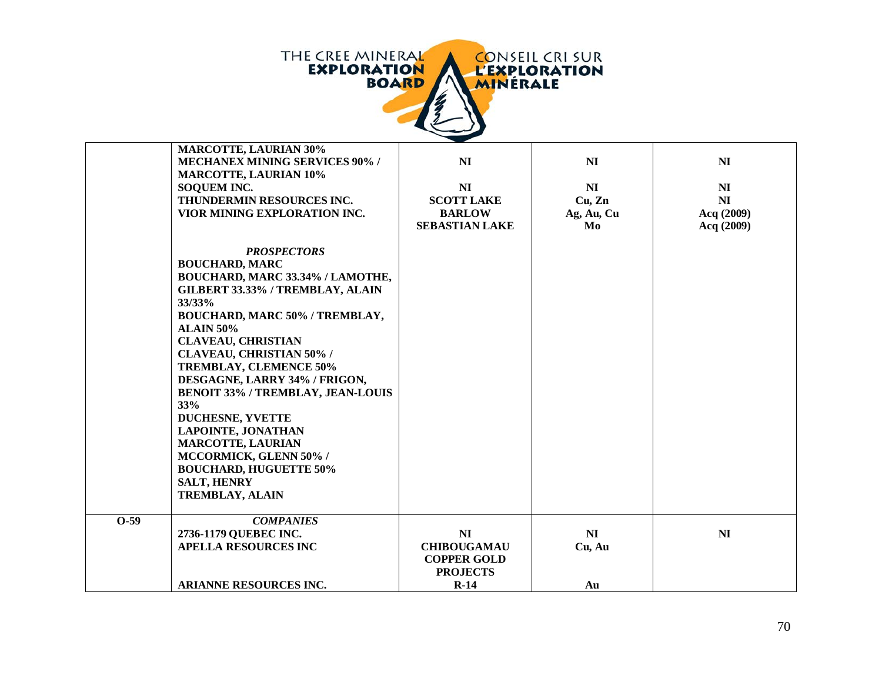| | | | | |
|---|---|---|---|---|
| | **MARCOTTE, LAURIAN 30%** | | | |
| | **MECHANEX MINING SERVICES 90% / MARCOTTE, LAURIAN 10%** | **NI** | **NI** | **NI** |
| | **SOQUEM INC.** | **NI** | **NI** | **NI** |
| | **THUNDERMIN RESOURCES INC.** | **SCOTT LAKE** | **Cu, Zn** | **NI** |
| | **VIOR MINING EXPLORATION INC.** | **BARLOW** | **Ag, Au, Cu** | **Acq (2009)** |
| | | **SEBASTIAN LAKE** | **Mo** | **Acq (2009)** |
| | ***PROSPECTORS*** | | | |
| | **BOUCHARD, MARC** | | | |
| | **BOUCHARD, MARC 33.34% / LAMOTHE, GILBERT 33.33% / TREMBLAY, ALAIN 33/33%** | | | |
| | **BOUCHARD, MARC 50% / TREMBLAY, ALAIN 50%** | | | |
| | **CLAVEAU, CHRISTIAN** | | | |
| | **CLAVEAU, CHRISTIAN 50% / TREMBLAY, CLEMENCE 50%** | | | |
| | **DESGAGNE, LARRY 34% / FRIGON, BENOIT 33% / TREMBLAY, JEAN-LOUIS 33%** | | | |
| | **DUCHESNE, YVETTE** | | | |
| | **LAPOINTE, JONATHAN** | | | |
| | **MARCOTTE, LAURIAN** | | | |
| | **MCCORMICK, GLENN 50% / BOUCHARD, HUGUETTE 50%** | | | |
| | **SALT, HENRY** | | | |
| | **TREMBLAY, ALAIN** | | | |
| **O-59** | ***COMPANIES*** | | | |
| | **2736-1179 QUEBEC INC.** | **NI** | **NI** | **NI** |
| | **APELLA RESOURCES INC** | **CHIBOUGAMAU COPPER GOLD PROJECTS** | **Cu, Au** | |
| | **ARIANNE RESOURCES INC.** | **R-14** | **Au** | |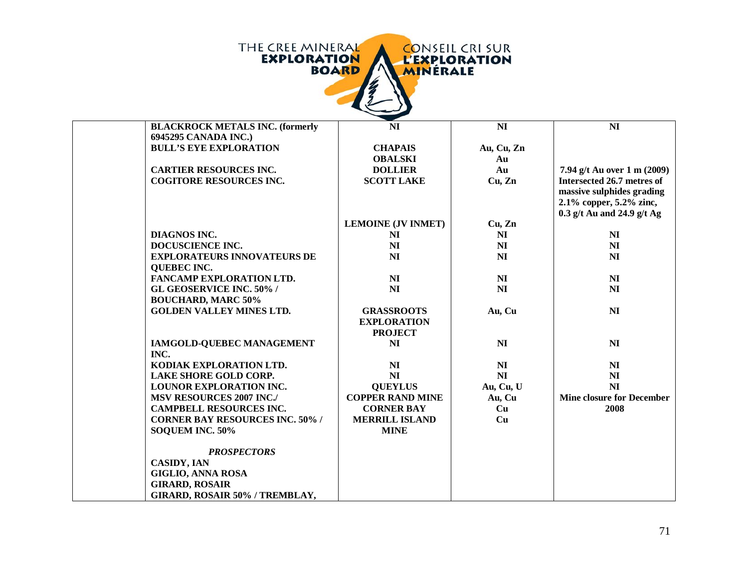| | | | | |
|---|---|---|---|---|
| | **BLACKROCK METALS INC. (formerly 6945295 CANADA INC.)** | **NI** | **NI** | **NI** |
| | **BULL'S EYE EXPLORATION** | **CHAPAIS** | **Au, Cu, Zn** | |
| | | **OBALSKI** | **Au** | |
| | **CARTIER RESOURCES INC.** | **DOLLIER** | **Au** | **7.94 g/t Au over 1 m (2009)** |
| | **COGITORE RESOURCES INC.** | **SCOTT LAKE** | **Cu, Zn** | **Intersected 26.7 metres of massive sulphides grading 2.1% copper, 5.2% zinc, 0.3 g/t Au and 24.9 g/t Ag** |
| | | **LEMOINE (JV INMET)** | **Cu, Zn** | |
| | **DIAGNOS INC.** | **NI** | **NI** | **NI** |
| | **DOCUSCIENCE INC.** | **NI** | **NI** | **NI** |
| | **EXPLORATEURS INNOVATEURS DE QUEBEC INC.** | **NI** | **NI** | **NI** |
| | **FANCAMP EXPLORATION LTD.** | **NI** | **NI** | **NI** |
| | **GL GEOSERVICE INC. 50% / BOUCHARD, MARC 50%** | **NI** | **NI** | **NI** |
| | **GOLDEN VALLEY MINES LTD.** | **GRASSROOTS EXPLORATION PROJECT** | **Au, Cu** | **NI** |
| | **IAMGOLD-QUEBEC MANAGEMENT INC.** | **NI** | **NI** | **NI** |
| | **KODIAK EXPLORATION LTD.** | **NI** | **NI** | **NI** |
| | **LAKE SHORE GOLD CORP.** | **NI** | **NI** | **NI** |
| | **LOUNOR EXPLORATION INC.** | **QUEYLUS** | **Au, Cu, U** | **NI** |
| | **MSV RESOURCES 2007 INC./** | **COPPER RAND MINE** | **Au, Cu** | **Mine closure for December** |
| | **CAMPBELL RESOURCES INC.** | **CORNER BAY** | **Cu** | **2008** |
| | **CORNER BAY RESOURCES INC. 50% / SOQUEM INC. 50%** | **MERRILL ISLAND MINE** | **Cu** | |
| | ***PROSPECTORS*** | | | |
| | **CASIDY, IAN** | | | |
| | **GIGLIO, ANNA ROSA** | | | |
| | **GIRARD, ROSAIR** | | | |
| | **GIRARD, ROSAIR 50% / TREMBLAY,** | | | |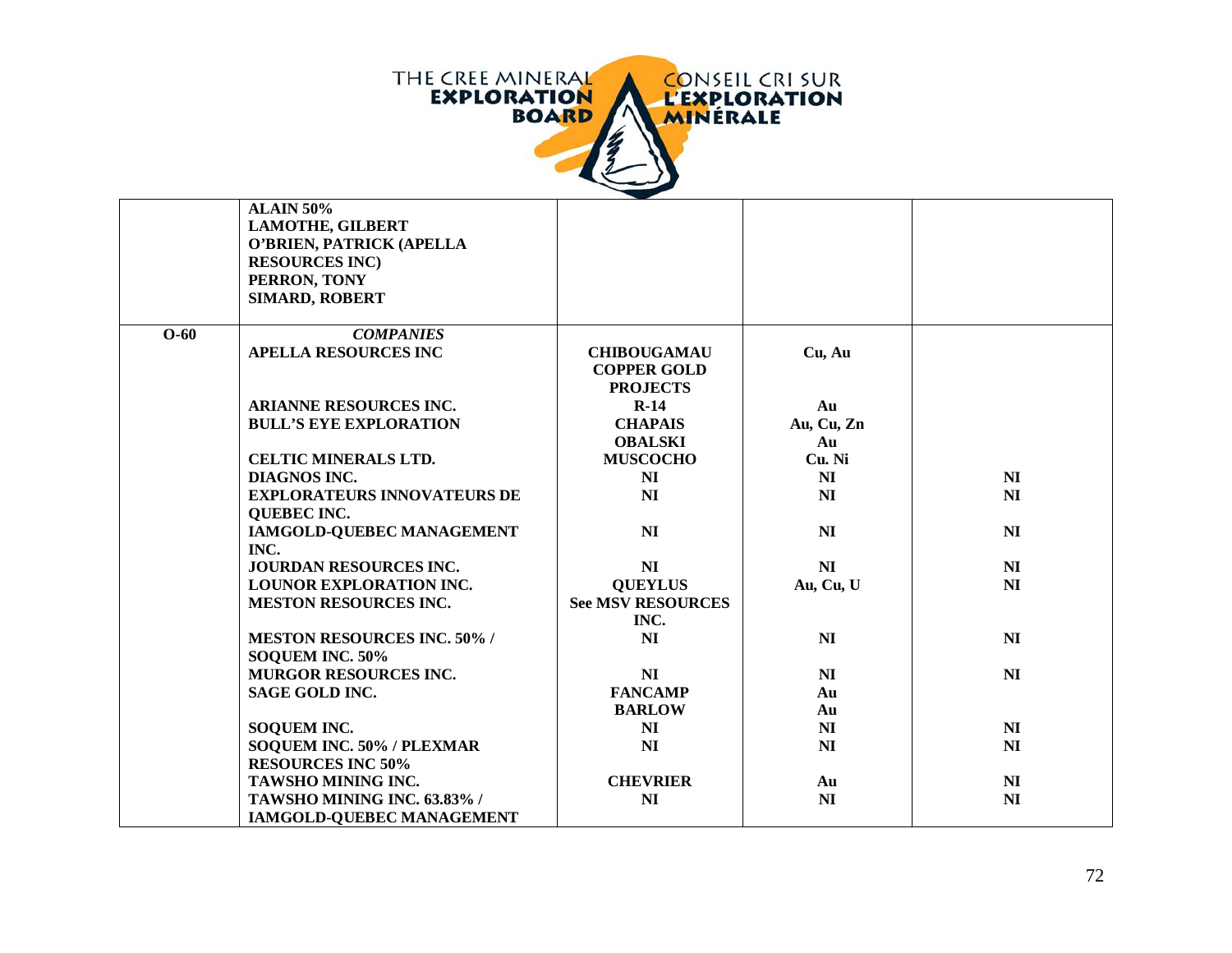| | | | | |
|---|---|---|---|---|
| | **ALAIN 50%**<br>**LAMOTHE, GILBERT**<br>**O'BRIEN, PATRICK (APELLA RESOURCES INC)**<br>**PERRON, TONY**<br>**SIMARD, ROBERT** | | | |
| **O-60** | ***COMPANIES*** | | | |
| | **APELLA RESOURCES INC** | **CHIBOUGAMAU COPPER GOLD PROJECTS** | **Cu, Au** | |
| | **ARIANNE RESOURCES INC.** | **R-14** | **Au** | |
| | **BULL'S EYE EXPLORATION** | **CHAPAIS** | **Au, Cu, Zn** | |
| | | **OBALSKI** | **Au** | |
| | **CELTIC MINERALS LTD.** | **MUSCOCHO** | **Cu. Ni** | |
| | **DIAGNOS INC.** | **NI** | **NI** | **NI** |
| | **EXPLORATEURS INNOVATEURS DE QUEBEC INC.** | **NI** | **NI** | **NI** |
| | **IAMGOLD-QUEBEC MANAGEMENT INC.** | **NI** | **NI** | **NI** |
| | **JOURDAN RESOURCES INC.** | **NI** | **NI** | **NI** |
| | **LOUNOR EXPLORATION INC.** | **QUEYLUS** | **Au, Cu, U** | **NI** |
| | **MESTON RESOURCES INC.** | **See MSV RESOURCES INC.** | | |
| | **MESTON RESOURCES INC. 50% / SOQUEM INC. 50%** | **NI** | **NI** | **NI** |
| | **MURGOR RESOURCES INC.** | **NI** | **NI** | **NI** |
| | **SAGE GOLD INC.** | **FANCAMP** | **Au** | |
| | | **BARLOW** | **Au** | |
| | **SOQUEM INC.** | **NI** | **NI** | **NI** |
| | **SOQUEM INC. 50% / PLEXMAR RESOURCES INC 50%** | **NI** | **NI** | **NI** |
| | **TAWSHO MINING INC.** | **CHEVRIER** | **Au** | **NI** |
| | **TAWSHO MINING INC. 63.83% / IAMGOLD-QUEBEC MANAGEMENT** | **NI** | **NI** | **NI** |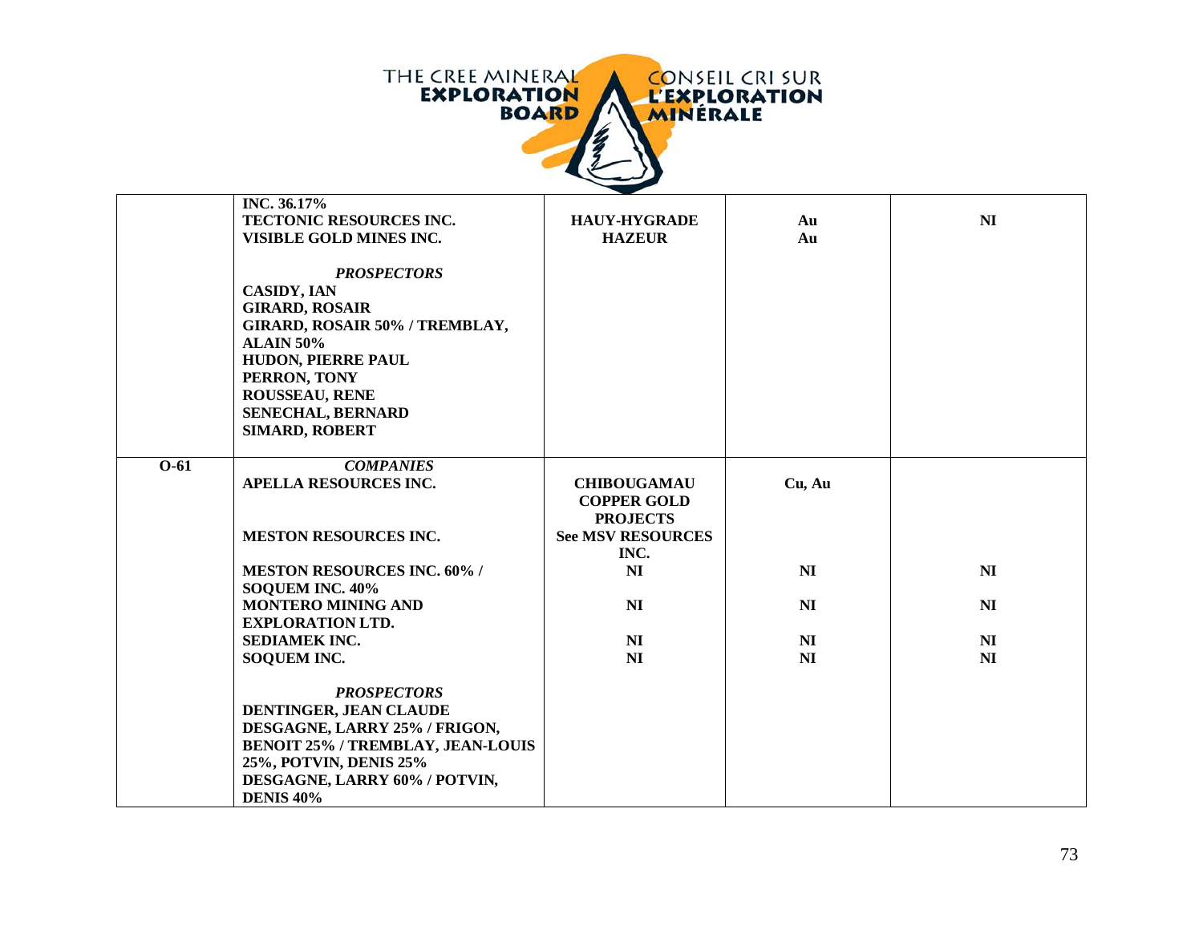| | | | | |
|---|---|---|---|---|
| | INC. 36.17%<br>**TECTONIC RESOURCES INC.**<br>**VISIBLE GOLD MINES INC.** | **HAUY-HYGRADE**<br>**HAZEUR** | **Au**<br>**Au** | **NI** |
| | ***PROSPECTORS***<br>**CASIDY, IAN**<br>**GIRARD, ROSAIR**<br>**GIRARD, ROSAIR 50% / TREMBLAY, ALAIN 50%**<br>**HUDON, PIERRE PAUL**<br>**PERRON, TONY**<br>**ROUSSEAU, RENE**<br>**SENECHAL, BERNARD**<br>**SIMARD, ROBERT** | | | |
| **O-61** | ***COMPANIES***<br>**APELLA RESOURCES INC.** | **CHIBOUGAMAU COPPER GOLD PROJECTS** | **Cu, Au** | |
| | **MESTON RESOURCES INC.** | **See MSV RESOURCES INC.** | | |
| | **MESTON RESOURCES INC. 60% / SOQUEM INC. 40%** | **NI** | **NI** | **NI** |
| | **MONTERO MINING AND EXPLORATION LTD.** | **NI** | **NI** | **NI** |
| | **SEDIAMEK INC.** | **NI** | **NI** | **NI** |
| | **SOQUEM INC.** | **NI** | **NI** | **NI** |
| | ***PROSPECTORS***<br>**DENTINGER, JEAN CLAUDE**<br>**DESGAGNE, LARRY 25% / FRIGON, BENOIT 25% / TREMBLAY, JEAN-LOUIS 25%, POTVIN, DENIS 25%**<br>**DESGAGNE, LARRY 60% / POTVIN, DENIS 40%** | | | |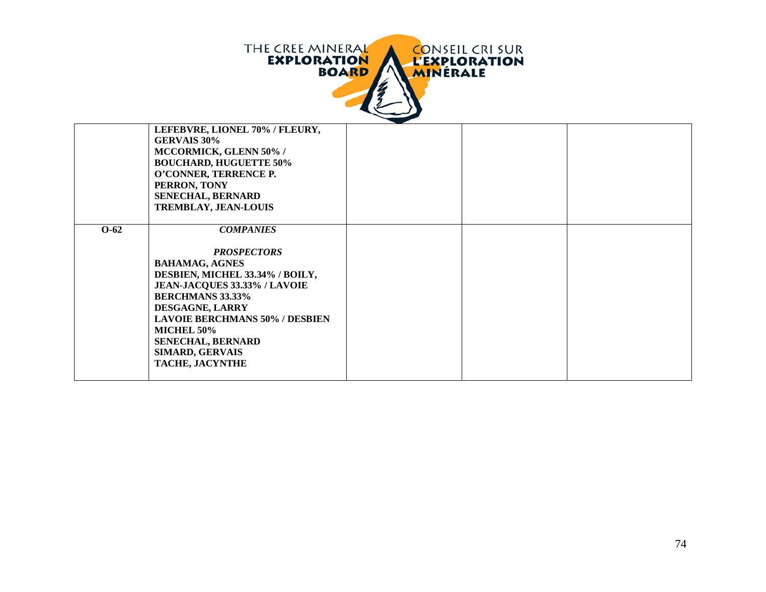| | | | | |
|---|---|---|---|---|
| | **LEFEBVRE, LIONEL 70% / FLEURY, GERVAIS 30%**<br>**MCCORMICK, GLENN 50% / BOUCHARD, HUGUETTE 50%**<br>**O'CONNER, TERRENCE P.**<br>**PERRON, TONY**<br>**SENECHAL, BERNARD**<br>**TREMBLAY, JEAN-LOUIS** | | | |
| **O-62** | ***COMPANIES***<br><br>***PROSPECTORS***<br>**BAHAMAG, AGNES**<br>**DESBIEN, MICHEL 33.34% / BOILY, JEAN-JACQUES 33.33% / LAVOIE BERCHMANS 33.33%**<br>**DESGAGNE, LARRY**<br>**LAVOIE BERCHMANS 50% / DESBIEN MICHEL 50%**<br>**SENECHAL, BERNARD**<br>**SIMARD, GERVAIS**<br>**TACHE, JACYNTHE** | | | |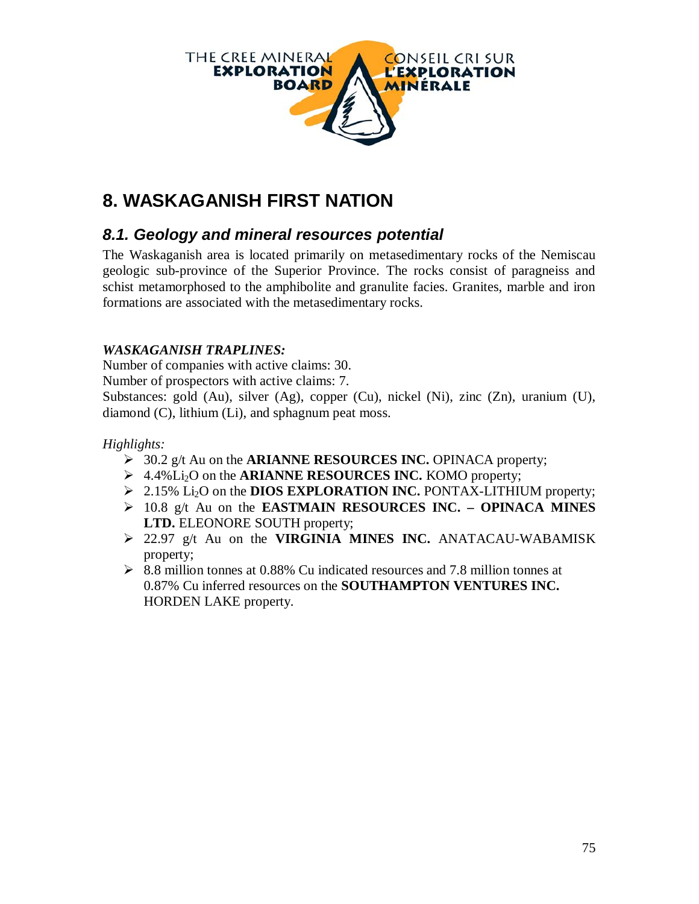# 8. WASKAGANISH FIRST NATION

## 8.1. Geology and mineral resources potential

The Waskaganish area is located primarily on metasedimentary rocks of the Nemiscau geologic sub-province of the Superior Province. The rocks consist of paragneiss and schist metamorphosed to the amphibolite and granulite facies. Granites, marble and iron formations are associated with the metasedimentary rocks.

***WASKAGANISH TRAPLINES:***

Number of companies with active claims: 30.

Number of prospectors with active claims: 7.

Substances: gold (Au), silver (Ag), copper (Cu), nickel (Ni), zinc (Zn), uranium (U), diamond (C), lithium (Li), and sphagnum peat moss.

*Highlights:*

- 30.2 g/t Au on the **ARIANNE RESOURCES INC.** OPINACA property;
- 4.4% $Li_2O$ on the **ARIANNE RESOURCES INC.** KOMO property;
- 2.15% $Li_2O$ on the **DIOS EXPLORATION INC.** PONTAX-LITHIUM property;
- 10.8 g/t Au on the **EASTMAIN RESOURCES INC. – OPINACA MINES LTD.** ELEONORE SOUTH property;
- 22.97 g/t Au on the **VIRGINIA MINES INC.** ANATACAU-WABAMISK property;
- 8.8 million tonnes at 0.88% Cu indicated resources and 7.8 million tonnes at 0.87% Cu inferred resources on the **SOUTHAMPTON VENTURES INC.** HORDEN LAKE property.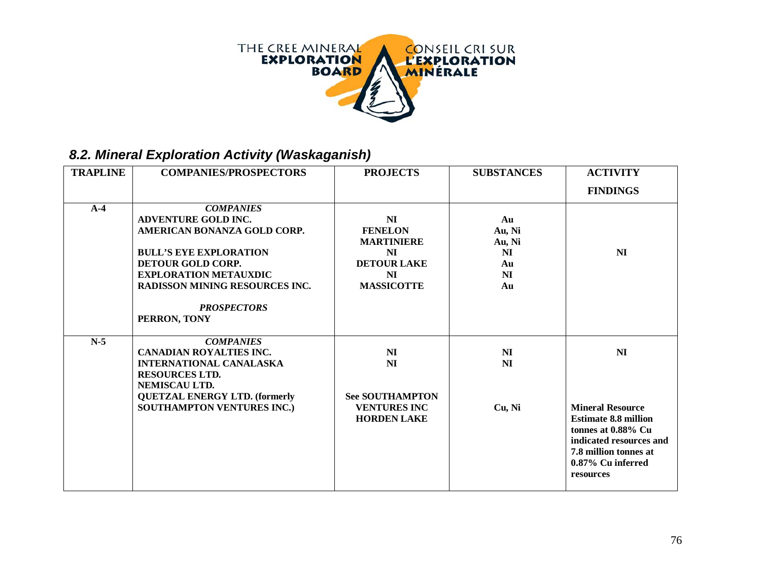## 8.2. Mineral Exploration Activity (Waskaganish)

| TRAPLINE | COMPANIES/PROSPECTORS | PROJECTS | SUBSTANCES | ACTIVITY FINDINGS |
|---|---|---|---|---|
| A-4 | ***COMPANIES*** | | | |
| | **ADVENTURE GOLD INC.** | **NI** | **Au** | **NI** |
| | **AMERICAN BONANZA GOLD CORP.** | **FENELON** | **Au, Ni** | |
| | | **MARTINIERE** | **Au, Ni** | |
| | **BULL'S EYE EXPLORATION** | **NI** | **NI** | |
| | **DETOUR GOLD CORP.** | **DETOUR LAKE** | **Au** | |
| | **EXPLORATION METAUXDIC** | **NI** | **NI** | |
| | **RADISSON MINING RESOURCES INC.** | **MASSICOTTE** | **Au** | |
| | ***PROSPECTORS*** | | | |
| | **PERRON, TONY** | | | |
| N-5 | ***COMPANIES*** | | | |
| | **CANADIAN ROYALTIES INC.** | **NI** | **NI** | **NI** |
| | **INTERNATIONAL CANALASKA RESOURCES LTD.** | **NI** | **NI** | |
| | **NEMISCAU LTD.** | | | |
| | **QUETZAL ENERGY LTD. (formerly SOUTHAMPTON VENTURES INC.)** | **See SOUTHAMPTON VENTURES INC HORDEN LAKE** | **Cu, Ni** | **Mineral Resource Estimate 8.8 million tonnes at 0.88% Cu indicated resources and 7.8 million tonnes at 0.87% Cu inferred resources** |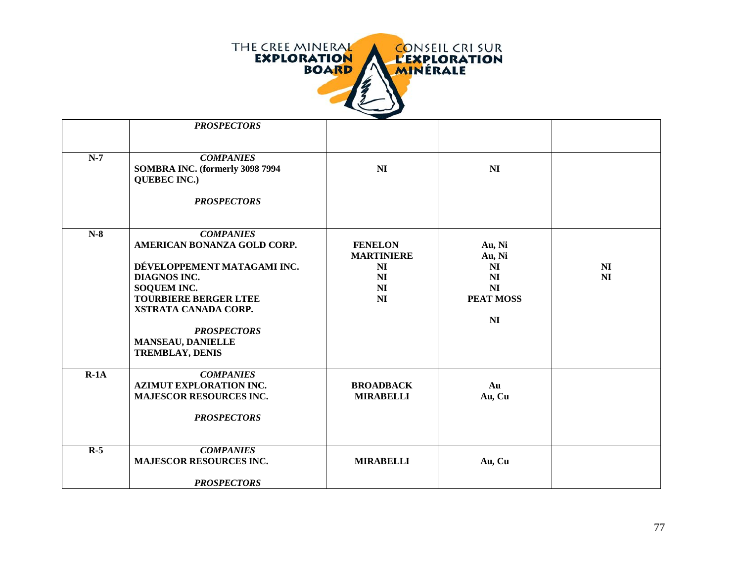| | | | | |
|---|---|---|---|---|
| | ***PROSPECTORS*** | | | |
| **N-7** | ***COMPANIES***<br>**SOMBRA INC. (formerly 3098 7994 QUEBEC INC.)**<br><br>***PROSPECTORS*** | **NI** | **NI** | |
| **N-8** | ***COMPANIES***<br>**AMERICAN BONANZA GOLD CORP.**<br><br>**DÉVELOPPEMENT MATAGAMI INC.**<br>**DIAGNOS INC.**<br>**SOQUEM INC.**<br>**TOURBIERE BERGER LTEE**<br>**XSTRATA CANADA CORP.**<br><br>***PROSPECTORS***<br>**MANSEAU, DANIELLE**<br>**TREMBLAY, DENIS** | **FENELON**<br>**MARTINIERE**<br>**NI**<br>**NI**<br>**NI**<br>**NI** | **Au, Ni**<br>**Au, Ni**<br>**NI**<br>**NI**<br>**NI**<br>**PEAT MOSS**<br><br>**NI** | **NI**<br>**NI** |
| **R-1A** | ***COMPANIES***<br>**AZIMUT EXPLORATION INC.**<br>**MAJESCOR RESOURCES INC.**<br><br>***PROSPECTORS*** | **BROADBACK**<br>**MIRABELLI** | **Au**<br>**Au, Cu** | |
| **R-5** | ***COMPANIES***<br>**MAJESCOR RESOURCES INC.**<br><br>***PROSPECTORS*** | **MIRABELLI** | **Au, Cu** | |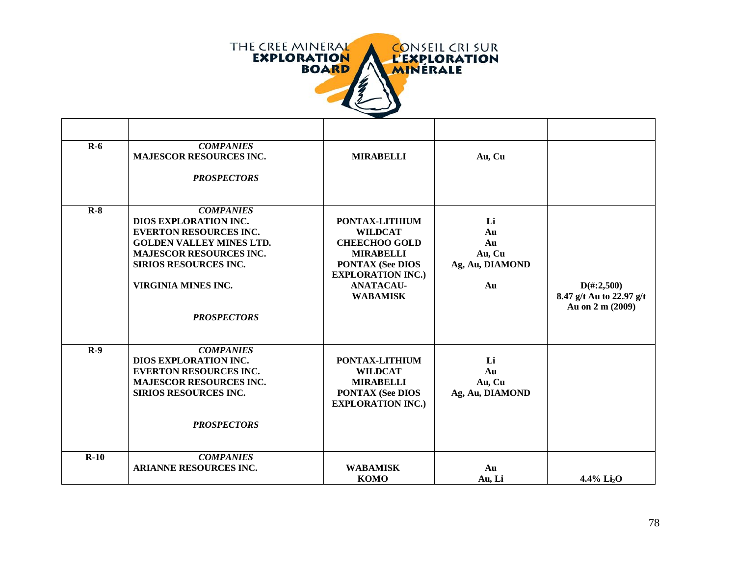| | | | | |
|---|---|---|---|---|
| **R-6** | ***COMPANIES***<br>**MAJESCOR RESOURCES INC.**<br><br>***PROSPECTORS*** | **MIRABELLI** | **Au, Cu** | |
| **R-8** | ***COMPANIES***<br>**DIOS EXPLORATION INC.**<br>**EVERTON RESOURCES INC.**<br>**GOLDEN VALLEY MINES LTD.**<br>**MAJESCOR RESOURCES INC.**<br>**SIRIOS RESOURCES INC.**<br><br>**VIRGINIA MINES INC.**<br><br>***PROSPECTORS*** | **PONTAX-LITHIUM**<br>**WILDCAT**<br>**CHEECHOO GOLD**<br>**MIRABELLI**<br>**PONTAX (See DIOS EXPLORATION INC.)**<br>**ANATACAU-WABAMISK** | **Li**<br>**Au**<br>**Au**<br>**Au, Cu**<br>**Ag, Au, DIAMOND**<br><br>**Au** | **D(#:2,500)**<br>**8.47 g/t Au to 22.97 g/t Au on 2 m (2009)** |
| **R-9** | ***COMPANIES***<br>**DIOS EXPLORATION INC.**<br>**EVERTON RESOURCES INC.**<br>**MAJESCOR RESOURCES INC.**<br>**SIRIOS RESOURCES INC.**<br><br>***PROSPECTORS*** | **PONTAX-LITHIUM**<br>**WILDCAT**<br>**MIRABELLI**<br>**PONTAX (See DIOS EXPLORATION INC.)** | **Li**<br>**Au**<br>**Au, Cu**<br>**Ag, Au, DIAMOND** | |
| **R-10** | ***COMPANIES***<br>**ARIANNE RESOURCES INC.** | **WABAMISK**<br>**KOMO** | **Au**<br>**Au, Li** | **4.4% $Li_2O$** |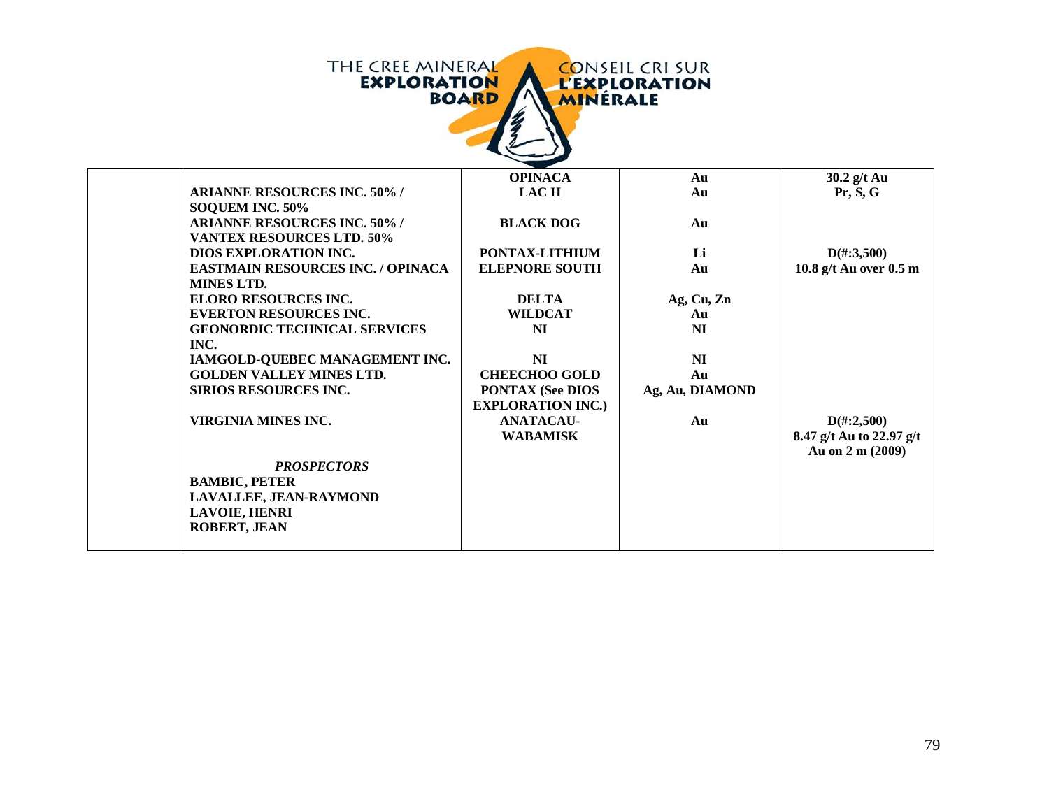THE CREE MINERAL **EXPLORATION BOARD** — CONSEIL CRI SUR **L'EXPLORATION MINÉRALE**

| | | | | |
|---|---|---|---|---|
| | | **OPINACA** | **Au** | **30.2 g/t Au** |
| | **ARIANNE RESOURCES INC. 50% / SOQUEM INC. 50%** | **LAC H** | **Au** | **Pr, S, G** |
| | **ARIANNE RESOURCES INC. 50% / VANTEX RESOURCES LTD. 50%** | **BLACK DOG** | **Au** | |
| | **DIOS EXPLORATION INC.** | **PONTAX-LITHIUM** | **Li** | **D(#:3,500)** |
| | **EASTMAIN RESOURCES INC. / OPINACA MINES LTD.** | **ELEPNORE SOUTH** | **Au** | **10.8 g/t Au over 0.5 m** |
| | **ELORO RESOURCES INC.** | **DELTA** | **Ag, Cu, Zn** | |
| | **EVERTON RESOURCES INC.** | **WILDCAT** | **Au** | |
| | **GEONORDIC TECHNICAL SERVICES INC.** | **NI** | **NI** | |
| | **IAMGOLD-QUEBEC MANAGEMENT INC.** | **NI** | **NI** | |
| | **GOLDEN VALLEY MINES LTD.** | **CHEECHOO GOLD** | **Au** | |
| | **SIRIOS RESOURCES INC.** | **PONTAX (See DIOS EXPLORATION INC.)** | **Ag, Au, DIAMOND** | |
| | **VIRGINIA MINES INC.** | **ANATACAU-WABAMISK** | **Au** | **D(#:2,500) 8.47 g/t Au to 22.97 g/t Au on 2 m (2009)** |
| | ***PROSPECTORS*** | | | |
| | **BAMBIC, PETER** | | | |
| | **LAVALLEE, JEAN-RAYMOND** | | | |
| | **LAVOIE, HENRI** | | | |
| | **ROBERT, JEAN** | | | |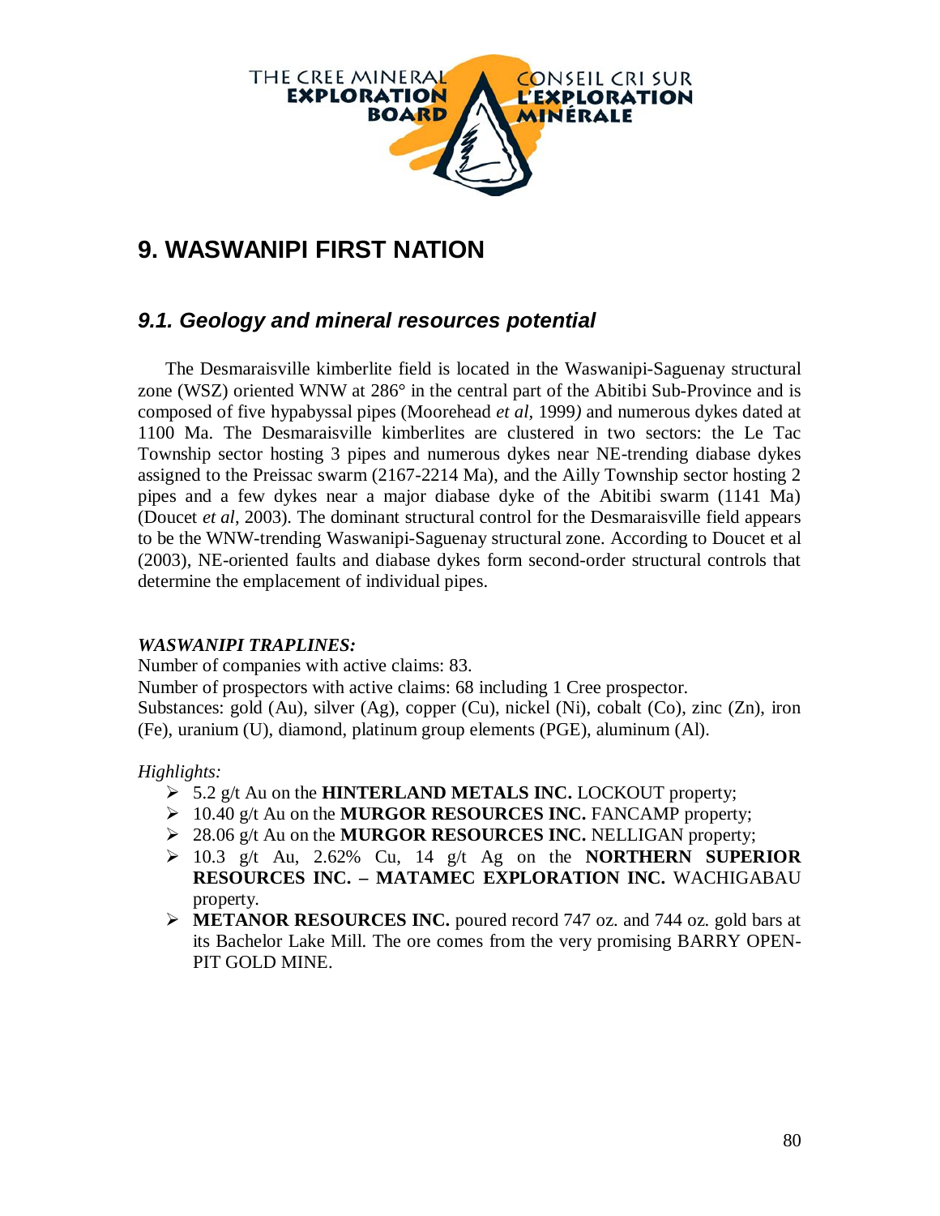# 9. WASWANIPI FIRST NATION

## *9.1. Geology and mineral resources potential*

The Desmaraisville kimberlite field is located in the Waswanipi-Saguenay structural zone (WSZ) oriented WNW at 286° in the central part of the Abitibi Sub-Province and is composed of five hypabyssal pipes (Moorehead *et al*, 1999) and numerous dykes dated at 1100 Ma. The Desmaraisville kimberlites are clustered in two sectors: the Le Tac Township sector hosting 3 pipes and numerous dykes near NE-trending diabase dykes assigned to the Preissac swarm (2167-2214 Ma), and the Ailly Township sector hosting 2 pipes and a few dykes near a major diabase dyke of the Abitibi swarm (1141 Ma) (Doucet *et al*, 2003). The dominant structural control for the Desmaraisville field appears to be the WNW-trending Waswanipi-Saguenay structural zone. According to Doucet et al (2003), NE-oriented faults and diabase dykes form second-order structural controls that determine the emplacement of individual pipes.

***WASWANIPI TRAPLINES:***

Number of companies with active claims: 83.
Number of prospectors with active claims: 68 including 1 Cree prospector.
Substances: gold (Au), silver (Ag), copper (Cu), nickel (Ni), cobalt (Co), zinc (Zn), iron (Fe), uranium (U), diamond, platinum group elements (PGE), aluminum (Al).

*Highlights:*

- 5.2 g/t Au on the **HINTERLAND METALS INC.** LOCKOUT property;
- 10.40 g/t Au on the **MURGOR RESOURCES INC.** FANCAMP property;
- 28.06 g/t Au on the **MURGOR RESOURCES INC.** NELLIGAN property;
- 10.3 g/t Au, 2.62% Cu, 14 g/t Ag on the **NORTHERN SUPERIOR RESOURCES INC. – MATAMEC EXPLORATION INC.** WACHIGABAU property.
- **METANOR RESOURCES INC.** poured record 747 oz. and 744 oz. gold bars at its Bachelor Lake Mill. The ore comes from the very promising BARRY OPEN-PIT GOLD MINE.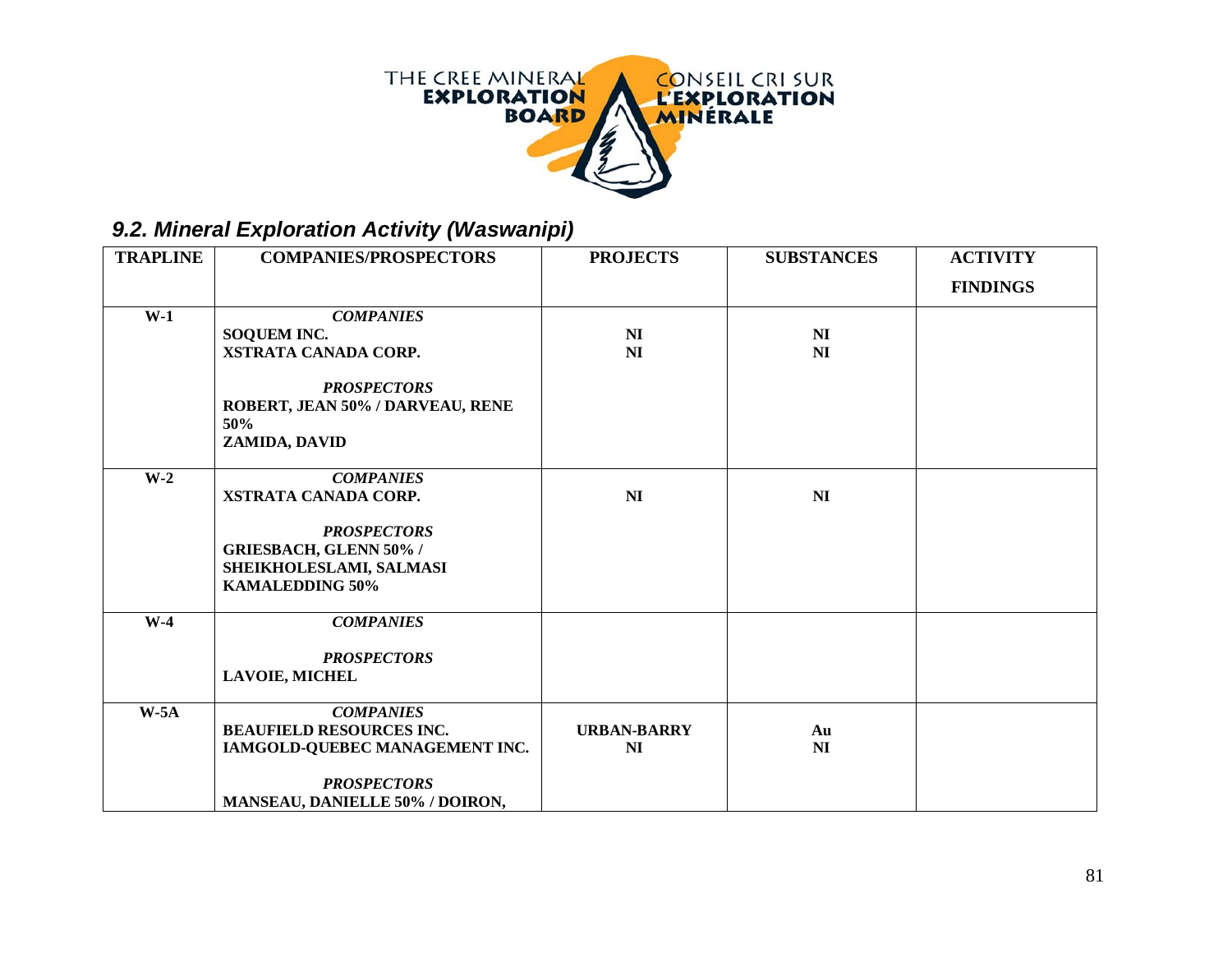THE CREE MINERAL EXPLORATION BOARD — CONSEIL CRI SUR L'EXPLORATION MINÉRALE

## 9.2. Mineral Exploration Activity (Waswanipi)

| TRAPLINE | COMPANIES/PROSPECTORS | PROJECTS | SUBSTANCES | ACTIVITY FINDINGS |
|---|---|---|---|---|
| W-1 | ***COMPANIES*** | | | |
| | **SOQUEM INC.** | **NI** | **NI** | |
| | **XSTRATA CANADA CORP.** | **NI** | **NI** | |
| | ***PROSPECTORS*** | | | |
| | **ROBERT, JEAN 50% / DARVEAU, RENE 50%** | | | |
| | **ZAMIDA, DAVID** | | | |
| W-2 | ***COMPANIES*** | | | |
| | **XSTRATA CANADA CORP.** | **NI** | **NI** | |
| | ***PROSPECTORS*** | | | |
| | **GRIESBACH, GLENN 50% / SHEIKHOLESLAMI, SALMASI KAMALEDDING 50%** | | | |
| W-4 | ***COMPANIES*** | | | |
| | ***PROSPECTORS*** | | | |
| | **LAVOIE, MICHEL** | | | |
| W-5A | ***COMPANIES*** | | | |
| | **BEAUFIELD RESOURCES INC.** | **URBAN-BARRY** | **Au** | |
| | **IAMGOLD-QUEBEC MANAGEMENT INC.** | **NI** | **NI** | |
| | ***PROSPECTORS*** | | | |
| | **MANSEAU, DANIELLE 50% / DOIRON,** | | | |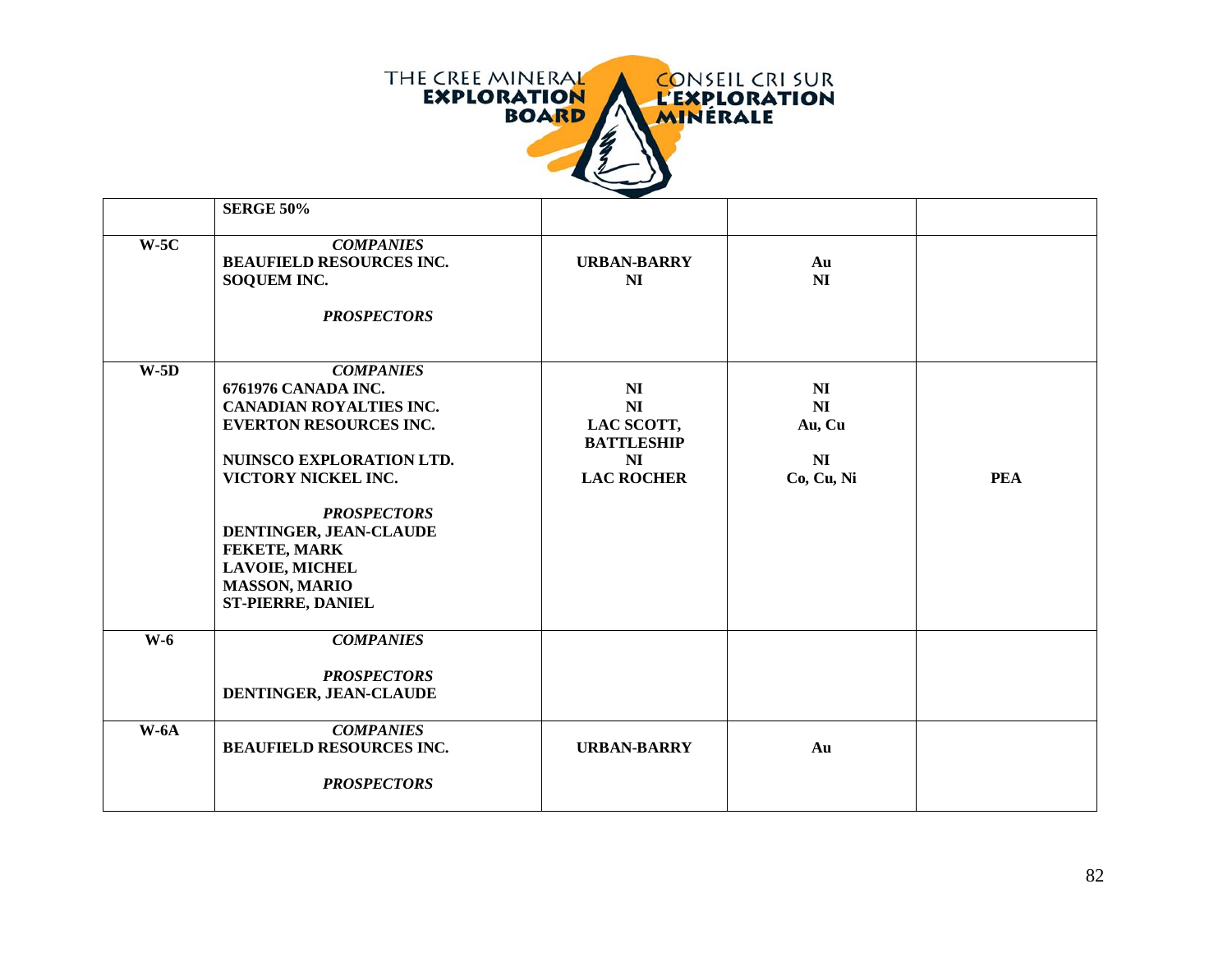| | | | | |
|---|---|---|---|---|
| | **SERGE 50%** | | | |
| **W-5C** | ***COMPANIES***<br>**BEAUFIELD RESOURCES INC.**<br>**SOQUEM INC.**<br><br>***PROSPECTORS*** | **URBAN-BARRY**<br>**NI** | **Au**<br>**NI** | |
| **W-5D** | ***COMPANIES***<br>**6761976 CANADA INC.**<br>**CANADIAN ROYALTIES INC.**<br>**EVERTON RESOURCES INC.**<br><br>**NUINSCO EXPLORATION LTD.**<br>**VICTORY NICKEL INC.**<br><br>***PROSPECTORS***<br>**DENTINGER, JEAN-CLAUDE**<br>**FEKETE, MARK**<br>**LAVOIE, MICHEL**<br>**MASSON, MARIO**<br>**ST-PIERRE, DANIEL** | **NI**<br>**NI**<br>**LAC SCOTT, BATTLESHIP**<br>**NI**<br>**LAC ROCHER** | **NI**<br>**NI**<br>**Au, Cu**<br><br>**NI**<br>**Co, Cu, Ni** | **PEA** |
| **W-6** | ***COMPANIES***<br><br>***PROSPECTORS***<br>**DENTINGER, JEAN-CLAUDE** | | | |
| **W-6A** | ***COMPANIES***<br>**BEAUFIELD RESOURCES INC.**<br><br>***PROSPECTORS*** | **URBAN-BARRY** | **Au** | |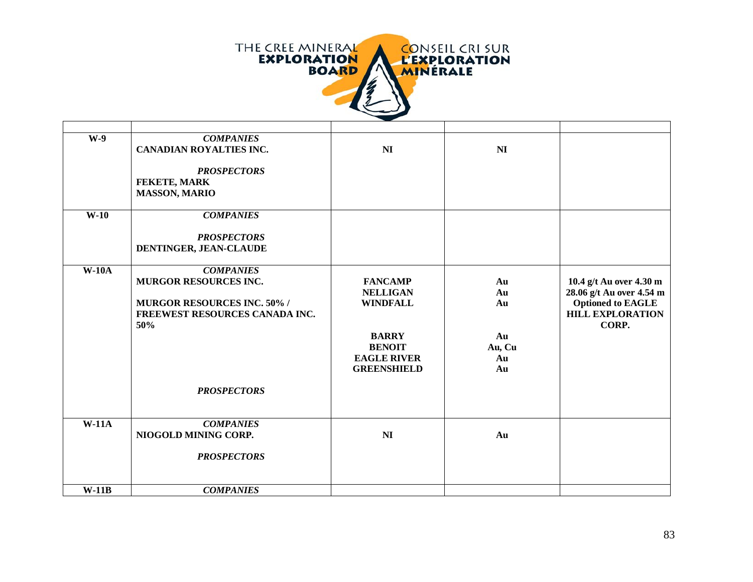THE CREE MINERAL **EXPLORATION BOARD** / CONSEIL CRI SUR **L'EXPLORATION MINÉRALE**

| | | | | |
|---|---|---|---|---|
| **W-9** | ***COMPANIES*** <br> **CANADIAN ROYALTIES INC.** <br><br> ***PROSPECTORS*** <br> **FEKETE, MARK** <br> **MASSON, MARIO** | **NI** | **NI** | |
| **W-10** | ***COMPANIES*** <br><br> ***PROSPECTORS*** <br> **DENTINGER, JEAN-CLAUDE** | | | |
| **W-10A** | ***COMPANIES*** <br> **MURGOR RESOURCES INC.** <br><br> **MURGOR RESOURCES INC. 50% / FREEWEST RESOURCES CANADA INC. 50%** <br><br><br><br><br> ***PROSPECTORS*** | **FANCAMP** <br> **NELLIGAN** <br> **WINDFALL** <br><br> **BARRY** <br> **BENOIT** <br> **EAGLE RIVER** <br> **GREENSHIELD** | **Au** <br> **Au** <br> **Au** <br><br> **Au** <br> **Au, Cu** <br> **Au** <br> **Au** | **10.4 g/t Au over 4.30 m** <br> **28.06 g/t Au over 4.54 m** <br> **Optioned to EAGLE HILL EXPLORATION CORP.** |
| **W-11A** | ***COMPANIES*** <br> **NIOGOLD MINING CORP.** <br><br> ***PROSPECTORS*** | **NI** | **Au** | |
| **W-11B** | ***COMPANIES*** | | | |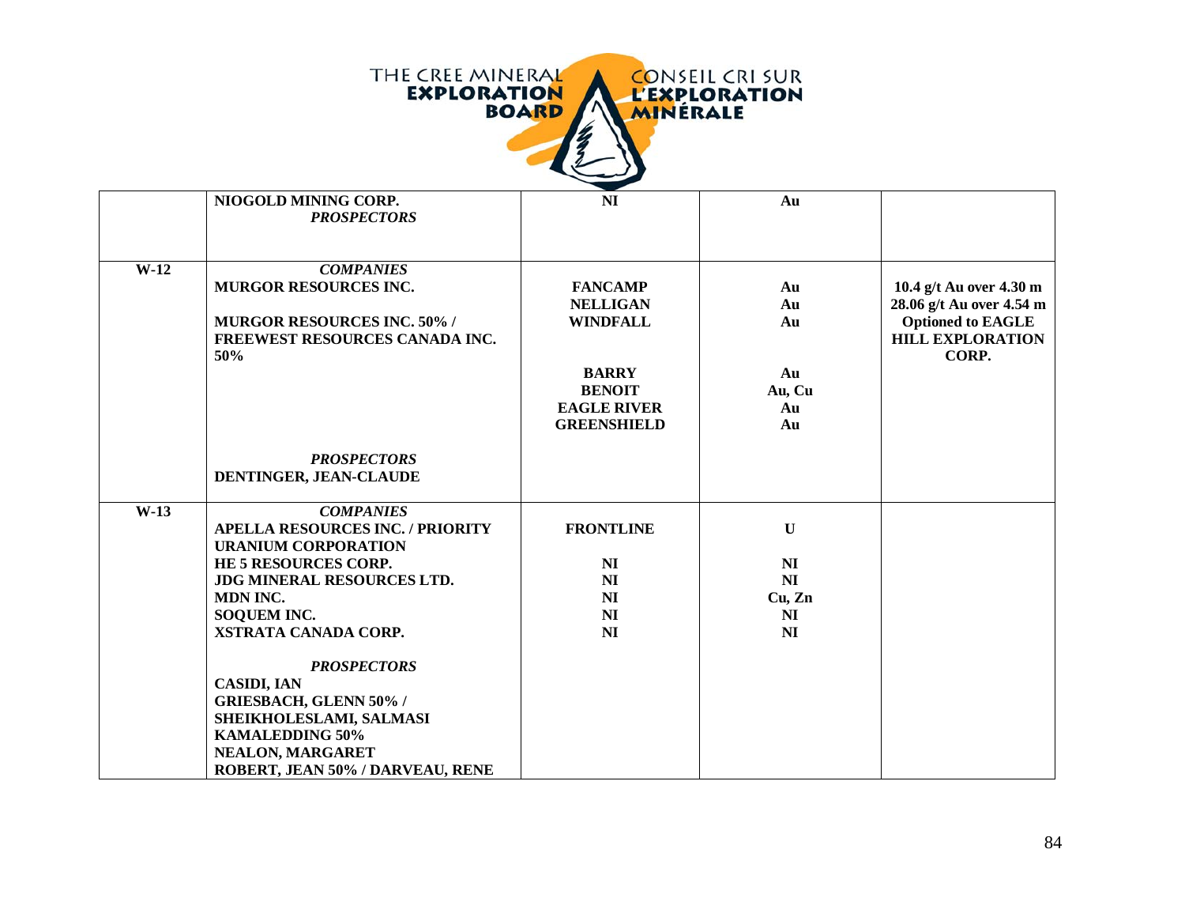| | | | | |
|---|---|---|---|---|
| | **NIOGOLD MINING CORP.** | **NI** | **Au** | |
| | ***PROSPECTORS*** | | | |
| **W-12** | ***COMPANIES*** | | | |
| | **MURGOR RESOURCES INC.** | **FANCAMP** | **Au** | **10.4 g/t Au over 4.30 m** |
| | | **NELLIGAN** | **Au** | **28.06 g/t Au over 4.54 m** |
| | **MURGOR RESOURCES INC. 50% / FREEWEST RESOURCES CANADA INC. 50%** | **WINDFALL** | **Au** | **Optioned to EAGLE HILL EXPLORATION CORP.** |
| | | **BARRY** | **Au** | |
| | | **BENOIT** | **Au, Cu** | |
| | | **EAGLE RIVER** | **Au** | |
| | | **GREENSHIELD** | **Au** | |
| | ***PROSPECTORS*** | | | |
| | **DENTINGER, JEAN-CLAUDE** | | | |
| **W-13** | ***COMPANIES*** | | | |
| | **APELLA RESOURCES INC. / PRIORITY URANIUM CORPORATION** | **FRONTLINE** | **U** | |
| | **HE 5 RESOURCES CORP.** | **NI** | **NI** | |
| | **JDG MINERAL RESOURCES LTD.** | **NI** | **NI** | |
| | **MDN INC.** | **NI** | **Cu, Zn** | |
| | **SOQUEM INC.** | **NI** | **NI** | |
| | **XSTRATA CANADA CORP.** | **NI** | **NI** | |
| | ***PROSPECTORS*** | | | |
| | **CASIDI, IAN** | | | |
| | **GRIESBACH, GLENN 50% / SHEIKHOLESLAMI, SALMASI KAMALEDDING 50%** | | | |
| | **NEALON, MARGARET** | | | |
| | **ROBERT, JEAN 50% / DARVEAU, RENE** | | | |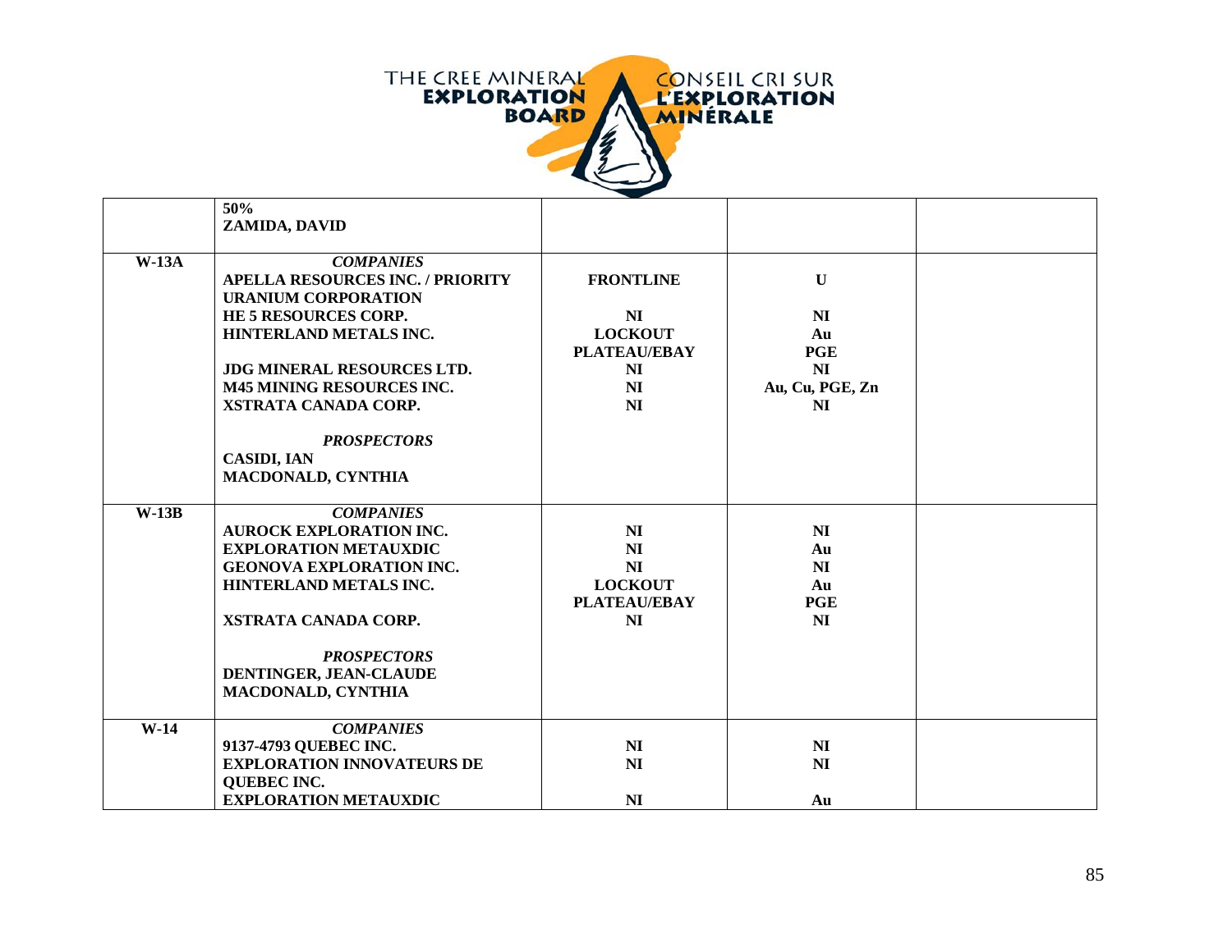| | | | | |
|---|---|---|---|---|
| | **50%**<br>**ZAMIDA, DAVID** | | | |
| **W-13A** | ***COMPANIES***<br>**APELLA RESOURCES INC. / PRIORITY URANIUM CORPORATION**<br>**HE 5 RESOURCES CORP.**<br>**HINTERLAND METALS INC.**<br><br>**JDG MINERAL RESOURCES LTD.**<br>**M45 MINING RESOURCES INC.**<br>**XSTRATA CANADA CORP.**<br><br>***PROSPECTORS***<br>**CASIDI, IAN**<br>**MACDONALD, CYNTHIA** | **FRONTLINE**<br><br>**NI**<br>**LOCKOUT**<br>**PLATEAU/EBAY**<br>**NI**<br>**NI**<br>**NI** | **U**<br><br>**NI**<br>**Au**<br>**PGE**<br>**NI**<br>**Au, Cu, PGE, Zn**<br>**NI** | |
| **W-13B** | ***COMPANIES***<br>**AUROCK EXPLORATION INC.**<br>**EXPLORATION METAUXDIC**<br>**GEONOVA EXPLORATION INC.**<br>**HINTERLAND METALS INC.**<br><br>**XSTRATA CANADA CORP.**<br><br>***PROSPECTORS***<br>**DENTINGER, JEAN-CLAUDE**<br>**MACDONALD, CYNTHIA** | **NI**<br>**NI**<br>**NI**<br>**LOCKOUT**<br>**PLATEAU/EBAY**<br>**NI** | **NI**<br>**Au**<br>**NI**<br>**Au**<br>**PGE**<br>**NI** | |
| **W-14** | ***COMPANIES***<br>**9137-4793 QUEBEC INC.**<br>**EXPLORATION INNOVATEURS DE QUEBEC INC.**<br>**EXPLORATION METAUXDIC** | **NI**<br>**NI**<br><br>**NI** | **NI**<br>**NI**<br><br>**Au** | |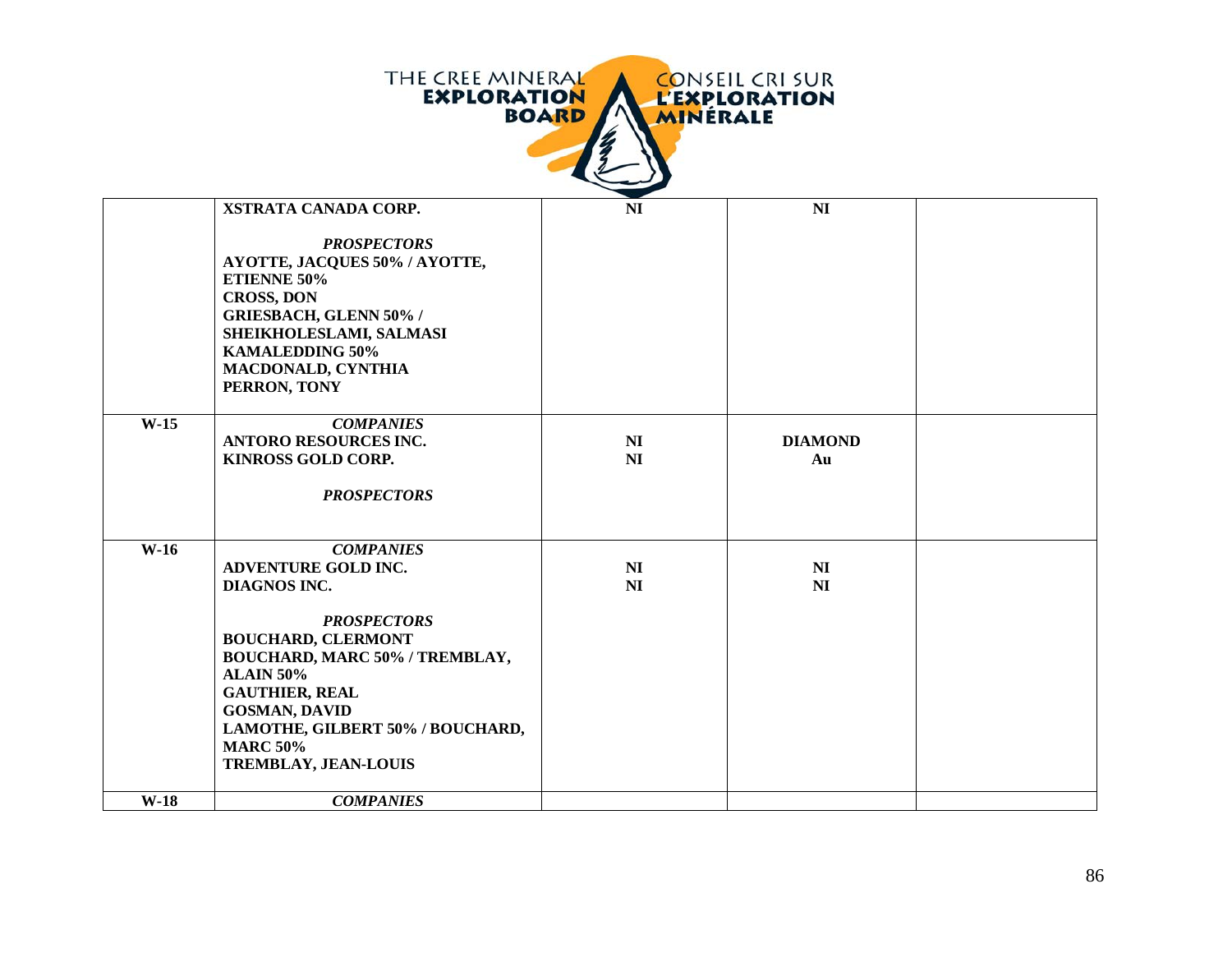| | | | | |
|---|---|---|---|---|
| | **XSTRATA CANADA CORP.**<br><br>***PROSPECTORS***<br>**AYOTTE, JACQUES 50% / AYOTTE, ETIENNE 50%**<br>**CROSS, DON**<br>**GRIESBACH, GLENN 50% / SHEIKHOLESLAMI, SALMASI KAMALEDDING 50%**<br>**MACDONALD, CYNTHIA**<br>**PERRON, TONY** | **NI** | **NI** | |
| **W-15** | ***COMPANIES***<br>**ANTORO RESOURCES INC.**<br>**KINROSS GOLD CORP.**<br><br>***PROSPECTORS*** | **NI**<br>**NI** | **DIAMOND**<br>**Au** | |
| **W-16** | ***COMPANIES***<br>**ADVENTURE GOLD INC.**<br>**DIAGNOS INC.**<br><br>***PROSPECTORS***<br>**BOUCHARD, CLERMONT**<br>**BOUCHARD, MARC 50% / TREMBLAY, ALAIN 50%**<br>**GAUTHIER, REAL**<br>**GOSMAN, DAVID**<br>**LAMOTHE, GILBERT 50% / BOUCHARD, MARC 50%**<br>**TREMBLAY, JEAN-LOUIS** | **NI**<br>**NI** | **NI**<br>**NI** | |
| **W-18** | ***COMPANIES*** | | | |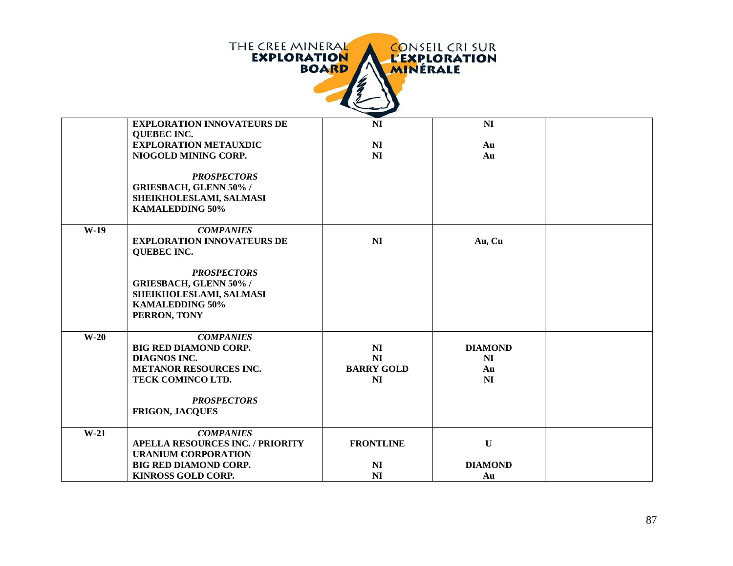| | | | | |
|---|---|---|---|---|
| | **EXPLORATION INNOVATEURS DE QUEBEC INC.**<br>**EXPLORATION METAUXDIC**<br>**NIOGOLD MINING CORP.**<br><br>***PROSPECTORS***<br>**GRIESBACH, GLENN 50% / SHEIKHOLESLAMI, SALMASI KAMALEDDING 50%** | **NI**<br><br>**NI**<br>**NI** | **NI**<br><br>**Au**<br>**Au** | |
| **W-19** | ***COMPANIES***<br>**EXPLORATION INNOVATEURS DE QUEBEC INC.**<br><br>***PROSPECTORS***<br>**GRIESBACH, GLENN 50% / SHEIKHOLESLAMI, SALMASI KAMALEDDING 50%**<br>**PERRON, TONY** | **NI** | **Au, Cu** | |
| **W-20** | ***COMPANIES***<br>**BIG RED DIAMOND CORP.**<br>**DIAGNOS INC.**<br>**METANOR RESOURCES INC.**<br>**TECK COMINCO LTD.**<br><br>***PROSPECTORS***<br>**FRIGON, JACQUES** | <br>**NI**<br>**NI**<br>**BARRY GOLD**<br>**NI** | <br>**DIAMOND**<br>**NI**<br>**Au**<br>**NI** | |
| **W-21** | ***COMPANIES***<br>**APELLA RESOURCES INC. / PRIORITY URANIUM CORPORATION**<br>**BIG RED DIAMOND CORP.**<br>**KINROSS GOLD CORP.** | <br>**FRONTLINE**<br><br>**NI**<br>**NI** | <br>**U**<br><br>**DIAMOND**<br>**Au** | |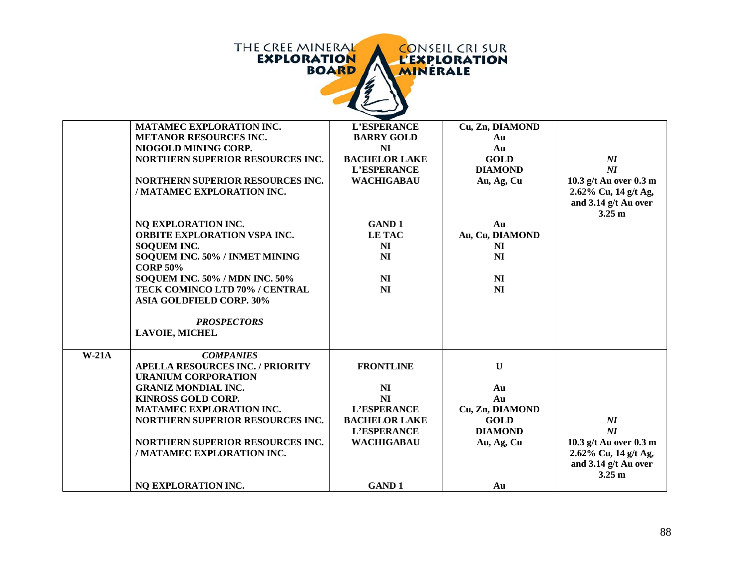| | | | | |
|---|---|---|---|---|
| | **MATAMEC EXPLORATION INC.** | **L'ESPERANCE** | **Cu, Zn, DIAMOND** | |
| | **METANOR RESOURCES INC.** | **BARRY GOLD** | **Au** | |
| | **NIOGOLD MINING CORP.** | **NI** | **Au** | |
| | **NORTHERN SUPERIOR RESOURCES INC.** | **BACHELOR LAKE** | **GOLD** | ***NI*** |
| | | **L'ESPERANCE** | **DIAMOND** | ***NI*** |
| | **NORTHERN SUPERIOR RESOURCES INC. / MATAMEC EXPLORATION INC.** | **WACHIGABAU** | **Au, Ag, Cu** | **10.3 g/t Au over 0.3 m 2.62% Cu, 14 g/t Ag, and 3.14 g/t Au over 3.25 m** |
| | **NQ EXPLORATION INC.** | **GAND 1** | **Au** | |
| | **ORBITE EXPLORATION VSPA INC.** | **LE TAC** | **Au, Cu, DIAMOND** | |
| | **SOQUEM INC.** | **NI** | **NI** | |
| | **SOQUEM INC. 50% / INMET MINING CORP 50%** | **NI** | **NI** | |
| | **SOQUEM INC. 50% / MDN INC. 50%** | **NI** | **NI** | |
| | **TECK COMINCO LTD 70% / CENTRAL ASIA GOLDFIELD CORP. 30%** | **NI** | **NI** | |
| | ***PROSPECTORS*** | | | |
| | **LAVOIE, MICHEL** | | | |
| **W-21A** | ***COMPANIES*** | | | |
| | **APELLA RESOURCES INC. / PRIORITY URANIUM CORPORATION** | **FRONTLINE** | **U** | |
| | **GRANIZ MONDIAL INC.** | **NI** | **Au** | |
| | **KINROSS GOLD CORP.** | **NI** | **Au** | |
| | **MATAMEC EXPLORATION INC.** | **L'ESPERANCE** | **Cu, Zn, DIAMOND** | |
| | **NORTHERN SUPERIOR RESOURCES INC.** | **BACHELOR LAKE** | **GOLD** | ***NI*** |
| | | **L'ESPERANCE** | **DIAMOND** | ***NI*** |
| | **NORTHERN SUPERIOR RESOURCES INC. / MATAMEC EXPLORATION INC.** | **WACHIGABAU** | **Au, Ag, Cu** | **10.3 g/t Au over 0.3 m 2.62% Cu, 14 g/t Ag, and 3.14 g/t Au over 3.25 m** |
| | **NQ EXPLORATION INC.** | **GAND 1** | **Au** | |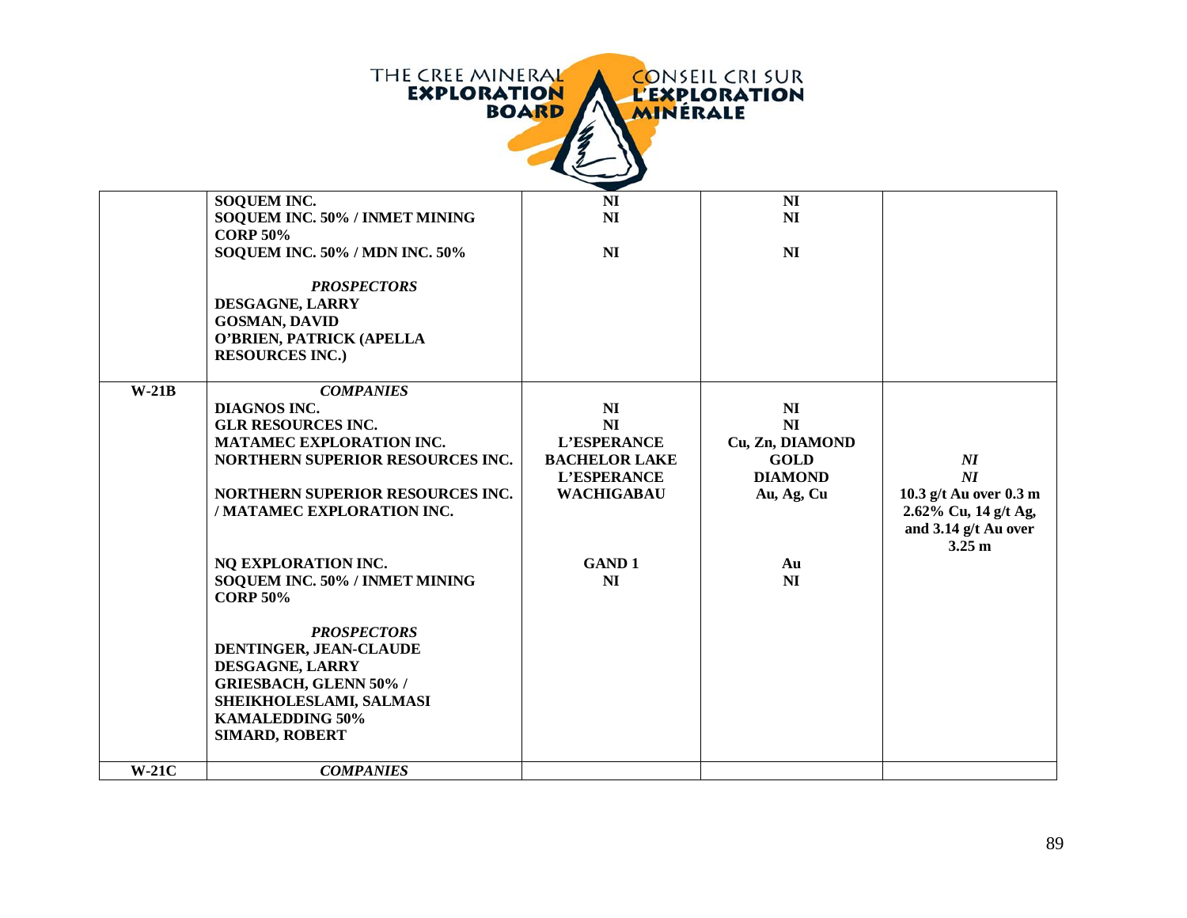| | | | | |
|---|---|---|---|---|
| | **SOQUEM INC.**<br>**SOQUEM INC. 50% / INMET MINING CORP 50%**<br>**SOQUEM INC. 50% / MDN INC. 50%**<br><br>***PROSPECTORS***<br>**DESGAGNE, LARRY**<br>**GOSMAN, DAVID**<br>**O'BRIEN, PATRICK (APELLA RESOURCES INC.)** | **NI**<br>**NI**<br><br>**NI** | **NI**<br>**NI**<br><br>**NI** | |
| **W-21B** | ***COMPANIES***<br>**DIAGNOS INC.**<br>**GLR RESOURCES INC.**<br>**MATAMEC EXPLORATION INC.**<br>**NORTHERN SUPERIOR RESOURCES INC.**<br><br>**NORTHERN SUPERIOR RESOURCES INC. / MATAMEC EXPLORATION INC.**<br><br>**NQ EXPLORATION INC.**<br>**SOQUEM INC. 50% / INMET MINING CORP 50%**<br><br>***PROSPECTORS***<br>**DENTINGER, JEAN-CLAUDE**<br>**DESGAGNE, LARRY**<br>**GRIESBACH, GLENN 50% / SHEIKHOLESLAMI, SALMASI KAMALEDDING 50%**<br>**SIMARD, ROBERT** | **NI**<br>**NI**<br>**L'ESPERANCE**<br>**BACHELOR LAKE**<br>**L'ESPERANCE**<br>**WACHIGABAU**<br><br>**GAND 1**<br>**NI** | **NI**<br>**NI**<br>**Cu, Zn, DIAMOND**<br>**GOLD**<br>**DIAMOND**<br>**Au, Ag, Cu**<br><br>**Au**<br>**NI** | ***NI***<br>***NI***<br>**10.3 g/t Au over 0.3 m**<br>**2.62% Cu, 14 g/t Ag, and 3.14 g/t Au over 3.25 m** |
| **W-21C** | ***COMPANIES*** | | | |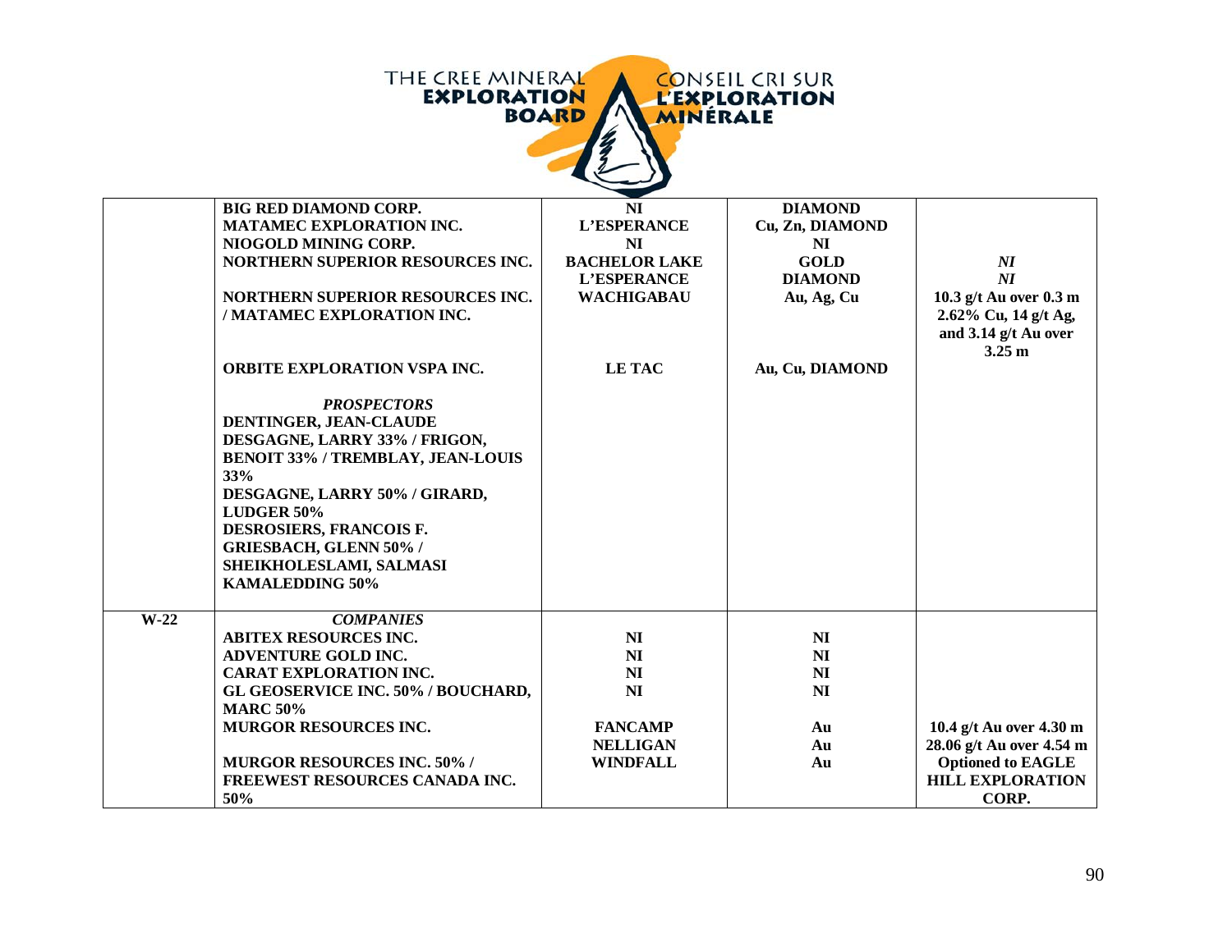| | | | | |
|---|---|---|---|---|
| | **BIG RED DIAMOND CORP.** | **NI** | **DIAMOND** | |
| | **MATAMEC EXPLORATION INC.** | **L'ESPERANCE** | **Cu, Zn, DIAMOND** | |
| | **NIOGOLD MINING CORP.** | **NI** | **NI** | |
| | **NORTHERN SUPERIOR RESOURCES INC.** | **BACHELOR LAKE** | **GOLD** | ***NI*** |
| | | **L'ESPERANCE** | **DIAMOND** | ***NI*** |
| | **NORTHERN SUPERIOR RESOURCES INC. / MATAMEC EXPLORATION INC.** | **WACHIGABAU** | **Au, Ag, Cu** | **10.3 g/t Au over 0.3 m 2.62% Cu, 14 g/t Ag, and 3.14 g/t Au over 3.25 m** |
| | **ORBITE EXPLORATION VSPA INC.** | **LE TAC** | **Au, Cu, DIAMOND** | |
| | ***PROSPECTORS*** | | | |
| | **DENTINGER, JEAN-CLAUDE** | | | |
| | **DESGAGNE, LARRY 33% / FRIGON, BENOIT 33% / TREMBLAY, JEAN-LOUIS 33%** | | | |
| | **DESGAGNE, LARRY 50% / GIRARD, LUDGER 50%** | | | |
| | **DESROSIERS, FRANCOIS F.** | | | |
| | **GRIESBACH, GLENN 50% / SHEIKHOLESLAMI, SALMASI KAMALEDDING 50%** | | | |
| **W-22** | ***COMPANIES*** | | | |
| | **ABITEX RESOURCES INC.** | **NI** | **NI** | |
| | **ADVENTURE GOLD INC.** | **NI** | **NI** | |
| | **CARAT EXPLORATION INC.** | **NI** | **NI** | |
| | **GL GEOSERVICE INC. 50% / BOUCHARD, MARC 50%** | **NI** | **NI** | |
| | **MURGOR RESOURCES INC.** | **FANCAMP** | **Au** | **10.4 g/t Au over 4.30 m** |
| | | **NELLIGAN** | **Au** | **28.06 g/t Au over 4.54 m** |
| | **MURGOR RESOURCES INC. 50% / FREEWEST RESOURCES CANADA INC. 50%** | **WINDFALL** | **Au** | **Optioned to EAGLE HILL EXPLORATION CORP.** |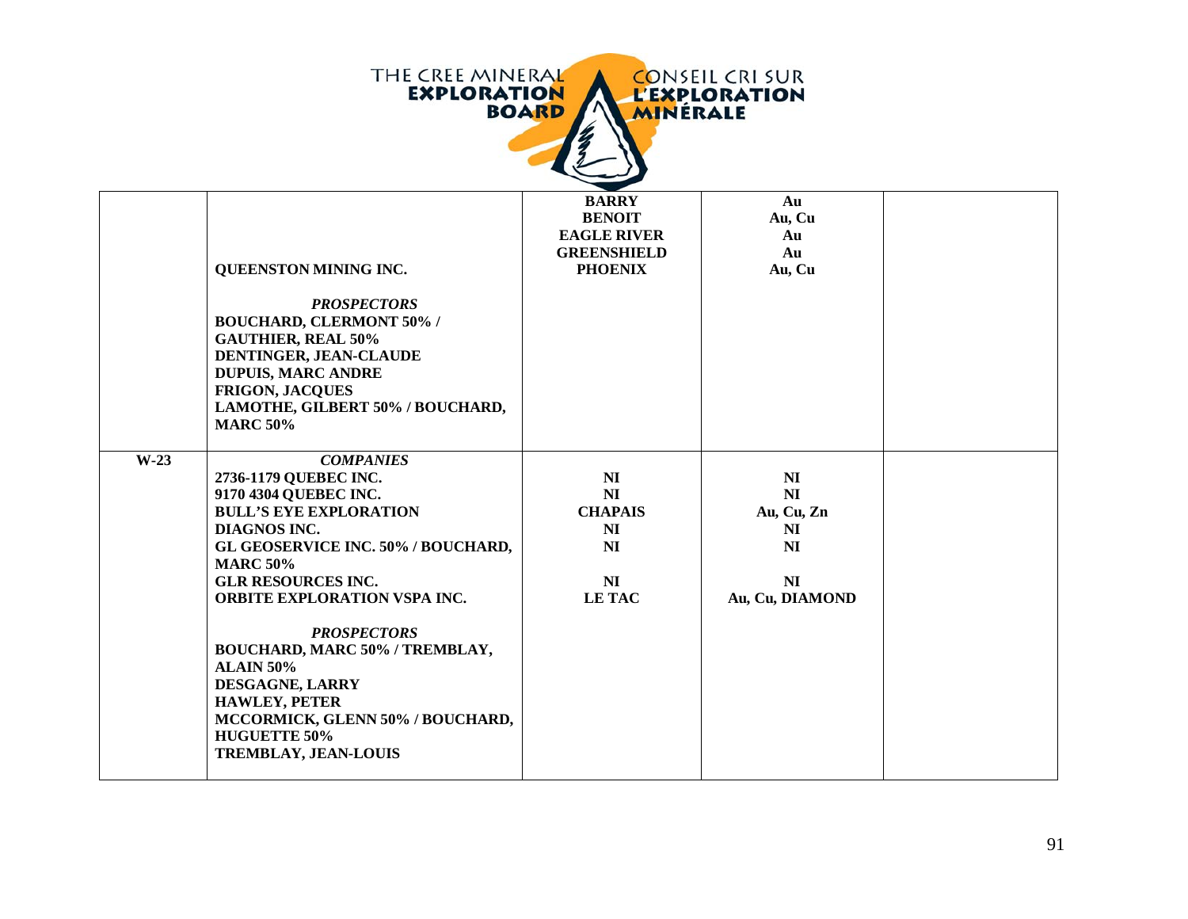| | | | | |
|---|---|---|---|---|
| | QUEENSTON MINING INC.<br><br>*PROSPECTORS*<br>BOUCHARD, CLERMONT 50% / GAUTHIER, REAL 50%<br>DENTINGER, JEAN-CLAUDE<br>DUPUIS, MARC ANDRE<br>FRIGON, JACQUES<br>LAMOTHE, GILBERT 50% / BOUCHARD, MARC 50% | BARRY<br>BENOIT<br>EAGLE RIVER<br>GREENSHIELD<br>PHOENIX | Au<br>Au, Cu<br>Au<br>Au<br>Au, Cu | |
| W-23 | *COMPANIES*<br>2736-1179 QUEBEC INC.<br>9170 4304 QUEBEC INC.<br>BULL'S EYE EXPLORATION<br>DIAGNOS INC.<br>GL GEOSERVICE INC. 50% / BOUCHARD, MARC 50%<br>GLR RESOURCES INC.<br>ORBITE EXPLORATION VSPA INC.<br><br>*PROSPECTORS*<br>BOUCHARD, MARC 50% / TREMBLAY, ALAIN 50%<br>DESGAGNE, LARRY<br>HAWLEY, PETER<br>MCCORMICK, GLENN 50% / BOUCHARD, HUGUETTE 50%<br>TREMBLAY, JEAN-LOUIS | NI<br>NI<br>CHAPAIS<br>NI<br>NI<br><br>NI<br>LE TAC | NI<br>NI<br>Au, Cu, Zn<br>NI<br>NI<br><br>NI<br>Au, Cu, DIAMOND | |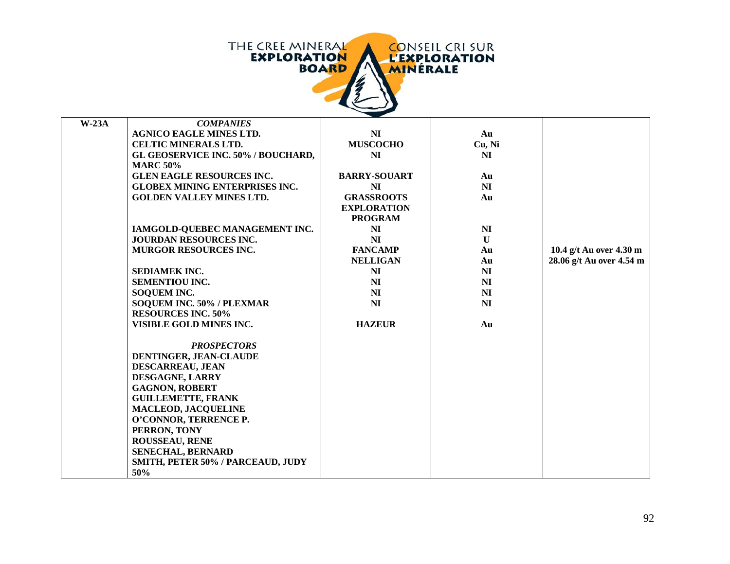| W-23A | *COMPANIES* | | | |
|---|---|---|---|---|
| | **AGNICO EAGLE MINES LTD.** | **NI** | **Au** | |
| | **CELTIC MINERALS LTD.** | **MUSCOCHO** | **Cu, Ni** | |
| | **GL GEOSERVICE INC. 50% / BOUCHARD, MARC 50%** | **NI** | **NI** | |
| | **GLEN EAGLE RESOURCES INC.** | **BARRY-SOUART** | **Au** | |
| | **GLOBEX MINING ENTERPRISES INC.** | **NI** | **NI** | |
| | **GOLDEN VALLEY MINES LTD.** | **GRASSROOTS EXPLORATION PROGRAM** | **Au** | |
| | **IAMGOLD-QUEBEC MANAGEMENT INC.** | **NI** | **NI** | |
| | **JOURDAN RESOURCES INC.** | **NI** | **U** | |
| | **MURGOR RESOURCES INC.** | **FANCAMP** | **Au** | **10.4 g/t Au over 4.30 m** |
| | | **NELLIGAN** | **Au** | **28.06 g/t Au over 4.54 m** |
| | **SEDIAMEK INC.** | **NI** | **NI** | |
| | **SEMENTIOU INC.** | **NI** | **NI** | |
| | **SOQUEM INC.** | **NI** | **NI** | |
| | **SOQUEM INC. 50% / PLEXMAR RESOURCES INC. 50%** | **NI** | **NI** | |
| | **VISIBLE GOLD MINES INC.** | **HAZEUR** | **Au** | |
| | ***PROSPECTORS*** | | | |
| | **DENTINGER, JEAN-CLAUDE** | | | |
| | **DESCARREAU, JEAN** | | | |
| | **DESGAGNE, LARRY** | | | |
| | **GAGNON, ROBERT** | | | |
| | **GUILLEMETTE, FRANK** | | | |
| | **MACLEOD, JACQUELINE** | | | |
| | **O'CONNOR, TERRENCE P.** | | | |
| | **PERRON, TONY** | | | |
| | **ROUSSEAU, RENE** | | | |
| | **SENECHAL, BERNARD** | | | |
| | **SMITH, PETER 50% / PARCEAUD, JUDY 50%** | | | |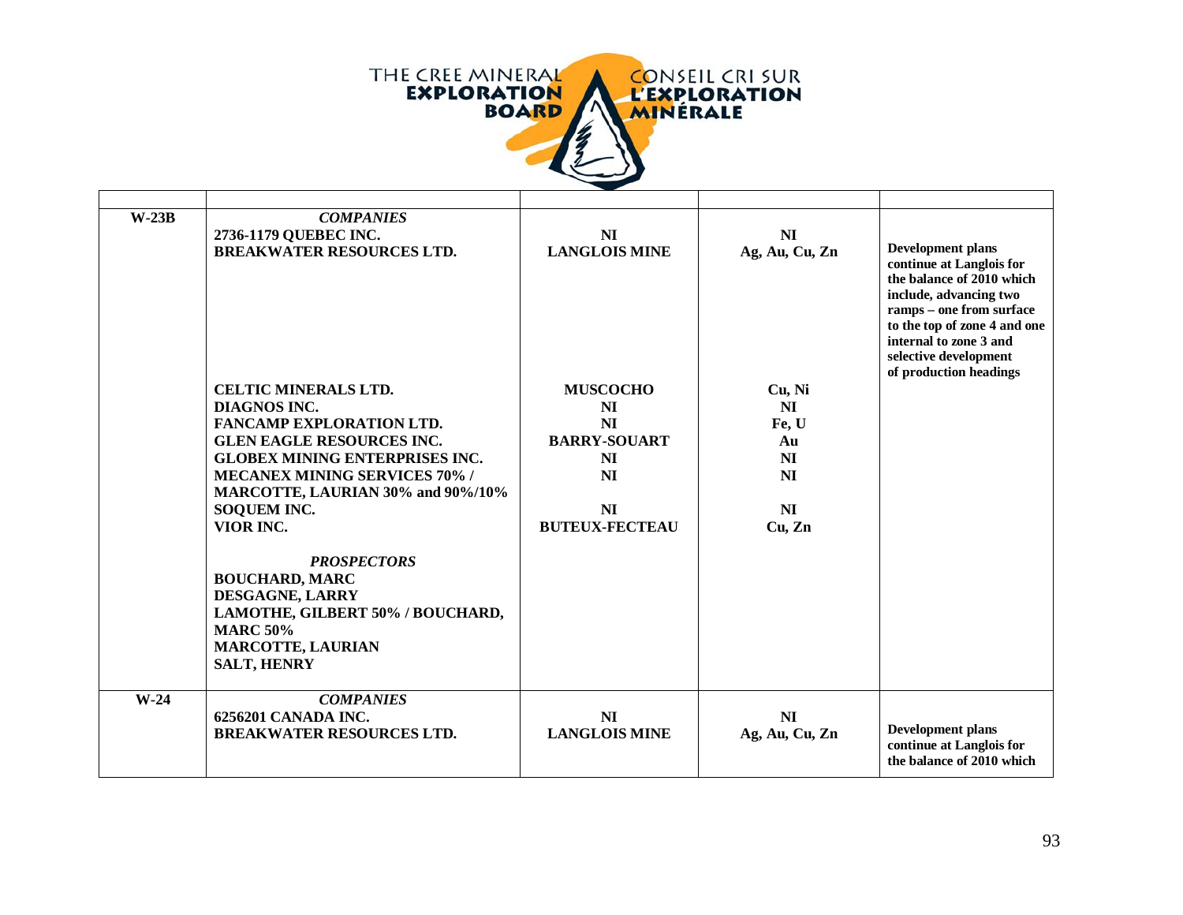THE CREE MINERAL EXPLORATION BOARD / CONSEIL CRI SUR L'EXPLORATION MINÉRALE

| | | | | |
|---|---|---|---|---|
| **W-23B** | ***COMPANIES*** | | | |
| | **2736-1179 QUEBEC INC.** | **NI** | **NI** | |
| | **BREAKWATER RESOURCES LTD.** | **LANGLOIS MINE** | **Ag, Au, Cu, Zn** | **Development plans continue at Langlois for the balance of 2010 which include, advancing two ramps – one from surface to the top of zone 4 and one internal to zone 3 and selective development of production headings** |
| | **CELTIC MINERALS LTD.** | **MUSCOCHO** | **Cu, Ni** | |
| | **DIAGNOS INC.** | **NI** | **NI** | |
| | **FANCAMP EXPLORATION LTD.** | **NI** | **Fe, U** | |
| | **GLEN EAGLE RESOURCES INC.** | **BARRY-SOUART** | **Au** | |
| | **GLOBEX MINING ENTERPRISES INC.** | **NI** | **NI** | |
| | **MECANEX MINING SERVICES 70% / MARCOTTE, LAURIAN 30% and 90%/10%** | **NI** | **NI** | |
| | **SOQUEM INC.** | **NI** | **NI** | |
| | **VIOR INC.** | **BUTEUX-FECTEAU** | **Cu, Zn** | |
| | ***PROSPECTORS*** | | | |
| | **BOUCHARD, MARC** | | | |
| | **DESGAGNE, LARRY** | | | |
| | **LAMOTHE, GILBERT 50% / BOUCHARD, MARC 50%** | | | |
| | **MARCOTTE, LAURIAN** | | | |
| | **SALT, HENRY** | | | |
| **W-24** | ***COMPANIES*** | | | |
| | **6256201 CANADA INC.** | **NI** | **NI** | |
| | **BREAKWATER RESOURCES LTD.** | **LANGLOIS MINE** | **Ag, Au, Cu, Zn** | **Development plans continue at Langlois for the balance of 2010 which** |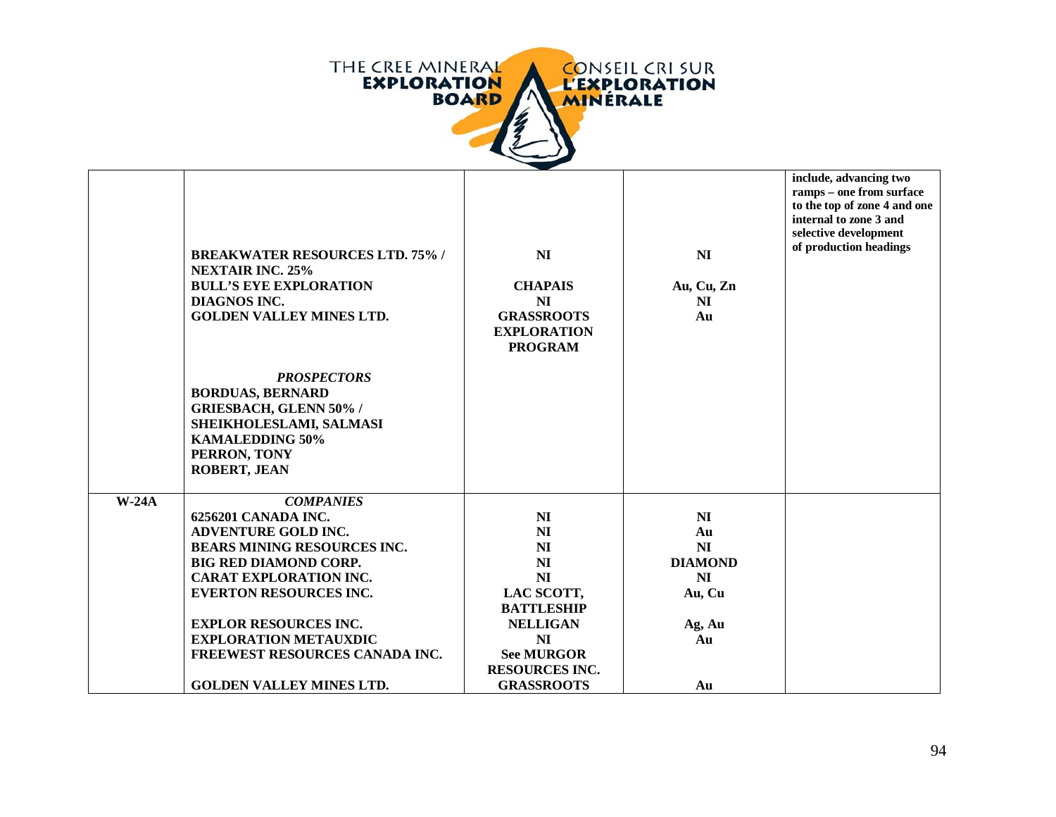| | | | | |
|---|---|---|---|---|
| | | | | include, advancing two ramps – one from surface to the top of zone 4 and one internal to zone 3 and selective development of production headings |
| | **BREAKWATER RESOURCES LTD. 75% / NEXTAIR INC. 25%** | **NI** | **NI** | |
| | **BULL'S EYE EXPLORATION** | **CHAPAIS** | **Au, Cu, Zn** | |
| | **DIAGNOS INC.** | **NI** | **NI** | |
| | **GOLDEN VALLEY MINES LTD.** | **GRASSROOTS EXPLORATION PROGRAM** | **Au** | |
| | ***PROSPECTORS*** | | | |
| | **BORDUAS, BERNARD** | | | |
| | **GRIESBACH, GLENN 50% / SHEIKHOLESLAMI, SALMASI KAMALEDDING 50%** | | | |
| | **PERRON, TONY** | | | |
| | **ROBERT, JEAN** | | | |
| **W-24A** | ***COMPANIES*** | | | |
| | **6256201 CANADA INC.** | **NI** | **NI** | |
| | **ADVENTURE GOLD INC.** | **NI** | **Au** | |
| | **BEARS MINING RESOURCES INC.** | **NI** | **NI** | |
| | **BIG RED DIAMOND CORP.** | **NI** | **DIAMOND** | |
| | **CARAT EXPLORATION INC.** | **NI** | **NI** | |
| | **EVERTON RESOURCES INC.** | **LAC SCOTT, BATTLESHIP** | **Au, Cu** | |
| | **EXPLOR RESOURCES INC.** | **NELLIGAN** | **Ag, Au** | |
| | **EXPLORATION METAUXDIC** | **NI** | **Au** | |
| | **FREEWEST RESOURCES CANADA INC.** | **See MURGOR RESOURCES INC.** | | |
| | **GOLDEN VALLEY MINES LTD.** | **GRASSROOTS** | **Au** | |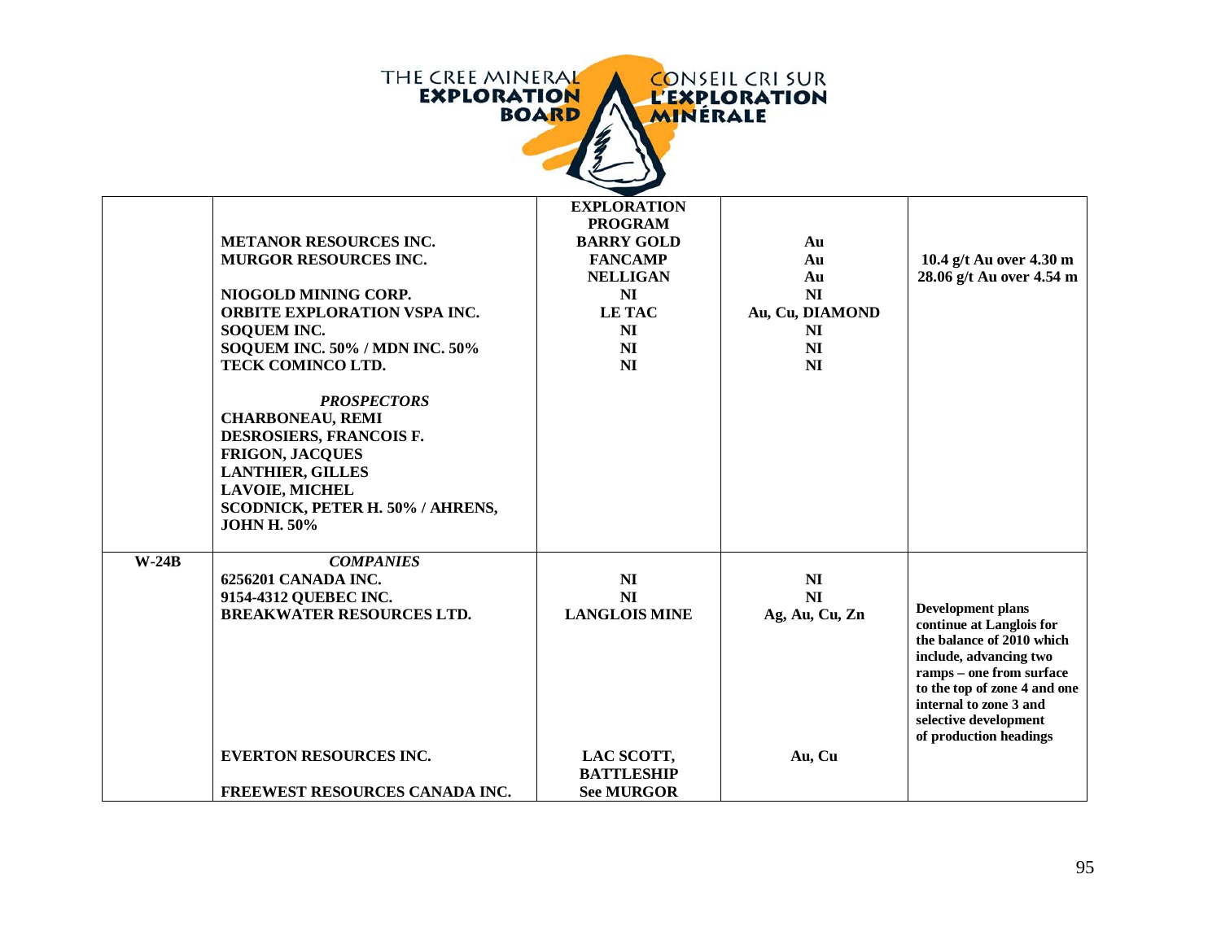| | | | | |
|---|---|---|---|---|
| | | **EXPLORATION PROGRAM** | | |
| | **METANOR RESOURCES INC.** | **BARRY GOLD** | **Au** | |
| | **MURGOR RESOURCES INC.** | **FANCAMP** | **Au** | **10.4 g/t Au over 4.30 m** |
| | | **NELLIGAN** | **Au** | **28.06 g/t Au over 4.54 m** |
| | **NIOGOLD MINING CORP.** | **NI** | **NI** | |
| | **ORBITE EXPLORATION VSPA INC.** | **LE TAC** | **Au, Cu, DIAMOND** | |
| | **SOQUEM INC.** | **NI** | **NI** | |
| | **SOQUEM INC. 50% / MDN INC. 50%** | **NI** | **NI** | |
| | **TECK COMINCO LTD.** | **NI** | **NI** | |
| | ***PROSPECTORS*** | | | |
| | **CHARBONEAU, REMI** | | | |
| | **DESROSIERS, FRANCOIS F.** | | | |
| | **FRIGON, JACQUES** | | | |
| | **LANTHIER, GILLES** | | | |
| | **LAVOIE, MICHEL** | | | |
| | **SCODNICK, PETER H. 50% / AHRENS, JOHN H. 50%** | | | |
| **W-24B** | ***COMPANIES*** | | | |
| | **6256201 CANADA INC.** | **NI** | **NI** | |
| | **9154-4312 QUEBEC INC.** | **NI** | **NI** | |
| | **BREAKWATER RESOURCES LTD.** | **LANGLOIS MINE** | **Ag, Au, Cu, Zn** | **Development plans continue at Langlois for the balance of 2010 which include, advancing two ramps – one from surface to the top of zone 4 and one internal to zone 3 and selective development of production headings** |
| | **EVERTON RESOURCES INC.** | **LAC SCOTT, BATTLESHIP** | **Au, Cu** | |
| | **FREEWEST RESOURCES CANADA INC.** | **See MURGOR** | | |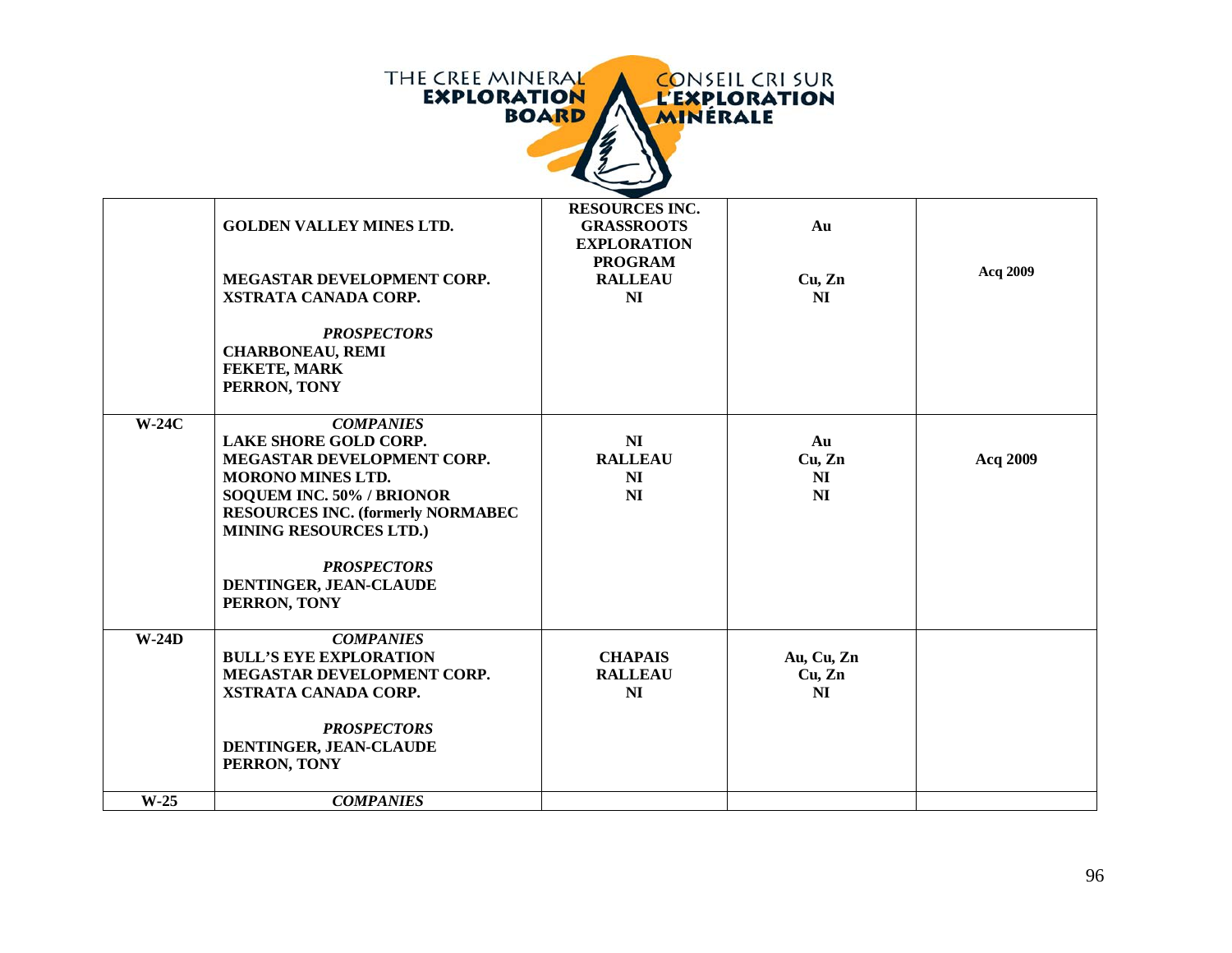| | | | | |
|---|---|---|---|---|
| | **GOLDEN VALLEY MINES LTD.**<br><br>**MEGASTAR DEVELOPMENT CORP.**<br>**XSTRATA CANADA CORP.**<br><br>***PROSPECTORS***<br>**CHARBONEAU, REMI**<br>**FEKETE, MARK**<br>**PERRON, TONY** | **RESOURCES INC.**<br>**GRASSROOTS EXPLORATION PROGRAM**<br>**RALLEAU**<br>**NI** | **Au**<br><br>**Cu, Zn**<br>**NI** | **Acq 2009** |
| **W-24C** | ***COMPANIES***<br>**LAKE SHORE GOLD CORP.**<br>**MEGASTAR DEVELOPMENT CORP.**<br>**MORONO MINES LTD.**<br>**SOQUEM INC. 50% / BRIONOR RESOURCES INC. (formerly NORMABEC MINING RESOURCES LTD.)**<br><br>***PROSPECTORS***<br>**DENTINGER, JEAN-CLAUDE**<br>**PERRON, TONY** | **NI**<br>**RALLEAU**<br>**NI**<br>**NI** | **Au**<br>**Cu, Zn**<br>**NI**<br>**NI** | **Acq 2009** |
| **W-24D** | ***COMPANIES***<br>**BULL'S EYE EXPLORATION**<br>**MEGASTAR DEVELOPMENT CORP.**<br>**XSTRATA CANADA CORP.**<br><br>***PROSPECTORS***<br>**DENTINGER, JEAN-CLAUDE**<br>**PERRON, TONY** | **CHAPAIS**<br>**RALLEAU**<br>**NI** | **Au, Cu, Zn**<br>**Cu, Zn**<br>**NI** | |
| **W-25** | ***COMPANIES*** | | | |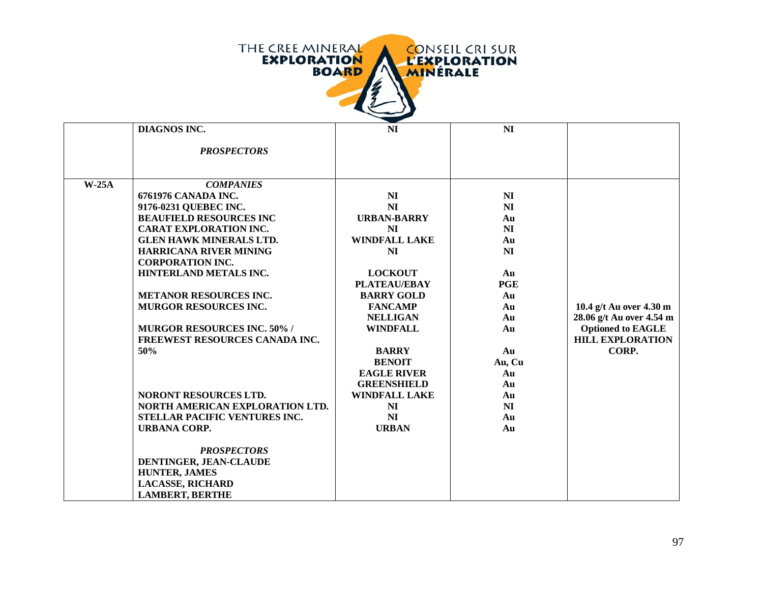|  |  |  |  |  |
|---|---|---|---|---|
|  | **DIAGNOS INC.** | **NI** | **NI** |  |
|  | ***PROSPECTORS*** |  |  |  |
| **W-25A** | ***COMPANIES*** |  |  |  |
|  | **6761976 CANADA INC.** | **NI** | **NI** |  |
|  | **9176-0231 QUEBEC INC.** | **NI** | **NI** |  |
|  | **BEAUFIELD RESOURCES INC** | **URBAN-BARRY** | **Au** |  |
|  | **CARAT EXPLORATION INC.** | **NI** | **NI** |  |
|  | **GLEN HAWK MINERALS LTD.** | **WINDFALL LAKE** | **Au** |  |
|  | **HARRICANA RIVER MINING CORPORATION INC.** | **NI** | **NI** |  |
|  | **HINTERLAND METALS INC.** | **LOCKOUT** | **Au** |  |
|  |  | **PLATEAU/EBAY** | **PGE** |  |
|  | **METANOR RESOURCES INC.** | **BARRY GOLD** | **Au** |  |
|  | **MURGOR RESOURCES INC.** | **FANCAMP** | **Au** | **10.4 g/t Au over 4.30 m** |
|  |  | **NELLIGAN** | **Au** | **28.06 g/t Au over 4.54 m** |
|  | **MURGOR RESOURCES INC. 50% / FREEWEST RESOURCES CANADA INC. 50%** | **WINDFALL** | **Au** | **Optioned to EAGLE HILL EXPLORATION CORP.** |
|  |  | **BARRY** | **Au** |  |
|  |  | **BENOIT** | **Au, Cu** |  |
|  |  | **EAGLE RIVER** | **Au** |  |
|  |  | **GREENSHIELD** | **Au** |  |
|  | **NORONT RESOURCES LTD.** | **WINDFALL LAKE** | **Au** |  |
|  | **NORTH AMERICAN EXPLORATION LTD.** | **NI** | **NI** |  |
|  | **STELLAR PACIFIC VENTURES INC.** | **NI** | **Au** |  |
|  | **URBANA CORP.** | **URBAN** | **Au** |  |
|  | ***PROSPECTORS*** |  |  |  |
|  | **DENTINGER, JEAN-CLAUDE** |  |  |  |
|  | **HUNTER, JAMES** |  |  |  |
|  | **LACASSE, RICHARD** |  |  |  |
|  | **LAMBERT, BERTHE** |  |  |  |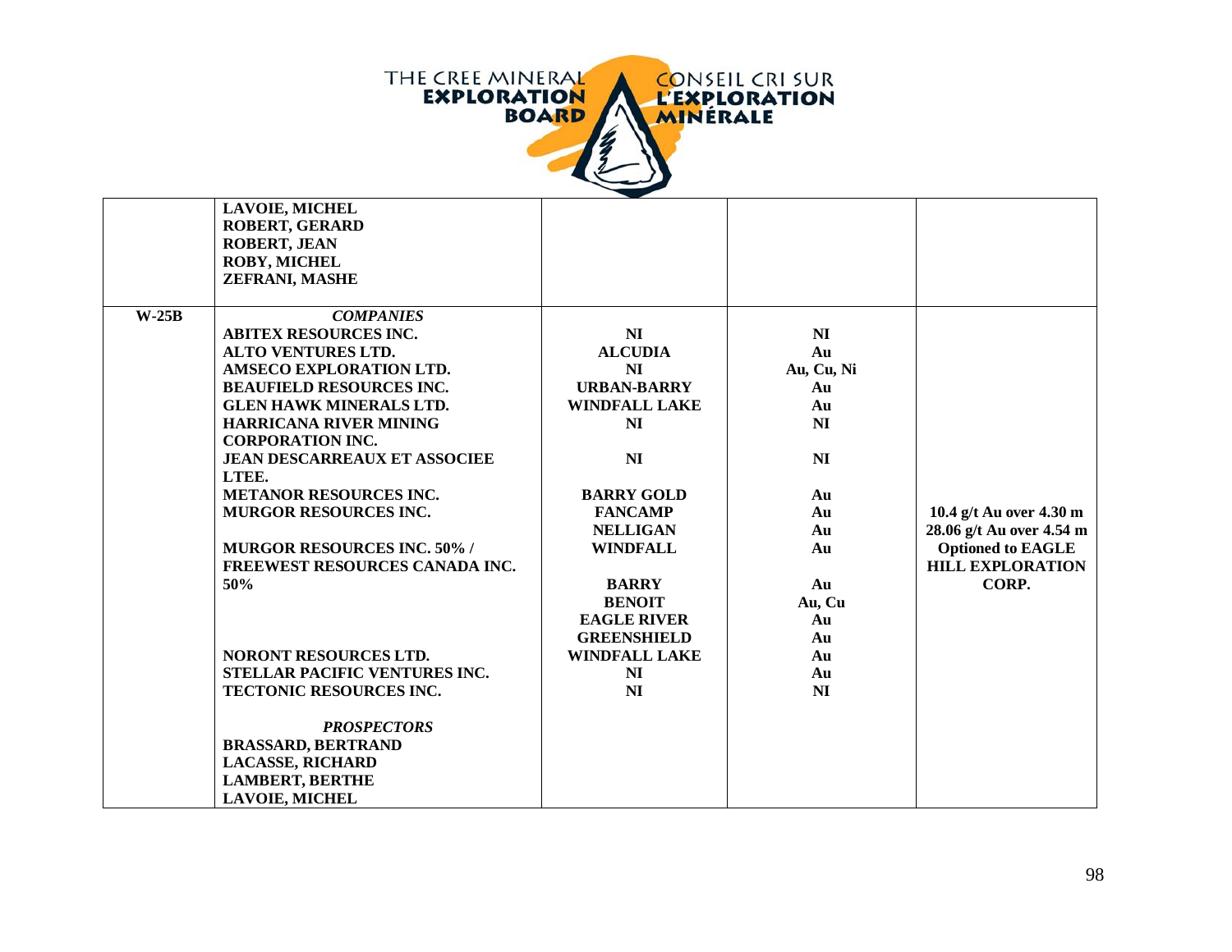| | | | | |
|---|---|---|---|---|
| | **LAVOIE, MICHEL**<br>**ROBERT, GERARD**<br>**ROBERT, JEAN**<br>**ROBY, MICHEL**<br>**ZEFRANI, MASHE** | | | |
| **W-25B** | ***COMPANIES*** | | | |
| | **ABITEX RESOURCES INC.** | **NI** | **NI** | |
| | **ALTO VENTURES LTD.** | **ALCUDIA** | **Au** | |
| | **AMSECO EXPLORATION LTD.** | **NI** | **Au, Cu, Ni** | |
| | **BEAUFIELD RESOURCES INC.** | **URBAN-BARRY** | **Au** | |
| | **GLEN HAWK MINERALS LTD.** | **WINDFALL LAKE** | **Au** | |
| | **HARRICANA RIVER MINING CORPORATION INC.** | **NI** | **NI** | |
| | **JEAN DESCARREAUX ET ASSOCIEE LTEE.** | **NI** | **NI** | |
| | **METANOR RESOURCES INC.** | **BARRY GOLD** | **Au** | |
| | **MURGOR RESOURCES INC.** | **FANCAMP** | **Au** | **10.4 g/t Au over 4.30 m** |
| | | **NELLIGAN** | **Au** | **28.06 g/t Au over 4.54 m** |
| | **MURGOR RESOURCES INC. 50% / FREEWEST RESOURCES CANADA INC. 50%** | **WINDFALL** | **Au** | **Optioned to EAGLE HILL EXPLORATION CORP.** |
| | | **BARRY** | **Au** | |
| | | **BENOIT** | **Au, Cu** | |
| | | **EAGLE RIVER** | **Au** | |
| | | **GREENSHIELD** | **Au** | |
| | **NORONT RESOURCES LTD.** | **WINDFALL LAKE** | **Au** | |
| | **STELLAR PACIFIC VENTURES INC.** | **NI** | **Au** | |
| | **TECTONIC RESOURCES INC.** | **NI** | **NI** | |
| | ***PROSPECTORS*** | | | |
| | **BRASSARD, BERTRAND**<br>**LACASSE, RICHARD**<br>**LAMBERT, BERTHE**<br>**LAVOIE, MICHEL** | | | |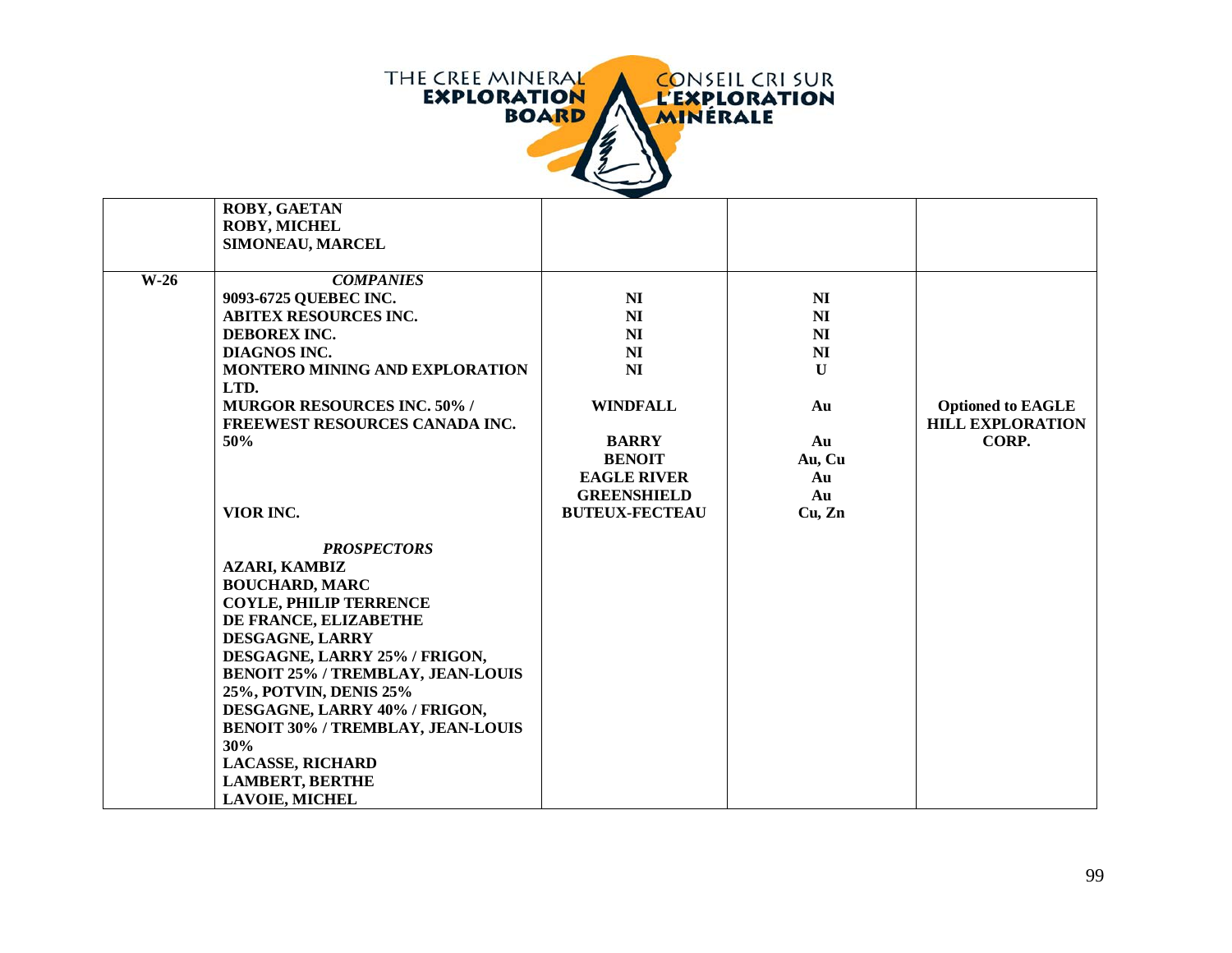| | | | | |
|---|---|---|---|---|
| | ROBY, GAETAN<br>ROBY, MICHEL<br>SIMONEAU, MARCEL | | | |
| W-26 | ***COMPANIES*** | | | |
| | 9093-6725 QUEBEC INC. | NI | NI | |
| | ABITEX RESOURCES INC. | NI | NI | |
| | DEBOREX INC. | NI | NI | |
| | DIAGNOS INC. | NI | NI | |
| | MONTERO MINING AND EXPLORATION LTD. | NI | U | |
| | MURGOR RESOURCES INC. 50% / FREEWEST RESOURCES CANADA INC. 50% | WINDFALL | Au | Optioned to EAGLE HILL EXPLORATION CORP. |
| | | BARRY | Au | |
| | | BENOIT | Au, Cu | |
| | | EAGLE RIVER | Au | |
| | | GREENSHIELD | Au | |
| | VIOR INC. | BUTEUX-FECTEAU | Cu, Zn | |
| | ***PROSPECTORS*** | | | |
| | AZARI, KAMBIZ | | | |
| | BOUCHARD, MARC | | | |
| | COYLE, PHILIP TERRENCE | | | |
| | DE FRANCE, ELIZABETHE | | | |
| | DESGAGNE, LARRY | | | |
| | DESGAGNE, LARRY 25% / FRIGON, BENOIT 25% / TREMBLAY, JEAN-LOUIS 25%, POTVIN, DENIS 25% | | | |
| | DESGAGNE, LARRY 40% / FRIGON, BENOIT 30% / TREMBLAY, JEAN-LOUIS 30% | | | |
| | LACASSE, RICHARD | | | |
| | LAMBERT, BERTHE | | | |
| | LAVOIE, MICHEL | | | |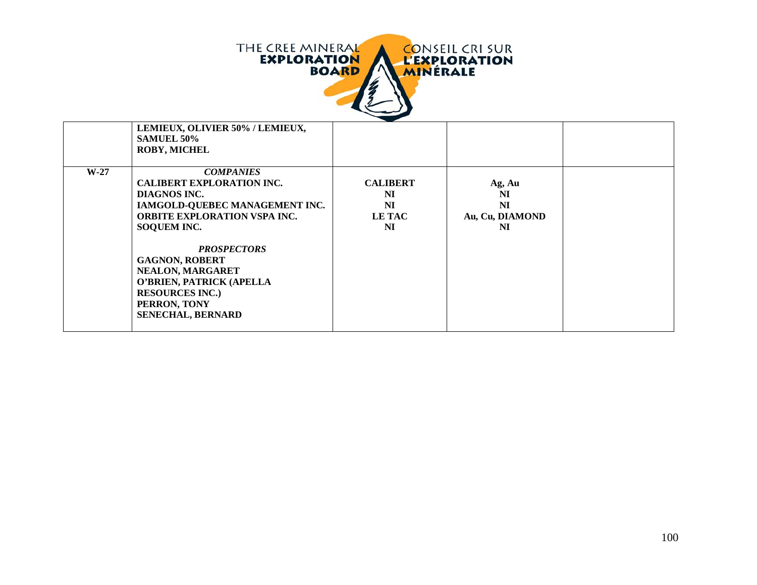| | | | | |
|---|---|---|---|---|
| | **LEMIEUX, OLIVIER 50% / LEMIEUX, SAMUEL 50%**<br>**ROBY, MICHEL** | | | |
| **W-27** | ***COMPANIES***<br>**CALIBERT EXPLORATION INC.**<br>**DIAGNOS INC.**<br>**IAMGOLD-QUEBEC MANAGEMENT INC.**<br>**ORBITE EXPLORATION VSPA INC.**<br>**SOQUEM INC.**<br><br>***PROSPECTORS***<br>**GAGNON, ROBERT**<br>**NEALON, MARGARET**<br>**O'BRIEN, PATRICK (APELLA RESOURCES INC.)**<br>**PERRON, TONY**<br>**SENECHAL, BERNARD** | **CALIBERT**<br>**NI**<br>**NI**<br>**LE TAC**<br>**NI** | **Ag, Au**<br>**NI**<br>**NI**<br>**Au, Cu, DIAMOND**<br>**NI** | |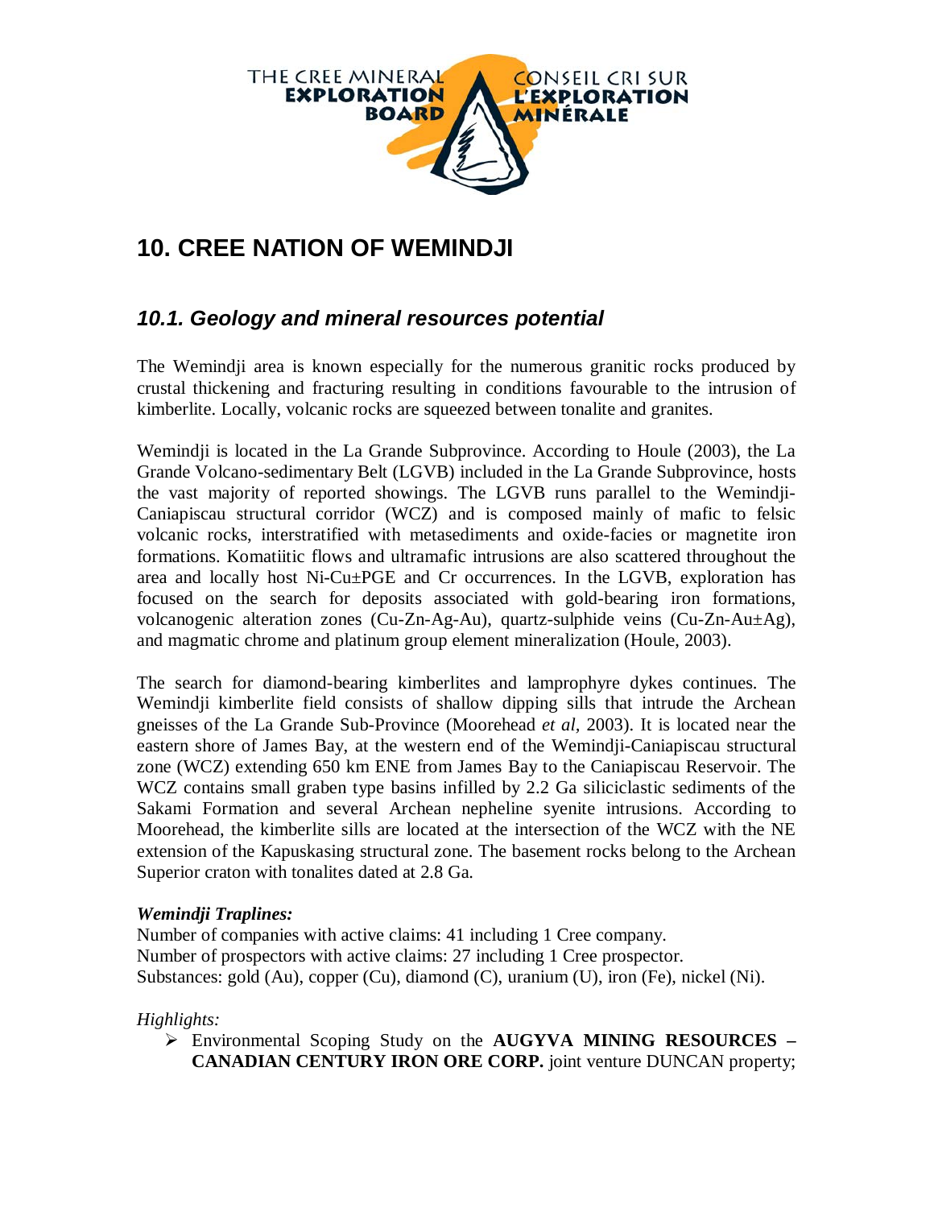# 10. CREE NATION OF WEMINDJI

## *10.1. Geology and mineral resources potential*

The Wemindji area is known especially for the numerous granitic rocks produced by crustal thickening and fracturing resulting in conditions favourable to the intrusion of kimberlite. Locally, volcanic rocks are squeezed between tonalite and granites.

Wemindji is located in the La Grande Subprovince. According to Houle (2003), the La Grande Volcano-sedimentary Belt (LGVB) included in the La Grande Subprovince, hosts the vast majority of reported showings. The LGVB runs parallel to the Wemindji-Caniapiscau structural corridor (WCZ) and is composed mainly of mafic to felsic volcanic rocks, interstratified with metasediments and oxide-facies or magnetite iron formations. Komatiitic flows and ultramafic intrusions are also scattered throughout the area and locally host Ni-Cu±PGE and Cr occurrences. In the LGVB, exploration has focused on the search for deposits associated with gold-bearing iron formations, volcanogenic alteration zones (Cu-Zn-Ag-Au), quartz-sulphide veins (Cu-Zn-Au±Ag), and magmatic chrome and platinum group element mineralization (Houle, 2003).

The search for diamond-bearing kimberlites and lamprophyre dykes continues. The Wemindji kimberlite field consists of shallow dipping sills that intrude the Archean gneisses of the La Grande Sub-Province (Moorehead *et al*, 2003). It is located near the eastern shore of James Bay, at the western end of the Wemindji-Caniapiscau structural zone (WCZ) extending 650 km ENE from James Bay to the Caniapiscau Reservoir. The WCZ contains small graben type basins infilled by 2.2 Ga siliciclastic sediments of the Sakami Formation and several Archean nepheline syenite intrusions. According to Moorehead, the kimberlite sills are located at the intersection of the WCZ with the NE extension of the Kapuskasing structural zone. The basement rocks belong to the Archean Superior craton with tonalites dated at 2.8 Ga.

***Wemindji Traplines:***

Number of companies with active claims: 41 including 1 Cree company.
Number of prospectors with active claims: 27 including 1 Cree prospector.
Substances: gold (Au), copper (Cu), diamond (C), uranium (U), iron (Fe), nickel (Ni).

*Highlights:*

- Environmental Scoping Study on the **AUGYVA MINING RESOURCES – CANADIAN CENTURY IRON ORE CORP.** joint venture DUNCAN property;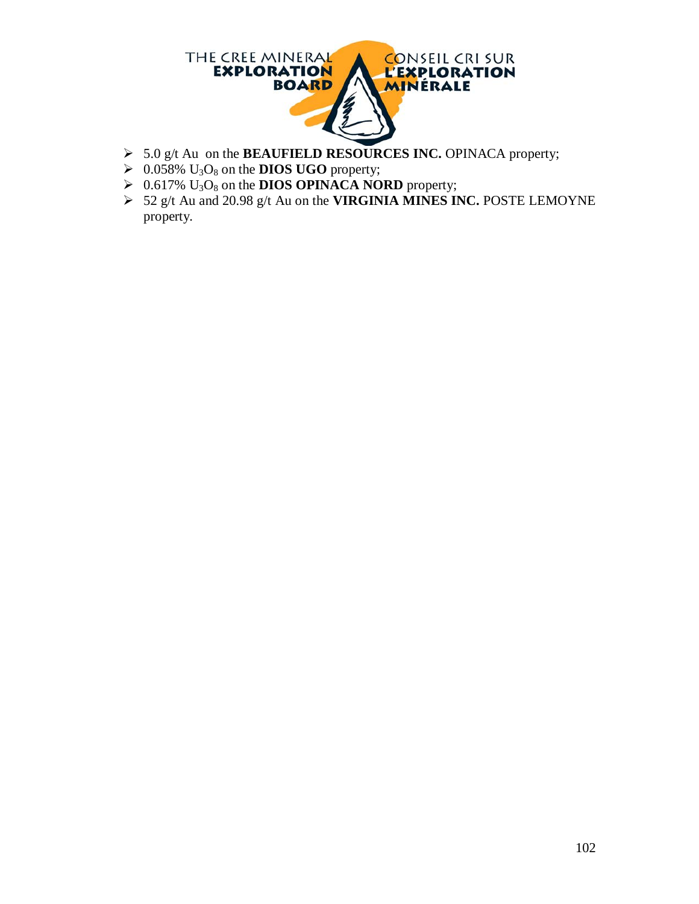- 5.0 g/t Au on the **BEAUFIELD RESOURCES INC.** OPINACA property;
- 0.058% $U_3O_8$ on the **DIOS UGO** property;
- 0.617% $U_3O_8$ on the **DIOS OPINACA NORD** property;
- 52 g/t Au and 20.98 g/t Au on the **VIRGINIA MINES INC.** POSTE LEMOYNE property.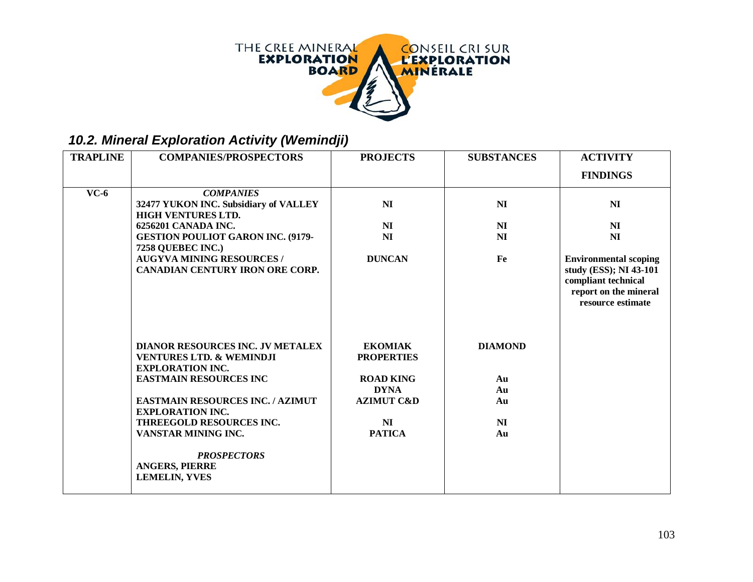### 10.2. Mineral Exploration Activity (Wemindji)

| TRAPLINE | COMPANIES/PROSPECTORS | PROJECTS | SUBSTANCES | ACTIVITY FINDINGS |
|---|---|---|---|---|
| VC-6 | ***COMPANIES*** | | | |
| | 32477 YUKON INC. Subsidiary of VALLEY HIGH VENTURES LTD. | NI | NI | NI |
| | 6256201 CANADA INC. | NI | NI | NI |
| | GESTION POULIOT GARON INC. (9179-7258 QUEBEC INC.) | NI | NI | NI |
| | AUGYVA MINING RESOURCES / CANADIAN CENTURY IRON ORE CORP. | DUNCAN | Fe | Environmental scoping study (ESS); NI 43-101 compliant technical report on the mineral resource estimate |
| | DIANOR RESOURCES INC. JV METALEX VENTURES LTD. & WEMINDJI EXPLORATION INC. | EKOMIAK PROPERTIES | DIAMOND | |
| | EASTMAIN RESOURCES INC | ROAD KING | Au | |
| | | DYNA | Au | |
| | EASTMAIN RESOURCES INC. / AZIMUT EXPLORATION INC. | AZIMUT C&D | Au | |
| | THREEGOLD RESOURCES INC. | NI | NI | |
| | VANSTAR MINING INC. | PATICA | Au | |
| | ***PROSPECTORS*** | | | |
| | ANGERS, PIERRE | | | |
| | LEMELIN, YVES | | | |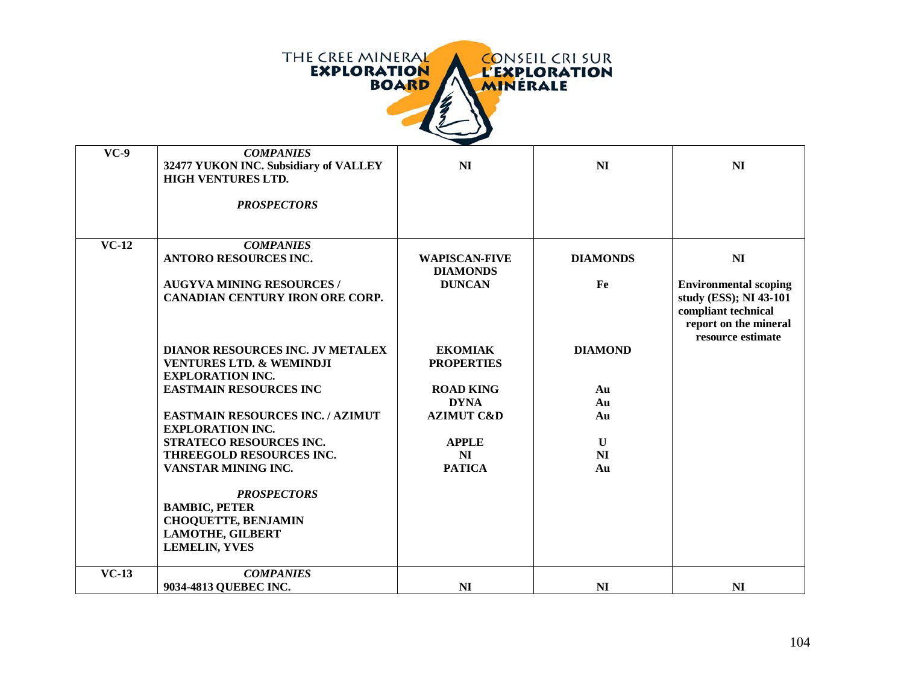| | | | | |
|---|---|---|---|---|
| **VC-9** | ***COMPANIES*** **32477 YUKON INC. Subsidiary of VALLEY HIGH VENTURES LTD.** | **NI** | **NI** | **NI** |
| | ***PROSPECTORS*** | | | |
| **VC-12** | ***COMPANIES*** **ANTORO RESOURCES INC.** | **WAPISCAN-FIVE DIAMONDS** | **DIAMONDS** | **NI** |
| | **AUGYVA MINING RESOURCES / CANADIAN CENTURY IRON ORE CORP.** | **DUNCAN** | **Fe** | **Environmental scoping study (ESS); NI 43-101 compliant technical report on the mineral resource estimate** |
| | **DIANOR RESOURCES INC. JV METALEX VENTURES LTD. & WEMINDJI EXPLORATION INC.** | **EKOMIAK PROPERTIES** | **DIAMOND** | |
| | **EASTMAIN RESOURCES INC** | **ROAD KING** | **Au** | |
| | | **DYNA** | **Au** | |
| | **EASTMAIN RESOURCES INC. / AZIMUT EXPLORATION INC.** | **AZIMUT C&D** | **Au** | |
| | **STRATECO RESOURCES INC.** | **APPLE** | **U** | |
| | **THREEGOLD RESOURCES INC.** | **NI** | **NI** | |
| | **VANSTAR MINING INC.** | **PATICA** | **Au** | |
| | ***PROSPECTORS*** **BAMBIC, PETER** **CHOQUETTE, BENJAMIN** **LAMOTHE, GILBERT** **LEMELIN, YVES** | | | |
| **VC-13** | ***COMPANIES*** **9034-4813 QUEBEC INC.** | **NI** | **NI** | **NI** |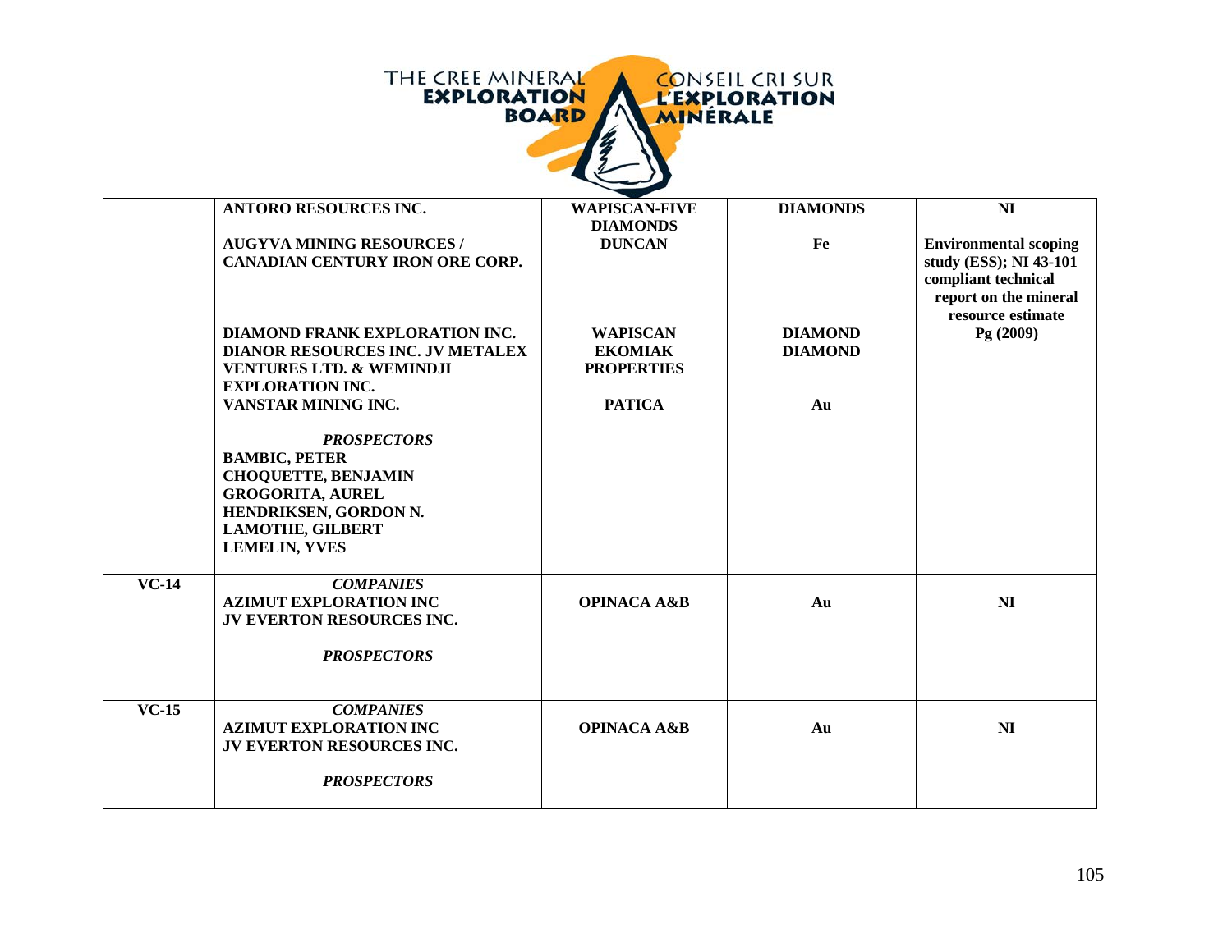| | | | | |
|---|---|---|---|---|
| | **ANTORO RESOURCES INC.**<br><br>**AUGYVA MINING RESOURCES / CANADIAN CENTURY IRON ORE CORP.**<br><br>**DIAMOND FRANK EXPLORATION INC.**<br>**DIANOR RESOURCES INC. JV METALEX VENTURES LTD. & WEMINDJI EXPLORATION INC.**<br>**VANSTAR MINING INC.**<br><br>***PROSPECTORS***<br>**BAMBIC, PETER**<br>**CHOQUETTE, BENJAMIN**<br>**GROGORITA, AUREL**<br>**HENDRIKSEN, GORDON N.**<br>**LAMOTHE, GILBERT**<br>**LEMELIN, YVES** | **WAPISCAN-FIVE DIAMONDS**<br>**DUNCAN**<br><br>**WAPISCAN**<br>**EKOMIAK**<br>**PROPERTIES**<br><br>**PATICA** | **DIAMONDS**<br>**Fe**<br><br>**DIAMOND**<br>**DIAMOND**<br><br>**Au** | **NI**<br>**Environmental scoping study (ESS); NI 43-101 compliant technical report on the mineral resource estimate**<br>**Pg (2009)** |
| **VC-14** | ***COMPANIES***<br>**AZIMUT EXPLORATION INC**<br>**JV EVERTON RESOURCES INC.**<br><br>***PROSPECTORS*** | **OPINACA A&B** | **Au** | **NI** |
| **VC-15** | ***COMPANIES***<br>**AZIMUT EXPLORATION INC**<br>**JV EVERTON RESOURCES INC.**<br><br>***PROSPECTORS*** | **OPINACA A&B** | **Au** | **NI** |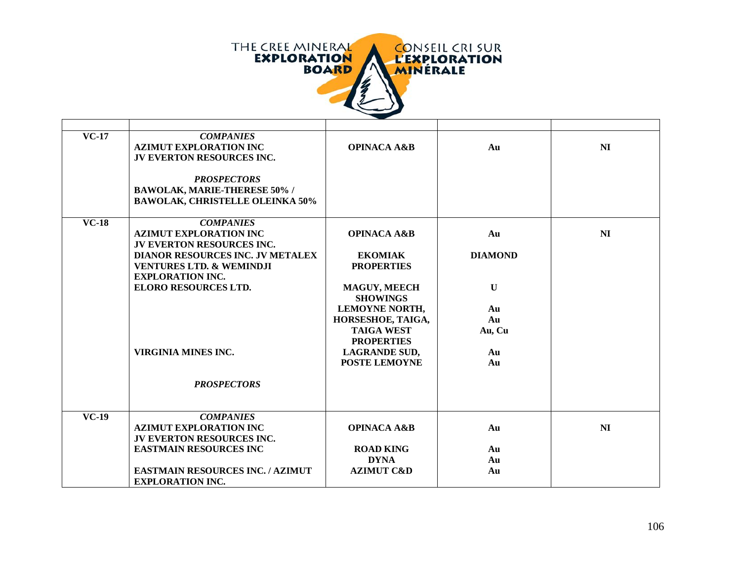| | | | | |
|---|---|---|---|---|
| **VC-17** | ***COMPANIES***<br>**AZIMUT EXPLORATION INC**<br>**JV EVERTON RESOURCES INC.**<br><br>***PROSPECTORS***<br>**BAWOLAK, MARIE-THERESE 50% /**<br>**BAWOLAK, CHRISTELLE OLEINKA 50%** | **OPINACA A&B** | **Au** | **NI** |
| **VC-18** | ***COMPANIES***<br>**AZIMUT EXPLORATION INC**<br>**JV EVERTON RESOURCES INC.**<br>**DIANOR RESOURCES INC. JV METALEX VENTURES LTD. & WEMINDJI EXPLORATION INC.**<br>**ELORO RESOURCES LTD.**<br><br><br><br><br>**VIRGINIA MINES INC.**<br><br><br>***PROSPECTORS*** | **OPINACA A&B**<br><br>**EKOMIAK PROPERTIES**<br><br>**MAGUY, MEECH SHOWINGS**<br>**LEMOYNE NORTH,**<br>**HORSESHOE, TAIGA,**<br>**TAIGA WEST PROPERTIES**<br>**LAGRANDE SUD,**<br>**POSTE LEMOYNE** | **Au**<br><br>**DIAMOND**<br><br>**U**<br><br>**Au**<br>**Au**<br>**Au, Cu**<br><br>**Au**<br>**Au** | **NI** |
| **VC-19** | ***COMPANIES***<br>**AZIMUT EXPLORATION INC**<br>**JV EVERTON RESOURCES INC.**<br>**EASTMAIN RESOURCES INC**<br><br>**EASTMAIN RESOURCES INC. / AZIMUT EXPLORATION INC.** | **OPINACA A&B**<br><br>**ROAD KING**<br>**DYNA**<br>**AZIMUT C&D** | **Au**<br><br>**Au**<br>**Au**<br>**Au** | **NI** |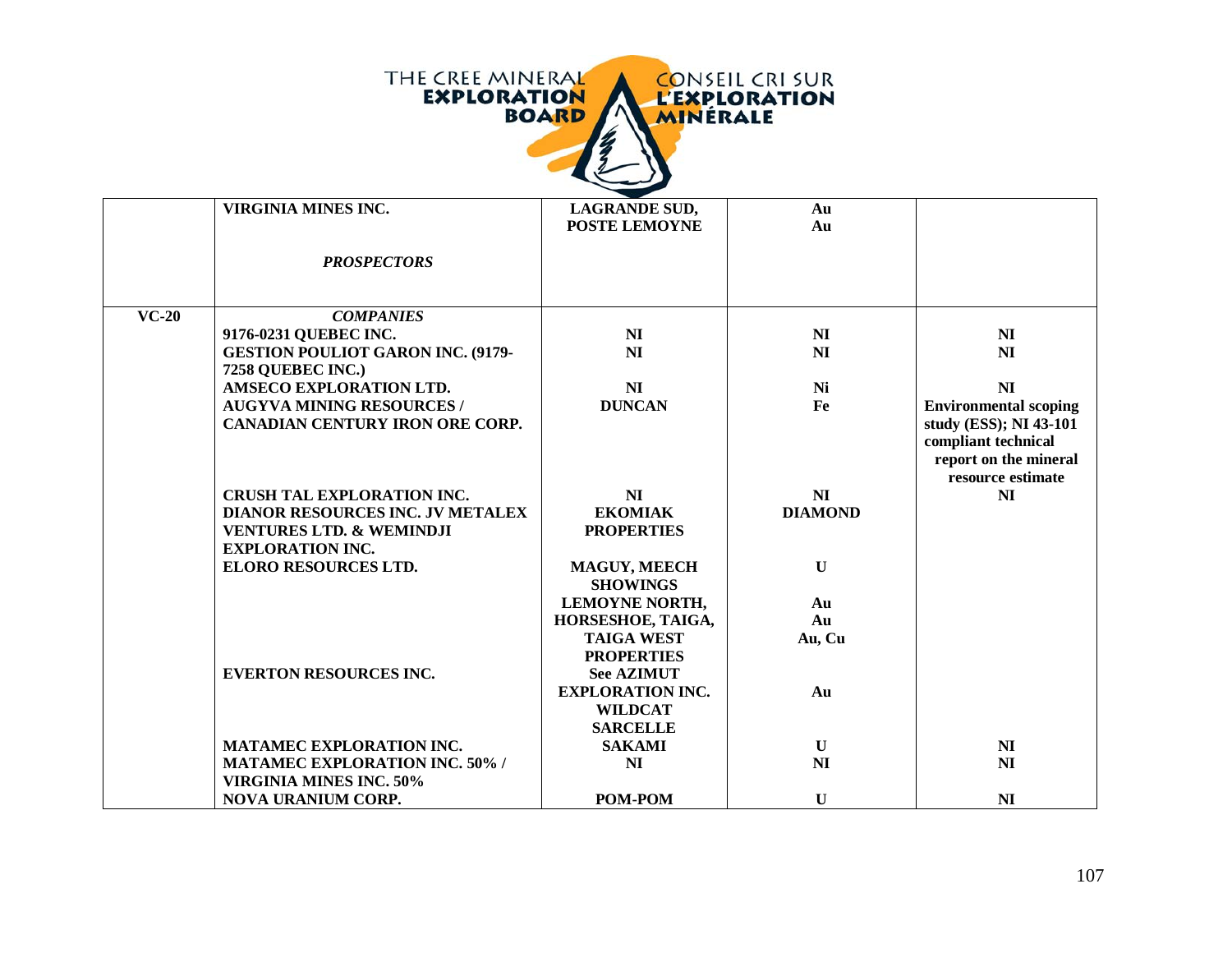| | | | | |
|---|---|---|---|---|
| | **VIRGINIA MINES INC.** | **LAGRANDE SUD, POSTE LEMOYNE** | **Au Au** | |
| | ***PROSPECTORS*** | | | |
| **VC-20** | ***COMPANIES*** | | | |
| | **9176-0231 QUEBEC INC.** | **NI** | **NI** | **NI** |
| | **GESTION POULIOT GARON INC. (9179-7258 QUEBEC INC.)** | **NI** | **NI** | **NI** |
| | **AMSECO EXPLORATION LTD.** | **NI** | **Ni** | **NI** |
| | **AUGYVA MINING RESOURCES / CANADIAN CENTURY IRON ORE CORP.** | **DUNCAN** | **Fe** | **Environmental scoping study (ESS); NI 43-101 compliant technical report on the mineral resource estimate** |
| | **CRUSH TAL EXPLORATION INC.** | **NI** | **NI** | **NI** |
| | **DIANOR RESOURCES INC. JV METALEX VENTURES LTD. & WEMINDJI EXPLORATION INC.** | **EKOMIAK PROPERTIES** | **DIAMOND** | |
| | **ELORO RESOURCES LTD.** | **MAGUY, MEECH SHOWINGS** | **U** | |
| | | **LEMOYNE NORTH,** | **Au** | |
| | | **HORSESHOE, TAIGA,** | **Au** | |
| | | **TAIGA WEST PROPERTIES** | **Au, Cu** | |
| | **EVERTON RESOURCES INC.** | **See AZIMUT EXPLORATION INC.** | **Au** | |
| | | **WILDCAT** | | |
| | | **SARCELLE** | | |
| | **MATAMEC EXPLORATION INC.** | **SAKAMI** | **U** | **NI** |
| | **MATAMEC EXPLORATION INC. 50% / VIRGINIA MINES INC. 50%** | **NI** | **NI** | **NI** |
| | **NOVA URANIUM CORP.** | **POM-POM** | **U** | **NI** |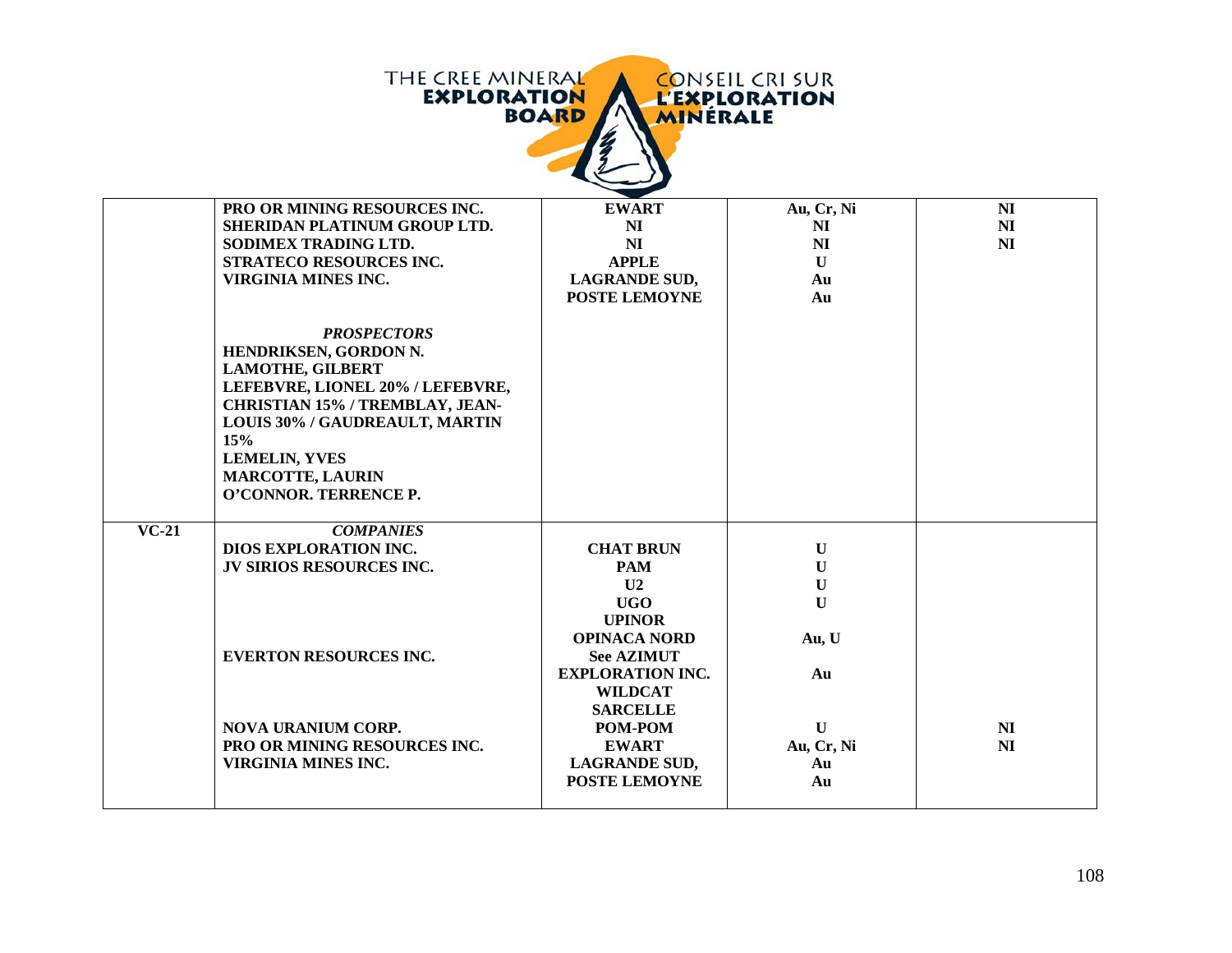| | | | | |
|---|---|---|---|---|
| | **PRO OR MINING RESOURCES INC.**<br>**SHERIDAN PLATINUM GROUP LTD.**<br>**SODIMEX TRADING LTD.**<br>**STRATECO RESOURCES INC.**<br>**VIRGINIA MINES INC.**<br><br>***PROSPECTORS***<br>**HENDRIKSEN, GORDON N.**<br>**LAMOTHE, GILBERT**<br>**LEFEBVRE, LIONEL 20% / LEFEBVRE, CHRISTIAN 15% / TREMBLAY, JEAN-LOUIS 30% / GAUDREAULT, MARTIN 15%**<br>**LEMELIN, YVES**<br>**MARCOTTE, LAURIN**<br>**O'CONNOR. TERRENCE P.** | **EWART**<br>**NI**<br>**NI**<br>**APPLE**<br>**LAGRANDE SUD,**<br>**POSTE LEMOYNE** | **Au, Cr, Ni**<br>**NI**<br>**NI**<br>**U**<br>**Au**<br>**Au** | **NI**<br>**NI**<br>**NI** |
| **VC-21** | ***COMPANIES***<br>**DIOS EXPLORATION INC.**<br>**JV SIRIOS RESOURCES INC.**<br><br><br><br><br>**EVERTON RESOURCES INC.**<br><br><br><br>**NOVA URANIUM CORP.**<br>**PRO OR MINING RESOURCES INC.**<br>**VIRGINIA MINES INC.** | **CHAT BRUN**<br>**PAM**<br>**U2**<br>**UGO**<br>**UPINOR**<br>**OPINACA NORD**<br>**See AZIMUT EXPLORATION INC.**<br>**WILDCAT**<br>**SARCELLE**<br>**POM-POM**<br>**EWART**<br>**LAGRANDE SUD,**<br>**POSTE LEMOYNE** | **U**<br>**U**<br>**U**<br>**U**<br><br>**Au, U**<br><br>**Au**<br><br><br>**U**<br>**Au, Cr, Ni**<br>**Au**<br>**Au** | <br><br><br><br><br><br><br><br><br><br>**NI**<br>**NI** |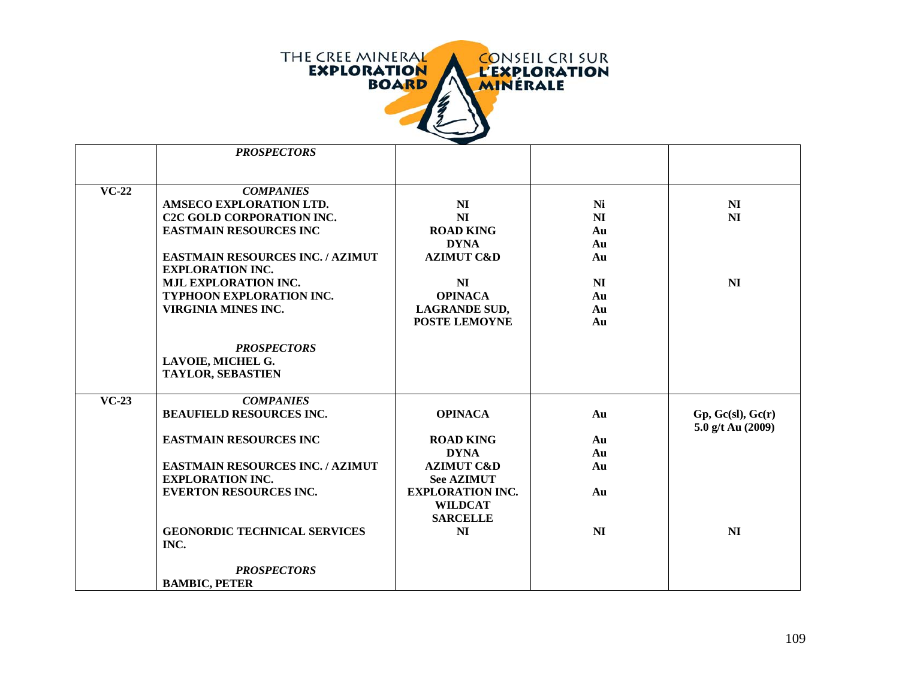| | | | | |
|---|---|---|---|---|
| | ***PROSPECTORS*** | | | |
| **VC-22** | ***COMPANIES*** | | | |
| | **AMSECO EXPLORATION LTD.** | **NI** | **Ni** | **NI** |
| | **C2C GOLD CORPORATION INC.** | **NI** | **NI** | **NI** |
| | **EASTMAIN RESOURCES INC** | **ROAD KING** | **Au** | |
| | | **DYNA** | **Au** | |
| | **EASTMAIN RESOURCES INC. / AZIMUT EXPLORATION INC.** | **AZIMUT C&D** | **Au** | |
| | **MJL EXPLORATION INC.** | **NI** | **NI** | **NI** |
| | **TYPHOON EXPLORATION INC.** | **OPINACA** | **Au** | |
| | **VIRGINIA MINES INC.** | **LAGRANDE SUD,** | **Au** | |
| | | **POSTE LEMOYNE** | **Au** | |
| | ***PROSPECTORS*** | | | |
| | **LAVOIE, MICHEL G.** | | | |
| | **TAYLOR, SEBASTIEN** | | | |
| **VC-23** | ***COMPANIES*** | | | |
| | **BEAUFIELD RESOURCES INC.** | **OPINACA** | **Au** | **Gp, Gc(sl), Gc(r) 5.0 g/t Au (2009)** |
| | **EASTMAIN RESOURCES INC** | **ROAD KING** | **Au** | |
| | | **DYNA** | **Au** | |
| | **EASTMAIN RESOURCES INC. / AZIMUT EXPLORATION INC.** | **AZIMUT C&D** | **Au** | |
| | | **See AZIMUT EXPLORATION INC.** | | |
| | **EVERTON RESOURCES INC.** | **WILDCAT** | **Au** | |
| | | **SARCELLE** | | |
| | **GEONORDIC TECHNICAL SERVICES INC.** | **NI** | **NI** | **NI** |
| | ***PROSPECTORS*** | | | |
| | **BAMBIC, PETER** | | | |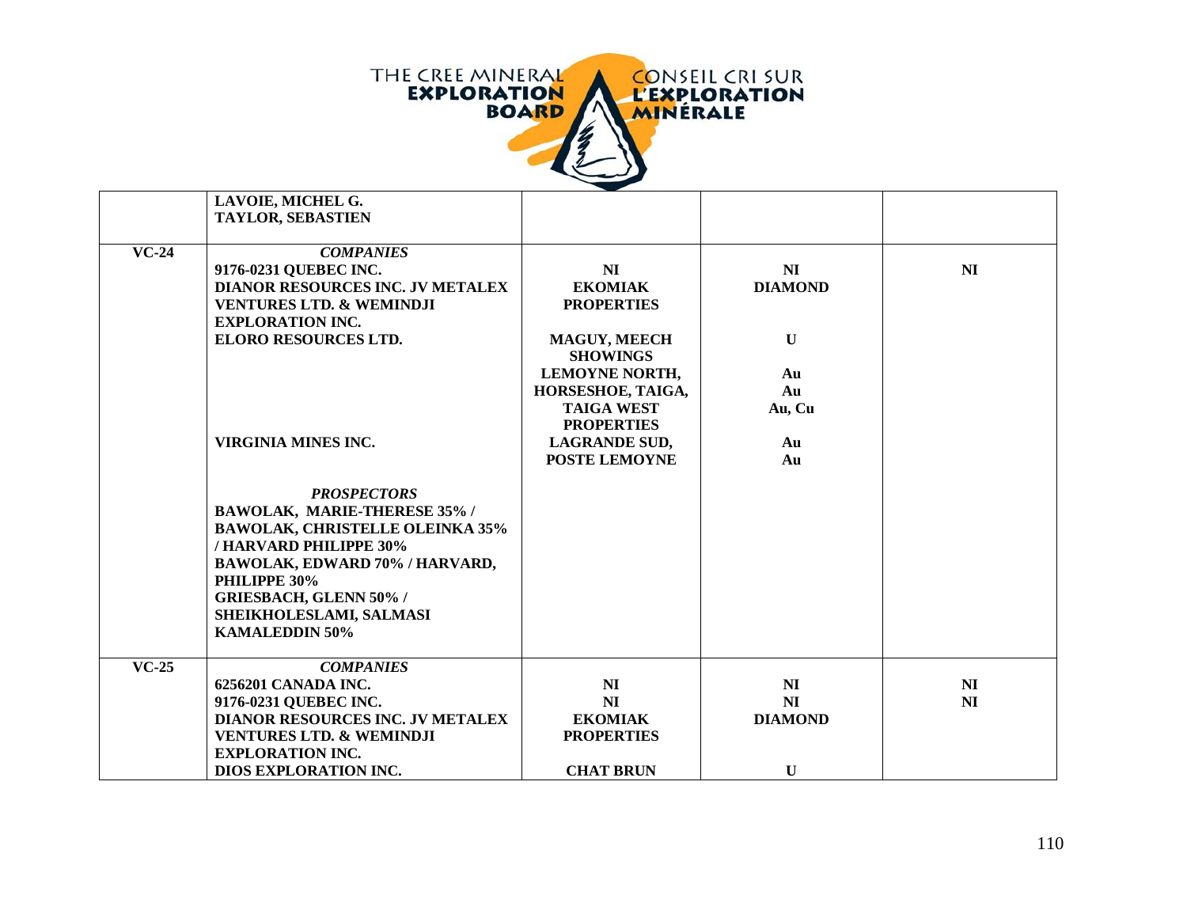| | | | | |
|---|---|---|---|---|
| | **LAVOIE, MICHEL G.**<br>**TAYLOR, SEBASTIEN** | | | |
| **VC-24** | ***COMPANIES*** | | | |
| | **9176-0231 QUEBEC INC.** | **NI** | **NI** | **NI** |
| | **DIANOR RESOURCES INC. JV METALEX VENTURES LTD. & WEMINDJI EXPLORATION INC.** | **EKOMIAK PROPERTIES** | **DIAMOND** | |
| | **ELORO RESOURCES LTD.** | **MAGUY, MEECH SHOWINGS** | **U** | |
| | | **LEMOYNE NORTH,** | **Au** | |
| | | **HORSESHOE, TAIGA,** | **Au** | |
| | | **TAIGA WEST PROPERTIES** | **Au, Cu** | |
| | **VIRGINIA MINES INC.** | **LAGRANDE SUD,** | **Au** | |
| | | **POSTE LEMOYNE** | **Au** | |
| | ***PROSPECTORS*** | | | |
| | **BAWOLAK, MARIE-THERESE 35% / BAWOLAK, CHRISTELLE OLEINKA 35% / HARVARD PHILIPPE 30%** | | | |
| | **BAWOLAK, EDWARD 70% / HARVARD, PHILIPPE 30%** | | | |
| | **GRIESBACH, GLENN 50% / SHEIKHOLESLAMI, SALMASI KAMALEDDIN 50%** | | | |
| **VC-25** | ***COMPANIES*** | | | |
| | **6256201 CANADA INC.** | **NI** | **NI** | **NI** |
| | **9176-0231 QUEBEC INC.** | **NI** | **NI** | **NI** |
| | **DIANOR RESOURCES INC. JV METALEX VENTURES LTD. & WEMINDJI EXPLORATION INC.** | **EKOMIAK PROPERTIES** | **DIAMOND** | |
| | **DIOS EXPLORATION INC.** | **CHAT BRUN** | **U** | |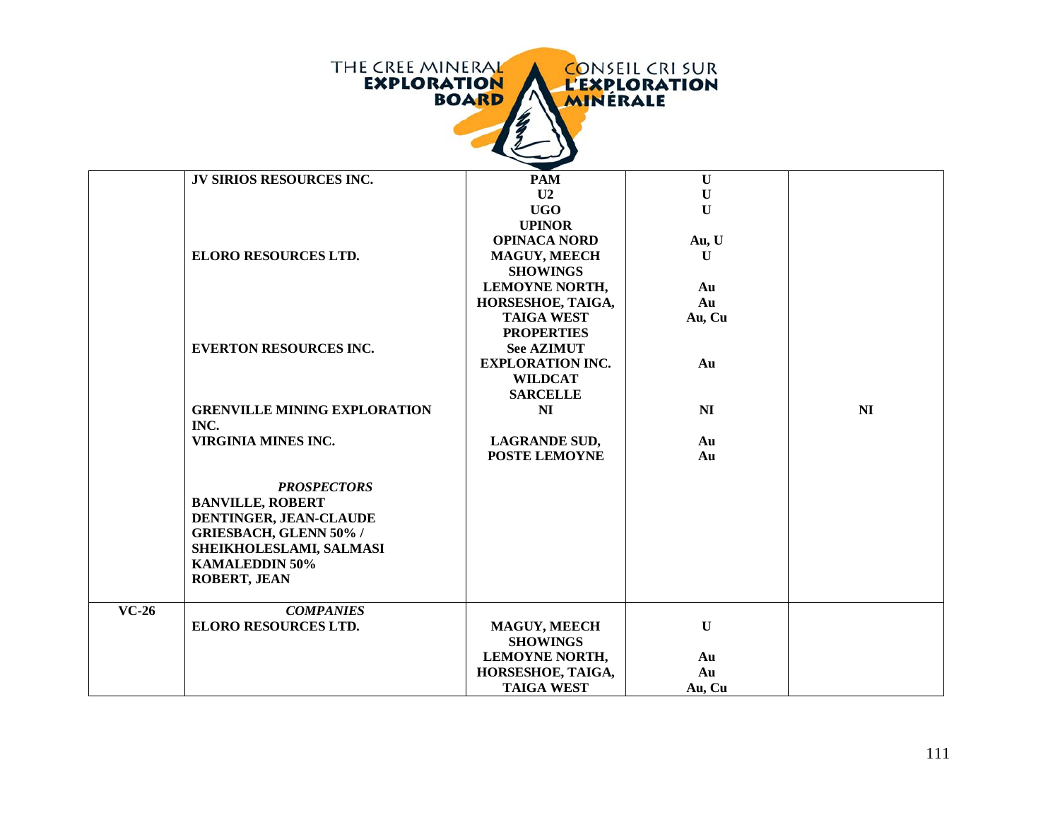| | | | | |
|---|---|---|---|---|
| | **JV SIRIOS RESOURCES INC.** | **PAM** | **U** | |
| | | **U2** | **U** | |
| | | **UGO** | **U** | |
| | | **UPINOR** | | |
| | | **OPINACA NORD** | **Au, U** | |
| | **ELORO RESOURCES LTD.** | **MAGUY, MEECH SHOWINGS** | **U** | |
| | | **LEMOYNE NORTH,** | **Au** | |
| | | **HORSESHOE, TAIGA,** | **Au** | |
| | | **TAIGA WEST PROPERTIES** | **Au, Cu** | |
| | **EVERTON RESOURCES INC.** | **See AZIMUT EXPLORATION INC.** | **Au** | |
| | | **WILDCAT SARCELLE** | | |
| | **GRENVILLE MINING EXPLORATION INC.** | **NI** | **NI** | **NI** |
| | **VIRGINIA MINES INC.** | **LAGRANDE SUD,** | **Au** | |
| | | **POSTE LEMOYNE** | **Au** | |
| | ***PROSPECTORS*** | | | |
| | **BANVILLE, ROBERT** | | | |
| | **DENTINGER, JEAN-CLAUDE** | | | |
| | **GRIESBACH, GLENN 50% / SHEIKHOLESLAMI, SALMASI KAMALEDDIN 50%** | | | |
| | **ROBERT, JEAN** | | | |
| **VC-26** | ***COMPANIES*** | | | |
| | **ELORO RESOURCES LTD.** | **MAGUY, MEECH SHOWINGS** | **U** | |
| | | **LEMOYNE NORTH,** | **Au** | |
| | | **HORSESHOE, TAIGA,** | **Au** | |
| | | **TAIGA WEST** | **Au, Cu** | |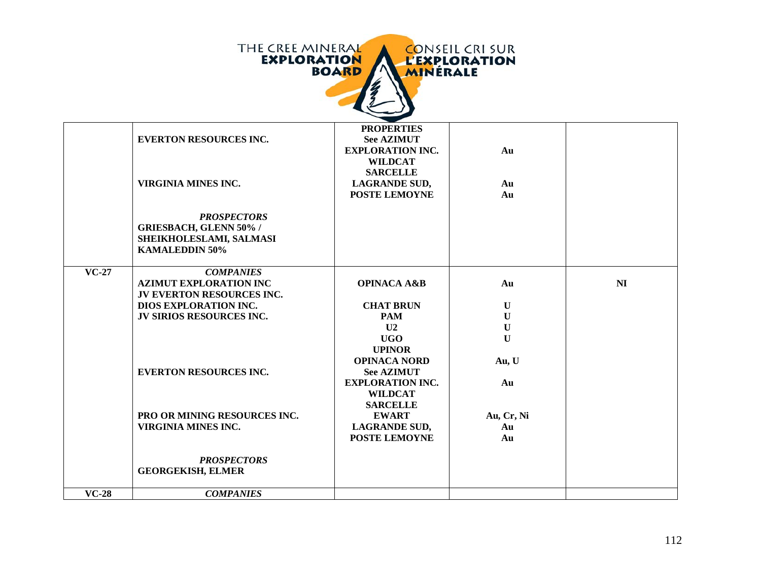| | | | | |
|---|---|---|---|---|
| | **EVERTON RESOURCES INC.**<br><br><br><br>**VIRGINIA MINES INC.**<br><br><br>***PROSPECTORS***<br>**GRIESBACH, GLENN 50% / SHEIKHOLESLAMI, SALMASI KAMALEDDIN 50%** | **PROPERTIES**<br>**See AZIMUT EXPLORATION INC.**<br>**WILDCAT**<br>**SARCELLE**<br>**LAGRANDE SUD,**<br>**POSTE LEMOYNE** | **Au**<br><br><br>**Au**<br>**Au** | |
| **VC-27** | ***COMPANIES***<br>**AZIMUT EXPLORATION INC**<br>**JV EVERTON RESOURCES INC.**<br>**DIOS EXPLORATION INC.**<br>**JV SIRIOS RESOURCES INC.**<br><br><br><br><br>**EVERTON RESOURCES INC.**<br><br><br><br>**PRO OR MINING RESOURCES INC.**<br>**VIRGINIA MINES INC.**<br><br><br>***PROSPECTORS***<br>**GEORGEKISH, ELMER** | **OPINACA A&B**<br><br>**CHAT BRUN**<br>**PAM**<br>**U2**<br>**UGO**<br>**UPINOR**<br>**OPINACA NORD**<br>**See AZIMUT EXPLORATION INC.**<br>**WILDCAT**<br>**SARCELLE**<br>**EWART**<br>**LAGRANDE SUD,**<br>**POSTE LEMOYNE** | **Au**<br><br>**U**<br>**U**<br>**U**<br>**U**<br><br>**Au, U**<br><br>**Au**<br><br><br>**Au, Cr, Ni**<br>**Au**<br>**Au** | **NI** |
| **VC-28** | ***COMPANIES*** | | | |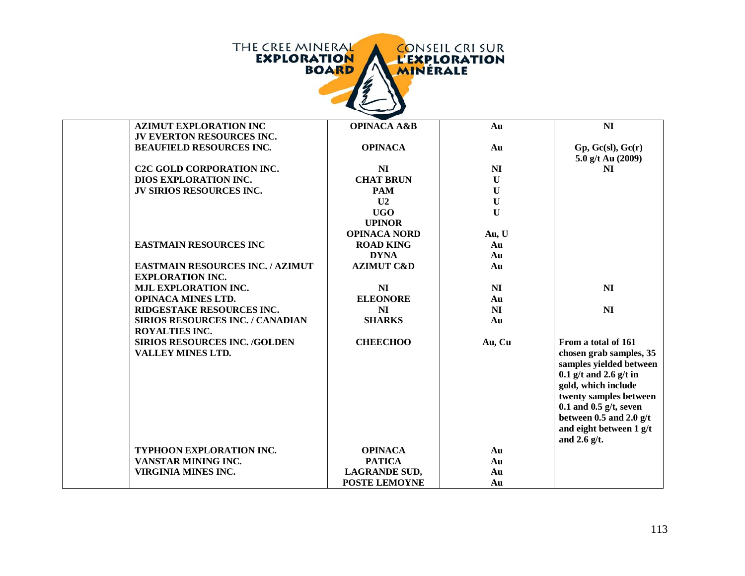| | | | | |
|---|---|---|---|---|
| | **AZIMUT EXPLORATION INC JV EVERTON RESOURCES INC.** | **OPINACA A&B** | **Au** | **NI** |
| | **BEAUFIELD RESOURCES INC.** | **OPINACA** | **Au** | **Gp, Gc(sl), Gc(r) 5.0 g/t Au (2009)** |
| | **C2C GOLD CORPORATION INC.** | **NI** | **NI** | **NI** |
| | **DIOS EXPLORATION INC.** | **CHAT BRUN** | **U** | |
| | **JV SIRIOS RESOURCES INC.** | **PAM** | **U** | |
| | | **U2** | **U** | |
| | | **UGO** | **U** | |
| | | **UPINOR** | | |
| | | **OPINACA NORD** | **Au, U** | |
| | **EASTMAIN RESOURCES INC** | **ROAD KING** | **Au** | |
| | | **DYNA** | **Au** | |
| | **EASTMAIN RESOURCES INC. / AZIMUT EXPLORATION INC.** | **AZIMUT C&D** | **Au** | |
| | **MJL EXPLORATION INC.** | **NI** | **NI** | **NI** |
| | **OPINACA MINES LTD.** | **ELEONORE** | **Au** | |
| | **RIDGESTAKE RESOURCES INC.** | **NI** | **NI** | **NI** |
| | **SIRIOS RESOURCES INC. / CANADIAN ROYALTIES INC.** | **SHARKS** | **Au** | |
| | **SIRIOS RESOURCES INC. /GOLDEN VALLEY MINES LTD.** | **CHEECHOO** | **Au, Cu** | **From a total of 161 chosen grab samples, 35 samples yielded between 0.1 g/t and 2.6 g/t in gold, which include twenty samples between 0.1 and 0.5 g/t, seven between 0.5 and 2.0 g/t and eight between 1 g/t and 2.6 g/t.** |
| | **TYPHOON EXPLORATION INC.** | **OPINACA** | **Au** | |
| | **VANSTAR MINING INC.** | **PATICA** | **Au** | |
| | **VIRGINIA MINES INC.** | **LAGRANDE SUD,** | **Au** | |
| | | **POSTE LEMOYNE** | **Au** | |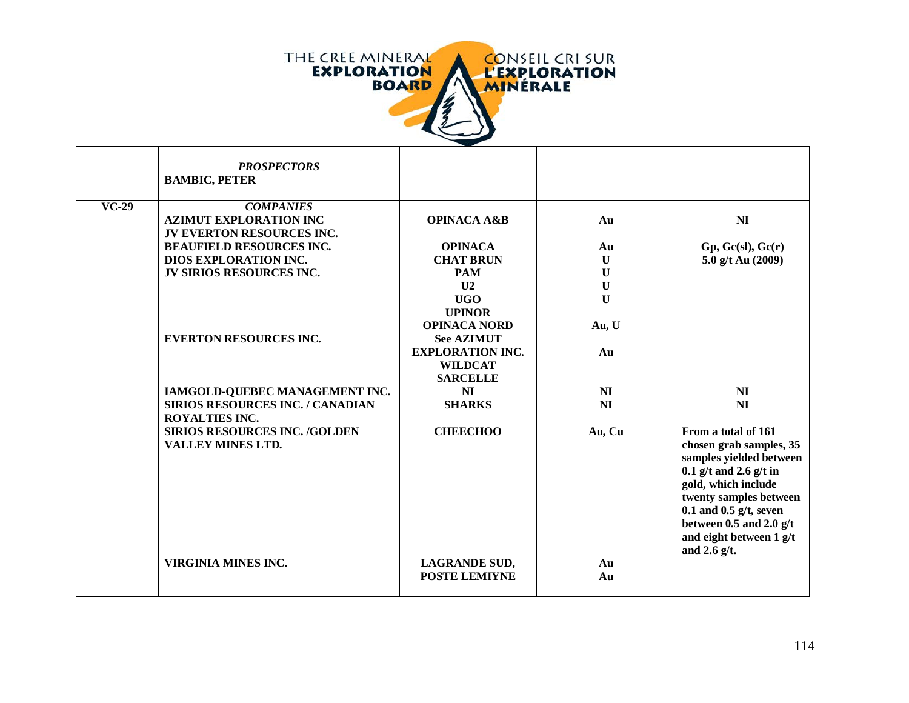| | | | | |
|---|---|---|---|---|
| | ***PROSPECTORS*** **BAMBIC, PETER** | | | |
| **VC-29** | ***COMPANIES*** | | | |
| | **AZIMUT EXPLORATION INC JV EVERTON RESOURCES INC.** | **OPINACA A&B** | **Au** | **NI** |
| | **BEAUFIELD RESOURCES INC.** | **OPINACA** | **Au** | **Gp, Gc(sl), Gc(r) 5.0 g/t Au (2009)** |
| | **DIOS EXPLORATION INC. JV SIRIOS RESOURCES INC.** | **CHAT BRUN** | **U** | |
| | | **PAM** | **U** | |
| | | **U2** | **U** | |
| | | **UGO** | **U** | |
| | | **UPINOR** | | |
| | | **OPINACA NORD** | **Au, U** | |
| | **EVERTON RESOURCES INC.** | **See AZIMUT EXPLORATION INC.** | **Au** | |
| | | **WILDCAT** | | |
| | | **SARCELLE** | | |
| | **IAMGOLD-QUEBEC MANAGEMENT INC.** | **NI** | **NI** | **NI** |
| | **SIRIOS RESOURCES INC. / CANADIAN ROYALTIES INC.** | **SHARKS** | **NI** | **NI** |
| | **SIRIOS RESOURCES INC. /GOLDEN VALLEY MINES LTD.** | **CHEECHOO** | **Au, Cu** | **From a total of 161 chosen grab samples, 35 samples yielded between 0.1 g/t and 2.6 g/t in gold, which include twenty samples between 0.1 and 0.5 g/t, seven between 0.5 and 2.0 g/t and eight between 1 g/t and 2.6 g/t.** |
| | **VIRGINIA MINES INC.** | **LAGRANDE SUD,** | **Au** | |
| | | **POSTE LEMIYNE** | **Au** | |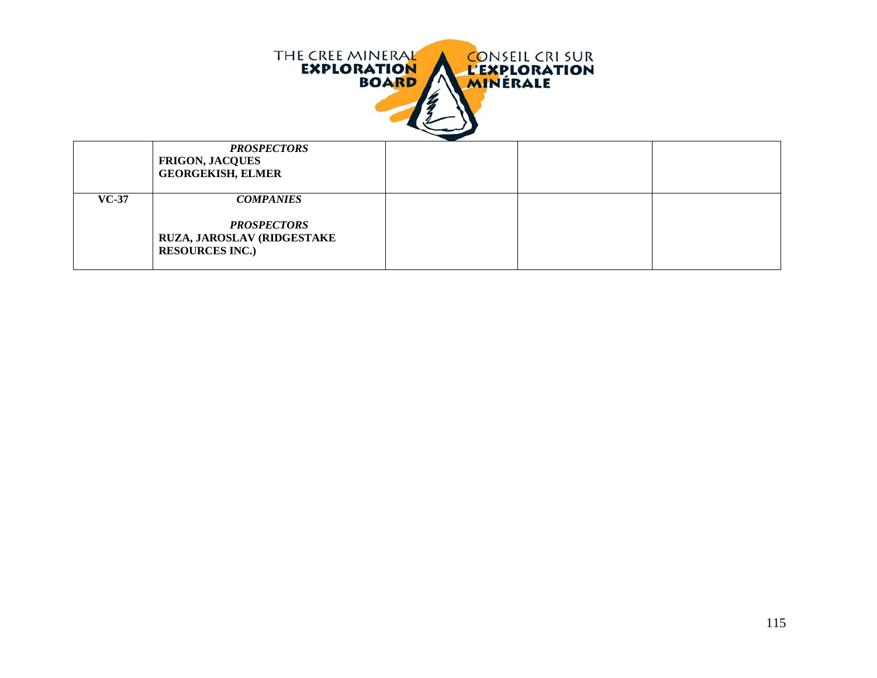| | | | | |
|---|---|---|---|---|
| | ***PROSPECTORS***<br>**FRIGON, JACQUES**<br>**GEORGEKISH, ELMER** | | | |
| **VC-37** | ***COMPANIES***<br><br>***PROSPECTORS***<br>**RUZA, JAROSLAV (RIDGESTAKE RESOURCES INC.)** | | | |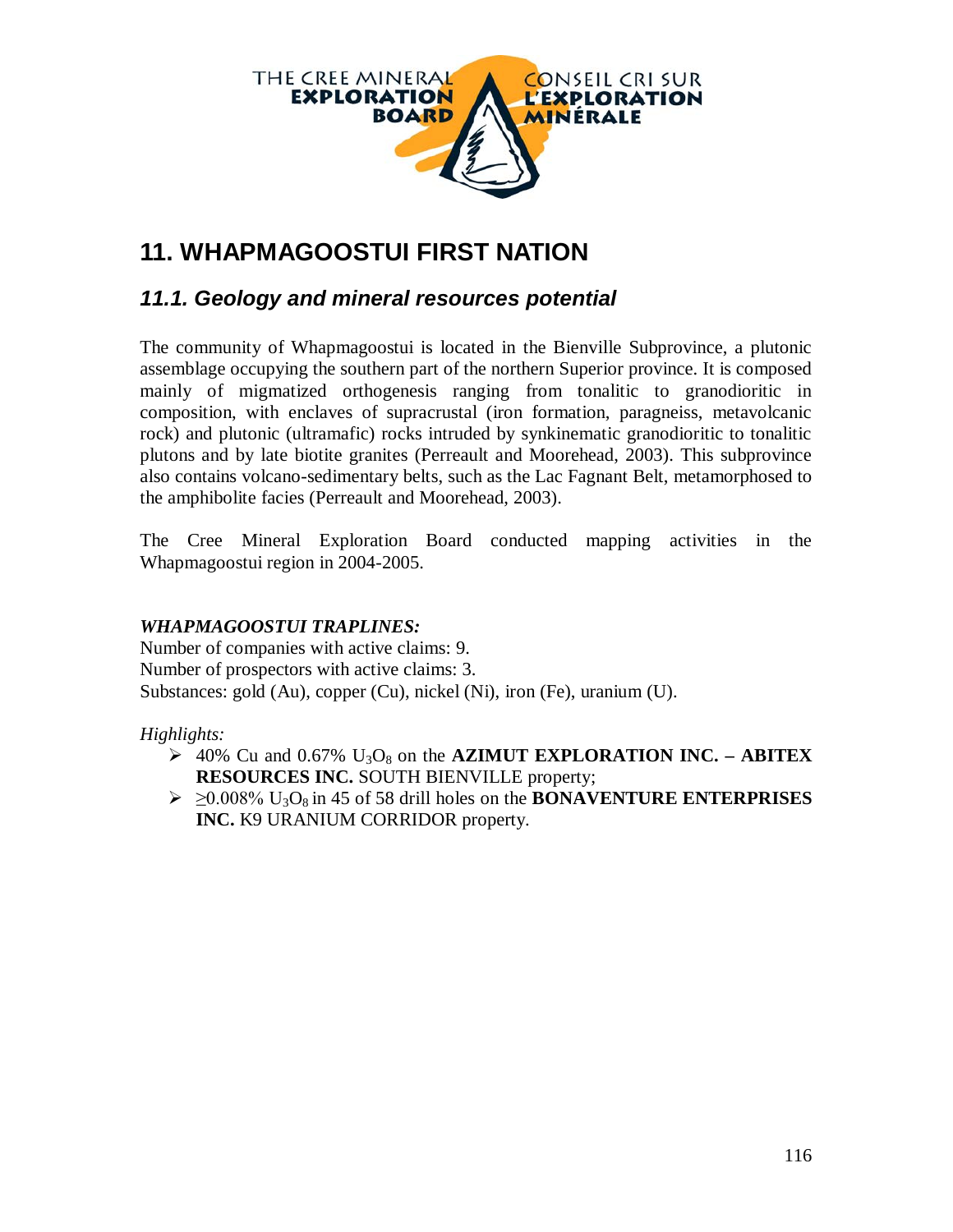# 11. WHAPMAGOOSTUI FIRST NATION

## *11.1. Geology and mineral resources potential*

The community of Whapmagoostui is located in the Bienville Subprovince, a plutonic assemblage occupying the southern part of the northern Superior province. It is composed mainly of migmatized orthogenesis ranging from tonalitic to granodioritic in composition, with enclaves of supracrustal (iron formation, paragneiss, metavolcanic rock) and plutonic (ultramafic) rocks intruded by synkinematic granodioritic to tonalitic plutons and by late biotite granites (Perreault and Moorehead, 2003). This subprovince also contains volcano-sedimentary belts, such as the Lac Fagnant Belt, metamorphosed to the amphibolite facies (Perreault and Moorehead, 2003).

The Cree Mineral Exploration Board conducted mapping activities in the Whapmagoostui region in 2004-2005.

***WHAPMAGOOSTUI TRAPLINES:***
Number of companies with active claims: 9.
Number of prospectors with active claims: 3.
Substances: gold (Au), copper (Cu), nickel (Ni), iron (Fe), uranium (U).

*Highlights:*

- 40% Cu and 0.67% $U_3O_8$ on the **AZIMUT EXPLORATION INC. – ABITEX RESOURCES INC.** SOUTH BIENVILLE property;
- $\geq$0.008% $U_3O_8$ in 45 of 58 drill holes on the **BONAVENTURE ENTERPRISES INC.** K9 URANIUM CORRIDOR property.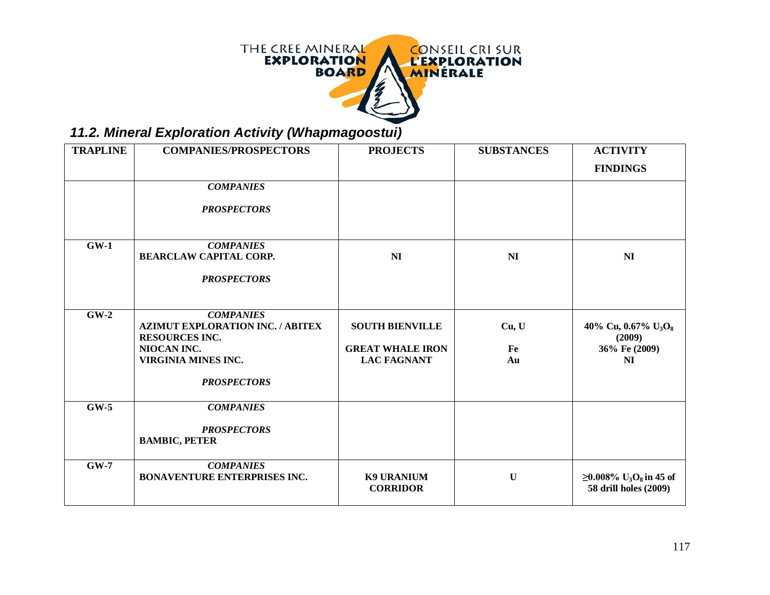THE CREE MINERAL EXPLORATION BOARD — CONSEIL CRI SUR L'EXPLORATION MINÉRALE

## *11.2. Mineral Exploration Activity (Whapmagoostui)*

| TRAPLINE | COMPANIES/PROSPECTORS | PROJECTS | SUBSTANCES | ACTIVITY FINDINGS |
|---|---|---|---|---|
| | ***COMPANIES*** <br> ***PROSPECTORS*** | | | |
| **GW-1** | ***COMPANIES*** <br> **BEARCLAW CAPITAL CORP.** <br> ***PROSPECTORS*** | **NI** | **NI** | **NI** |
| **GW-2** | ***COMPANIES*** <br> **AZIMUT EXPLORATION INC. / ABITEX RESOURCES INC.** <br> **NIOCAN INC.** <br> **VIRGINIA MINES INC.** <br> ***PROSPECTORS*** | **SOUTH BIENVILLE** <br> **GREAT WHALE IRON** <br> **LAC FAGNANT** | **Cu, U** <br> **Fe** <br> **Au** | **40% Cu, 0.67% $U_3O_8$ (2009)** <br> **36% Fe (2009)** <br> **NI** |
| **GW-5** | ***COMPANIES*** <br> ***PROSPECTORS*** <br> **BAMBIC, PETER** | | | |
| **GW-7** | ***COMPANIES*** <br> **BONAVENTURE ENTERPRISES INC.** | **K9 URANIUM CORRIDOR** | **U** | **$\geq$0.008% $U_3O_8$ in 45 of 58 drill holes (2009)** |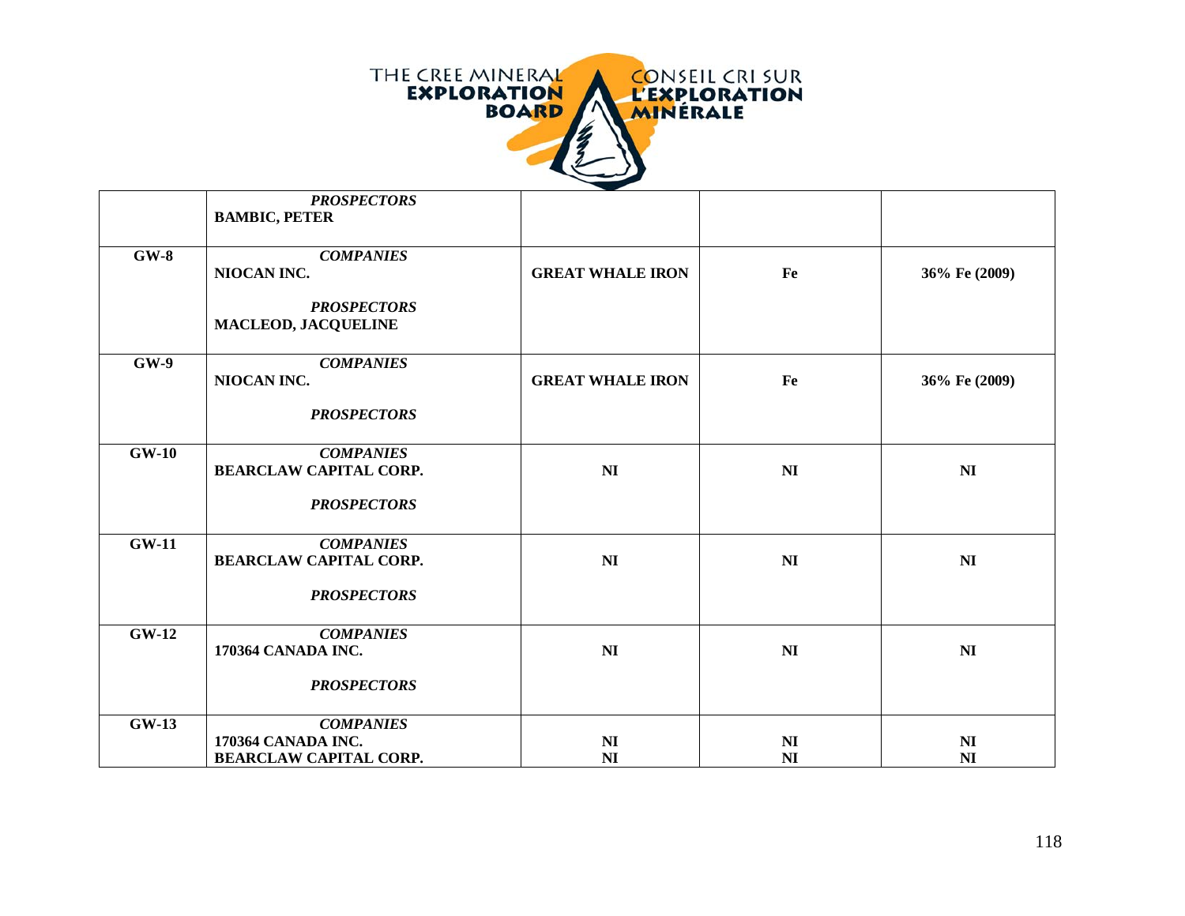| | | | | |
|---|---|---|---|---|
| | ***PROSPECTORS***<br>**BAMBIC, PETER** | | | |
| **GW-8** | ***COMPANIES***<br>**NIOCAN INC.**<br><br>***PROSPECTORS***<br>**MACLEOD, JACQUELINE** | **GREAT WHALE IRON** | **Fe** | **36% Fe (2009)** |
| **GW-9** | ***COMPANIES***<br>**NIOCAN INC.**<br><br>***PROSPECTORS*** | **GREAT WHALE IRON** | **Fe** | **36% Fe (2009)** |
| **GW-10** | ***COMPANIES***<br>**BEARCLAW CAPITAL CORP.**<br><br>***PROSPECTORS*** | **NI** | **NI** | **NI** |
| **GW-11** | ***COMPANIES***<br>**BEARCLAW CAPITAL CORP.**<br><br>***PROSPECTORS*** | **NI** | **NI** | **NI** |
| **GW-12** | ***COMPANIES***<br>**170364 CANADA INC.**<br><br>***PROSPECTORS*** | **NI** | **NI** | **NI** |
| **GW-13** | ***COMPANIES***<br>**170364 CANADA INC.**<br>**BEARCLAW CAPITAL CORP.** | **NI**<br>**NI** | **NI**<br>**NI** | **NI**<br>**NI** |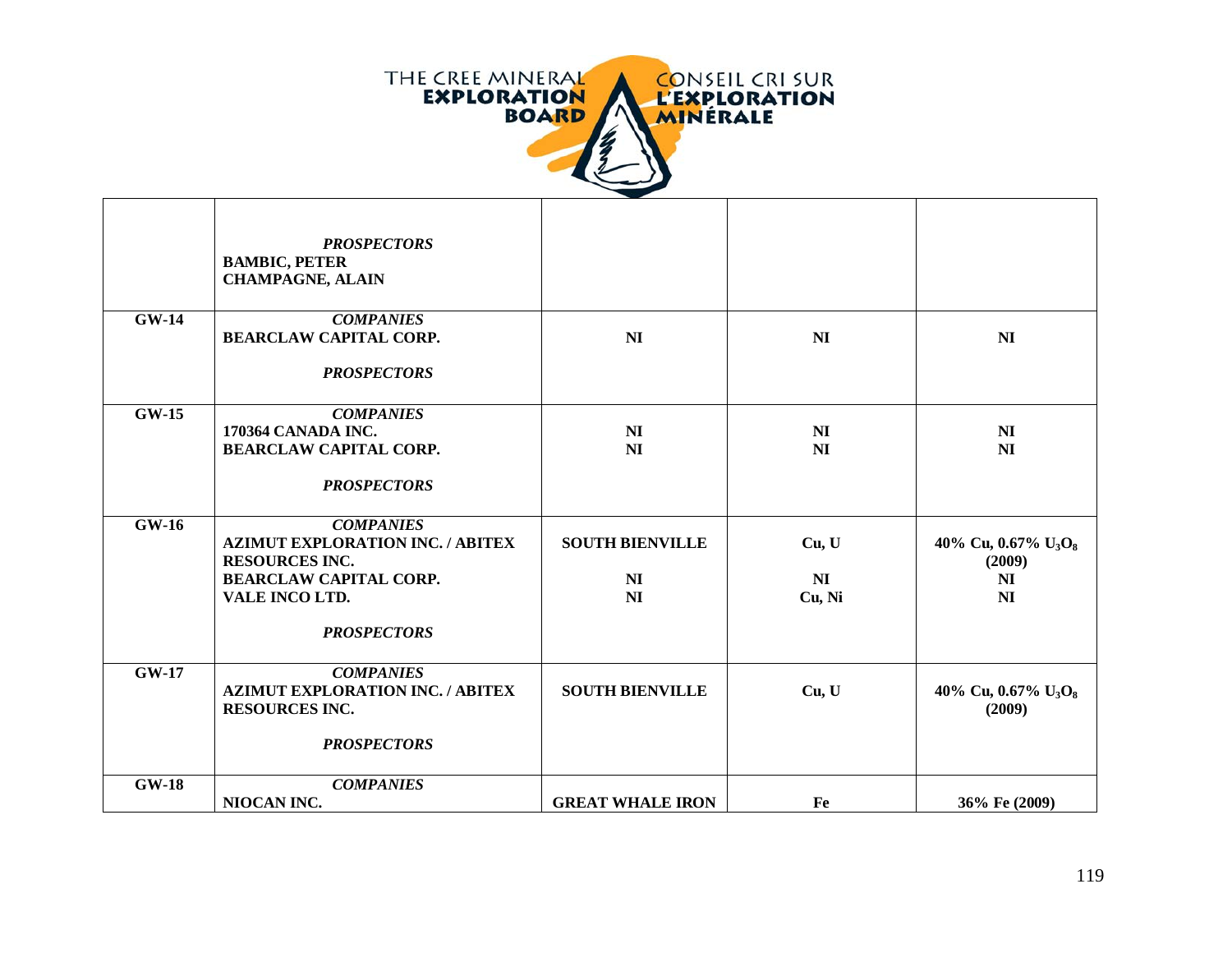| | | | | |
|---|---|---|---|---|
| | ***PROSPECTORS*** <br> **BAMBIC, PETER** <br> **CHAMPAGNE, ALAIN** | | | |
| **GW-14** | ***COMPANIES*** <br> **BEARCLAW CAPITAL CORP.** <br><br> ***PROSPECTORS*** | **NI** | **NI** | **NI** |
| **GW-15** | ***COMPANIES*** <br> **170364 CANADA INC.** <br> **BEARCLAW CAPITAL CORP.** <br><br> ***PROSPECTORS*** | **NI** <br> **NI** | **NI** <br> **NI** | **NI** <br> **NI** |
| **GW-16** | ***COMPANIES*** <br> **AZIMUT EXPLORATION INC. / ABITEX RESOURCES INC.** <br> **BEARCLAW CAPITAL CORP.** <br> **VALE INCO LTD.** <br><br> ***PROSPECTORS*** | **SOUTH BIENVILLE** <br><br> **NI** <br> **NI** | **Cu, U** <br><br> **NI** <br> **Cu, Ni** | **40% Cu, 0.67% $U_3O_8$ (2009)** <br> **NI** <br> **NI** |
| **GW-17** | ***COMPANIES*** <br> **AZIMUT EXPLORATION INC. / ABITEX RESOURCES INC.** <br><br> ***PROSPECTORS*** | **SOUTH BIENVILLE** | **Cu, U** | **40% Cu, 0.67% $U_3O_8$ (2009)** |
| **GW-18** | ***COMPANIES*** <br> **NIOCAN INC.** | **GREAT WHALE IRON** | **Fe** | **36% Fe (2009)** |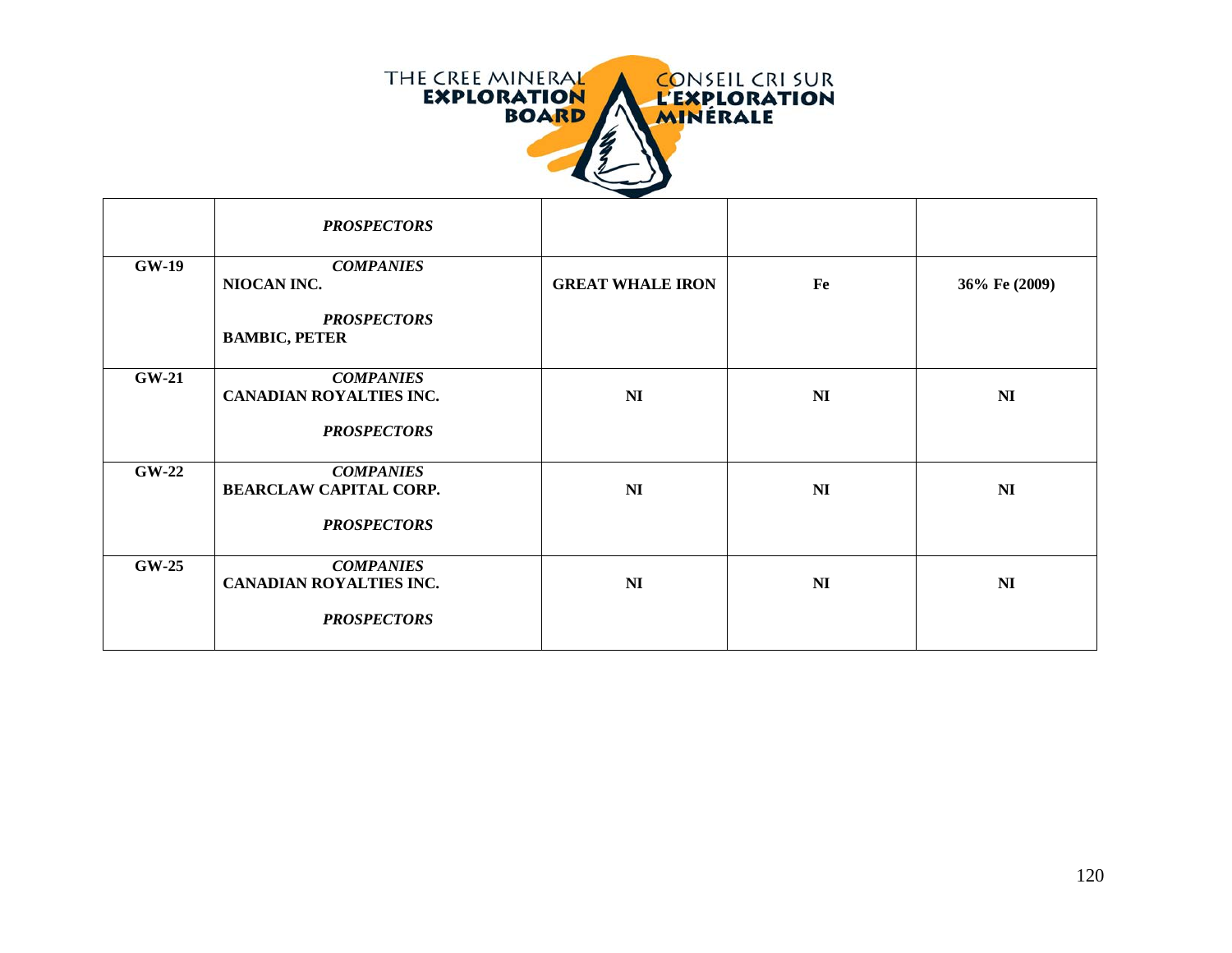| | | | | |
|---|---|---|---|---|
| | ***PROSPECTORS*** | | | |
| **GW-19** | ***COMPANIES*** **NIOCAN INC.** ***PROSPECTORS*** **BAMBIC, PETER** | **GREAT WHALE IRON** | **Fe** | **36% Fe (2009)** |
| **GW-21** | ***COMPANIES*** **CANADIAN ROYALTIES INC.** ***PROSPECTORS*** | **NI** | **NI** | **NI** |
| **GW-22** | ***COMPANIES*** **BEARCLAW CAPITAL CORP.** ***PROSPECTORS*** | **NI** | **NI** | **NI** |
| **GW-25** | ***COMPANIES*** **CANADIAN ROYALTIES INC.** ***PROSPECTORS*** | **NI** | **NI** | **NI** |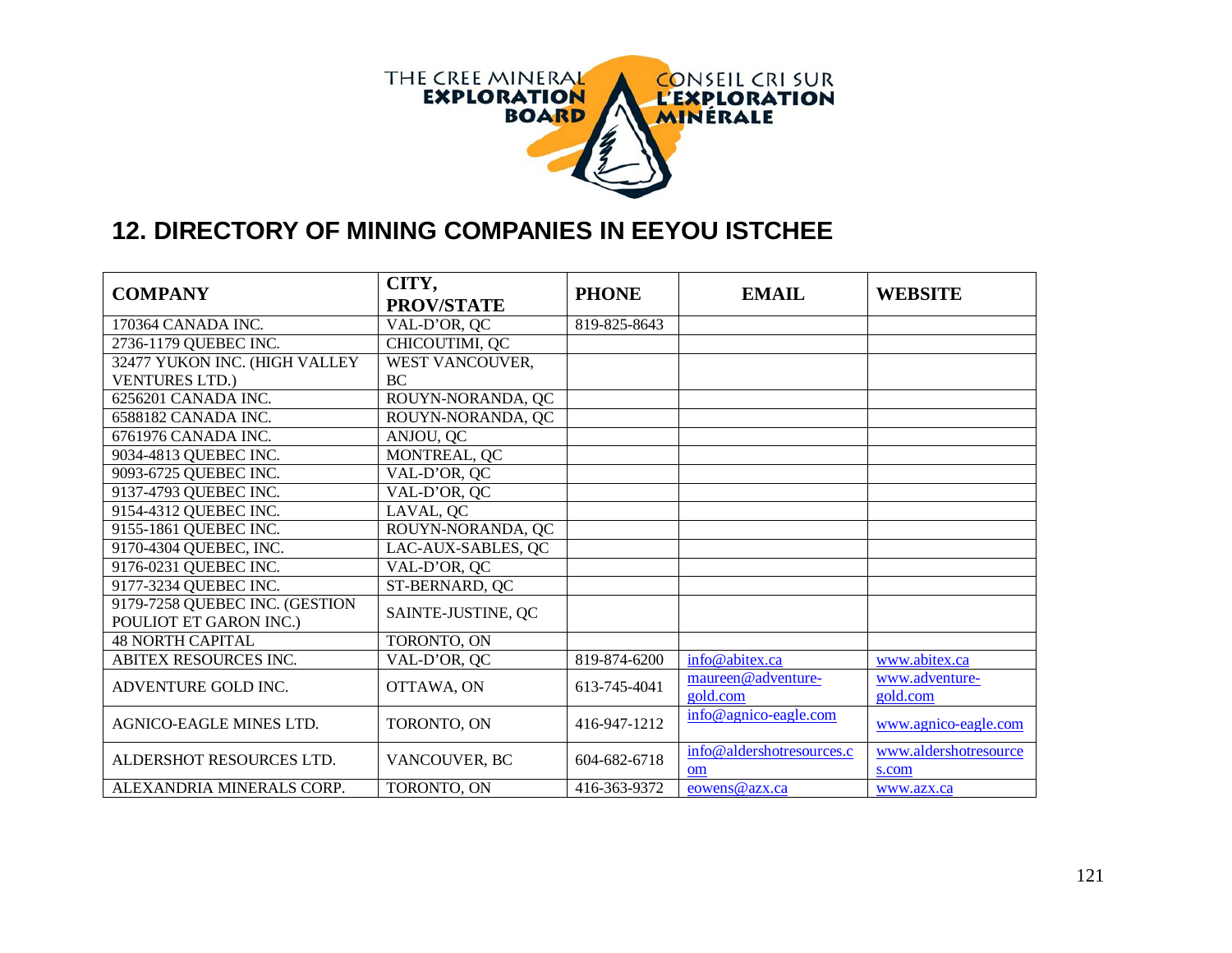THE CREE MINERAL EXPLORATION BOARD

CONSEIL CRI SUR L'EXPLORATION MINÉRALE

## 12. DIRECTORY OF MINING COMPANIES IN EEYOU ISTCHEE

| COMPANY | CITY, PROV/STATE | PHONE | EMAIL | WEBSITE |
|---|---|---|---|---|
| 170364 CANADA INC. | VAL-D'OR, QC | 819-825-8643 | | |
| 2736-1179 QUEBEC INC. | CHICOUTIMI, QC | | | |
| 32477 YUKON INC. (HIGH VALLEY VENTURES LTD.) | WEST VANCOUVER, BC | | | |
| 6256201 CANADA INC. | ROUYN-NORANDA, QC | | | |
| 6588182 CANADA INC. | ROUYN-NORANDA, QC | | | |
| 6761976 CANADA INC. | ANJOU, QC | | | |
| 9034-4813 QUEBEC INC. | MONTREAL, QC | | | |
| 9093-6725 QUEBEC INC. | VAL-D'OR, QC | | | |
| 9137-4793 QUEBEC INC. | VAL-D'OR, QC | | | |
| 9154-4312 QUEBEC INC. | LAVAL, QC | | | |
| 9155-1861 QUEBEC INC. | ROUYN-NORANDA, QC | | | |
| 9170-4304 QUEBEC, INC. | LAC-AUX-SABLES, QC | | | |
| 9176-0231 QUEBEC INC. | VAL-D'OR, QC | | | |
| 9177-3234 QUEBEC INC. | ST-BERNARD, QC | | | |
| 9179-7258 QUEBEC INC. (GESTION POULIOT ET GARON INC.) | SAINTE-JUSTINE, QC | | | |
| 48 NORTH CAPITAL | TORONTO, ON | | | |
| ABITEX RESOURCES INC. | VAL-D'OR, QC | 819-874-6200 | info@abitex.ca | www.abitex.ca |
| ADVENTURE GOLD INC. | OTTAWA, ON | 613-745-4041 | maureen@adventure-gold.com | www.adventure-gold.com |
| AGNICO-EAGLE MINES LTD. | TORONTO, ON | 416-947-1212 | info@agnico-eagle.com | www.agnico-eagle.com |
| ALDERSHOT RESOURCES LTD. | VANCOUVER, BC | 604-682-6718 | info@aldershotresources.com | www.aldershotresources.com |
| ALEXANDRIA MINERALS CORP. | TORONTO, ON | 416-363-9372 | eowens@azx.ca | www.azx.ca |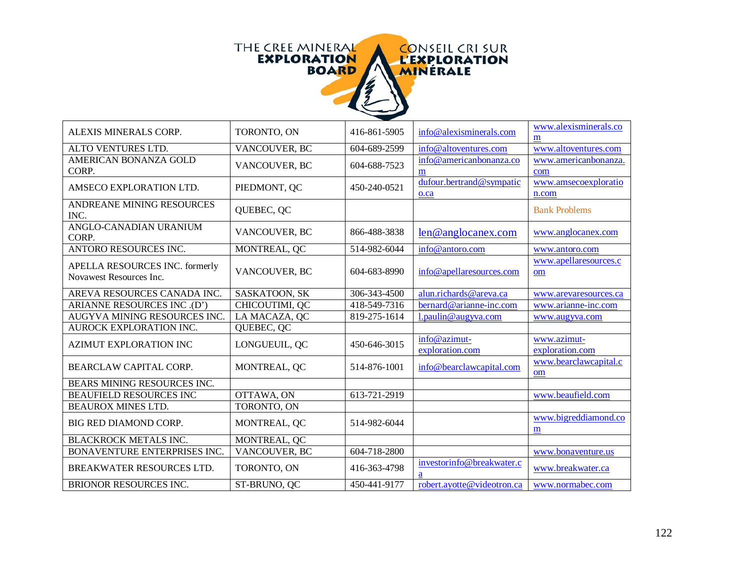THE CREE MINERAL EXPLORATION BOARD — CONSEIL CRI SUR L'EXPLORATION MINÉRALE

| | | | | |
|---|---|---|---|---|
| ALEXIS MINERALS CORP. | TORONTO, ON | 416-861-5905 | info@alexisminerals.com | www.alexisminerals.com |
| ALTO VENTURES LTD. | VANCOUVER, BC | 604-689-2599 | info@altoventures.com | www.altoventures.com |
| AMERICAN BONANZA GOLD CORP. | VANCOUVER, BC | 604-688-7523 | info@americanbonanza.com | www.americanbonanza.com |
| AMSECO EXPLORATION LTD. | PIEDMONT, QC | 450-240-0521 | dufour.bertrand@sympatico.ca | www.amsecoexploration.com |
| ANDREANE MINING RESOURCES INC. | QUEBEC, QC | | | Bank Problems |
| ANGLO-CANADIAN URANIUM CORP. | VANCOUVER, BC | 866-488-3838 | len@anglocanex.com | www.anglocanex.com |
| ANTORO RESOURCES INC. | MONTREAL, QC | 514-982-6044 | info@antoro.com | www.antoro.com |
| APELLA RESOURCES INC. formerly Novawest Resources Inc. | VANCOUVER, BC | 604-683-8990 | info@apellaresources.com | www.apellaresources.com |
| AREVA RESOURCES CANADA INC. | SASKATOON, SK | 306-343-4500 | alun.richards@areva.ca | www.arevaresources.ca |
| ARIANNE RESOURCES INC .(D') | CHICOUTIMI, QC | 418-549-7316 | bernard@arianne-inc.com | www.arianne-inc.com |
| AUGYVA MINING RESOURCES INC. | LA MACAZA, QC | 819-275-1614 | l.paulin@augyva.com | www.augyva.com |
| AUROCK EXPLORATION INC. | QUEBEC, QC | | | |
| AZIMUT EXPLORATION INC | LONGUEUIL, QC | 450-646-3015 | info@azimut-exploration.com | www.azimut-exploration.com |
| BEARCLAW CAPITAL CORP. | MONTREAL, QC | 514-876-1001 | info@bearclawcapital.com | www.bearclawcapital.com |
| BEARS MINING RESOURCES INC. | | | | |
| BEAUFIELD RESOURCES INC | OTTAWA, ON | 613-721-2919 | | www.beaufield.com |
| BEAUROX MINES LTD. | TORONTO, ON | | | |
| BIG RED DIAMOND CORP. | MONTREAL, QC | 514-982-6044 | | www.bigreddiamond.com |
| BLACKROCK METALS INC. | MONTREAL, QC | | | |
| BONAVENTURE ENTERPRISES INC. | VANCOUVER, BC | 604-718-2800 | | www.bonaventure.us |
| BREAKWATER RESOURCES LTD. | TORONTO, ON | 416-363-4798 | investorinfo@breakwater.ca | www.breakwater.ca |
| BRIONOR RESOURCES INC. | ST-BRUNO, QC | 450-441-9177 | robert.ayotte@videotron.ca | www.normabec.com |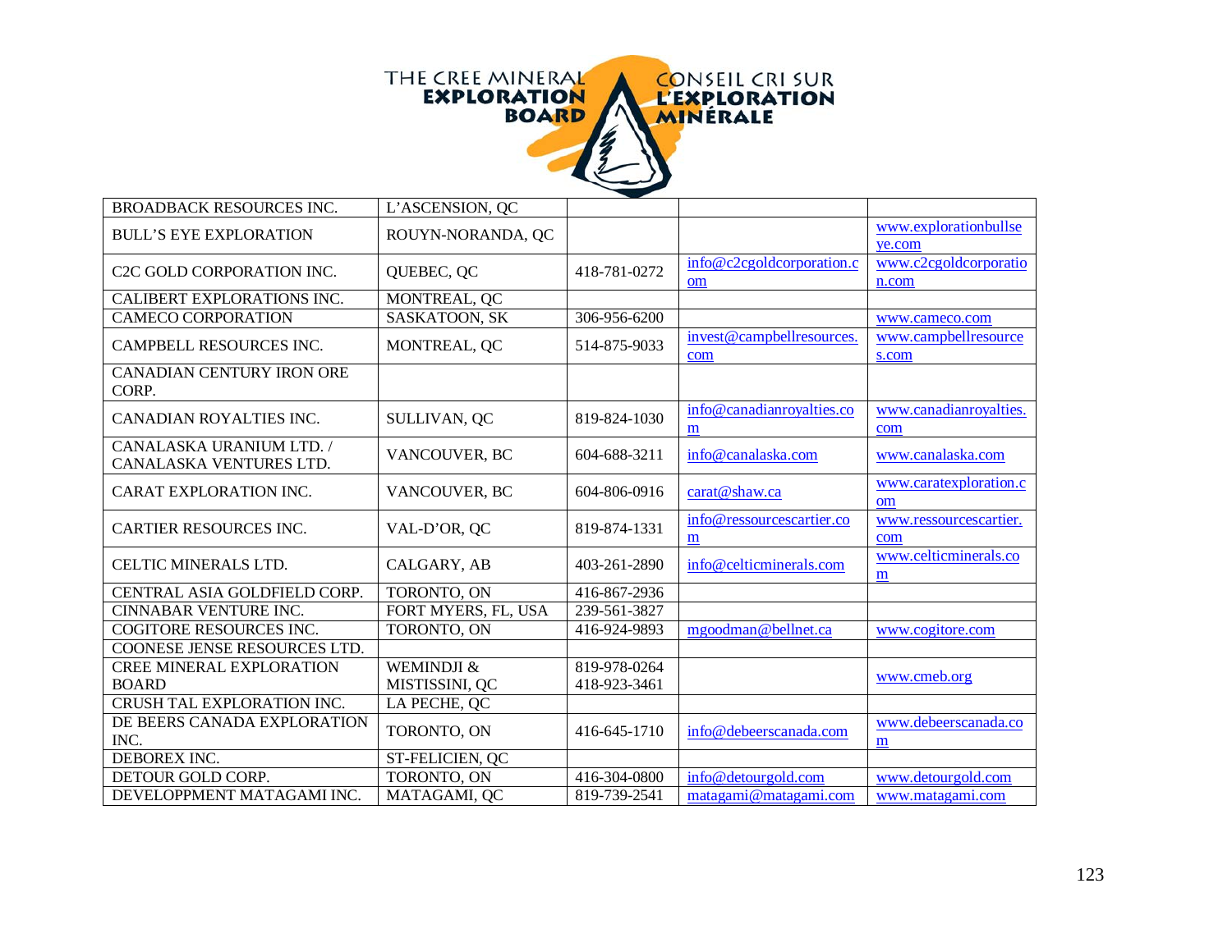| | | | | |
|---|---|---|---|---|
| BROADBACK RESOURCES INC. | L'ASCENSION, QC | | | |
| BULL'S EYE EXPLORATION | ROUYN-NORANDA, QC | | | www.explorationbullseye.com |
| C2C GOLD CORPORATION INC. | QUEBEC, QC | 418-781-0272 | info@c2cgoldcorporation.com | www.c2cgoldcorporation.com |
| CALIBERT EXPLORATIONS INC. | MONTREAL, QC | | | |
| CAMECO CORPORATION | SASKATOON, SK | 306-956-6200 | | www.cameco.com |
| CAMPBELL RESOURCES INC. | MONTREAL, QC | 514-875-9033 | invest@campbellresources.com | www.campbellresources.com |
| CANADIAN CENTURY IRON ORE CORP. | | | | |
| CANADIAN ROYALTIES INC. | SULLIVAN, QC | 819-824-1030 | info@canadianroyalties.com | www.canadianroyalties.com |
| CANALASKA URANIUM LTD. / CANALASKA VENTURES LTD. | VANCOUVER, BC | 604-688-3211 | info@canalaska.com | www.canalaska.com |
| CARAT EXPLORATION INC. | VANCOUVER, BC | 604-806-0916 | carat@shaw.ca | www.caratexploration.com |
| CARTIER RESOURCES INC. | VAL-D'OR, QC | 819-874-1331 | info@ressourcescartier.com | www.ressourcescartier.com |
| CELTIC MINERALS LTD. | CALGARY, AB | 403-261-2890 | info@celticminerals.com | www.celticminerals.com |
| CENTRAL ASIA GOLDFIELD CORP. | TORONTO, ON | 416-867-2936 | | |
| CINNABAR VENTURE INC. | FORT MYERS, FL, USA | 239-561-3827 | | |
| COGITORE RESOURCES INC. | TORONTO, ON | 416-924-9893 | mgoodman@bellnet.ca | www.cogitore.com |
| COONESE JENSE RESOURCES LTD. | | | | |
| CREE MINERAL EXPLORATION BOARD | WEMINDJI & MISTISSINI, QC | 819-978-0264 418-923-3461 | | www.cmeb.org |
| CRUSH TAL EXPLORATION INC. | LA PECHE, QC | | | |
| DE BEERS CANADA EXPLORATION INC. | TORONTO, ON | 416-645-1710 | info@debeerscanada.com | www.debeerscanada.com |
| DEBOREX INC. | ST-FELICIEN, QC | | | |
| DETOUR GOLD CORP. | TORONTO, ON | 416-304-0800 | info@detourgold.com | www.detourgold.com |
| DEVELOPPMENT MATAGAMI INC. | MATAGAMI, QC | 819-739-2541 | matagami@matagami.com | www.matagami.com |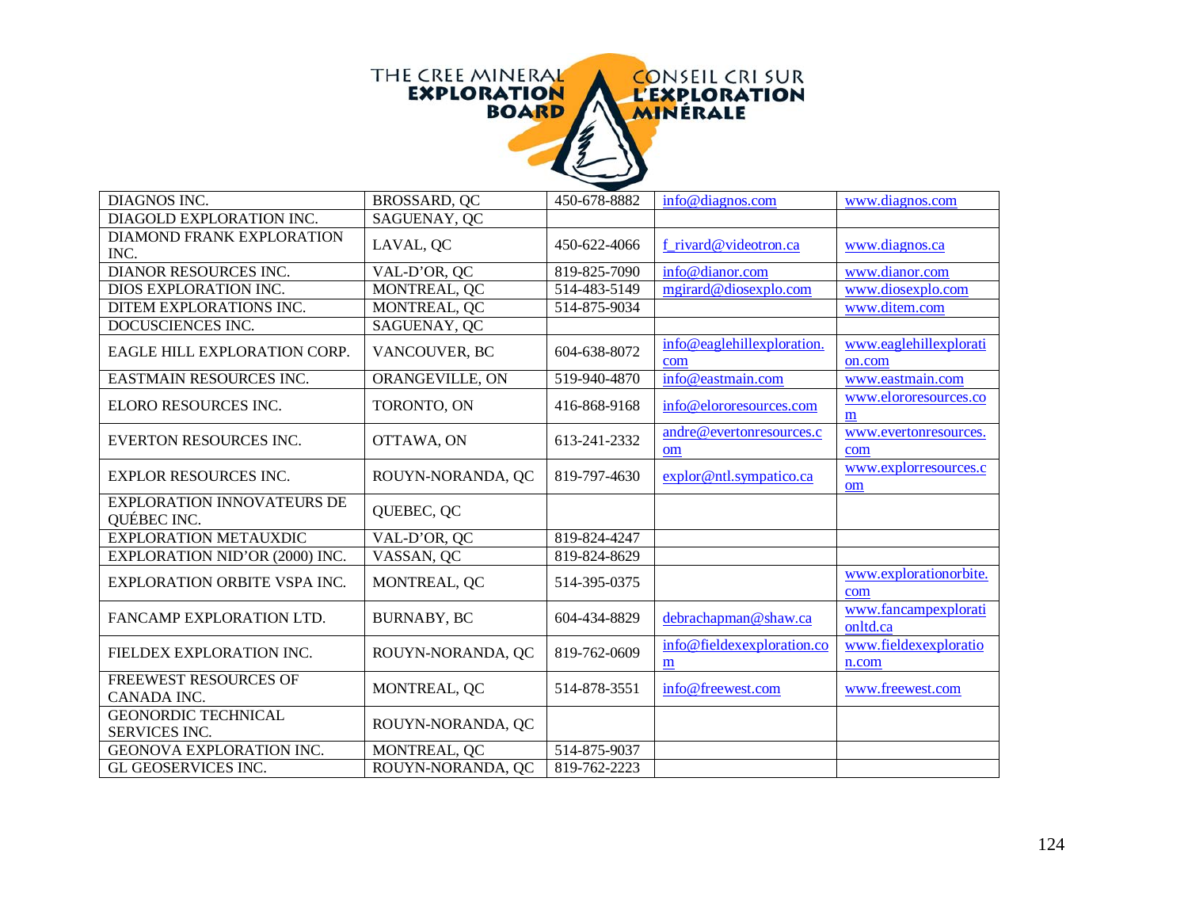THE CREE MINERAL **EXPLORATION BOARD** — CONSEIL CRI SUR **L'EXPLORATION MINÉRALE**

| | | | | |
|---|---|---|---|---|
| DIAGNOS INC. | BROSSARD, QC | 450-678-8882 | info@diagnos.com | www.diagnos.com |
| DIAGOLD EXPLORATION INC. | SAGUENAY, QC | | | |
| DIAMOND FRANK EXPLORATION INC. | LAVAL, QC | 450-622-4066 | f_rivard@videotron.ca | www.diagnos.ca |
| DIANOR RESOURCES INC. | VAL-D'OR, QC | 819-825-7090 | info@dianor.com | www.dianor.com |
| DIOS EXPLORATION INC. | MONTREAL, QC | 514-483-5149 | mgirard@diosexplo.com | www.diosexplo.com |
| DITEM EXPLORATIONS INC. | MONTREAL, QC | 514-875-9034 | | www.ditem.com |
| DOCUSCIENCES INC. | SAGUENAY, QC | | | |
| EAGLE HILL EXPLORATION CORP. | VANCOUVER, BC | 604-638-8072 | info@eaglehillexploration.com | www.eaglehillexploration.com |
| EASTMAIN RESOURCES INC. | ORANGEVILLE, ON | 519-940-4870 | info@eastmain.com | www.eastmain.com |
| ELORO RESOURCES INC. | TORONTO, ON | 416-868-9168 | info@elororesources.com | www.elororesources.com |
| EVERTON RESOURCES INC. | OTTAWA, ON | 613-241-2332 | andre@evertonresources.com | www.evertonresources.com |
| EXPLOR RESOURCES INC. | ROUYN-NORANDA, QC | 819-797-4630 | explor@ntl.sympatico.ca | www.explorresources.com |
| EXPLORATION INNOVATEURS DE QUÉBEC INC. | QUEBEC, QC | | | |
| EXPLORATION METAUXDIC | VAL-D'OR, QC | 819-824-4247 | | |
| EXPLORATION NID'OR (2000) INC. | VASSAN, QC | 819-824-8629 | | |
| EXPLORATION ORBITE VSPA INC. | MONTREAL, QC | 514-395-0375 | | www.explorationorbite.com |
| FANCAMP EXPLORATION LTD. | BURNABY, BC | 604-434-8829 | debrachapman@shaw.ca | www.fancampexplorationltd.ca |
| FIELDEX EXPLORATION INC. | ROUYN-NORANDA, QC | 819-762-0609 | info@fieldexexploration.com | www.fieldexexploration.com |
| FREEWEST RESOURCES OF CANADA INC. | MONTREAL, QC | 514-878-3551 | info@freewest.com | www.freewest.com |
| GEONORDIC TECHNICAL SERVICES INC. | ROUYN-NORANDA, QC | | | |
| GEONOVA EXPLORATION INC. | MONTREAL, QC | 514-875-9037 | | |
| GL GEOSERVICES INC. | ROUYN-NORANDA, QC | 819-762-2223 | | |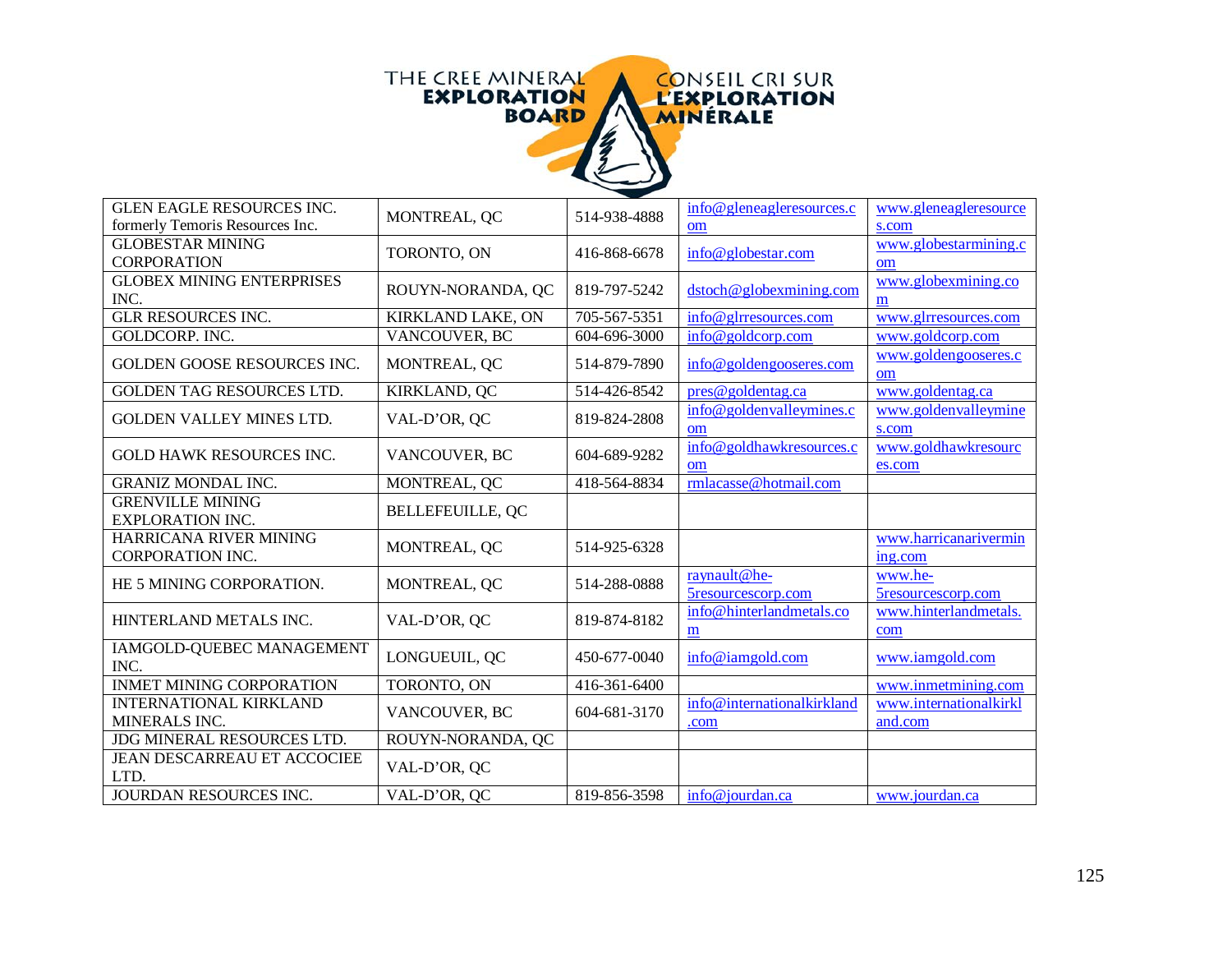THE CREE MINERAL EXPLORATION BOARD — CONSEIL CRI SUR L'EXPLORATION MINÉRALE

| | | | | |
|---|---|---|---|---|
| GLEN EAGLE RESOURCES INC. formerly Temoris Resources Inc. | MONTREAL, QC | 514-938-4888 | info@gleneagleresources.com | www.gleneagleresources.com |
| GLOBESTAR MINING CORPORATION | TORONTO, ON | 416-868-6678 | info@globestar.com | www.globestarmining.com |
| GLOBEX MINING ENTERPRISES INC. | ROUYN-NORANDA, QC | 819-797-5242 | dstoch@globexmining.com | www.globexmining.com |
| GLR RESOURCES INC. | KIRKLAND LAKE, ON | 705-567-5351 | info@glrresources.com | www.glrresources.com |
| GOLDCORP. INC. | VANCOUVER, BC | 604-696-3000 | info@goldcorp.com | www.goldcorp.com |
| GOLDEN GOOSE RESOURCES INC. | MONTREAL, QC | 514-879-7890 | info@goldengooseres.com | www.goldengooseres.com |
| GOLDEN TAG RESOURCES LTD. | KIRKLAND, QC | 514-426-8542 | pres@goldentag.ca | www.goldentag.ca |
| GOLDEN VALLEY MINES LTD. | VAL-D'OR, QC | 819-824-2808 | info@goldenvalleymines.com | www.goldenvalleymines.com |
| GOLD HAWK RESOURCES INC. | VANCOUVER, BC | 604-689-9282 | info@goldhawkresources.com | www.goldhawkresources.com |
| GRANIZ MONDAL INC. | MONTREAL, QC | 418-564-8834 | rmlacasse@hotmail.com | |
| GRENVILLE MINING EXPLORATION INC. | BELLEFEUILLE, QC | | | |
| HARRICANA RIVER MINING CORPORATION INC. | MONTREAL, QC | 514-925-6328 | | www.harricanarivermining.com |
| HE 5 MINING CORPORATION. | MONTREAL, QC | 514-288-0888 | raynault@he-5resourcescorp.com | www.he-5resourcescorp.com |
| HINTERLAND METALS INC. | VAL-D'OR, QC | 819-874-8182 | info@hinterlandmetals.com | www.hinterlandmetals.com |
| IAMGOLD-QUEBEC MANAGEMENT INC. | LONGUEUIL, QC | 450-677-0040 | info@iamgold.com | www.iamgold.com |
| INMET MINING CORPORATION | TORONTO, ON | 416-361-6400 | | www.inmetmining.com |
| INTERNATIONAL KIRKLAND MINERALS INC. | VANCOUVER, BC | 604-681-3170 | info@internationalkirkland.com | www.internationalkirkland.com |
| JDG MINERAL RESOURCES LTD. | ROUYN-NORANDA, QC | | | |
| JEAN DESCARREAU ET ACCOCIEE LTD. | VAL-D'OR, QC | | | |
| JOURDAN RESOURCES INC. | VAL-D'OR, QC | 819-856-3598 | info@jourdan.ca | www.jourdan.ca |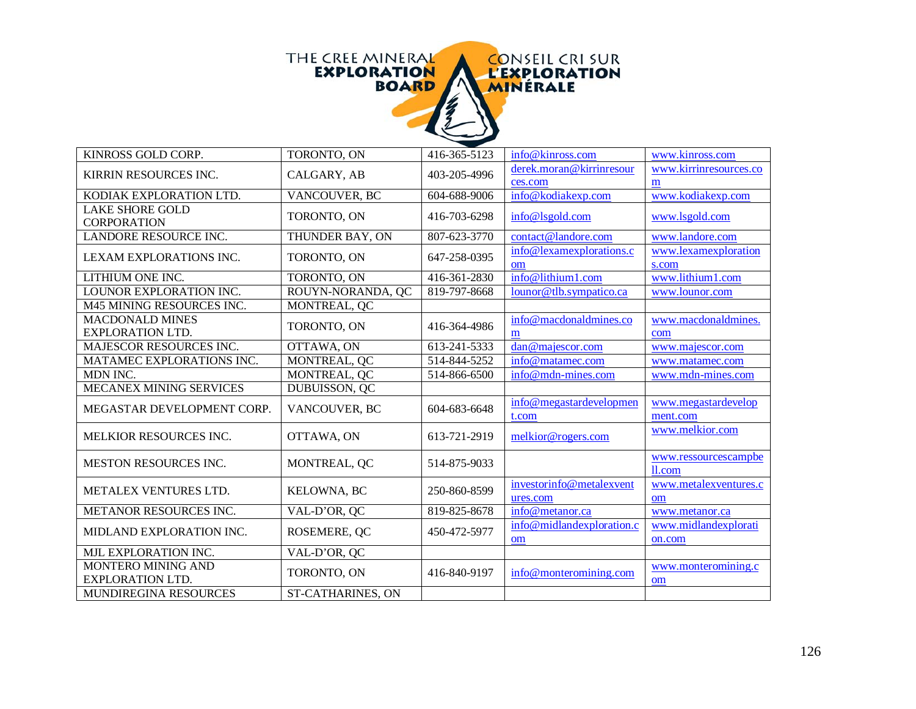THE CREE MINERAL **EXPLORATION BOARD** — CONSEIL CRI SUR **L'EXPLORATION MINÉRALE**

| | | | | |
|---|---|---|---|---|
| KINROSS GOLD CORP. | TORONTO, ON | 416-365-5123 | info@kinross.com | www.kinross.com |
| KIRRIN RESOURCES INC. | CALGARY, AB | 403-205-4996 | derek.moran@kirrinresources.com | www.kirrinresources.com |
| KODIAK EXPLORATION LTD. | VANCOUVER, BC | 604-688-9006 | info@kodiakexp.com | www.kodiakexp.com |
| LAKE SHORE GOLD CORPORATION | TORONTO, ON | 416-703-6298 | info@lsgold.com | www.lsgold.com |
| LANDORE RESOURCE INC. | THUNDER BAY, ON | 807-623-3770 | contact@landore.com | www.landore.com |
| LEXAM EXPLORATIONS INC. | TORONTO, ON | 647-258-0395 | info@lexamexplorations.com | www.lexamexplorations.com |
| LITHIUM ONE INC. | TORONTO, ON | 416-361-2830 | info@lithium1.com | www.lithium1.com |
| LOUNOR EXPLORATION INC. | ROUYN-NORANDA, QC | 819-797-8668 | lounor@tlb.sympatico.ca | www.lounor.com |
| M45 MINING RESOURCES INC. | MONTREAL, QC | | | |
| MACDONALD MINES EXPLORATION LTD. | TORONTO, ON | 416-364-4986 | info@macdonaldmines.com | www.macdonaldmines.com |
| MAJESCOR RESOURCES INC. | OTTAWA, ON | 613-241-5333 | dan@majescor.com | www.majescor.com |
| MATAMEC EXPLORATIONS INC. | MONTREAL, QC | 514-844-5252 | info@matamec.com | www.matamec.com |
| MDN INC. | MONTREAL, QC | 514-866-6500 | info@mdn-mines.com | www.mdn-mines.com |
| MECANEX MINING SERVICES | DUBUISSON, QC | | | |
| MEGASTAR DEVELOPMENT CORP. | VANCOUVER, BC | 604-683-6648 | info@megastardevelopment.com | www.megastardevelopment.com |
| MELKIOR RESOURCES INC. | OTTAWA, ON | 613-721-2919 | melkior@rogers.com | www.melkior.com |
| MESTON RESOURCES INC. | MONTREAL, QC | 514-875-9033 | | www.ressourcescampbell.com |
| METALEX VENTURES LTD. | KELOWNA, BC | 250-860-8599 | investorinfo@metalexventures.com | www.metalexventures.com |
| METANOR RESOURCES INC. | VAL-D'OR, QC | 819-825-8678 | info@metanor.ca | www.metanor.ca |
| MIDLAND EXPLORATION INC. | ROSEMERE, QC | 450-472-5977 | info@midlandexploration.com | www.midlandexploration.com |
| MJL EXPLORATION INC. | VAL-D'OR, QC | | | |
| MONTERO MINING AND EXPLORATION LTD. | TORONTO, ON | 416-840-9197 | info@monteromining.com | www.monteromining.com |
| MUNDIREGINA RESOURCES | ST-CATHARINES, ON | | | |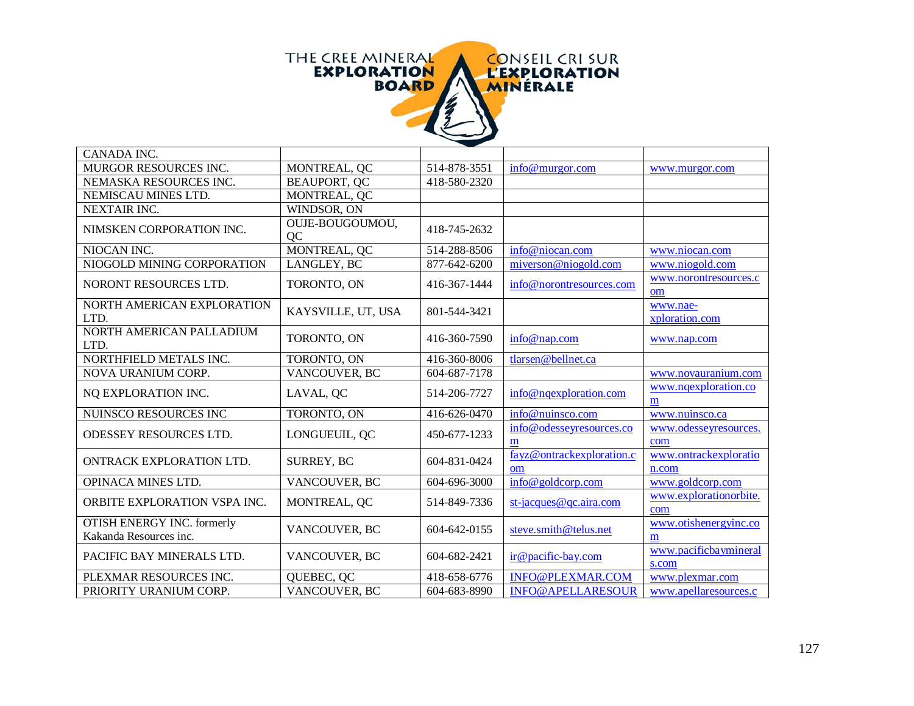THE CREE MINERAL EXPLORATION BOARD — CONSEIL CRI SUR L'EXPLORATION MINÉRALE

| | | | | |
|---|---|---|---|---|
| CANADA INC. | | | | |
| MURGOR RESOURCES INC. | MONTREAL, QC | 514-878-3551 | info@murgor.com | www.murgor.com |
| NEMASKA RESOURCES INC. | BEAUPORT, QC | 418-580-2320 | | |
| NEMISCAU MINES LTD. | MONTREAL, QC | | | |
| NEXTAIR INC. | WINDSOR, ON | | | |
| NIMSKEN CORPORATION INC. | OUJE-BOUGOUMOU, QC | 418-745-2632 | | |
| NIOCAN INC. | MONTREAL, QC | 514-288-8506 | info@niocan.com | www.niocan.com |
| NIOGOLD MINING CORPORATION | LANGLEY, BC | 877-642-6200 | miverson@niogold.com | www.niogold.com |
| NORONT RESOURCES LTD. | TORONTO, ON | 416-367-1444 | info@norontresources.com | www.norontresources.com |
| NORTH AMERICAN EXPLORATION LTD. | KAYSVILLE, UT, USA | 801-544-3421 | | www.nae-xploration.com |
| NORTH AMERICAN PALLADIUM LTD. | TORONTO, ON | 416-360-7590 | info@nap.com | www.nap.com |
| NORTHFIELD METALS INC. | TORONTO, ON | 416-360-8006 | tlarsen@bellnet.ca | |
| NOVA URANIUM CORP. | VANCOUVER, BC | 604-687-7178 | | www.novauranium.com |
| NQ EXPLORATION INC. | LAVAL, QC | 514-206-7727 | info@nqexploration.com | www.nqexploration.com |
| NUINSCO RESOURCES INC | TORONTO, ON | 416-626-0470 | info@nuinsco.com | www.nuinsco.ca |
| ODESSEY RESOURCES LTD. | LONGUEUIL, QC | 450-677-1233 | info@odesseyresources.com | www.odesseyresources.com |
| ONTRACK EXPLORATION LTD. | SURREY, BC | 604-831-0424 | fayz@ontrackexploration.com | www.ontrackexploration.com |
| OPINACA MINES LTD. | VANCOUVER, BC | 604-696-3000 | info@goldcorp.com | www.goldcorp.com |
| ORBITE EXPLORATION VSPA INC. | MONTREAL, QC | 514-849-7336 | st-jacques@qc.aira.com | www.explorationorbite.com |
| OTISH ENERGY INC. formerly Kakanda Resources inc. | VANCOUVER, BC | 604-642-0155 | steve.smith@telus.net | www.otishenergyinc.com |
| PACIFIC BAY MINERALS LTD. | VANCOUVER, BC | 604-682-2421 | ir@pacific-bay.com | www.pacificbayminerals.com |
| PLEXMAR RESOURCES INC. | QUEBEC, QC | 418-658-6776 | INFO@PLEXMAR.COM | www.plexmar.com |
| PRIORITY URANIUM CORP. | VANCOUVER, BC | 604-683-8990 | INFO@APELLARESOUR | www.apellaresources.c |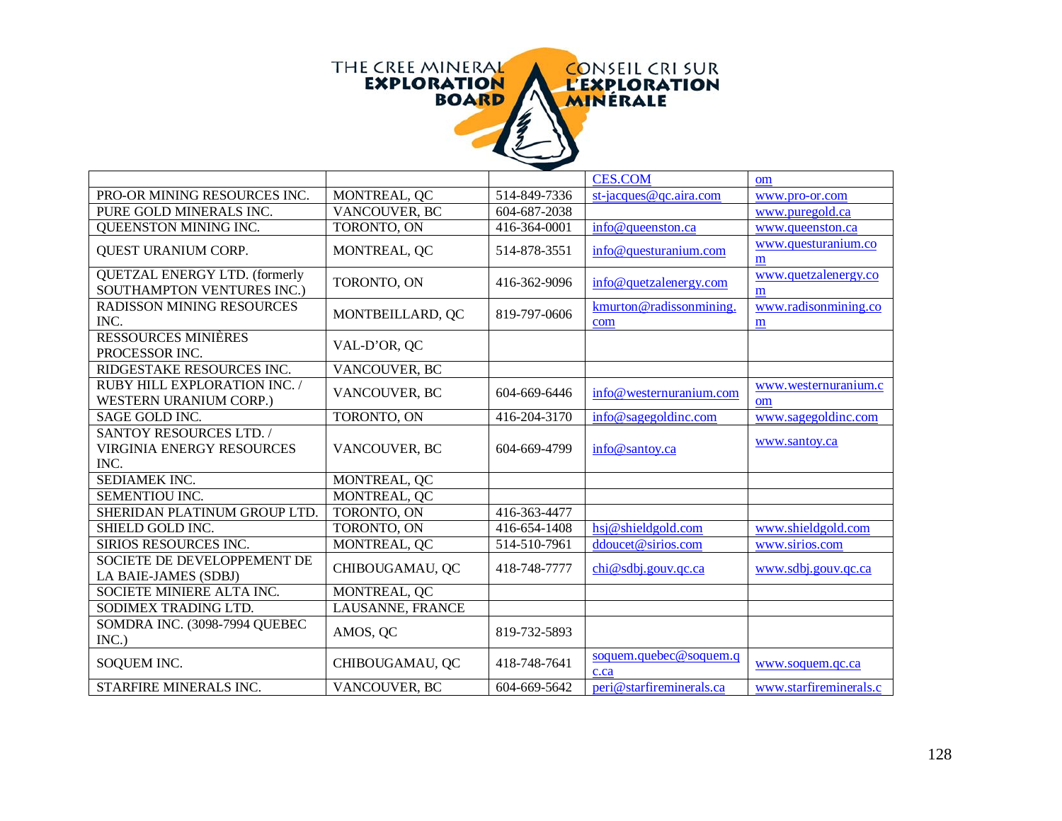THE CREE MINERAL EXPLORATION BOARD — CONSEIL CRI SUR L'EXPLORATION MINÉRALE

| | | | | |
|---|---|---|---|---|
| | | | CES.COM | om |
| PRO-OR MINING RESOURCES INC. | MONTREAL, QC | 514-849-7336 | st-jacques@qc.aira.com | www.pro-or.com |
| PURE GOLD MINERALS INC. | VANCOUVER, BC | 604-687-2038 | | www.puregold.ca |
| QUEENSTON MINING INC. | TORONTO, ON | 416-364-0001 | info@queenston.ca | www.queenston.ca |
| QUEST URANIUM CORP. | MONTREAL, QC | 514-878-3551 | info@questuranium.com | www.questuranium.com |
| QUETZAL ENERGY LTD. (formerly SOUTHAMPTON VENTURES INC.) | TORONTO, ON | 416-362-9096 | info@quetzalenergy.com | www.quetzalenergy.com |
| RADISSON MINING RESOURCES INC. | MONTBEILLARD, QC | 819-797-0606 | kmurton@radissonmining.com | www.radisonmining.com |
| RESSOURCES MINIÈRES PROCESSOR INC. | VAL-D'OR, QC | | | |
| RIDGESTAKE RESOURCES INC. | VANCOUVER, BC | | | |
| RUBY HILL EXPLORATION INC. / WESTERN URANIUM CORP.) | VANCOUVER, BC | 604-669-6446 | info@westernuranium.com | www.westernuranium.com |
| SAGE GOLD INC. | TORONTO, ON | 416-204-3170 | info@sagegoldinc.com | www.sagegoldinc.com |
| SANTOY RESOURCES LTD. / VIRGINIA ENERGY RESOURCES INC. | VANCOUVER, BC | 604-669-4799 | info@santoy.ca | www.santoy.ca |
| SEDIAMEK INC. | MONTREAL, QC | | | |
| SEMENTIOU INC. | MONTREAL, QC | | | |
| SHERIDAN PLATINUM GROUP LTD. | TORONTO, ON | 416-363-4477 | | |
| SHIELD GOLD INC. | TORONTO, ON | 416-654-1408 | hsj@shieldgold.com | www.shieldgold.com |
| SIRIOS RESOURCES INC. | MONTREAL, QC | 514-510-7961 | ddoucet@sirios.com | www.sirios.com |
| SOCIETE DE DEVELOPPEMENT DE LA BAIE-JAMES (SDBJ) | CHIBOUGAMAU, QC | 418-748-7777 | chi@sdbj.gouv.qc.ca | www.sdbj.gouv.qc.ca |
| SOCIETE MINIERE ALTA INC. | MONTREAL, QC | | | |
| SODIMEX TRADING LTD. | LAUSANNE, FRANCE | | | |
| SOMDRA INC. (3098-7994 QUEBEC INC.) | AMOS, QC | 819-732-5893 | | |
| SOQUEM INC. | CHIBOUGAMAU, QC | 418-748-7641 | soquem.quebec@soquem.qc.ca | www.soquem.qc.ca |
| STARFIRE MINERALS INC. | VANCOUVER, BC | 604-669-5642 | peri@starfireminerals.ca | www.starfireminerals.c |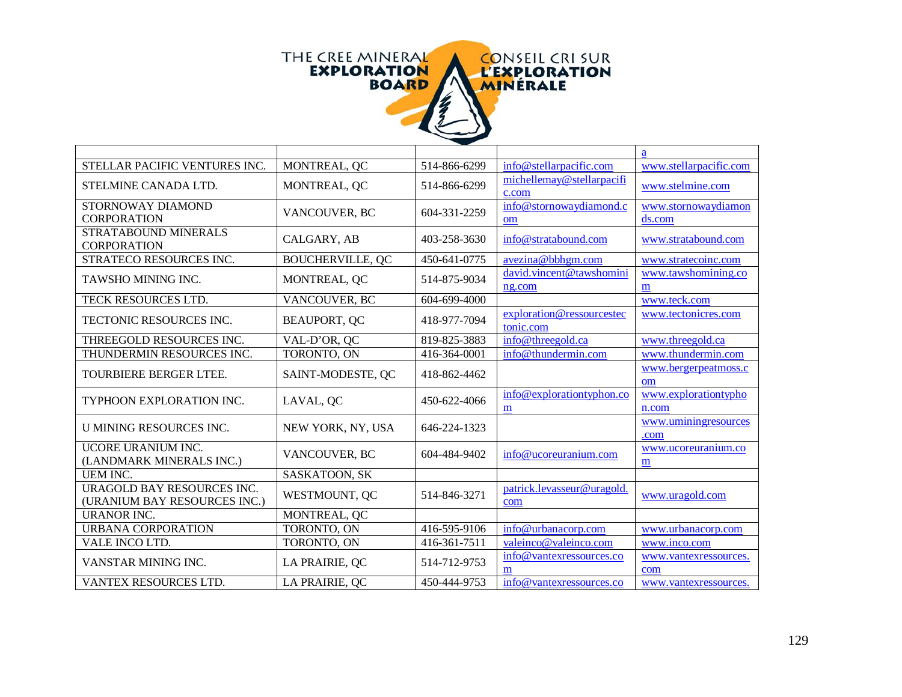THE CREE MINERAL EXPLORATION BOARD / CONSEIL CRI SUR L'EXPLORATION MINÉRALE

| | | | | a |
|---|---|---|---|---|
| STELLAR PACIFIC VENTURES INC. | MONTREAL, QC | 514-866-6299 | info@stellarpacific.com | www.stellarpacific.com |
| STELMINE CANADA LTD. | MONTREAL, QC | 514-866-6299 | michellemay@stellarpacific.com | www.stelmine.com |
| STORNOWAY DIAMOND CORPORATION | VANCOUVER, BC | 604-331-2259 | info@stornowaydiamond.com | www.stornowaydiamonds.com |
| STRATABOUND MINERALS CORPORATION | CALGARY, AB | 403-258-3630 | info@stratabound.com | www.stratabound.com |
| STRATECO RESOURCES INC. | BOUCHERVILLE, QC | 450-641-0775 | avezina@bbhgm.com | www.stratecoinc.com |
| TAWSHO MINING INC. | MONTREAL, QC | 514-875-9034 | david.vincent@tawshomining.com | www.tawshomining.com |
| TECK RESOURCES LTD. | VANCOUVER, BC | 604-699-4000 | | www.teck.com |
| TECTONIC RESOURCES INC. | BEAUPORT, QC | 418-977-7094 | exploration@ressourcestectonic.com | www.tectonicres.com |
| THREEGOLD RESOURCES INC. | VAL-D'OR, QC | 819-825-3883 | info@threegold.ca | www.threegold.ca |
| THUNDERMIN RESOURCES INC. | TORONTO, ON | 416-364-0001 | info@thundermin.com | www.thundermin.com |
| TOURBIERE BERGER LTEE. | SAINT-MODESTE, QC | 418-862-4462 | | www.bergerpeatmoss.com |
| TYPHOON EXPLORATION INC. | LAVAL, QC | 450-622-4066 | info@explorationtyphon.com | www.explorationtyphon.com |
| U MINING RESOURCES INC. | NEW YORK, NY, USA | 646-224-1323 | | www.uminingresources.com |
| UCORE URANIUM INC. (LANDMARK MINERALS INC.) | VANCOUVER, BC | 604-484-9402 | info@ucoreuranium.com | www.ucoreuranium.com |
| UEM INC. | SASKATOON, SK | | | |
| URAGOLD BAY RESOURCES INC. (URANIUM BAY RESOURCES INC.) | WESTMOUNT, QC | 514-846-3271 | patrick.levasseur@uragold.com | www.uragold.com |
| URANOR INC. | MONTREAL, QC | | | |
| URBANA CORPORATION | TORONTO, ON | 416-595-9106 | info@urbanacorp.com | www.urbanacorp.com |
| VALE INCO LTD. | TORONTO, ON | 416-361-7511 | valeinco@valeinco.com | www.inco.com |
| VANSTAR MINING INC. | LA PRAIRIE, QC | 514-712-9753 | info@vantexressources.com | www.vantexressources.com |
| VANTEX RESOURCES LTD. | LA PRAIRIE, QC | 450-444-9753 | info@vantexressources.co | www.vantexressources. |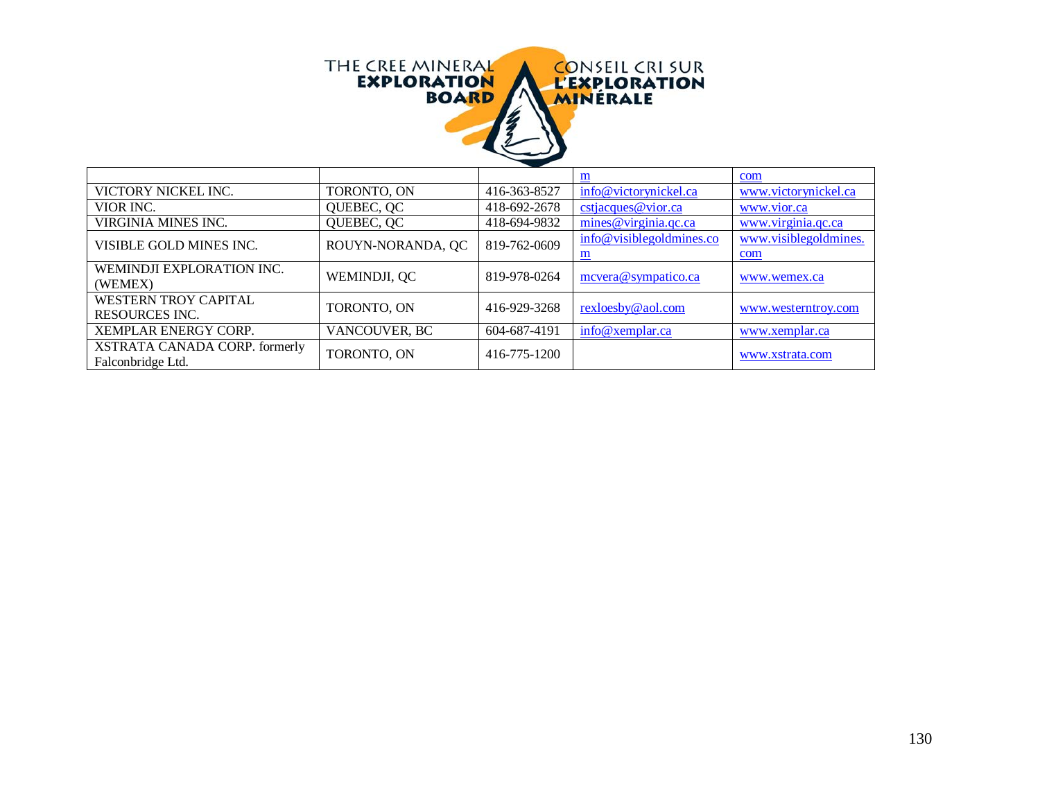THE CREE MINERAL **EXPLORATION BOARD** CONSEIL CRI SUR **L'EXPLORATION MINÉRALE**

| | | | | |
|---|---|---|---|---|
| | | | m | com |
| VICTORY NICKEL INC. | TORONTO, ON | 416-363-8527 | info@victorynickel.ca | www.victorynickel.ca |
| VIOR INC. | QUEBEC, QC | 418-692-2678 | cstjacques@vior.ca | www.vior.ca |
| VIRGINIA MINES INC. | QUEBEC, QC | 418-694-9832 | mines@virginia.qc.ca | www.virginia.qc.ca |
| VISIBLE GOLD MINES INC. | ROUYN-NORANDA, QC | 819-762-0609 | info@visiblegoldmines.com | www.visiblegoldmines.com |
| WEMINDJI EXPLORATION INC. (WEMEX) | WEMINDJI, QC | 819-978-0264 | mcvera@sympatico.ca | www.wemex.ca |
| WESTERN TROY CAPITAL RESOURCES INC. | TORONTO, ON | 416-929-3268 | rexloesby@aol.com | www.westerntroy.com |
| XEMPLAR ENERGY CORP. | VANCOUVER, BC | 604-687-4191 | info@xemplar.ca | www.xemplar.ca |
| XSTRATA CANADA CORP. formerly Falconbridge Ltd. | TORONTO, ON | 416-775-1200 | | www.xstrata.com |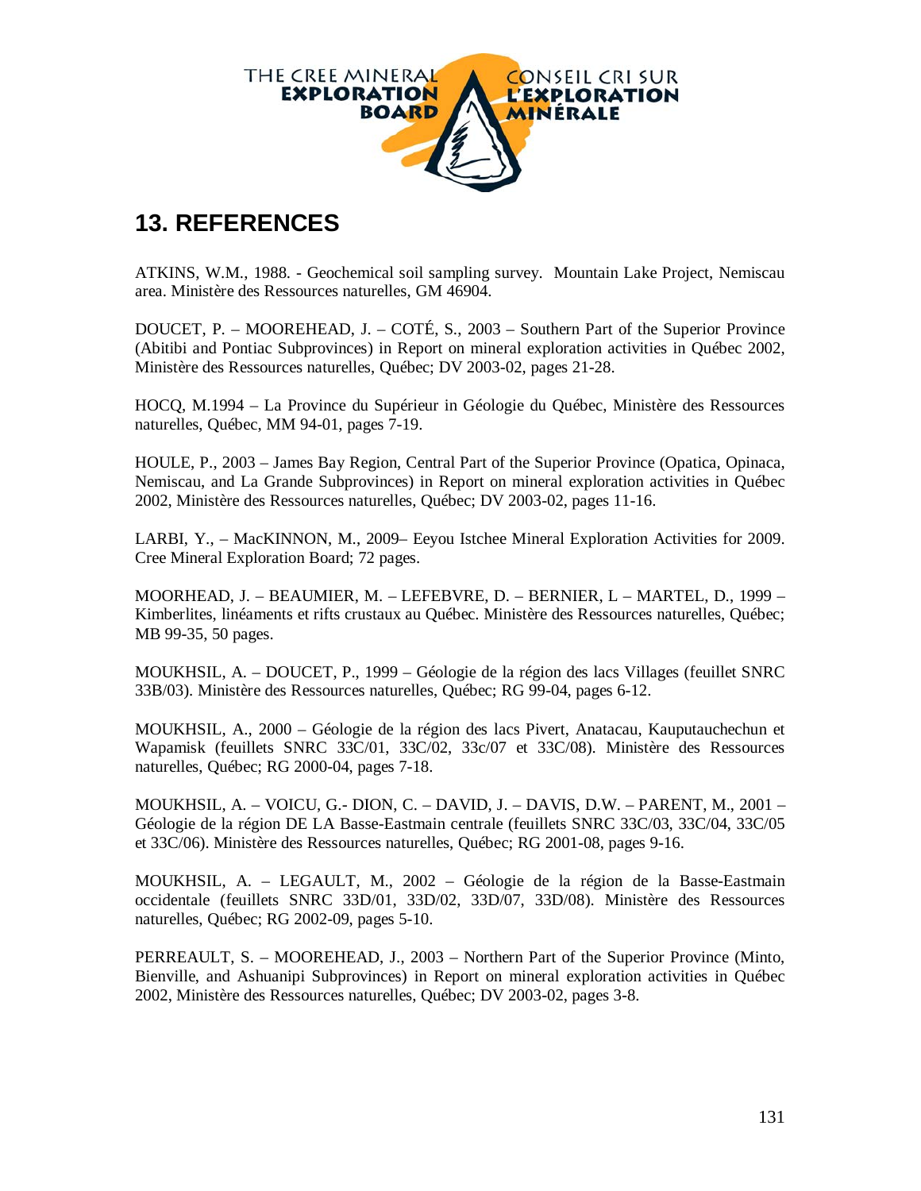# 13. REFERENCES

ATKINS, W.M., 1988. - Geochemical soil sampling survey. Mountain Lake Project, Nemiscau area. Ministère des Ressources naturelles, GM 46904.

DOUCET, P. – MOOREHEAD, J. – COTÉ, S., 2003 – Southern Part of the Superior Province (Abitibi and Pontiac Subprovinces) in Report on mineral exploration activities in Québec 2002, Ministère des Ressources naturelles, Québec; DV 2003-02, pages 21-28.

HOCQ, M.1994 – La Province du Supérieur in Géologie du Québec, Ministère des Ressources naturelles, Québec, MM 94-01, pages 7-19.

HOULE, P., 2003 – James Bay Region, Central Part of the Superior Province (Opatica, Opinaca, Nemiscau, and La Grande Subprovinces) in Report on mineral exploration activities in Québec 2002, Ministère des Ressources naturelles, Québec; DV 2003-02, pages 11-16.

LARBI, Y., – MacKINNON, M., 2009– Eeyou Istchee Mineral Exploration Activities for 2009. Cree Mineral Exploration Board; 72 pages.

MOORHEAD, J. – BEAUMIER, M. – LEFEBVRE, D. – BERNIER, L – MARTEL, D., 1999 – Kimberlites, linéaments et rifts crustaux au Québec. Ministère des Ressources naturelles, Québec; MB 99-35, 50 pages.

MOUKHSIL, A. – DOUCET, P., 1999 – Géologie de la région des lacs Villages (feuillet SNRC 33B/03). Ministère des Ressources naturelles, Québec; RG 99-04, pages 6-12.

MOUKHSIL, A., 2000 – Géologie de la région des lacs Pivert, Anatacau, Kauputauchechun et Wapamisk (feuillets SNRC 33C/01, 33C/02, 33c/07 et 33C/08). Ministère des Ressources naturelles, Québec; RG 2000-04, pages 7-18.

MOUKHSIL, A. – VOICU, G.- DION, C. – DAVID, J. – DAVIS, D.W. – PARENT, M., 2001 – Géologie de la région DE LA Basse-Eastmain centrale (feuillets SNRC 33C/03, 33C/04, 33C/05 et 33C/06). Ministère des Ressources naturelles, Québec; RG 2001-08, pages 9-16.

MOUKHSIL, A. – LEGAULT, M., 2002 – Géologie de la région de la Basse-Eastmain occidentale (feuillets SNRC 33D/01, 33D/02, 33D/07, 33D/08). Ministère des Ressources naturelles, Québec; RG 2002-09, pages 5-10.

PERREAULT, S. – MOOREHEAD, J., 2003 – Northern Part of the Superior Province (Minto, Bienville, and Ashuanipi Subprovinces) in Report on mineral exploration activities in Québec 2002, Ministère des Ressources naturelles, Québec; DV 2003-02, pages 3-8.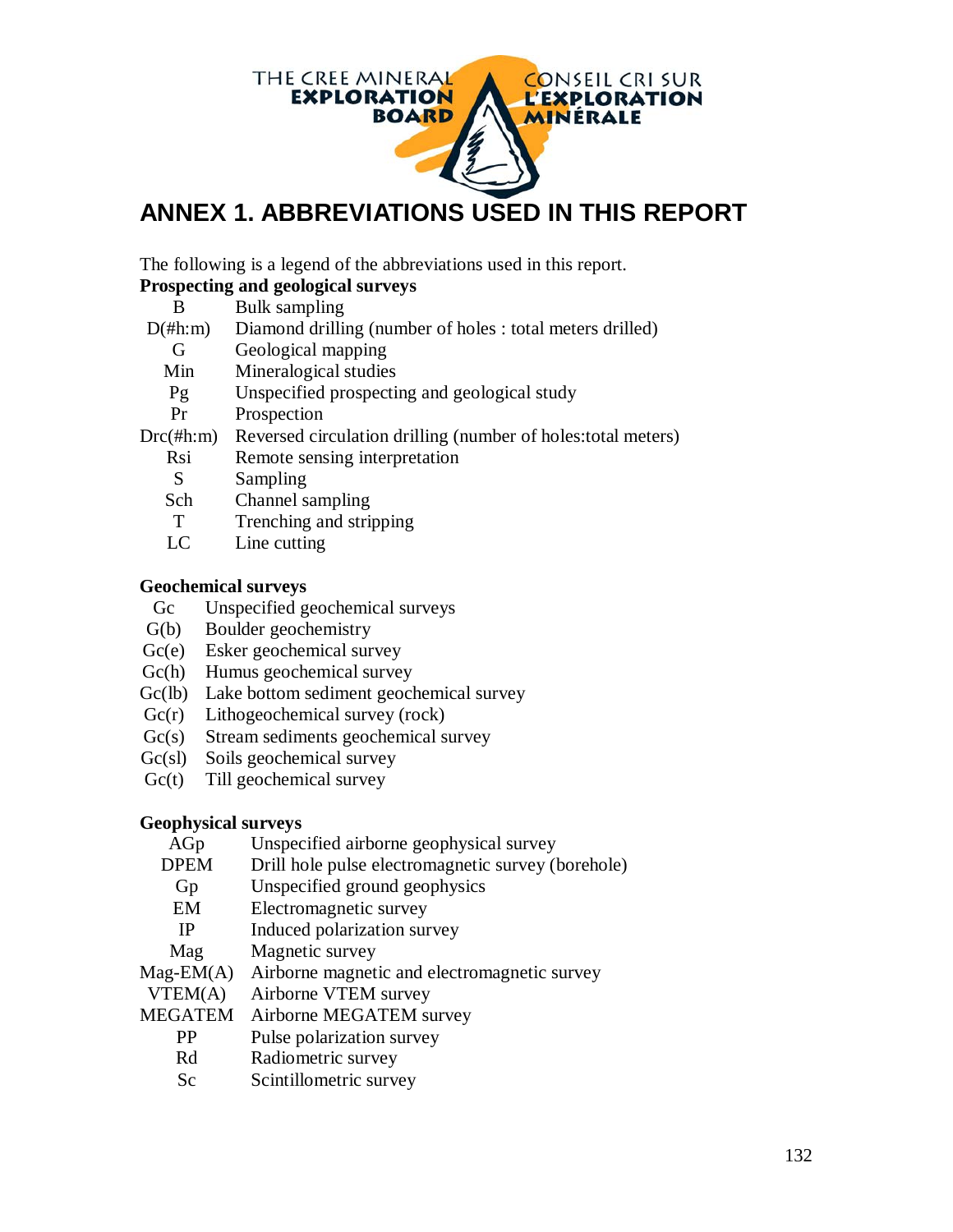THE CREE MINERAL EXPLORATION BOARD — CONSEIL CRI SUR L'EXPLORATION MINÉRALE

# ANNEX 1. ABBREVIATIONS USED IN THIS REPORT

The following is a legend of the abbreviations used in this report.

**Prospecting and geological surveys**

| Abbreviation | Description |
|---|---|
| B | Bulk sampling |
| D(#h:m) | Diamond drilling (number of holes : total meters drilled) |
| G | Geological mapping |
| Min | Mineralogical studies |
| Pg | Unspecified prospecting and geological study |
| Pr | Prospection |
| Drc(#h:m) | Reversed circulation drilling (number of holes:total meters) |
| Rsi | Remote sensing interpretation |
| S | Sampling |
| Sch | Channel sampling |
| T | Trenching and stripping |
| LC | Line cutting |

**Geochemical surveys**

| Abbreviation | Description |
|---|---|
| Gc | Unspecified geochemical surveys |
| G(b) | Boulder geochemistry |
| Gc(e) | Esker geochemical survey |
| Gc(h) | Humus geochemical survey |
| Gc(lb) | Lake bottom sediment geochemical survey |
| Gc(r) | Lithogeochemical survey (rock) |
| Gc(s) | Stream sediments geochemical survey |
| Gc(sl) | Soils geochemical survey |
| Gc(t) | Till geochemical survey |

**Geophysical surveys**

| Abbreviation | Description |
|---|---|
| AGp | Unspecified airborne geophysical survey |
| DPEM | Drill hole pulse electromagnetic survey (borehole) |
| Gp | Unspecified ground geophysics |
| EM | Electromagnetic survey |
| IP | Induced polarization survey |
| Mag | Magnetic survey |
| Mag-EM(A) | Airborne magnetic and electromagnetic survey |
| VTEM(A) | Airborne VTEM survey |
| MEGATEM | Airborne MEGATEM survey |
| PP | Pulse polarization survey |
| Rd | Radiometric survey |
| Sc | Scintillometric survey |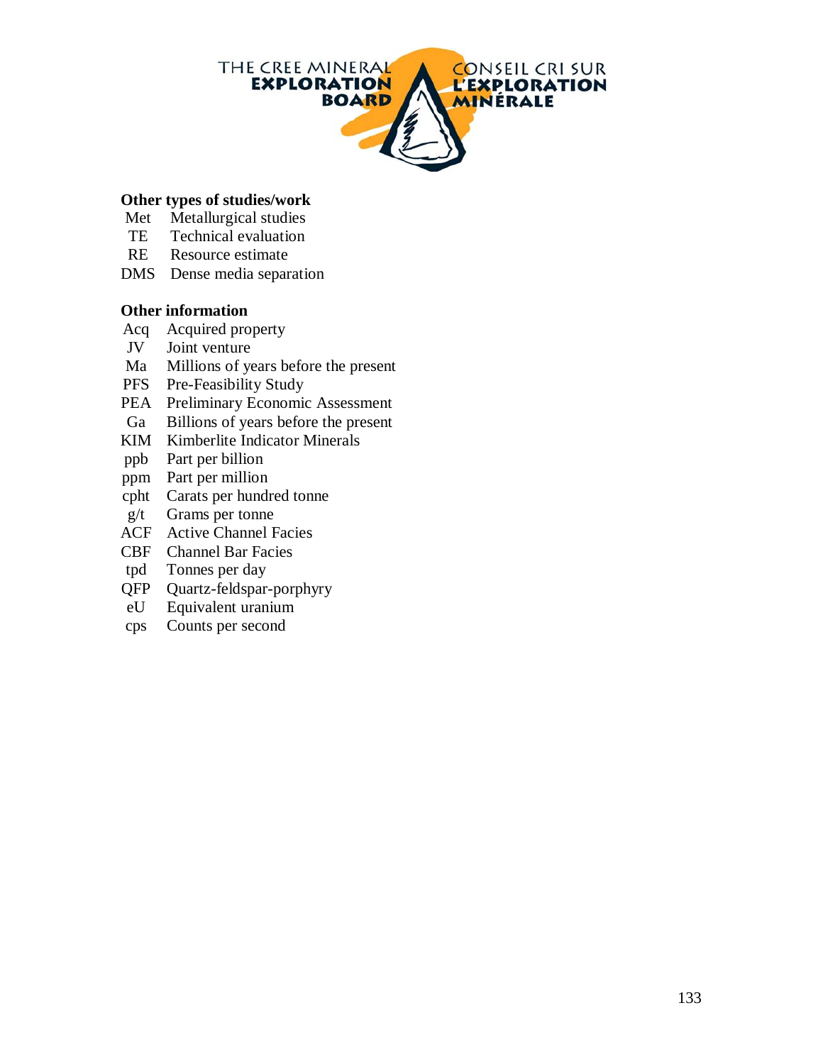### Other types of studies/work

| | |
|---|---|
| Met | Metallurgical studies |
| TE | Technical evaluation |
| RE | Resource estimate |
| DMS | Dense media separation |

### Other information

| | |
|---|---|
| Acq | Acquired property |
| JV | Joint venture |
| Ma | Millions of years before the present |
| PFS | Pre-Feasibility Study |
| PEA | Preliminary Economic Assessment |
| Ga | Billions of years before the present |
| KIM | Kimberlite Indicator Minerals |
| ppb | Part per billion |
| ppm | Part per million |
| cpht | Carats per hundred tonne |
| g/t | Grams per tonne |
| ACF | Active Channel Facies |
| CBF | Channel Bar Facies |
| tpd | Tonnes per day |
| QFP | Quartz-feldspar-porphyry |
| eU | Equivalent uranium |
| cps | Counts per second |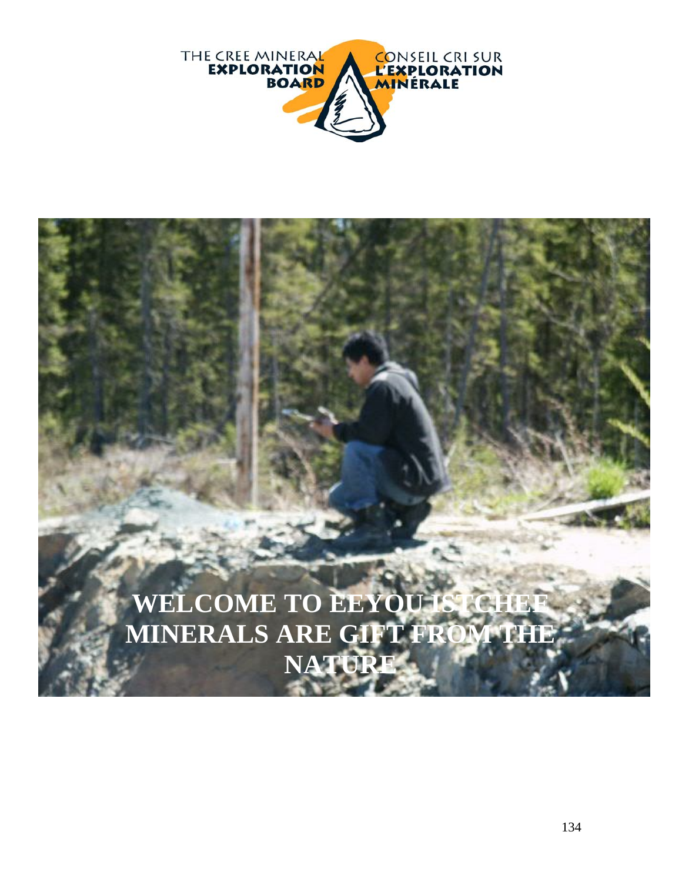THE CREE MINERAL **EXPLORATION BOARD**

CONSEIL CRI SUR **L'EXPLORATION MINÉRALE**

**WELCOME TO EEYOU ISTCHEE MINERALS ARE GIFT FROM THE NATURE**